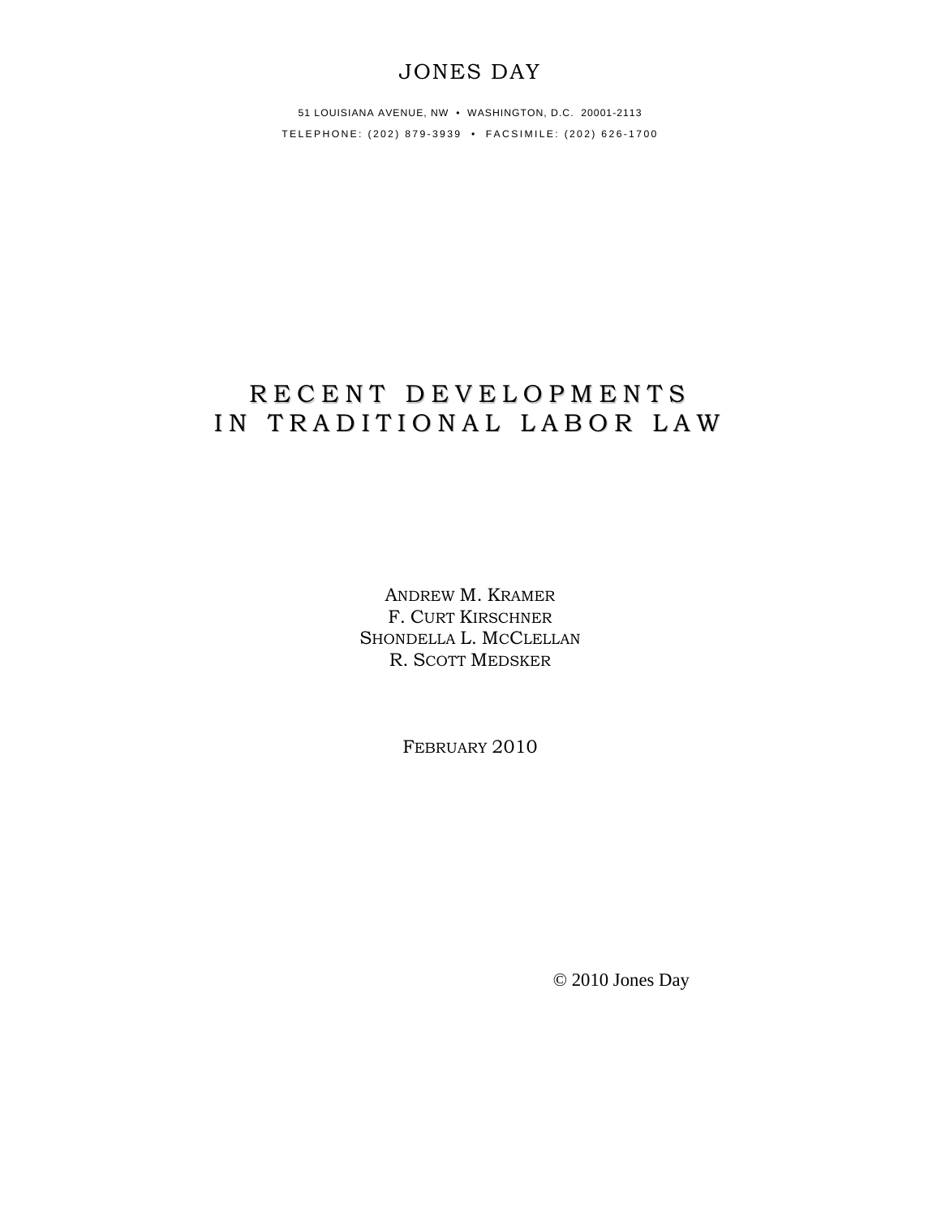JONES DAY

51 LOUISIANA AVENUE, NW • WASHINGTON, D.C. 20001-2113

TELEPHONE: (202) 879-3939 • FACSIMILE: (202) 626-1700

# RECENT DEVELOPMENTS IN TRADITIONAL LABOR LAW

ANDREW M. KRAMER
F. CURT KIRSCHNER
SHONDELLA L. MCCLELLAN
R. SCOTT MEDSKER

FEBRUARY 2010

© 2010 Jones Day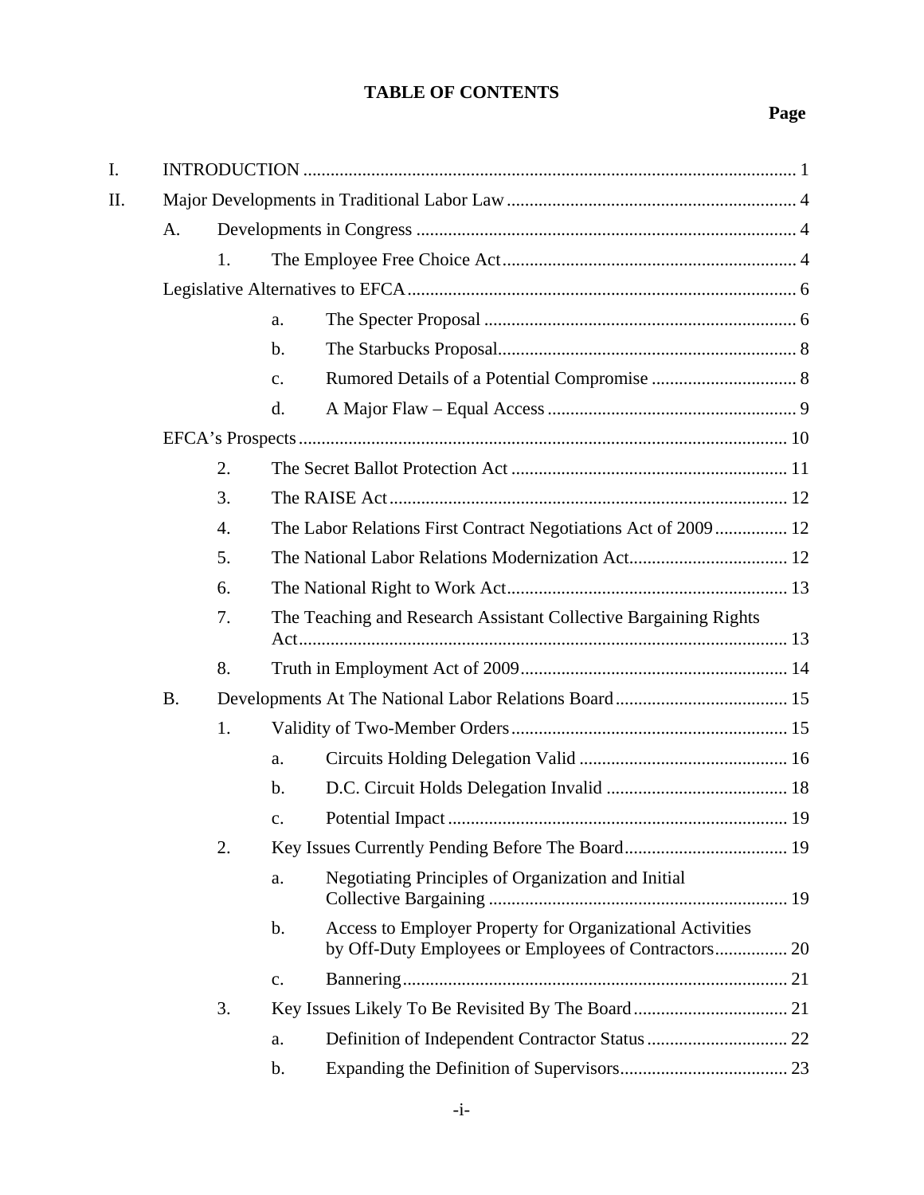# TABLE OF CONTENTS

**Page**

- I. INTRODUCTION ..... 1
- II. Major Developments in Traditional Labor Law ..... 4
  - A. Developments in Congress ..... 4
    - 1. The Employee Free Choice Act ..... 4
  - Legislative Alternatives to EFCA ..... 6
      - a. The Specter Proposal ..... 6
      - b. The Starbucks Proposal ..... 8
      - c. Rumored Details of a Potential Compromise ..... 8
      - d. A Major Flaw – Equal Access ..... 9
  - EFCA's Prospects ..... 10
    - 2. The Secret Ballot Protection Act ..... 11
    - 3. The RAISE Act ..... 12
    - 4. The Labor Relations First Contract Negotiations Act of 2009 ..... 12
    - 5. The National Labor Relations Modernization Act ..... 12
    - 6. The National Right to Work Act ..... 13
    - 7. The Teaching and Research Assistant Collective Bargaining Rights Act ..... 13
    - 8. Truth in Employment Act of 2009 ..... 14
  - B. Developments At The National Labor Relations Board ..... 15
    - 1. Validity of Two-Member Orders ..... 15
      - a. Circuits Holding Delegation Valid ..... 16
      - b. D.C. Circuit Holds Delegation Invalid ..... 18
      - c. Potential Impact ..... 19
    - 2. Key Issues Currently Pending Before The Board ..... 19
      - a. Negotiating Principles of Organization and Initial Collective Bargaining ..... 19
      - b. Access to Employer Property for Organizational Activities by Off-Duty Employees or Employees of Contractors ..... 20
      - c. Bannering ..... 21
    - 3. Key Issues Likely To Be Revisited By The Board ..... 21
      - a. Definition of Independent Contractor Status ..... 22
      - b. Expanding the Definition of Supervisors ..... 23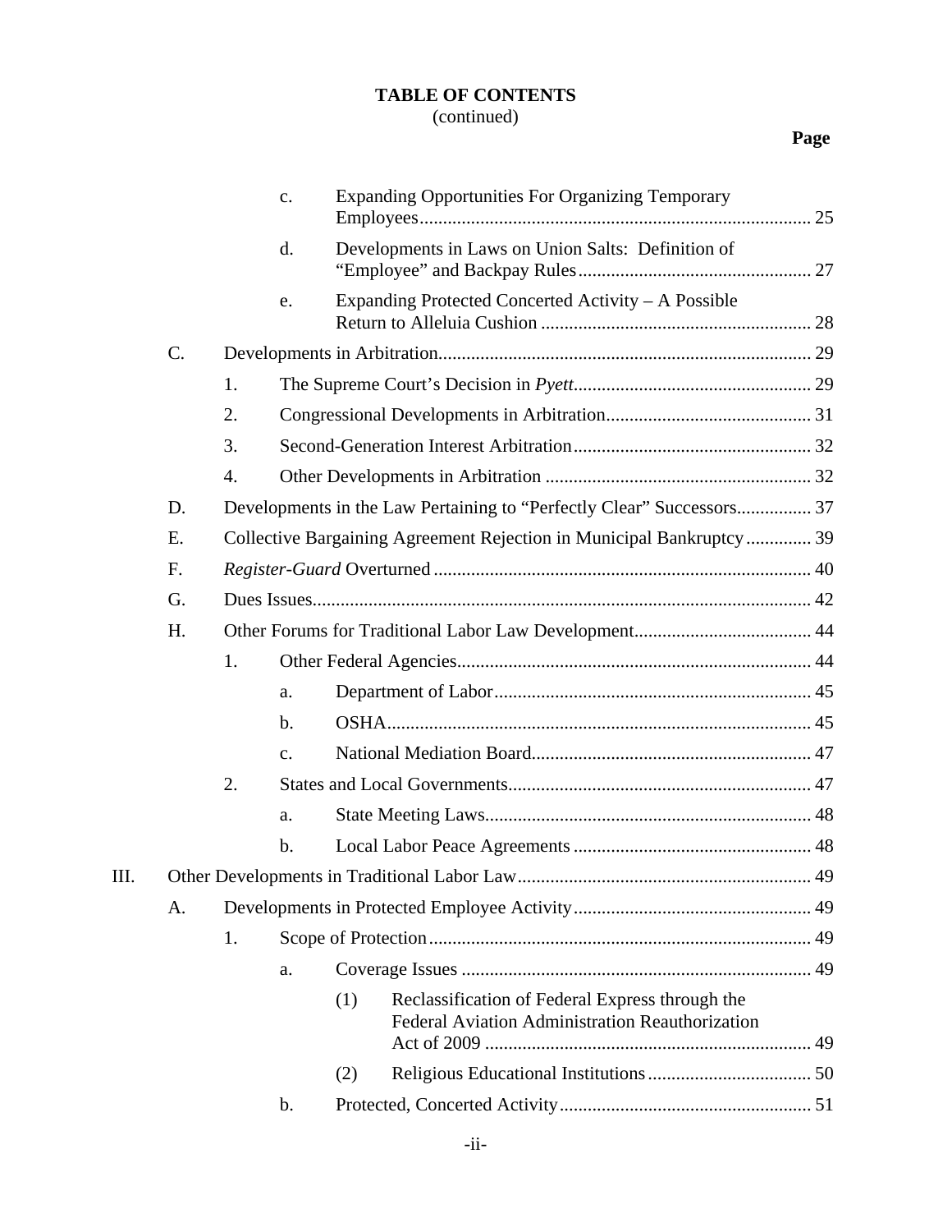**TABLE OF CONTENTS**
(continued)

**Page**

- c. Expanding Opportunities For Organizing Temporary Employees ... 25
- d. Developments in Laws on Union Salts: Definition of "Employee" and Backpay Rules ... 27
- e. Expanding Protected Concerted Activity – A Possible Return to Alleluia Cushion ... 28

C. Developments in Arbitration ... 29

1. The Supreme Court's Decision in *Pyett* ... 29
2. Congressional Developments in Arbitration ... 31
3. Second-Generation Interest Arbitration ... 32
4. Other Developments in Arbitration ... 32

D. Developments in the Law Pertaining to "Perfectly Clear" Successors ... 37

E. Collective Bargaining Agreement Rejection in Municipal Bankruptcy ... 39

F. *Register-Guard* Overturned ... 40

G. Dues Issues ... 42

H. Other Forums for Traditional Labor Law Development ... 44

1. Other Federal Agencies ... 44
   - a. Department of Labor ... 45
   - b. OSHA ... 45
   - c. National Mediation Board ... 47
2. States and Local Governments ... 47
   - a. State Meeting Laws ... 48
   - b. Local Labor Peace Agreements ... 48

III. Other Developments in Traditional Labor Law ... 49

A. Developments in Protected Employee Activity ... 49

1. Scope of Protection ... 49
   - a. Coverage Issues ... 49
     - (1) Reclassification of Federal Express through the Federal Aviation Administration Reauthorization Act of 2009 ... 49
     - (2) Religious Educational Institutions ... 50
   - b. Protected, Concerted Activity ... 51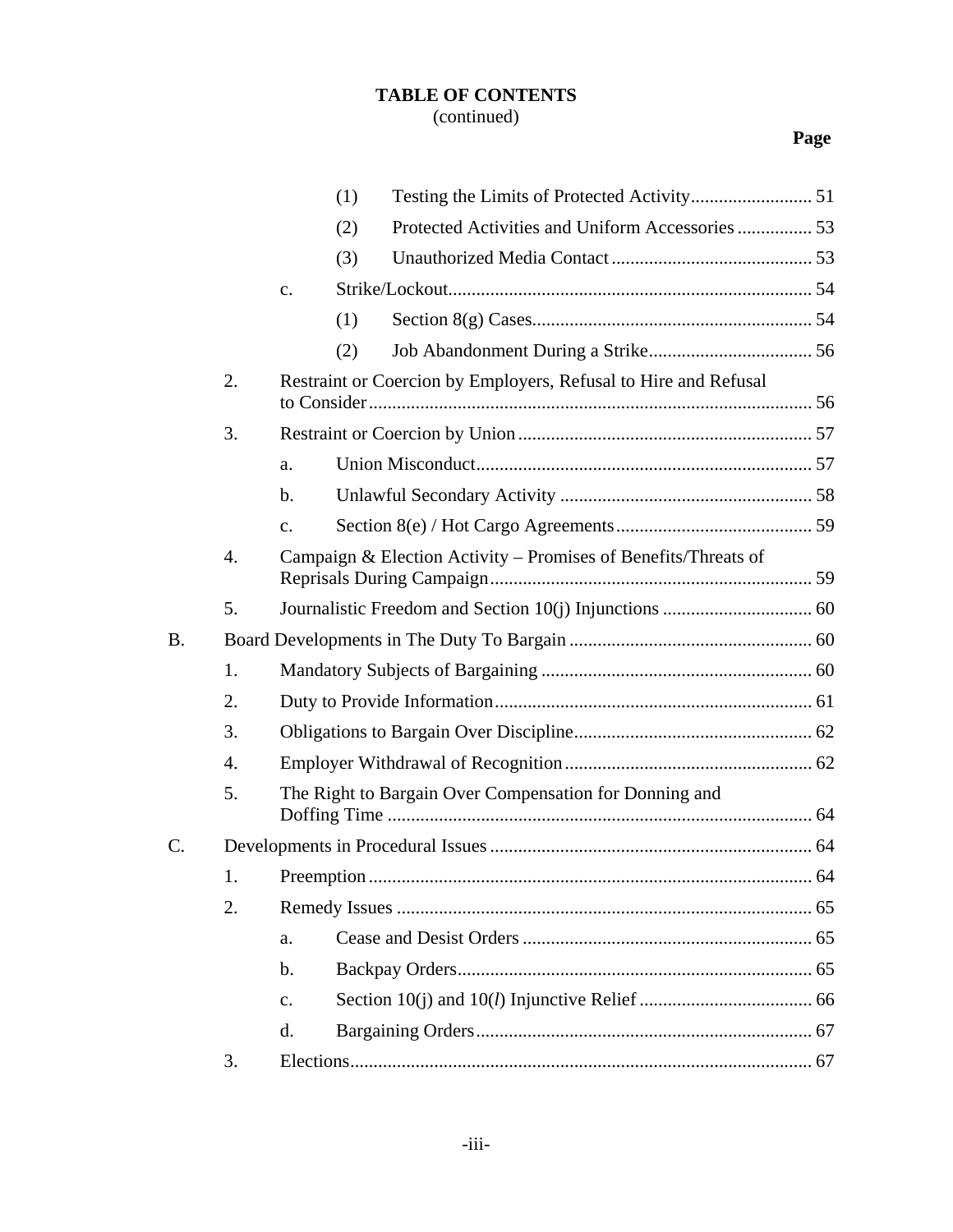**TABLE OF CONTENTS**
(continued)

**Page**

- (1) Testing the Limits of Protected Activity .......................... 51
- (2) Protected Activities and Uniform Accessories ................ 53
- (3) Unauthorized Media Contact ........................................... 53
- c. Strike/Lockout ............................................................................ 54
  - (1) Section 8(g) Cases ............................................................ 54
  - (2) Job Abandonment During a Strike ................................... 56
- 2. Restraint or Coercion by Employers, Refusal to Hire and Refusal to Consider ............................................................................................ 56
- 3. Restraint or Coercion by Union ................................................................ 57
  - a. Union Misconduct ........................................................................ 57
  - b. Unlawful Secondary Activity ...................................................... 58
  - c. Section 8(e) / Hot Cargo Agreements .......................................... 59
- 4. Campaign & Election Activity – Promises of Benefits/Threats of Reprisals During Campaign ...................................................................... 59
- 5. Journalistic Freedom and Section 10(j) Injunctions ................................ 60

B. Board Developments in The Duty To Bargain .................................................... 60

- 1. Mandatory Subjects of Bargaining .......................................................... 60
- 2. Duty to Provide Information .................................................................... 61
- 3. Obligations to Bargain Over Discipline ................................................... 62
- 4. Employer Withdrawal of Recognition ..................................................... 62
- 5. The Right to Bargain Over Compensation for Donning and Doffing Time ........................................................................................... 64

C. Developments in Procedural Issues ..................................................................... 64

- 1. Preemption ............................................................................................... 64
- 2. Remedy Issues .......................................................................................... 65
  - a. Cease and Desist Orders .............................................................. 65
  - b. Backpay Orders ............................................................................ 65
  - c. Section 10(j) and 10(*l*) Injunctive Relief ..................................... 66
  - d. Bargaining Orders ........................................................................ 67
- 3. Elections ................................................................................................... 67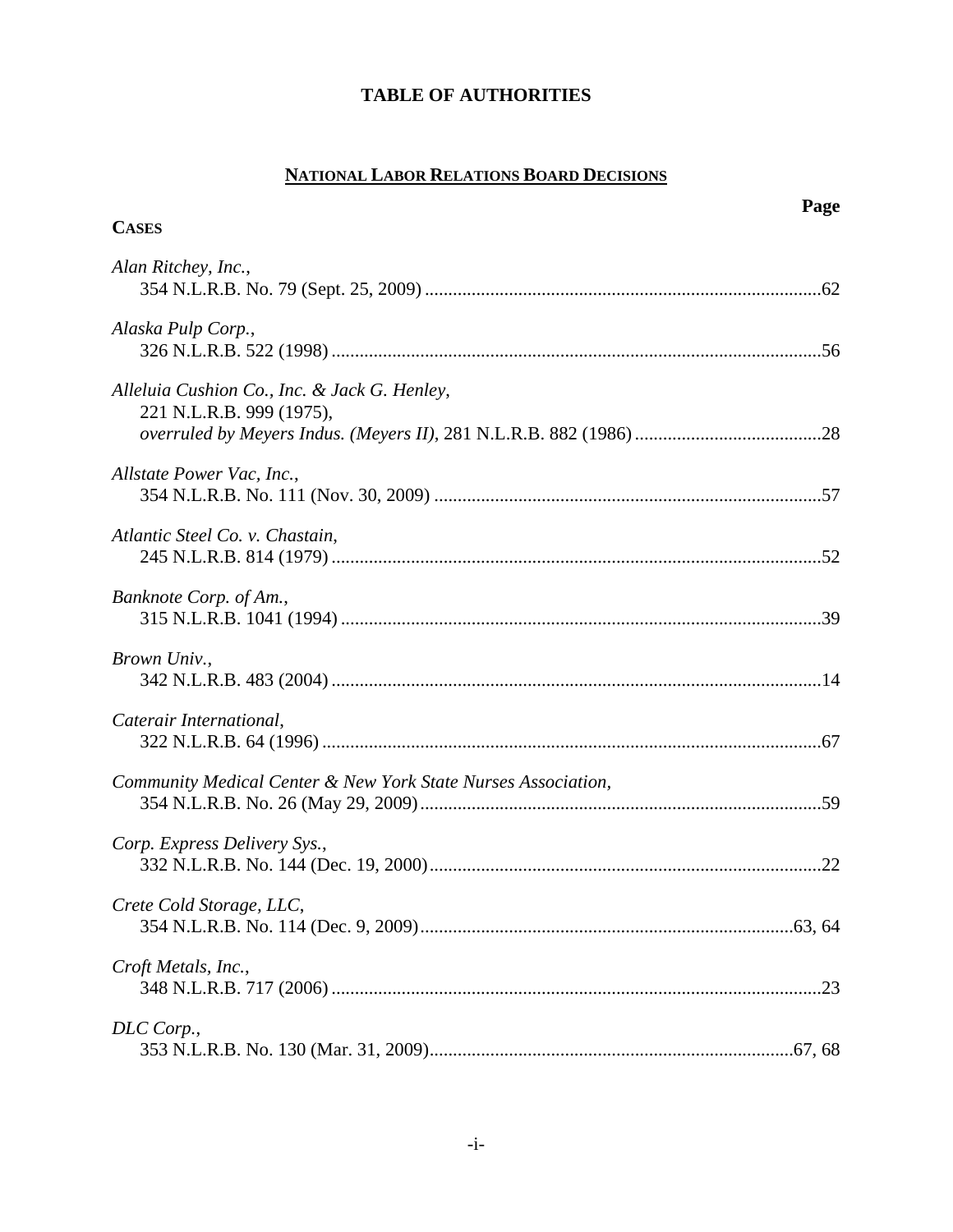# TABLE OF AUTHORITIES

## NATIONAL LABOR RELATIONS BOARD DECISIONS

**CASES** **Page**

*Alan Ritchey, Inc.*,
354 N.L.R.B. No. 79 (Sept. 25, 2009) ....................................................................................62

*Alaska Pulp Corp.*,
326 N.L.R.B. 522 (1998) ........................................................................................................56

*Alleluia Cushion Co., Inc. & Jack G. Henley*,
221 N.L.R.B. 999 (1975),
*overruled by Meyers Indus. (Meyers II)*, 281 N.L.R.B. 882 (1986) ........................................28

*Allstate Power Vac, Inc.*,
354 N.L.R.B. No. 111 (Nov. 30, 2009) ..................................................................................57

*Atlantic Steel Co. v. Chastain*,
245 N.L.R.B. 814 (1979) ........................................................................................................52

*Banknote Corp. of Am.*,
315 N.L.R.B. 1041 (1994) ......................................................................................................39

*Brown Univ.*,
342 N.L.R.B. 483 (2004) ........................................................................................................14

*Caterair International*,
322 N.L.R.B. 64 (1996) ..........................................................................................................67

*Community Medical Center & New York State Nurses Association*,
354 N.L.R.B. No. 26 (May 29, 2009) .....................................................................................59

*Corp. Express Delivery Sys.*,
332 N.L.R.B. No. 144 (Dec. 19, 2000) ...................................................................................22

*Crete Cold Storage, LLC*,
354 N.L.R.B. No. 114 (Dec. 9, 2009) ...............................................................................63, 64

*Croft Metals, Inc.*,
348 N.L.R.B. 717 (2006) ........................................................................................................23

*DLC Corp.*,
353 N.L.R.B. No. 130 (Mar. 31, 2009) .............................................................................67, 68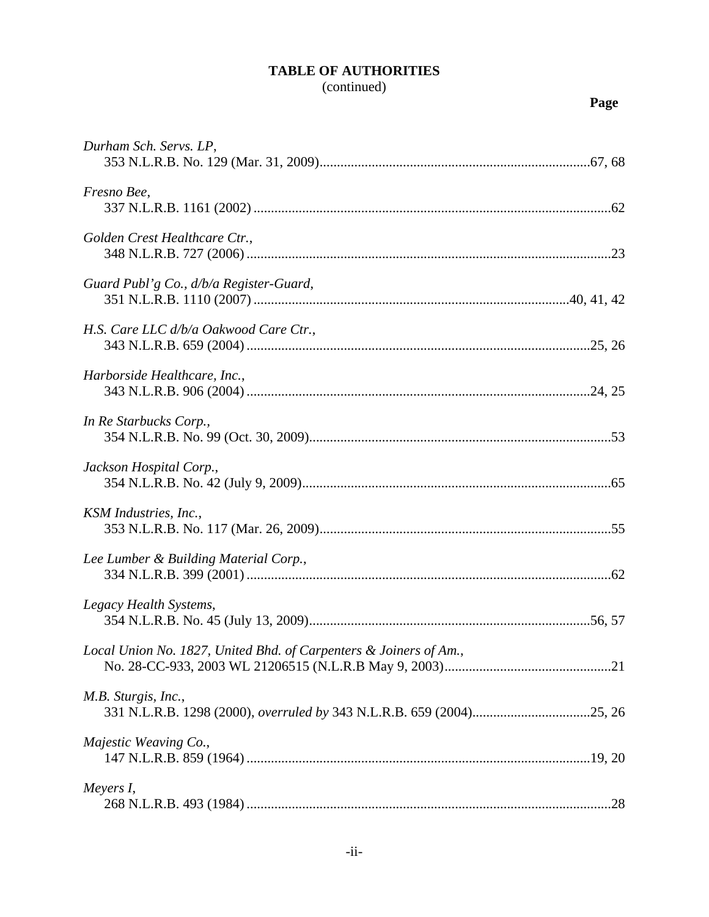**TABLE OF AUTHORITIES**
(continued)

**Page**

*Durham Sch. Servs. LP*,
353 N.L.R.B. No. 129 (Mar. 31, 2009)....................67, 68

*Fresno Bee*,
337 N.L.R.B. 1161 (2002)....................62

*Golden Crest Healthcare Ctr.*,
348 N.L.R.B. 727 (2006)....................23

*Guard Publ'g Co., d/b/a Register-Guard*,
351 N.L.R.B. 1110 (2007)....................40, 41, 42

*H.S. Care LLC d/b/a Oakwood Care Ctr.*,
343 N.L.R.B. 659 (2004)....................25, 26

*Harborside Healthcare, Inc.*,
343 N.L.R.B. 906 (2004)....................24, 25

*In Re Starbucks Corp.*,
354 N.L.R.B. No. 99 (Oct. 30, 2009)....................53

*Jackson Hospital Corp.*,
354 N.L.R.B. No. 42 (July 9, 2009)....................65

*KSM Industries, Inc.*,
353 N.L.R.B. No. 117 (Mar. 26, 2009)....................55

*Lee Lumber & Building Material Corp.*,
334 N.L.R.B. 399 (2001)....................62

*Legacy Health Systems*,
354 N.L.R.B. No. 45 (July 13, 2009)....................56, 57

*Local Union No. 1827, United Bhd. of Carpenters & Joiners of Am.*,
No. 28-CC-933, 2003 WL 21206515 (N.L.R.B May 9, 2003)....................21

*M.B. Sturgis, Inc.*,
331 N.L.R.B. 1298 (2000), *overruled by* 343 N.L.R.B. 659 (2004)....................25, 26

*Majestic Weaving Co.*,
147 N.L.R.B. 859 (1964)....................19, 20

*Meyers I*,
268 N.L.R.B. 493 (1984)....................28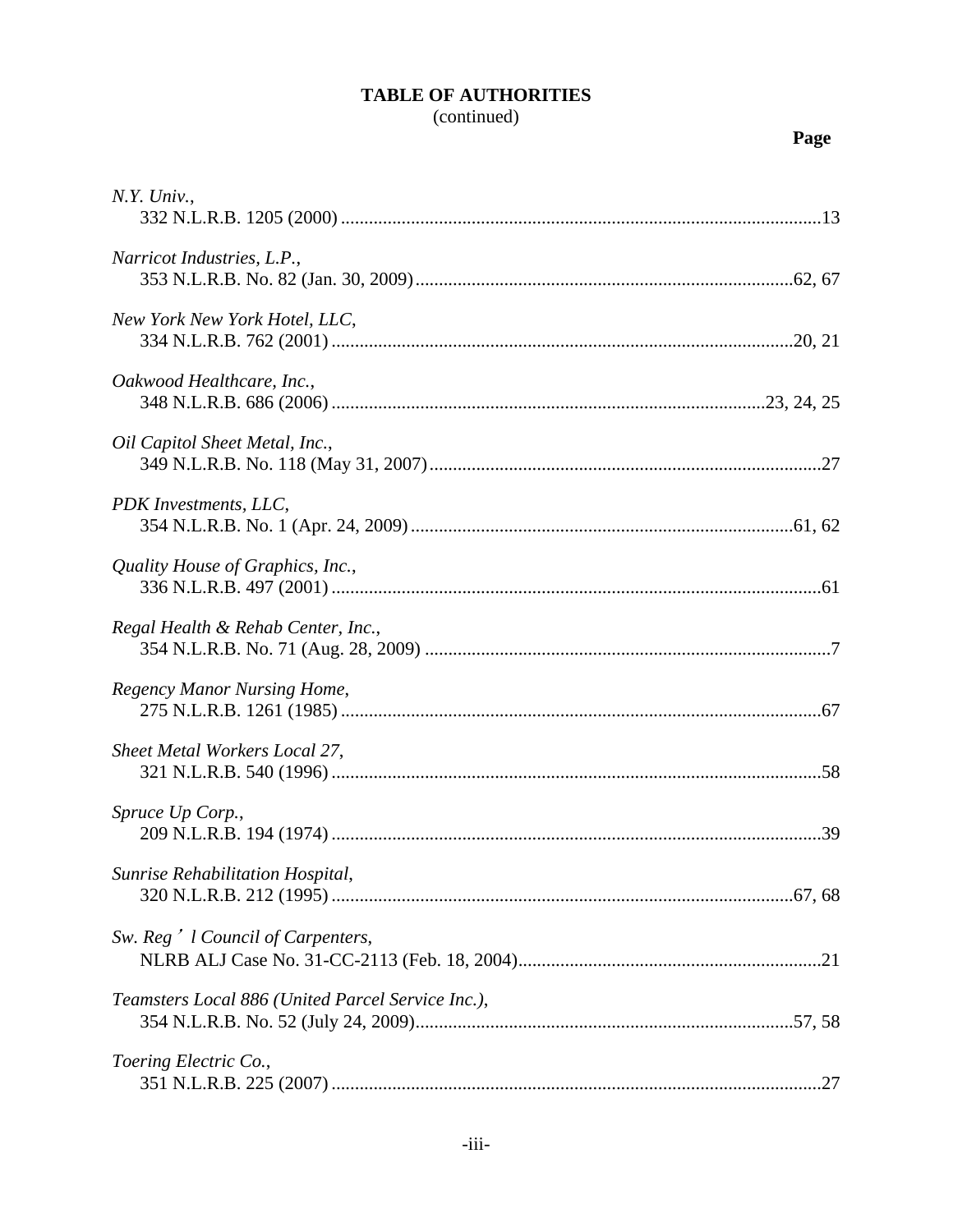**TABLE OF AUTHORITIES**
(continued)

**Page**

*N.Y. Univ.*,
332 N.L.R.B. 1205 (2000) ....................................................................................................13

*Narricot Industries, L.P.*,
353 N.L.R.B. No. 82 (Jan. 30, 2009) ...............................................................................62, 67

*New York New York Hotel, LLC*,
334 N.L.R.B. 762 (2001) ..................................................................................................20, 21

*Oakwood Healthcare, Inc.*,
348 N.L.R.B. 686 (2006) ...........................................................................................23, 24, 25

*Oil Capitol Sheet Metal, Inc.*,
349 N.L.R.B. No. 118 (May 31, 2007) ...................................................................................27

*PDK Investments, LLC*,
354 N.L.R.B. No. 1 (Apr. 24, 2009) .................................................................................61, 62

*Quality House of Graphics, Inc.*,
336 N.L.R.B. 497 (2001) .......................................................................................................61

*Regal Health & Rehab Center, Inc.*,
354 N.L.R.B. No. 71 (Aug. 28, 2009) .......................................................................................7

*Regency Manor Nursing Home*,
275 N.L.R.B. 1261 (1985) .....................................................................................................67

*Sheet Metal Workers Local 27*,
321 N.L.R.B. 540 (1996) .......................................................................................................58

*Spruce Up Corp.*,
209 N.L.R.B. 194 (1974) .......................................................................................................39

*Sunrise Rehabilitation Hospital*,
320 N.L.R.B. 212 (1995) ..................................................................................................67, 68

*Sw. Reg'l Council of Carpenters*,
NLRB ALJ Case No. 31-CC-2113 (Feb. 18, 2004) ................................................................21

*Teamsters Local 886 (United Parcel Service Inc.)*,
354 N.L.R.B. No. 52 (July 24, 2009) ................................................................................57, 58

*Toering Electric Co.*,
351 N.L.R.B. 225 (2007) .......................................................................................................27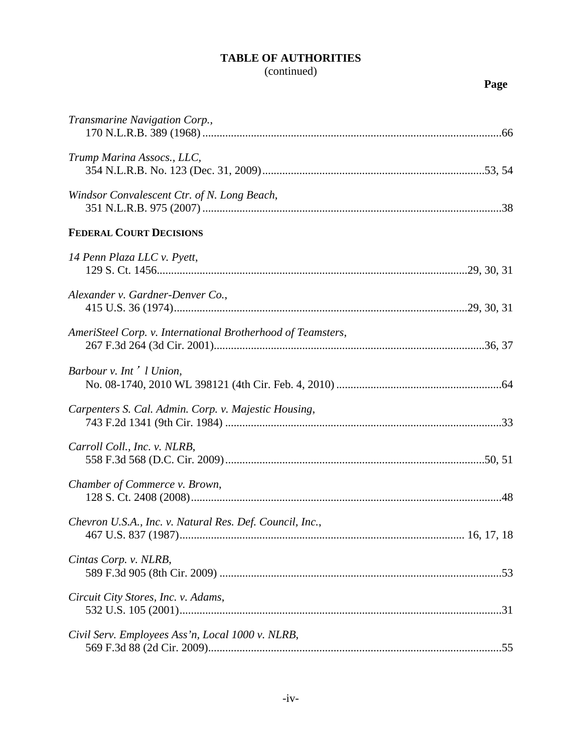**TABLE OF AUTHORITIES**
(continued)

**Page**

*Transmarine Navigation Corp.*,
170 N.L.R.B. 389 (1968) ........................................................................................................66

*Trump Marina Assocs., LLC*,
354 N.L.R.B. No. 123 (Dec. 31, 2009)............................................................................53, 54

*Windsor Convalescent Ctr. of N. Long Beach*,
351 N.L.R.B. 975 (2007) ........................................................................................................38

**FEDERAL COURT DECISIONS**

*14 Penn Plaza LLC v. Pyett*,
129 S. Ct. 1456...........................................................................................................29, 30, 31

*Alexander v. Gardner-Denver Co.*,
415 U.S. 36 (1974).....................................................................................................29, 30, 31

*AmeriSteel Corp. v. International Brotherhood of Teamsters*,
267 F.3d 264 (3d Cir. 2001).............................................................................................36, 37

*Barbour v. Int'l Union*,
No. 08-1740, 2010 WL 398121 (4th Cir. Feb. 4, 2010) .........................................................64

*Carpenters S. Cal. Admin. Corp. v. Majestic Housing*,
743 F.2d 1341 (9th Cir. 1984) ................................................................................................33

*Carroll Coll., Inc. v. NLRB*,
558 F.3d 568 (D.C. Cir. 2009)..........................................................................................50, 51

*Chamber of Commerce v. Brown*,
128 S. Ct. 2408 (2008)............................................................................................................48

*Chevron U.S.A., Inc. v. Natural Res. Def. Council, Inc.*,
467 U.S. 837 (1987).................................................................................................. 16, 17, 18

*Cintas Corp. v. NLRB*,
589 F.3d 905 (8th Cir. 2009) ..................................................................................................53

*Circuit City Stores, Inc. v. Adams*,
532 U.S. 105 (2001)................................................................................................................31

*Civil Serv. Employees Ass'n, Local 1000 v. NLRB*,
569 F.3d 88 (2d Cir. 2009)......................................................................................................55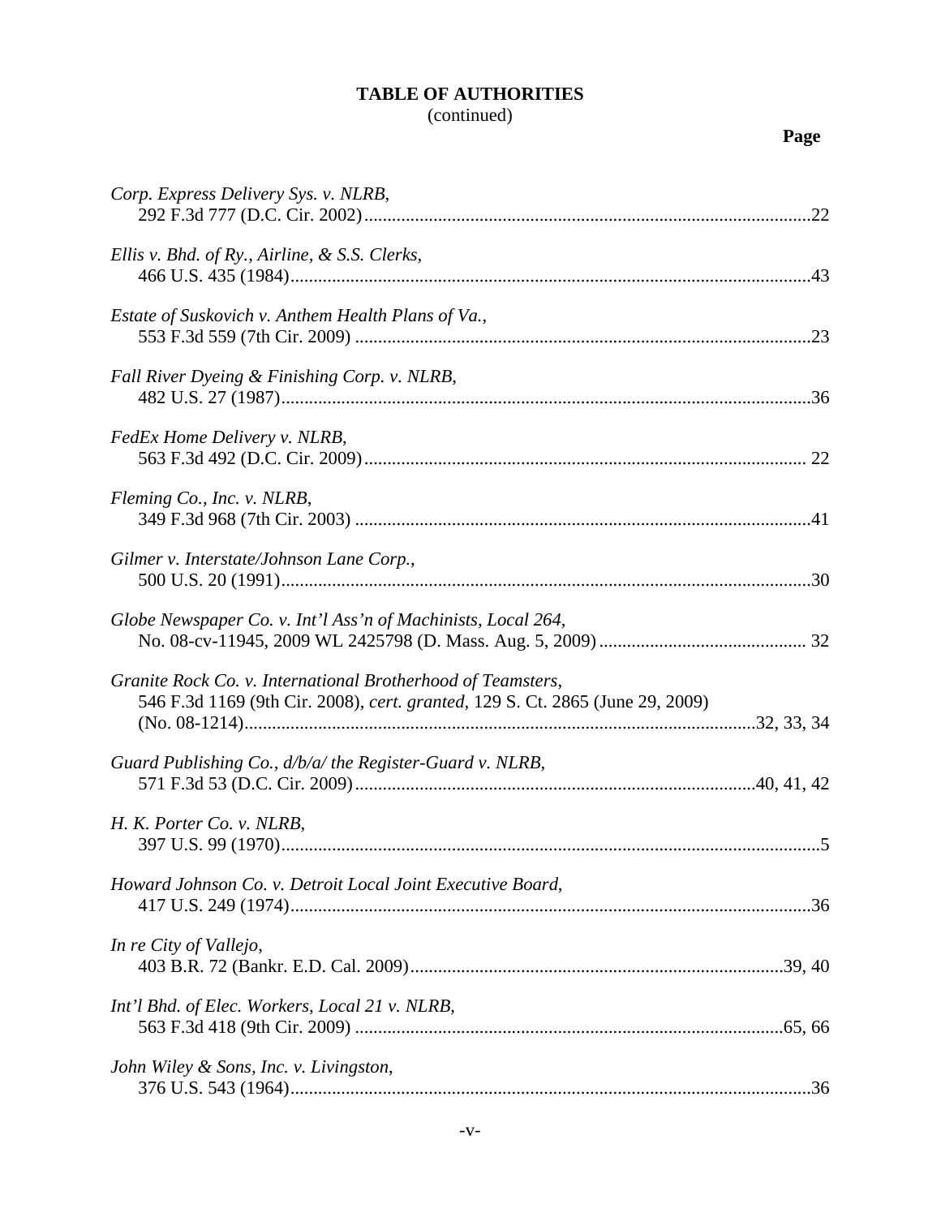**TABLE OF AUTHORITIES**
(continued)

**Page**

*Corp. Express Delivery Sys. v. NLRB*,
292 F.3d 777 (D.C. Cir. 2002) ....................................................................................................22

*Ellis v. Bhd. of Ry., Airline, & S.S. Clerks*,
466 U.S. 435 (1984) ....................................................................................................................43

*Estate of Suskovich v. Anthem Health Plans of Va.*,
553 F.3d 559 (7th Cir. 2009) .......................................................................................................23

*Fall River Dyeing & Finishing Corp. v. NLRB*,
482 U.S. 27 (1987) ......................................................................................................................36

*FedEx Home Delivery v. NLRB*,
563 F.3d 492 (D.C. Cir. 2009) .................................................................................................... 22

*Fleming Co., Inc. v. NLRB*,
349 F.3d 968 (7th Cir. 2003) .......................................................................................................41

*Gilmer v. Interstate/Johnson Lane Corp.*,
500 U.S. 20 (1991) ......................................................................................................................30

*Globe Newspaper Co. v. Int'l Ass'n of Machinists, Local 264*,
No. 08-cv-11945, 2009 WL 2425798 (D. Mass. Aug. 5, 2009) ............................................. 32

*Granite Rock Co. v. International Brotherhood of Teamsters*,
546 F.3d 1169 (9th Cir. 2008), *cert. granted*, 129 S. Ct. 2865 (June 29, 2009)
(No. 08-1214) ..............................................................................................................32, 33, 34

*Guard Publishing Co., d/b/a/ the Register-Guard v. NLRB*,
571 F.3d 53 (D.C. Cir. 2009) .....................................................................................40, 41, 42

*H. K. Porter Co. v. NLRB*,
397 U.S. 99 (1970) ........................................................................................................................5

*Howard Johnson Co. v. Detroit Local Joint Executive Board*,
417 U.S. 249 (1974) ....................................................................................................................36

*In re City of Vallejo*,
403 B.R. 72 (Bankr. E.D. Cal. 2009) ...................................................................................39, 40

*Int'l Bhd. of Elec. Workers, Local 21 v. NLRB*,
563 F.3d 418 (9th Cir. 2009) ...................................................................................................65, 66

*John Wiley & Sons, Inc. v. Livingston*,
376 U.S. 543 (1964) ....................................................................................................................36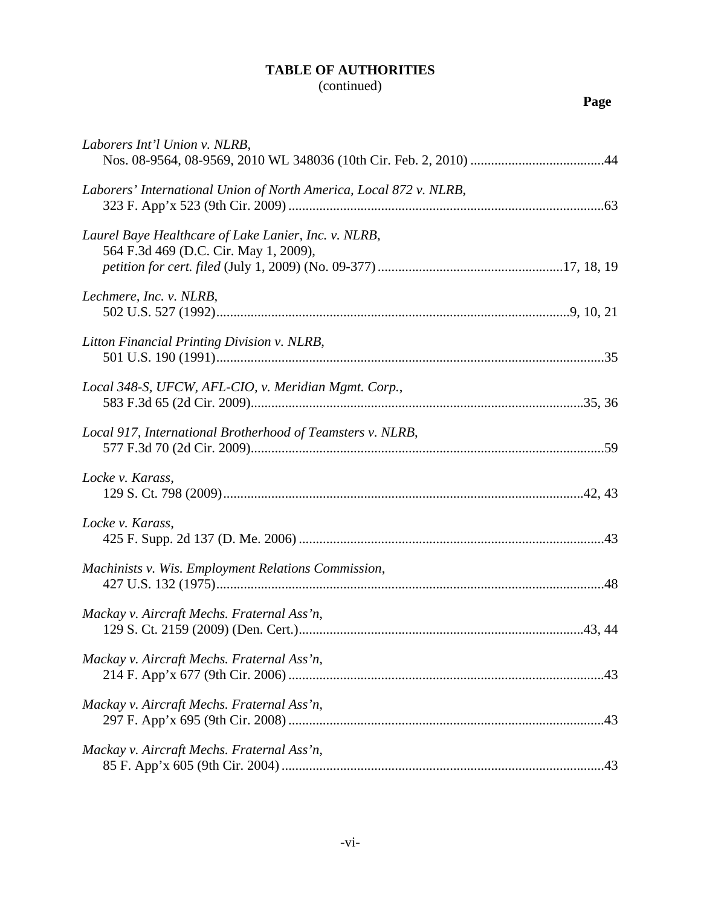**TABLE OF AUTHORITIES**
(continued)

**Page**

*Laborers Int'l Union v. NLRB*,
Nos. 08-9564, 08-9569, 2010 WL 348036 (10th Cir. Feb. 2, 2010) .......................................44

*Laborers' International Union of North America, Local 872 v. NLRB*,
323 F. App'x 523 (9th Cir. 2009) ...........................................................................................63

*Laurel Baye Healthcare of Lake Lanier, Inc. v. NLRB*,
564 F.3d 469 (D.C. Cir. May 1, 2009),
*petition for cert. filed* (July 1, 2009) (No. 09-377) ......................................................17, 18, 19

*Lechmere, Inc. v. NLRB*,
502 U.S. 527 (1992)......................................................................................................9, 10, 21

*Litton Financial Printing Division v. NLRB*,
501 U.S. 190 (1991).................................................................................................................35

*Local 348-S, UFCW, AFL-CIO, v. Meridian Mgmt. Corp.*,
583 F.3d 65 (2d Cir. 2009)...................................................................................................35, 36

*Local 917, International Brotherhood of Teamsters v. NLRB*,
577 F.3d 70 (2d Cir. 2009)......................................................................................................59

*Locke v. Karass*,
129 S. Ct. 798 (2009)..........................................................................................................42, 43

*Locke v. Karass*,
425 F. Supp. 2d 137 (D. Me. 2006) .........................................................................................43

*Machinists v. Wis. Employment Relations Commission*,
427 U.S. 132 (1975).................................................................................................................48

*Mackay v. Aircraft Mechs. Fraternal Ass'n*,
129 S. Ct. 2159 (2009) (Den. Cert.)...................................................................................43, 44

*Mackay v. Aircraft Mechs. Fraternal Ass'n*,
214 F. App'x 677 (9th Cir. 2006) ............................................................................................43

*Mackay v. Aircraft Mechs. Fraternal Ass'n*,
297 F. App'x 695 (9th Cir. 2008) ............................................................................................43

*Mackay v. Aircraft Mechs. Fraternal Ass'n*,
85 F. App'x 605 (9th Cir. 2004) ..............................................................................................43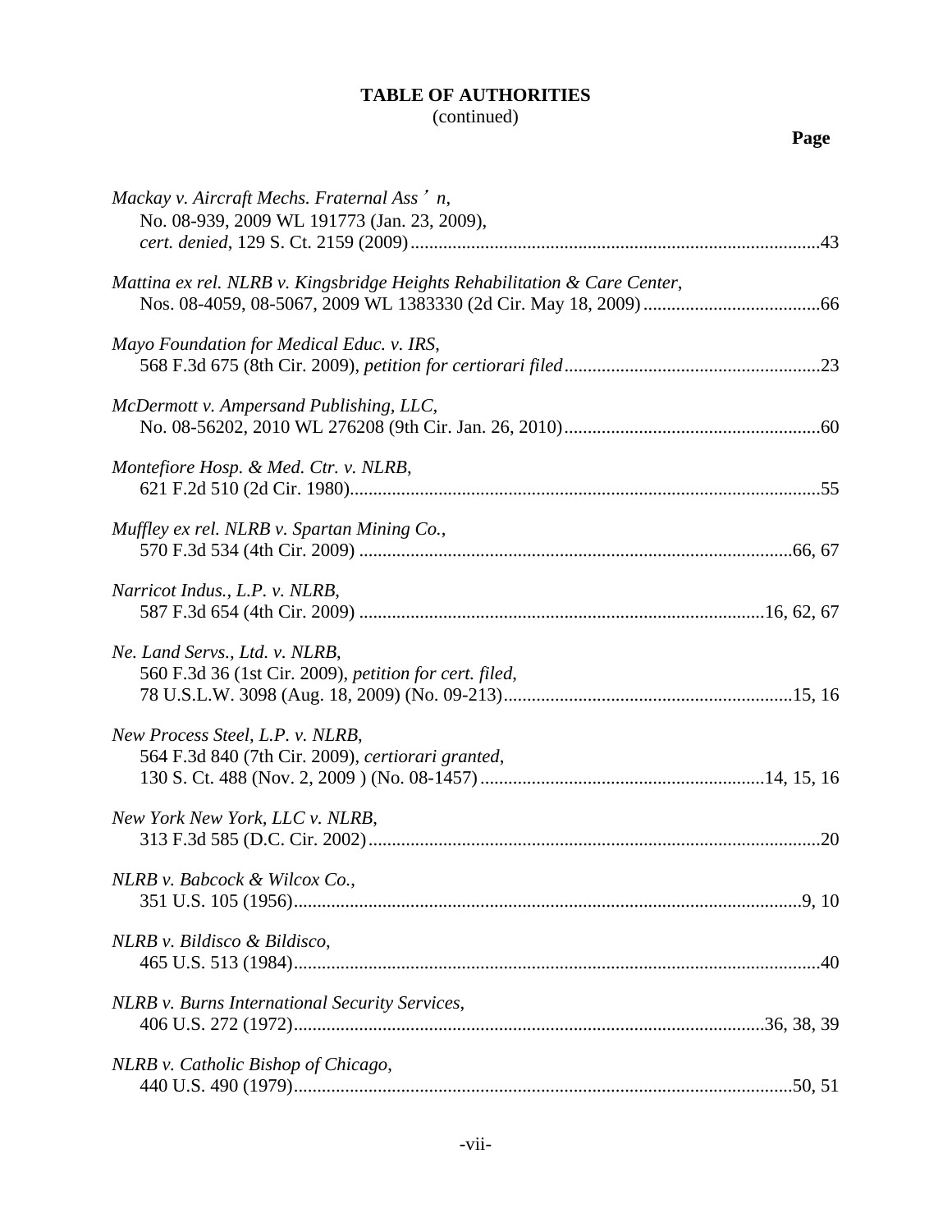**TABLE OF AUTHORITIES**
(continued)

**Page**

*Mackay v. Aircraft Mechs. Fraternal Ass' n*,
No. 08-939, 2009 WL 191773 (Jan. 23, 2009),
*cert. denied*, 129 S. Ct. 2159 (2009)....................................................................................43

*Mattina ex rel. NLRB v. Kingsbridge Heights Rehabilitation & Care Center*,
Nos. 08-4059, 08-5067, 2009 WL 1383330 (2d Cir. May 18, 2009)......................................66

*Mayo Foundation for Medical Educ. v. IRS*,
568 F.3d 675 (8th Cir. 2009), *petition for certiorari filed*......................................................23

*McDermott v. Ampersand Publishing, LLC*,
No. 08-56202, 2010 WL 276208 (9th Cir. Jan. 26, 2010)......................................................60

*Montefiore Hosp. & Med. Ctr. v. NLRB*,
621 F.2d 510 (2d Cir. 1980)....................................................................................................55

*Muffley ex rel. NLRB v. Spartan Mining Co.*,
570 F.3d 534 (4th Cir. 2009) ............................................................................................66, 67

*Narricot Indus., L.P. v. NLRB*,
587 F.3d 654 (4th Cir. 2009) ......................................................................................16, 62, 67

*Ne. Land Servs., Ltd. v. NLRB*,
560 F.3d 36 (1st Cir. 2009), *petition for cert. filed*,
78 U.S.L.W. 3098 (Aug. 18, 2009) (No. 09-213)..............................................................15, 16

*New Process Steel, L.P. v. NLRB*,
564 F.3d 840 (7th Cir. 2009), *certiorari granted*,
130 S. Ct. 488 (Nov. 2, 2009 ) (No. 08-1457)..............................................................14, 15, 16

*New York New York, LLC v. NLRB*,
313 F.3d 585 (D.C. Cir. 2002)................................................................................................20

*NLRB v. Babcock & Wilcox Co.*,
351 U.S. 105 (1956)..............................................................................................................9, 10

*NLRB v. Bildisco & Bildisco*,
465 U.S. 513 (1984)..................................................................................................................40

*NLRB v. Burns International Security Services*,
406 U.S. 272 (1972)....................................................................................................36, 38, 39

*NLRB v. Catholic Bishop of Chicago*,
440 U.S. 490 (1979)..............................................................................................................50, 51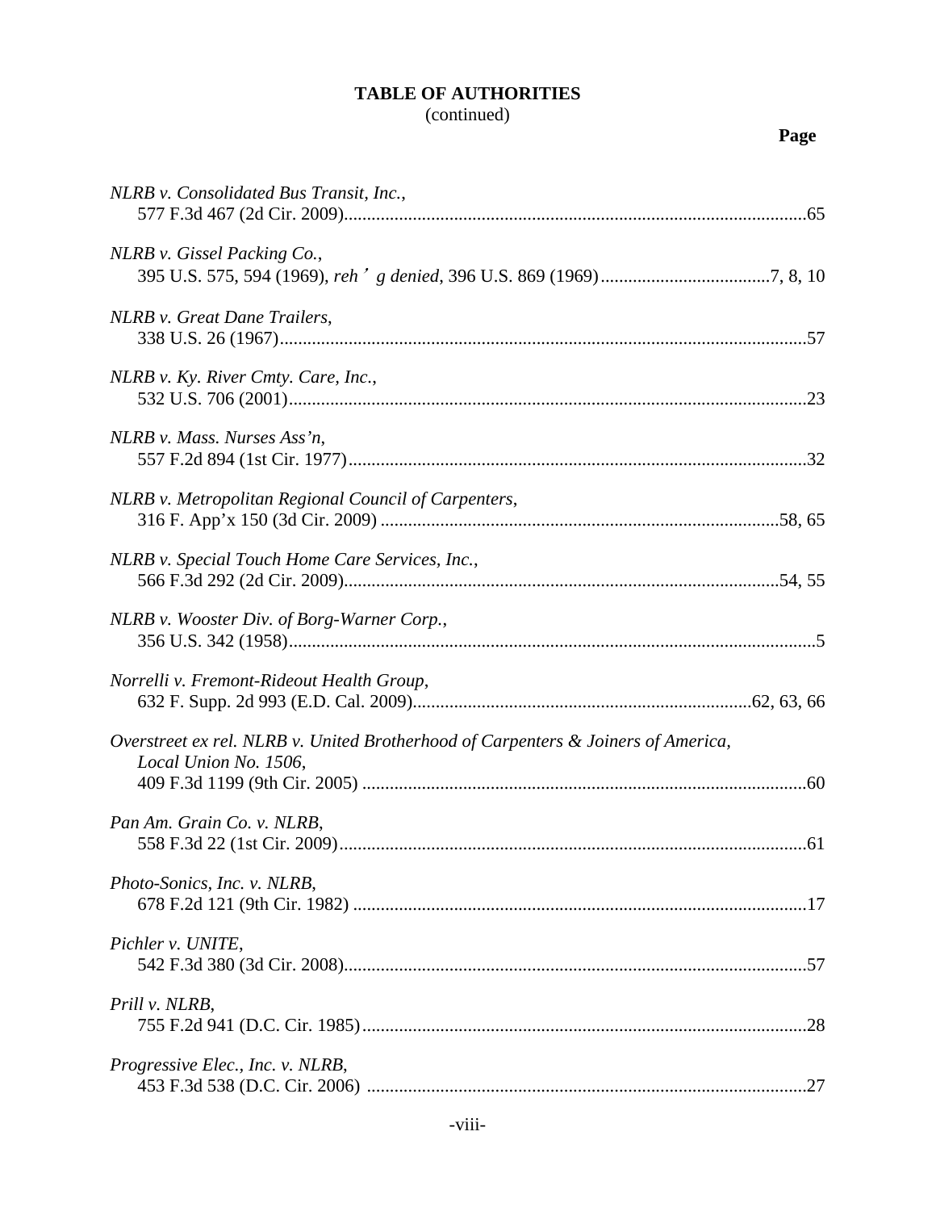**TABLE OF AUTHORITIES**
(continued)

**Page**

*NLRB v. Consolidated Bus Transit, Inc.*,
577 F.3d 467 (2d Cir. 2009)....................................................................................................65

*NLRB v. Gissel Packing Co.*,
395 U.S. 575, 594 (1969), *reh' g denied*, 396 U.S. 869 (1969).....................................7, 8, 10

*NLRB v. Great Dane Trailers*,
338 U.S. 26 (1967)..................................................................................................................57

*NLRB v. Ky. River Cmty. Care, Inc.*,
532 U.S. 706 (2001)................................................................................................................23

*NLRB v. Mass. Nurses Ass'n*,
557 F.2d 894 (1st Cir. 1977)...................................................................................................32

*NLRB v. Metropolitan Regional Council of Carpenters*,
316 F. App'x 150 (3d Cir. 2009) ......................................................................................58, 65

*NLRB v. Special Touch Home Care Services, Inc.*,
566 F.3d 292 (2d Cir. 2009)..............................................................................................54, 55

*NLRB v. Wooster Div. of Borg-Warner Corp.*,
356 U.S. 342 (1958)..................................................................................................................5

*Norrelli v. Fremont-Rideout Health Group*,
632 F. Supp. 2d 993 (E.D. Cal. 2009).........................................................................62, 63, 66

*Overstreet ex rel. NLRB v. United Brotherhood of Carpenters & Joiners of America, Local Union No. 1506*,
409 F.3d 1199 (9th Cir. 2005) ................................................................................................60

*Pan Am. Grain Co. v. NLRB*,
558 F.3d 22 (1st Cir. 2009).....................................................................................................61

*Photo-Sonics, Inc. v. NLRB*,
678 F.2d 121 (9th Cir. 1982) ..................................................................................................17

*Pichler v. UNITE*,
542 F.3d 380 (3d Cir. 2008)....................................................................................................57

*Prill v. NLRB*,
755 F.2d 941 (D.C. Cir. 1985)................................................................................................28

*Progressive Elec., Inc. v. NLRB*,
453 F.3d 538 (D.C. Cir. 2006) ...............................................................................................27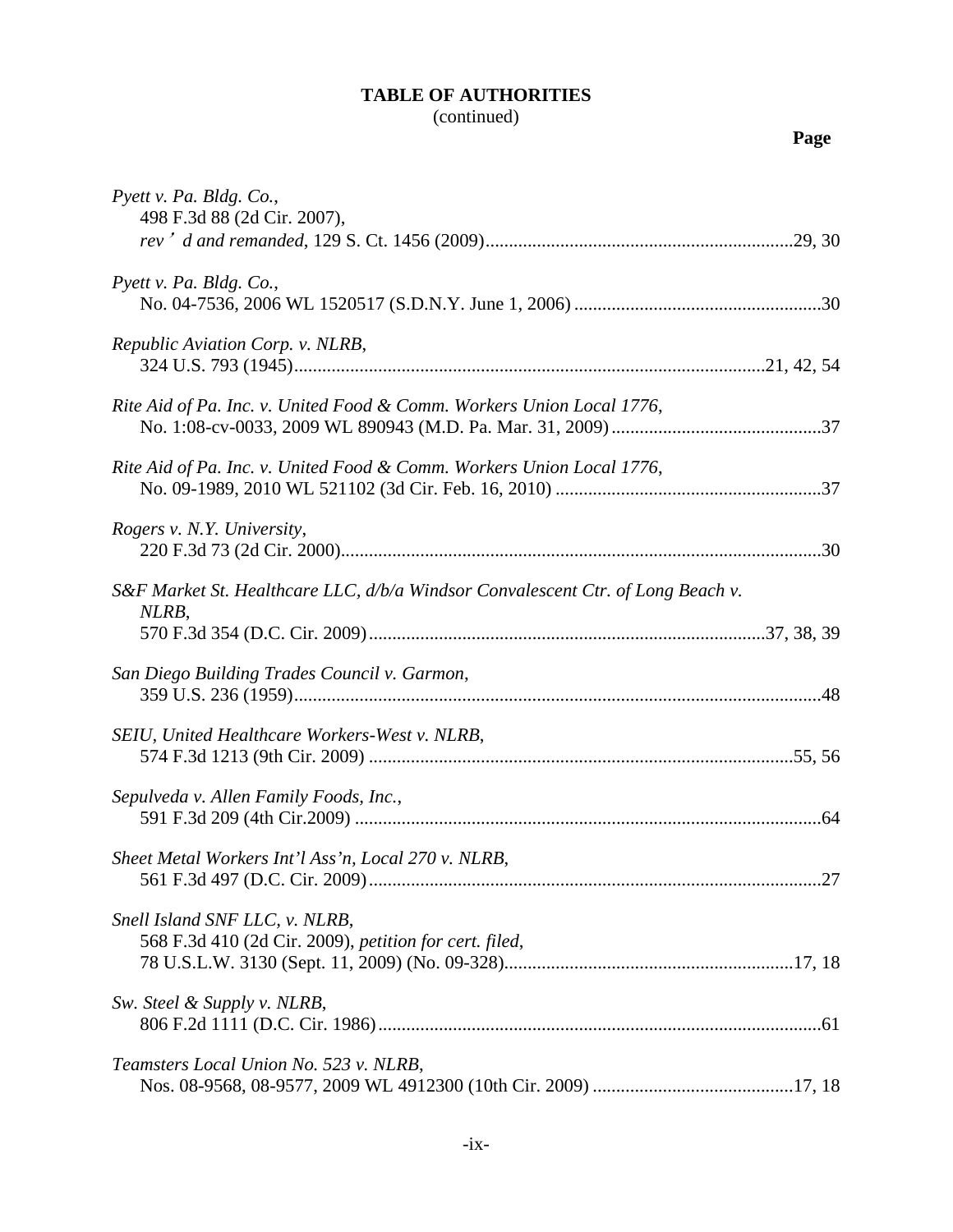**TABLE OF AUTHORITIES**
(continued)

**Page**

*Pyett v. Pa. Bldg. Co.*,
498 F.3d 88 (2d Cir. 2007),
*rev'd and remanded*, 129 S. Ct. 1456 (2009)....................................................................29, 30

*Pyett v. Pa. Bldg. Co.*,
No. 04-7536, 2006 WL 1520517 (S.D.N.Y. June 1, 2006) ....................................................30

*Republic Aviation Corp. v. NLRB*,
324 U.S. 793 (1945)...................................................................................................21, 42, 54

*Rite Aid of Pa. Inc. v. United Food & Comm. Workers Union Local 1776*,
No. 1:08-cv-0033, 2009 WL 890943 (M.D. Pa. Mar. 31, 2009)............................................37

*Rite Aid of Pa. Inc. v. United Food & Comm. Workers Union Local 1776*,
No. 09-1989, 2010 WL 521102 (3d Cir. Feb. 16, 2010) ........................................................37

*Rogers v. N.Y. University*,
220 F.3d 73 (2d Cir. 2000)......................................................................................................30

*S&F Market St. Healthcare LLC, d/b/a Windsor Convalescent Ctr. of Long Beach v. NLRB*,
570 F.3d 354 (D.C. Cir. 2009)...................................................................................37, 38, 39

*San Diego Building Trades Council v. Garmon*,
359 U.S. 236 (1959)................................................................................................................48

*SEIU, United Healthcare Workers-West v. NLRB*,
574 F.3d 1213 (9th Cir. 2009) ..........................................................................................55, 56

*Sepulveda v. Allen Family Foods, Inc.*,
591 F.3d 209 (4th Cir.2009) ...................................................................................................64

*Sheet Metal Workers Int'l Ass'n, Local 270 v. NLRB*,
561 F.3d 497 (D.C. Cir. 2009)................................................................................................27

*Snell Island SNF LLC, v. NLRB*,
568 F.3d 410 (2d Cir. 2009), *petition for cert. filed*,
78 U.S.L.W. 3130 (Sept. 11, 2009) (No. 09-328)..............................................................17, 18

*Sw. Steel & Supply v. NLRB*,
806 F.2d 1111 (D.C. Cir. 1986)..............................................................................................61

*Teamsters Local Union No. 523 v. NLRB*,
Nos. 08-9568, 08-9577, 2009 WL 4912300 (10th Cir. 2009) ..........................................17, 18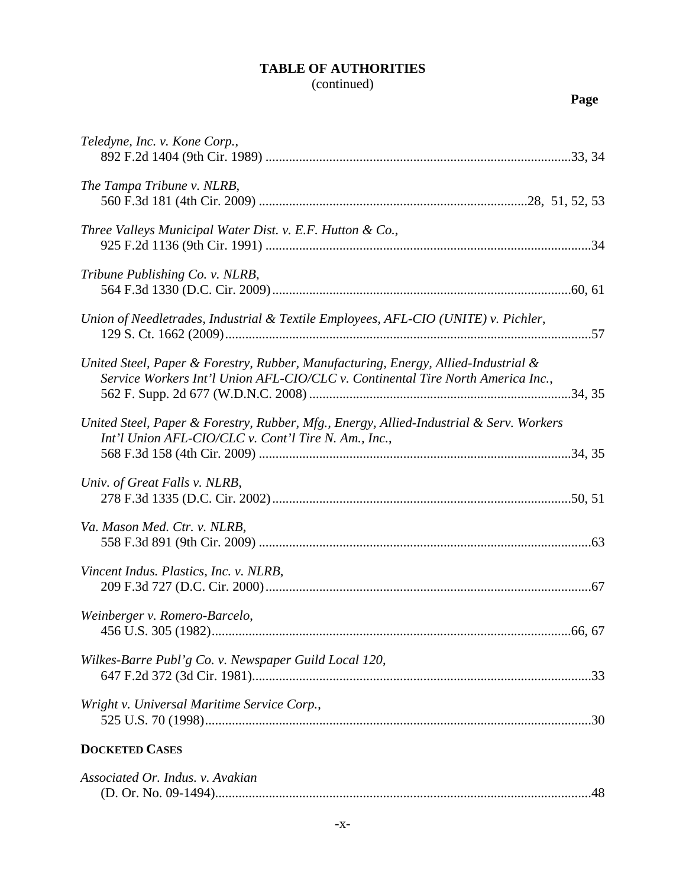**TABLE OF AUTHORITIES**
(continued)

**Page**

*Teledyne, Inc. v. Kone Corp.*,
892 F.2d 1404 (9th Cir. 1989) ....................................................................................33, 34

*The Tampa Tribune v. NLRB*,
560 F.3d 181 (4th Cir. 2009) ..............................................................................28, 51, 52, 53

*Three Valleys Municipal Water Dist. v. E.F. Hutton & Co.*,
925 F.2d 1136 (9th Cir. 1991) ..........................................................................................34

*Tribune Publishing Co. v. NLRB*,
564 F.3d 1330 (D.C. Cir. 2009).....................................................................................60, 61

*Union of Needletrades, Industrial & Textile Employees, AFL-CIO (UNITE) v. Pichler*,
129 S. Ct. 1662 (2009)..........................................................................................................57

*United Steel, Paper & Forestry, Rubber, Manufacturing, Energy, Allied-Industrial & Service Workers Int'l Union AFL-CIO/CLC v. Continental Tire North America Inc.*,
562 F. Supp. 2d 677 (W.D.N.C. 2008) .........................................................................34, 35

*United Steel, Paper & Forestry, Rubber, Mfg., Energy, Allied-Industrial & Serv. Workers Int'l Union AFL-CIO/CLC v. Cont'l Tire N. Am., Inc.*,
568 F.3d 158 (4th Cir. 2009) .........................................................................................34, 35

*Univ. of Great Falls v. NLRB*,
278 F.3d 1335 (D.C. Cir. 2002).....................................................................................50, 51

*Va. Mason Med. Ctr. v. NLRB*,
558 F.3d 891 (9th Cir. 2009) ................................................................................................63

*Vincent Indus. Plastics, Inc. v. NLRB*,
209 F.3d 727 (D.C. Cir. 2000)..............................................................................................67

*Weinberger v. Romero-Barcelo*,
456 U.S. 305 (1982).........................................................................................................66, 67

*Wilkes-Barre Publ'g Co. v. Newspaper Guild Local 120*,
647 F.2d 372 (3d Cir. 1981)..................................................................................................33

*Wright v. Universal Maritime Service Corp.*,
525 U.S. 70 (1998)................................................................................................................30

**DOCKETED CASES**

*Associated Or. Indus. v. Avakian*
(D. Or. No. 09-1494).............................................................................................................48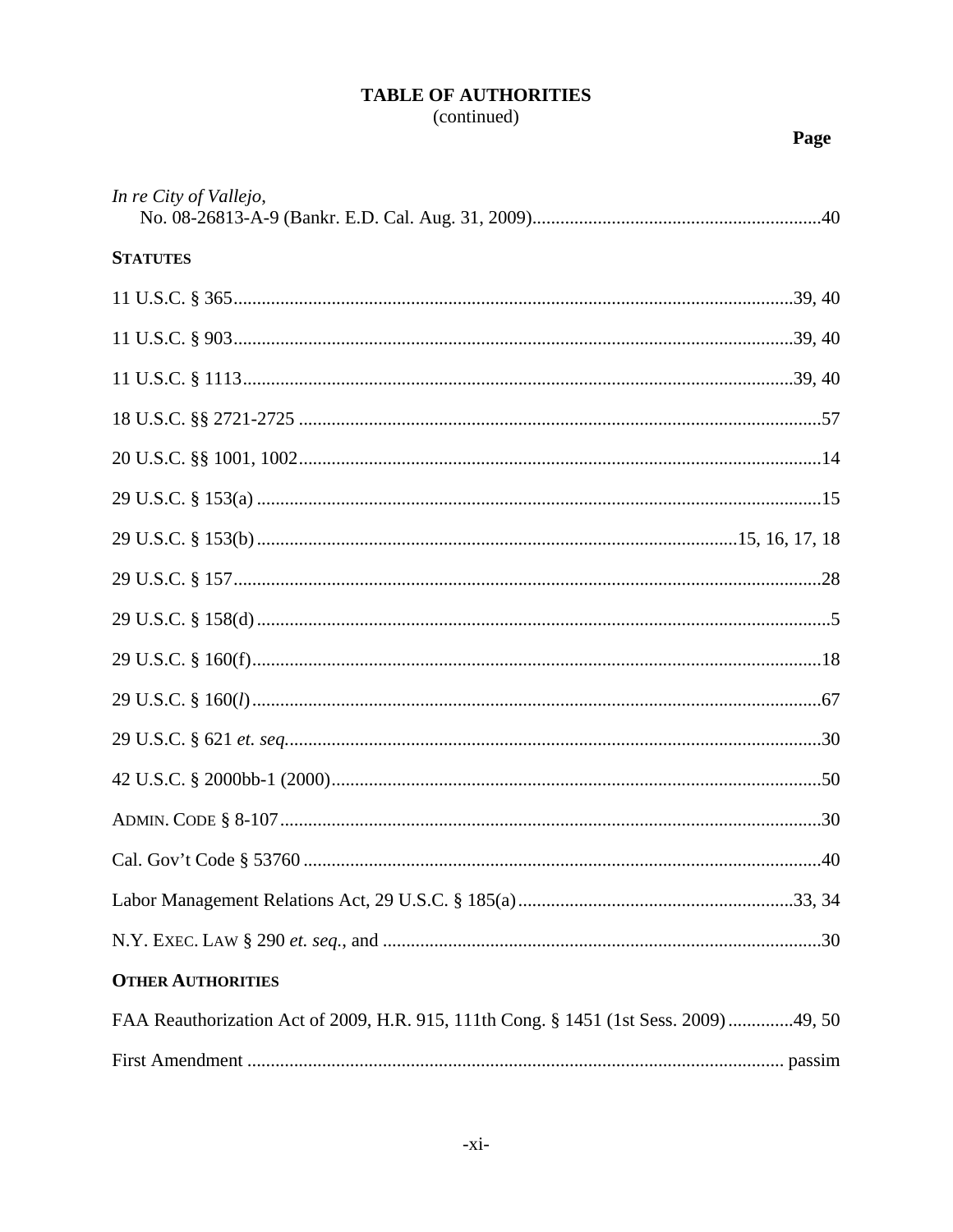# TABLE OF AUTHORITIES
(continued)

**Page**

*In re City of Vallejo*,
No. 08-26813-A-9 (Bankr. E.D. Cal. Aug. 31, 2009) .......... 40

**STATUTES**

11 U.S.C. § 365 .......... 39, 40

11 U.S.C. § 903 .......... 39, 40

11 U.S.C. § 1113 .......... 39, 40

18 U.S.C. §§ 2721-2725 .......... 57

20 U.S.C. §§ 1001, 1002 .......... 14

29 U.S.C. § 153(a) .......... 15

29 U.S.C. § 153(b) .......... 15, 16, 17, 18

29 U.S.C. § 157 .......... 28

29 U.S.C. § 158(d) .......... 5

29 U.S.C. § 160(f) .......... 18

29 U.S.C. § 160(*l*) .......... 67

29 U.S.C. § 621 *et. seq.* .......... 30

42 U.S.C. § 2000bb-1 (2000) .......... 50

ADMIN. CODE § 8-107 .......... 30

Cal. Gov't Code § 53760 .......... 40

Labor Management Relations Act, 29 U.S.C. § 185(a) .......... 33, 34

N.Y. EXEC. LAW § 290 *et. seq.*, and .......... 30

**OTHER AUTHORITIES**

FAA Reauthorization Act of 2009, H.R. 915, 111th Cong. § 1451 (1st Sess. 2009) .......... 49, 50

First Amendment .......... passim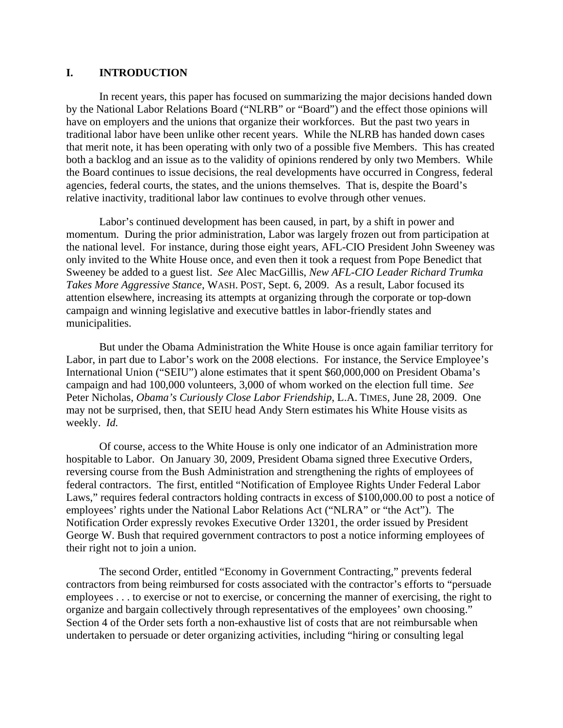## I. INTRODUCTION

In recent years, this paper has focused on summarizing the major decisions handed down by the National Labor Relations Board ("NLRB" or "Board") and the effect those opinions will have on employers and the unions that organize their workforces. But the past two years in traditional labor have been unlike other recent years. While the NLRB has handed down cases that merit note, it has been operating with only two of a possible five Members. This has created both a backlog and an issue as to the validity of opinions rendered by only two Members. While the Board continues to issue decisions, the real developments have occurred in Congress, federal agencies, federal courts, the states, and the unions themselves. That is, despite the Board's relative inactivity, traditional labor law continues to evolve through other venues.

Labor's continued development has been caused, in part, by a shift in power and momentum. During the prior administration, Labor was largely frozen out from participation at the national level. For instance, during those eight years, AFL-CIO President John Sweeney was only invited to the White House once, and even then it took a request from Pope Benedict that Sweeney be added to a guest list. *See* Alec MacGillis, *New AFL-CIO Leader Richard Trumka Takes More Aggressive Stance*, WASH. POST, Sept. 6, 2009. As a result, Labor focused its attention elsewhere, increasing its attempts at organizing through the corporate or top-down campaign and winning legislative and executive battles in labor-friendly states and municipalities.

But under the Obama Administration the White House is once again familiar territory for Labor, in part due to Labor's work on the 2008 elections. For instance, the Service Employee's International Union ("SEIU") alone estimates that it spent $60,000,000 on President Obama's campaign and had 100,000 volunteers, 3,000 of whom worked on the election full time. *See* Peter Nicholas, *Obama's Curiously Close Labor Friendship*, L.A. TIMES, June 28, 2009. One may not be surprised, then, that SEIU head Andy Stern estimates his White House visits as weekly. *Id.*

Of course, access to the White House is only one indicator of an Administration more hospitable to Labor. On January 30, 2009, President Obama signed three Executive Orders, reversing course from the Bush Administration and strengthening the rights of employees of federal contractors. The first, entitled "Notification of Employee Rights Under Federal Labor Laws," requires federal contractors holding contracts in excess of $100,000.00 to post a notice of employees' rights under the National Labor Relations Act ("NLRA" or "the Act"). The Notification Order expressly revokes Executive Order 13201, the order issued by President George W. Bush that required government contractors to post a notice informing employees of their right not to join a union.

The second Order, entitled "Economy in Government Contracting," prevents federal contractors from being reimbursed for costs associated with the contractor's efforts to "persuade employees . . . to exercise or not to exercise, or concerning the manner of exercising, the right to organize and bargain collectively through representatives of the employees' own choosing." Section 4 of the Order sets forth a non-exhaustive list of costs that are not reimbursable when undertaken to persuade or deter organizing activities, including "hiring or consulting legal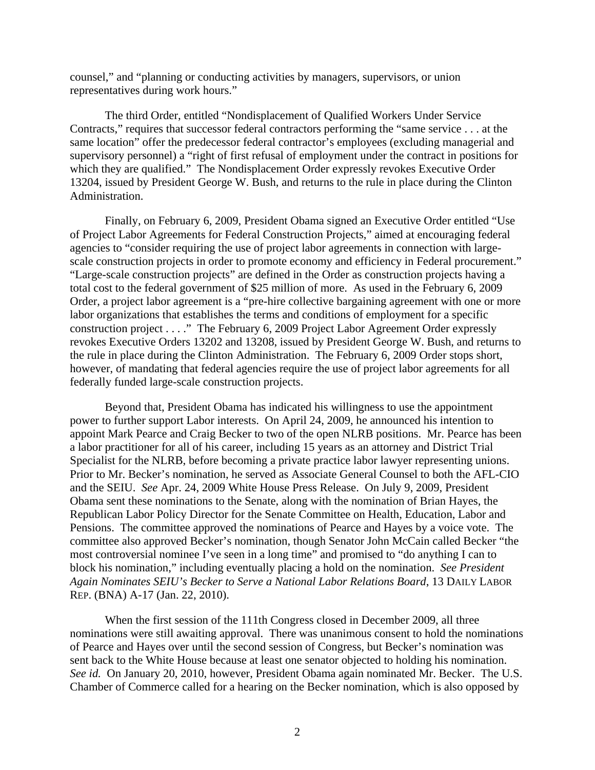counsel," and "planning or conducting activities by managers, supervisors, or union representatives during work hours."

The third Order, entitled "Nondisplacement of Qualified Workers Under Service Contracts," requires that successor federal contractors performing the "same service . . . at the same location" offer the predecessor federal contractor's employees (excluding managerial and supervisory personnel) a "right of first refusal of employment under the contract in positions for which they are qualified." The Nondisplacement Order expressly revokes Executive Order 13204, issued by President George W. Bush, and returns to the rule in place during the Clinton Administration.

Finally, on February 6, 2009, President Obama signed an Executive Order entitled "Use of Project Labor Agreements for Federal Construction Projects," aimed at encouraging federal agencies to "consider requiring the use of project labor agreements in connection with large-scale construction projects in order to promote economy and efficiency in Federal procurement." "Large-scale construction projects" are defined in the Order as construction projects having a total cost to the federal government of $25 million of more. As used in the February 6, 2009 Order, a project labor agreement is a "pre-hire collective bargaining agreement with one or more labor organizations that establishes the terms and conditions of employment for a specific construction project . . . ." The February 6, 2009 Project Labor Agreement Order expressly revokes Executive Orders 13202 and 13208, issued by President George W. Bush, and returns to the rule in place during the Clinton Administration. The February 6, 2009 Order stops short, however, of mandating that federal agencies require the use of project labor agreements for all federally funded large-scale construction projects.

Beyond that, President Obama has indicated his willingness to use the appointment power to further support Labor interests. On April 24, 2009, he announced his intention to appoint Mark Pearce and Craig Becker to two of the open NLRB positions. Mr. Pearce has been a labor practitioner for all of his career, including 15 years as an attorney and District Trial Specialist for the NLRB, before becoming a private practice labor lawyer representing unions. Prior to Mr. Becker's nomination, he served as Associate General Counsel to both the AFL-CIO and the SEIU. *See* Apr. 24, 2009 White House Press Release. On July 9, 2009, President Obama sent these nominations to the Senate, along with the nomination of Brian Hayes, the Republican Labor Policy Director for the Senate Committee on Health, Education, Labor and Pensions. The committee approved the nominations of Pearce and Hayes by a voice vote. The committee also approved Becker's nomination, though Senator John McCain called Becker "the most controversial nominee I've seen in a long time" and promised to "do anything I can to block his nomination," including eventually placing a hold on the nomination. *See President Again Nominates SEIU's Becker to Serve a National Labor Relations Board*, 13 DAILY LABOR REP. (BNA) A-17 (Jan. 22, 2010).

When the first session of the 111th Congress closed in December 2009, all three nominations were still awaiting approval. There was unanimous consent to hold the nominations of Pearce and Hayes over until the second session of Congress, but Becker's nomination was sent back to the White House because at least one senator objected to holding his nomination. *See id.* On January 20, 2010, however, President Obama again nominated Mr. Becker. The U.S. Chamber of Commerce called for a hearing on the Becker nomination, which is also opposed by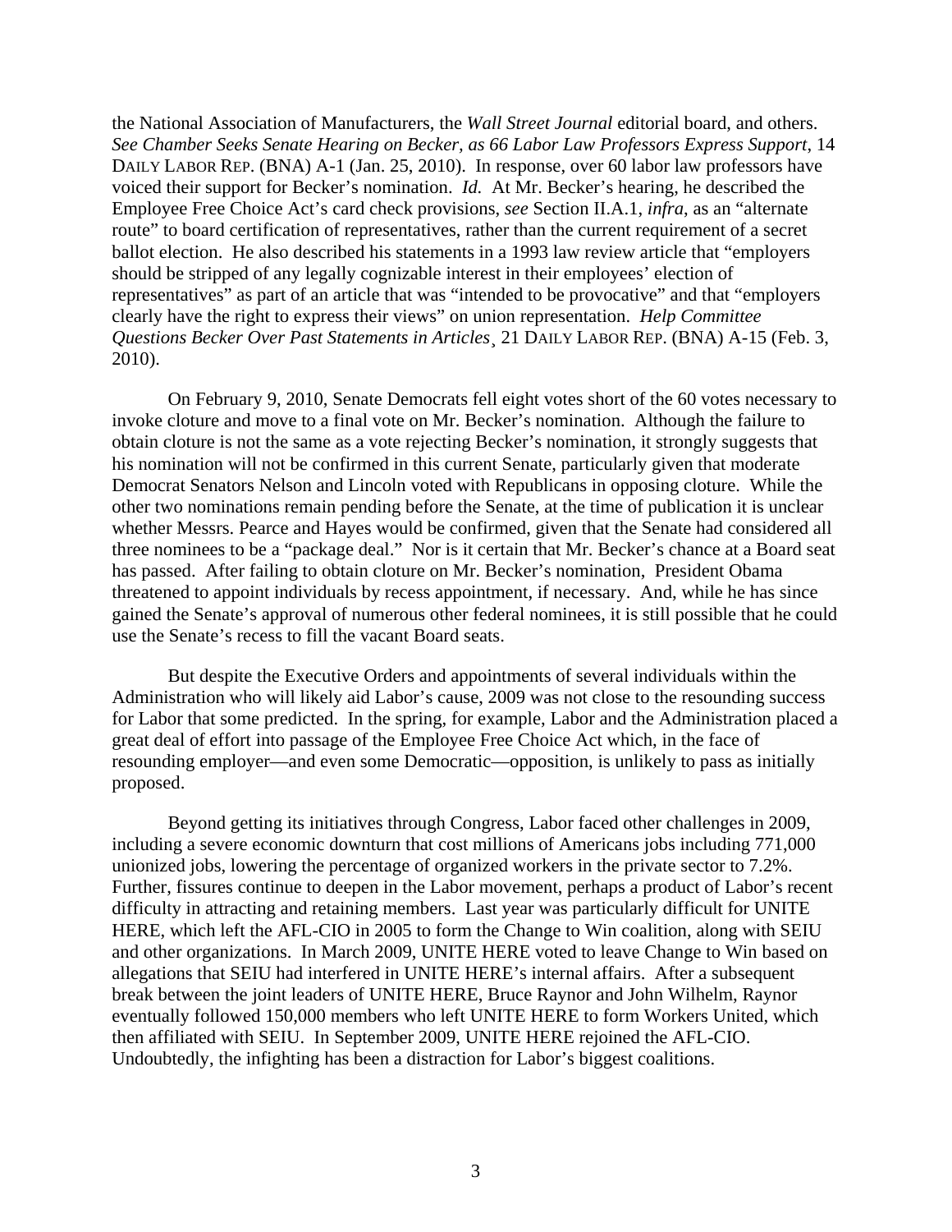the National Association of Manufacturers, the *Wall Street Journal* editorial board, and others. *See Chamber Seeks Senate Hearing on Becker, as 66 Labor Law Professors Express Support*, 14 DAILY LABOR REP. (BNA) A-1 (Jan. 25, 2010). In response, over 60 labor law professors have voiced their support for Becker's nomination. *Id.* At Mr. Becker's hearing, he described the Employee Free Choice Act's card check provisions, *see* Section II.A.1, *infra*, as an "alternate route" to board certification of representatives, rather than the current requirement of a secret ballot election. He also described his statements in a 1993 law review article that "employers should be stripped of any legally cognizable interest in their employees' election of representatives" as part of an article that was "intended to be provocative" and that "employers clearly have the right to express their views" on union representation. *Help Committee Questions Becker Over Past Statements in Articles*¸ 21 DAILY LABOR REP. (BNA) A-15 (Feb. 3, 2010).

On February 9, 2010, Senate Democrats fell eight votes short of the 60 votes necessary to invoke cloture and move to a final vote on Mr. Becker's nomination. Although the failure to obtain cloture is not the same as a vote rejecting Becker's nomination, it strongly suggests that his nomination will not be confirmed in this current Senate, particularly given that moderate Democrat Senators Nelson and Lincoln voted with Republicans in opposing cloture. While the other two nominations remain pending before the Senate, at the time of publication it is unclear whether Messrs. Pearce and Hayes would be confirmed, given that the Senate had considered all three nominees to be a "package deal." Nor is it certain that Mr. Becker's chance at a Board seat has passed. After failing to obtain cloture on Mr. Becker's nomination, President Obama threatened to appoint individuals by recess appointment, if necessary. And, while he has since gained the Senate's approval of numerous other federal nominees, it is still possible that he could use the Senate's recess to fill the vacant Board seats.

But despite the Executive Orders and appointments of several individuals within the Administration who will likely aid Labor's cause, 2009 was not close to the resounding success for Labor that some predicted. In the spring, for example, Labor and the Administration placed a great deal of effort into passage of the Employee Free Choice Act which, in the face of resounding employer—and even some Democratic—opposition, is unlikely to pass as initially proposed.

Beyond getting its initiatives through Congress, Labor faced other challenges in 2009, including a severe economic downturn that cost millions of Americans jobs including 771,000 unionized jobs, lowering the percentage of organized workers in the private sector to 7.2%. Further, fissures continue to deepen in the Labor movement, perhaps a product of Labor's recent difficulty in attracting and retaining members. Last year was particularly difficult for UNITE HERE, which left the AFL-CIO in 2005 to form the Change to Win coalition, along with SEIU and other organizations. In March 2009, UNITE HERE voted to leave Change to Win based on allegations that SEIU had interfered in UNITE HERE's internal affairs. After a subsequent break between the joint leaders of UNITE HERE, Bruce Raynor and John Wilhelm, Raynor eventually followed 150,000 members who left UNITE HERE to form Workers United, which then affiliated with SEIU. In September 2009, UNITE HERE rejoined the AFL-CIO. Undoubtedly, the infighting has been a distraction for Labor's biggest coalitions.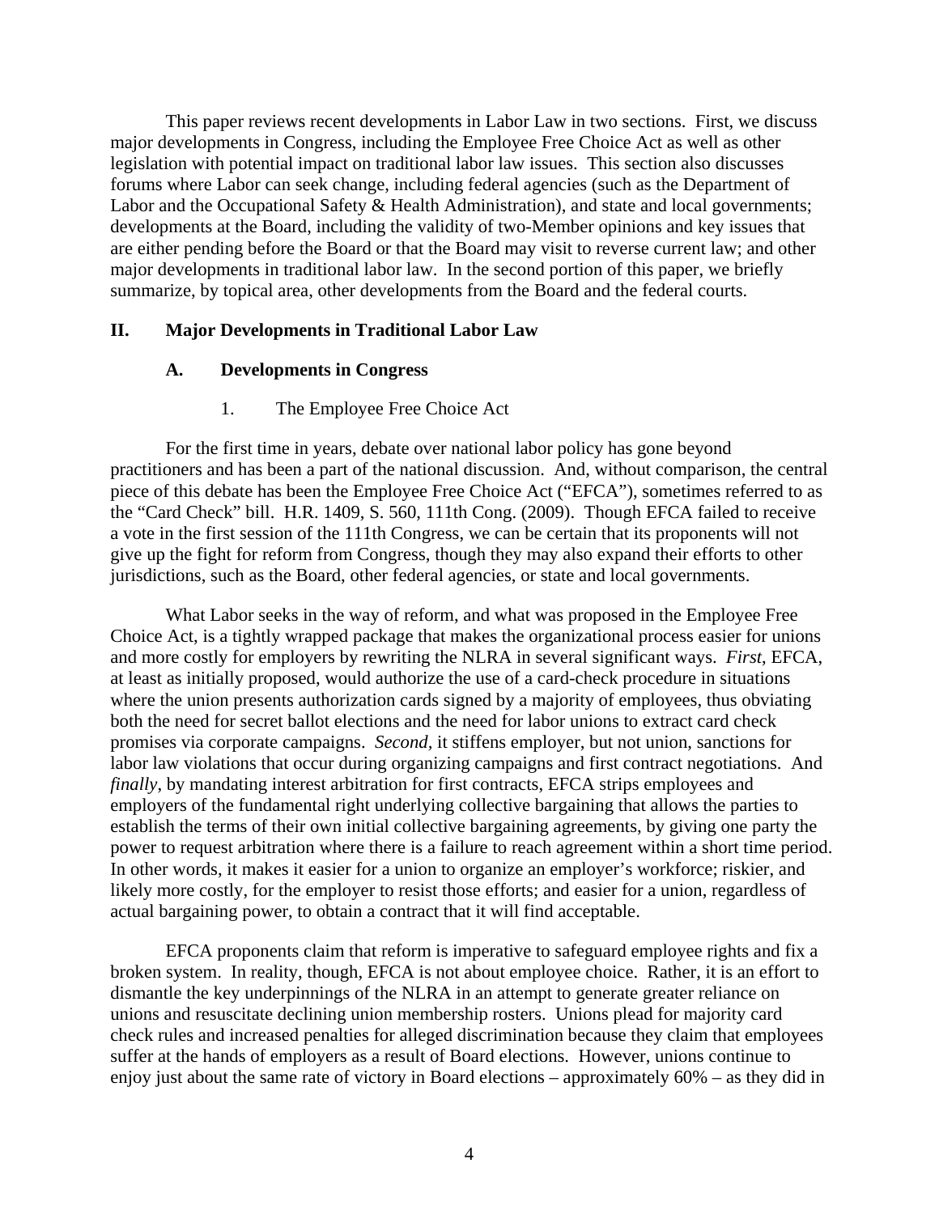This paper reviews recent developments in Labor Law in two sections. First, we discuss major developments in Congress, including the Employee Free Choice Act as well as other legislation with potential impact on traditional labor law issues. This section also discusses forums where Labor can seek change, including federal agencies (such as the Department of Labor and the Occupational Safety & Health Administration), and state and local governments; developments at the Board, including the validity of two-Member opinions and key issues that are either pending before the Board or that the Board may visit to reverse current law; and other major developments in traditional labor law. In the second portion of this paper, we briefly summarize, by topical area, other developments from the Board and the federal courts.

## II. Major Developments in Traditional Labor Law

### A. Developments in Congress

#### 1. The Employee Free Choice Act

For the first time in years, debate over national labor policy has gone beyond practitioners and has been a part of the national discussion. And, without comparison, the central piece of this debate has been the Employee Free Choice Act ("EFCA"), sometimes referred to as the "Card Check" bill. H.R. 1409, S. 560, 111th Cong. (2009). Though EFCA failed to receive a vote in the first session of the 111th Congress, we can be certain that its proponents will not give up the fight for reform from Congress, though they may also expand their efforts to other jurisdictions, such as the Board, other federal agencies, or state and local governments.

What Labor seeks in the way of reform, and what was proposed in the Employee Free Choice Act, is a tightly wrapped package that makes the organizational process easier for unions and more costly for employers by rewriting the NLRA in several significant ways. *First*, EFCA, at least as initially proposed, would authorize the use of a card-check procedure in situations where the union presents authorization cards signed by a majority of employees, thus obviating both the need for secret ballot elections and the need for labor unions to extract card check promises via corporate campaigns. *Second*, it stiffens employer, but not union, sanctions for labor law violations that occur during organizing campaigns and first contract negotiations. And *finally*, by mandating interest arbitration for first contracts, EFCA strips employees and employers of the fundamental right underlying collective bargaining that allows the parties to establish the terms of their own initial collective bargaining agreements, by giving one party the power to request arbitration where there is a failure to reach agreement within a short time period. In other words, it makes it easier for a union to organize an employer's workforce; riskier, and likely more costly, for the employer to resist those efforts; and easier for a union, regardless of actual bargaining power, to obtain a contract that it will find acceptable.

EFCA proponents claim that reform is imperative to safeguard employee rights and fix a broken system. In reality, though, EFCA is not about employee choice. Rather, it is an effort to dismantle the key underpinnings of the NLRA in an attempt to generate greater reliance on unions and resuscitate declining union membership rosters. Unions plead for majority card check rules and increased penalties for alleged discrimination because they claim that employees suffer at the hands of employers as a result of Board elections. However, unions continue to enjoy just about the same rate of victory in Board elections – approximately 60% – as they did in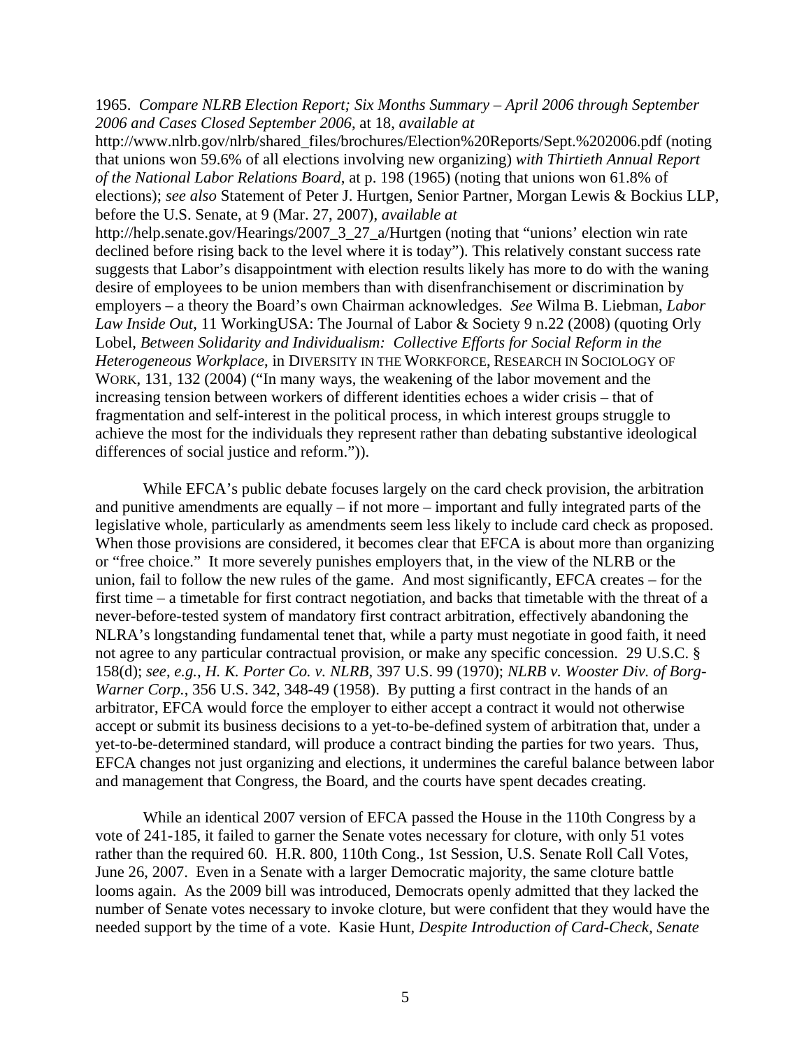1965. *Compare NLRB Election Report; Six Months Summary – April 2006 through September 2006 and Cases Closed September 2006*, at 18, *available at* http://www.nlrb.gov/nlrb/shared_files/brochures/Election%20Reports/Sept.%202006.pdf (noting that unions won 59.6% of all elections involving new organizing) *with Thirtieth Annual Report of the National Labor Relations Board*, at p. 198 (1965) (noting that unions won 61.8% of elections); *see also* Statement of Peter J. Hurtgen, Senior Partner, Morgan Lewis & Bockius LLP, before the U.S. Senate, at 9 (Mar. 27, 2007), *available at* http://help.senate.gov/Hearings/2007_3_27_a/Hurtgen (noting that "unions' election win rate declined before rising back to the level where it is today"). This relatively constant success rate suggests that Labor's disappointment with election results likely has more to do with the waning desire of employees to be union members than with disenfranchisement or discrimination by employers – a theory the Board's own Chairman acknowledges. *See* Wilma B. Liebman, *Labor Law Inside Out*, 11 WorkingUSA: The Journal of Labor & Society 9 n.22 (2008) (quoting Orly Lobel, *Between Solidarity and Individualism: Collective Efforts for Social Reform in the Heterogeneous Workplace*, in DIVERSITY IN THE WORKFORCE, RESEARCH IN SOCIOLOGY OF WORK, 131, 132 (2004) ("In many ways, the weakening of the labor movement and the increasing tension between workers of different identities echoes a wider crisis – that of fragmentation and self-interest in the political process, in which interest groups struggle to achieve the most for the individuals they represent rather than debating substantive ideological differences of social justice and reform.")).

While EFCA's public debate focuses largely on the card check provision, the arbitration and punitive amendments are equally – if not more – important and fully integrated parts of the legislative whole, particularly as amendments seem less likely to include card check as proposed. When those provisions are considered, it becomes clear that EFCA is about more than organizing or "free choice." It more severely punishes employers that, in the view of the NLRB or the union, fail to follow the new rules of the game. And most significantly, EFCA creates – for the first time – a timetable for first contract negotiation, and backs that timetable with the threat of a never-before-tested system of mandatory first contract arbitration, effectively abandoning the NLRA's longstanding fundamental tenet that, while a party must negotiate in good faith, it need not agree to any particular contractual provision, or make any specific concession. 29 U.S.C. § 158(d); *see, e.g.*, *H. K. Porter Co. v. NLRB*, 397 U.S. 99 (1970); *NLRB v. Wooster Div. of Borg-Warner Corp.*, 356 U.S. 342, 348-49 (1958). By putting a first contract in the hands of an arbitrator, EFCA would force the employer to either accept a contract it would not otherwise accept or submit its business decisions to a yet-to-be-defined system of arbitration that, under a yet-to-be-determined standard, will produce a contract binding the parties for two years. Thus, EFCA changes not just organizing and elections, it undermines the careful balance between labor and management that Congress, the Board, and the courts have spent decades creating.

While an identical 2007 version of EFCA passed the House in the 110th Congress by a vote of 241-185, it failed to garner the Senate votes necessary for cloture, with only 51 votes rather than the required 60. H.R. 800, 110th Cong., 1st Session, U.S. Senate Roll Call Votes, June 26, 2007. Even in a Senate with a larger Democratic majority, the same cloture battle looms again. As the 2009 bill was introduced, Democrats openly admitted that they lacked the number of Senate votes necessary to invoke cloture, but were confident that they would have the needed support by the time of a vote. Kasie Hunt, *Despite Introduction of Card-Check, Senate*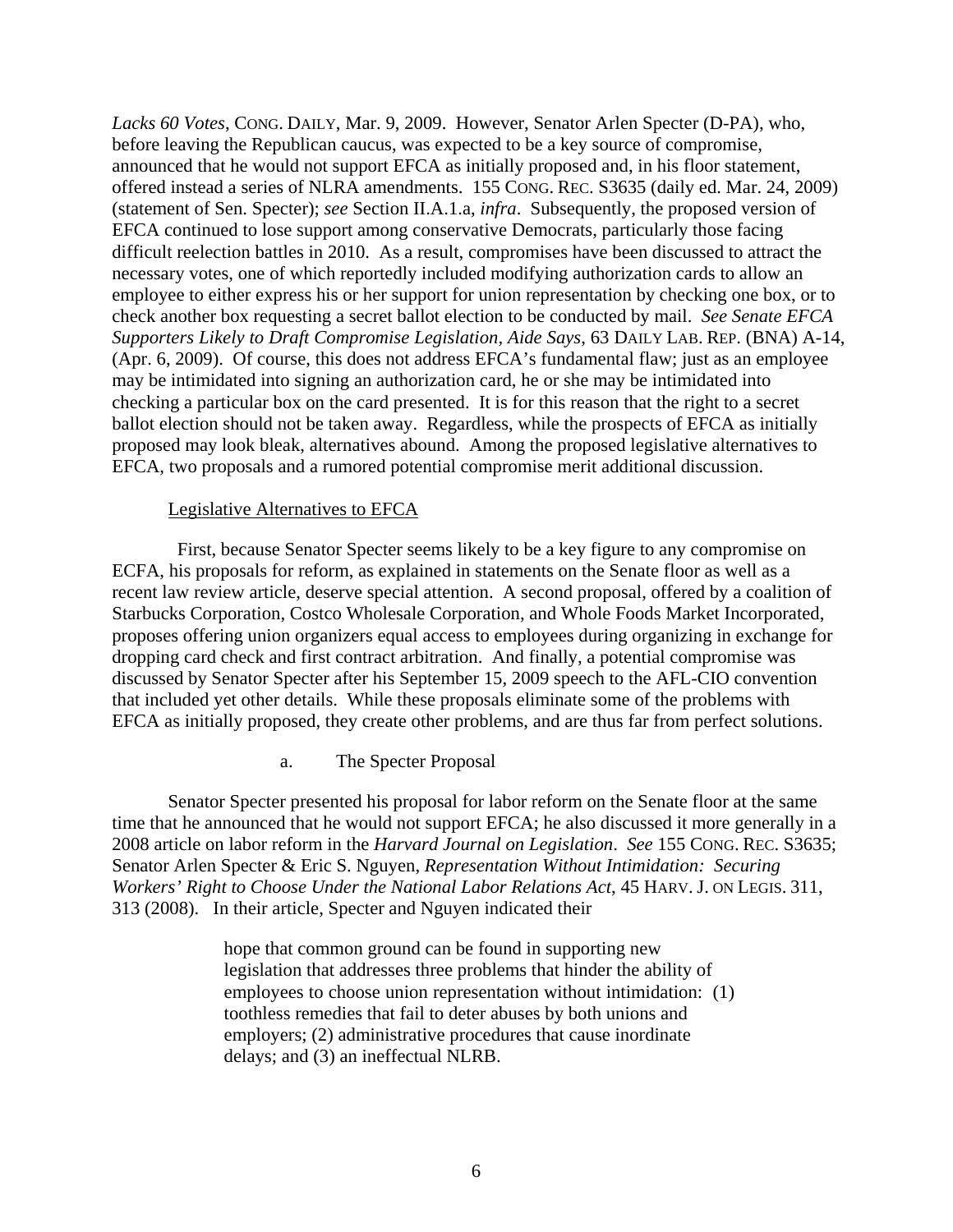*Lacks 60 Votes*, CONG. DAILY, Mar. 9, 2009. However, Senator Arlen Specter (D-PA), who, before leaving the Republican caucus, was expected to be a key source of compromise, announced that he would not support EFCA as initially proposed and, in his floor statement, offered instead a series of NLRA amendments. 155 CONG. REC. S3635 (daily ed. Mar. 24, 2009) (statement of Sen. Specter); *see* Section II.A.1.a, *infra*. Subsequently, the proposed version of EFCA continued to lose support among conservative Democrats, particularly those facing difficult reelection battles in 2010. As a result, compromises have been discussed to attract the necessary votes, one of which reportedly included modifying authorization cards to allow an employee to either express his or her support for union representation by checking one box, or to check another box requesting a secret ballot election to be conducted by mail. *See Senate EFCA Supporters Likely to Draft Compromise Legislation, Aide Says*, 63 DAILY LAB. REP. (BNA) A-14, (Apr. 6, 2009). Of course, this does not address EFCA's fundamental flaw; just as an employee may be intimidated into signing an authorization card, he or she may be intimidated into checking a particular box on the card presented. It is for this reason that the right to a secret ballot election should not be taken away. Regardless, while the prospects of EFCA as initially proposed may look bleak, alternatives abound. Among the proposed legislative alternatives to EFCA, two proposals and a rumored potential compromise merit additional discussion.

Legislative Alternatives to EFCA

First, because Senator Specter seems likely to be a key figure to any compromise on ECFA, his proposals for reform, as explained in statements on the Senate floor as well as a recent law review article, deserve special attention. A second proposal, offered by a coalition of Starbucks Corporation, Costco Wholesale Corporation, and Whole Foods Market Incorporated, proposes offering union organizers equal access to employees during organizing in exchange for dropping card check and first contract arbitration. And finally, a potential compromise was discussed by Senator Specter after his September 15, 2009 speech to the AFL-CIO convention that included yet other details. While these proposals eliminate some of the problems with EFCA as initially proposed, they create other problems, and are thus far from perfect solutions.

a. The Specter Proposal

Senator Specter presented his proposal for labor reform on the Senate floor at the same time that he announced that he would not support EFCA; he also discussed it more generally in a 2008 article on labor reform in the *Harvard Journal on Legislation*. *See* 155 CONG. REC. S3635; Senator Arlen Specter & Eric S. Nguyen, *Representation Without Intimidation: Securing Workers' Right to Choose Under the National Labor Relations Act*, 45 HARV. J. ON LEGIS. 311, 313 (2008). In their article, Specter and Nguyen indicated their

> hope that common ground can be found in supporting new legislation that addresses three problems that hinder the ability of employees to choose union representation without intimidation: (1) toothless remedies that fail to deter abuses by both unions and employers; (2) administrative procedures that cause inordinate delays; and (3) an ineffectual NLRB.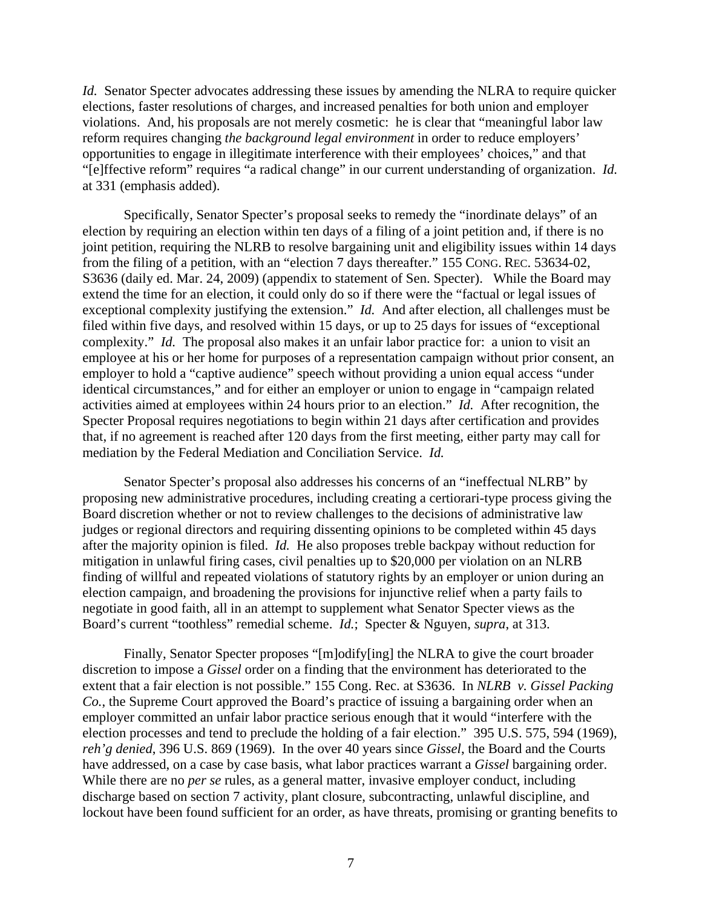*Id.* Senator Specter advocates addressing these issues by amending the NLRA to require quicker elections, faster resolutions of charges, and increased penalties for both union and employer violations. And, his proposals are not merely cosmetic: he is clear that "meaningful labor law reform requires changing *the background legal environment* in order to reduce employers' opportunities to engage in illegitimate interference with their employees' choices," and that "[e]ffective reform" requires "a radical change" in our current understanding of organization. *Id.* at 331 (emphasis added).

Specifically, Senator Specter's proposal seeks to remedy the "inordinate delays" of an election by requiring an election within ten days of a filing of a joint petition and, if there is no joint petition, requiring the NLRB to resolve bargaining unit and eligibility issues within 14 days from the filing of a petition, with an "election 7 days thereafter." 155 CONG. REC. 53634-02, S3636 (daily ed. Mar. 24, 2009) (appendix to statement of Sen. Specter). While the Board may extend the time for an election, it could only do so if there were the "factual or legal issues of exceptional complexity justifying the extension." *Id.* And after election, all challenges must be filed within five days, and resolved within 15 days, or up to 25 days for issues of "exceptional complexity." *Id.* The proposal also makes it an unfair labor practice for: a union to visit an employee at his or her home for purposes of a representation campaign without prior consent, an employer to hold a "captive audience" speech without providing a union equal access "under identical circumstances," and for either an employer or union to engage in "campaign related activities aimed at employees within 24 hours prior to an election." *Id.* After recognition, the Specter Proposal requires negotiations to begin within 21 days after certification and provides that, if no agreement is reached after 120 days from the first meeting, either party may call for mediation by the Federal Mediation and Conciliation Service. *Id.*

Senator Specter's proposal also addresses his concerns of an "ineffectual NLRB" by proposing new administrative procedures, including creating a certiorari-type process giving the Board discretion whether or not to review challenges to the decisions of administrative law judges or regional directors and requiring dissenting opinions to be completed within 45 days after the majority opinion is filed. *Id.* He also proposes treble backpay without reduction for mitigation in unlawful firing cases, civil penalties up to $20,000 per violation on an NLRB finding of willful and repeated violations of statutory rights by an employer or union during an election campaign, and broadening the provisions for injunctive relief when a party fails to negotiate in good faith, all in an attempt to supplement what Senator Specter views as the Board's current "toothless" remedial scheme. *Id.*; Specter & Nguyen, *supra*, at 313.

Finally, Senator Specter proposes "[m]odify[ing] the NLRA to give the court broader discretion to impose a *Gissel* order on a finding that the environment has deteriorated to the extent that a fair election is not possible." 155 Cong. Rec. at S3636. In *NLRB v. Gissel Packing Co.*, the Supreme Court approved the Board's practice of issuing a bargaining order when an employer committed an unfair labor practice serious enough that it would "interfere with the election processes and tend to preclude the holding of a fair election." 395 U.S. 575, 594 (1969), *reh'g denied*, 396 U.S. 869 (1969). In the over 40 years since *Gissel*, the Board and the Courts have addressed, on a case by case basis, what labor practices warrant a *Gissel* bargaining order. While there are no *per se* rules, as a general matter, invasive employer conduct, including discharge based on section 7 activity, plant closure, subcontracting, unlawful discipline, and lockout have been found sufficient for an order, as have threats, promising or granting benefits to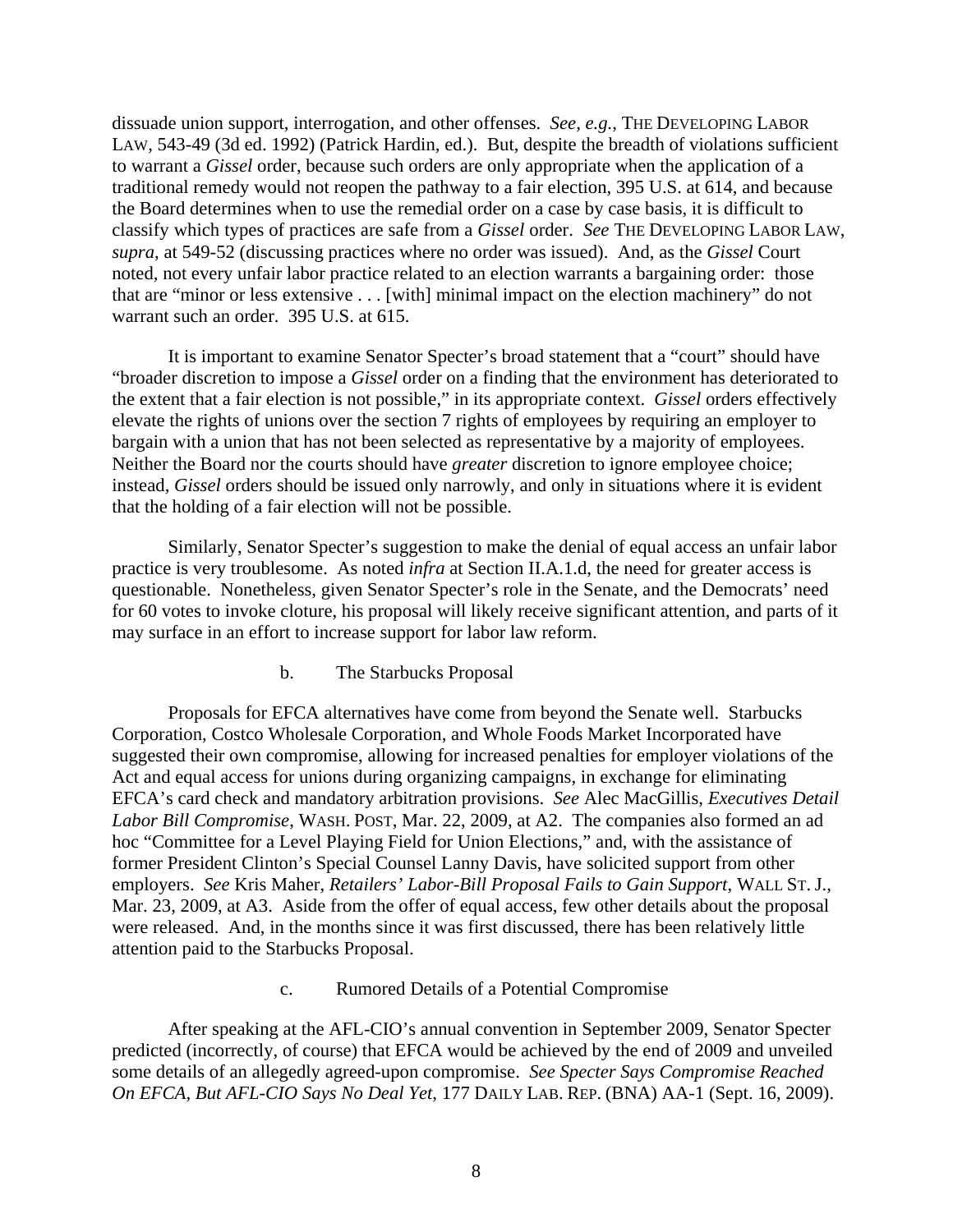dissuade union support, interrogation, and other offenses. *See, e.g.*, THE DEVELOPING LABOR LAW, 543-49 (3d ed. 1992) (Patrick Hardin, ed.). But, despite the breadth of violations sufficient to warrant a *Gissel* order, because such orders are only appropriate when the application of a traditional remedy would not reopen the pathway to a fair election, 395 U.S. at 614, and because the Board determines when to use the remedial order on a case by case basis, it is difficult to classify which types of practices are safe from a *Gissel* order. *See* THE DEVELOPING LABOR LAW, *supra*, at 549-52 (discussing practices where no order was issued). And, as the *Gissel* Court noted, not every unfair labor practice related to an election warrants a bargaining order: those that are "minor or less extensive . . . [with] minimal impact on the election machinery" do not warrant such an order. 395 U.S. at 615.

It is important to examine Senator Specter's broad statement that a "court" should have "broader discretion to impose a *Gissel* order on a finding that the environment has deteriorated to the extent that a fair election is not possible," in its appropriate context. *Gissel* orders effectively elevate the rights of unions over the section 7 rights of employees by requiring an employer to bargain with a union that has not been selected as representative by a majority of employees. Neither the Board nor the courts should have *greater* discretion to ignore employee choice; instead, *Gissel* orders should be issued only narrowly, and only in situations where it is evident that the holding of a fair election will not be possible.

Similarly, Senator Specter's suggestion to make the denial of equal access an unfair labor practice is very troublesome. As noted *infra* at Section II.A.1.d, the need for greater access is questionable. Nonetheless, given Senator Specter's role in the Senate, and the Democrats' need for 60 votes to invoke cloture, his proposal will likely receive significant attention, and parts of it may surface in an effort to increase support for labor law reform.

b. The Starbucks Proposal

Proposals for EFCA alternatives have come from beyond the Senate well. Starbucks Corporation, Costco Wholesale Corporation, and Whole Foods Market Incorporated have suggested their own compromise, allowing for increased penalties for employer violations of the Act and equal access for unions during organizing campaigns, in exchange for eliminating EFCA's card check and mandatory arbitration provisions. *See* Alec MacGillis, *Executives Detail Labor Bill Compromise*, WASH. POST, Mar. 22, 2009, at A2. The companies also formed an ad hoc "Committee for a Level Playing Field for Union Elections," and, with the assistance of former President Clinton's Special Counsel Lanny Davis, have solicited support from other employers. *See* Kris Maher, *Retailers' Labor-Bill Proposal Fails to Gain Support*, WALL ST. J., Mar. 23, 2009, at A3. Aside from the offer of equal access, few other details about the proposal were released. And, in the months since it was first discussed, there has been relatively little attention paid to the Starbucks Proposal.

c. Rumored Details of a Potential Compromise

After speaking at the AFL-CIO's annual convention in September 2009, Senator Specter predicted (incorrectly, of course) that EFCA would be achieved by the end of 2009 and unveiled some details of an allegedly agreed-upon compromise. *See Specter Says Compromise Reached On EFCA, But AFL-CIO Says No Deal Yet*, 177 DAILY LAB. REP. (BNA) AA-1 (Sept. 16, 2009).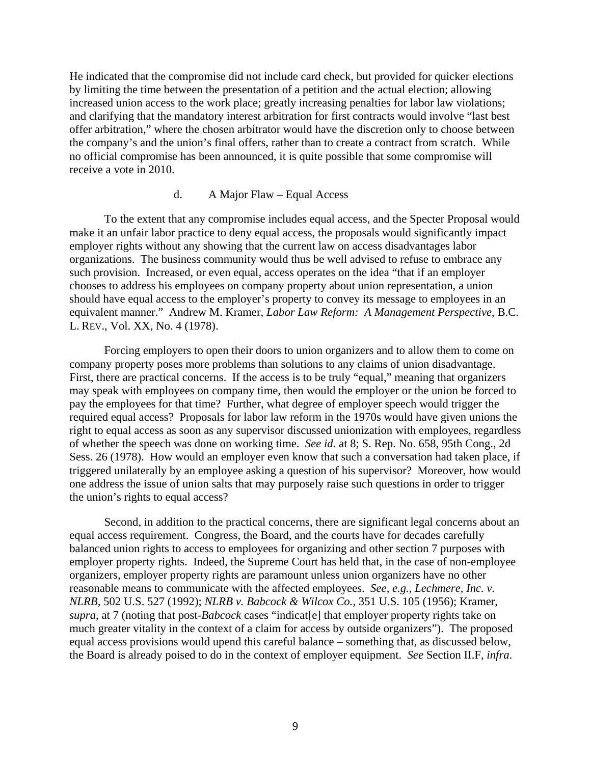He indicated that the compromise did not include card check, but provided for quicker elections by limiting the time between the presentation of a petition and the actual election; allowing increased union access to the work place; greatly increasing penalties for labor law violations; and clarifying that the mandatory interest arbitration for first contracts would involve "last best offer arbitration," where the chosen arbitrator would have the discretion only to choose between the company's and the union's final offers, rather than to create a contract from scratch. While no official compromise has been announced, it is quite possible that some compromise will receive a vote in 2010.

#### d. A Major Flaw – Equal Access

To the extent that any compromise includes equal access, and the Specter Proposal would make it an unfair labor practice to deny equal access, the proposals would significantly impact employer rights without any showing that the current law on access disadvantages labor organizations. The business community would thus be well advised to refuse to embrace any such provision. Increased, or even equal, access operates on the idea "that if an employer chooses to address his employees on company property about union representation, a union should have equal access to the employer's property to convey its message to employees in an equivalent manner." Andrew M. Kramer, *Labor Law Reform: A Management Perspective*, B.C. L. REV., Vol. XX, No. 4 (1978).

Forcing employers to open their doors to union organizers and to allow them to come on company property poses more problems than solutions to any claims of union disadvantage. First, there are practical concerns. If the access is to be truly "equal," meaning that organizers may speak with employees on company time, then would the employer or the union be forced to pay the employees for that time? Further, what degree of employer speech would trigger the required equal access? Proposals for labor law reform in the 1970s would have given unions the right to equal access as soon as any supervisor discussed unionization with employees, regardless of whether the speech was done on working time. *See id.* at 8; S. Rep. No. 658, 95th Cong., 2d Sess. 26 (1978). How would an employer even know that such a conversation had taken place, if triggered unilaterally by an employee asking a question of his supervisor? Moreover, how would one address the issue of union salts that may purposely raise such questions in order to trigger the union's rights to equal access?

Second, in addition to the practical concerns, there are significant legal concerns about an equal access requirement. Congress, the Board, and the courts have for decades carefully balanced union rights to access to employees for organizing and other section 7 purposes with employer property rights. Indeed, the Supreme Court has held that, in the case of non-employee organizers, employer property rights are paramount unless union organizers have no other reasonable means to communicate with the affected employees. *See, e.g.*, *Lechmere, Inc. v. NLRB*, 502 U.S. 527 (1992); *NLRB v. Babcock & Wilcox Co.*, 351 U.S. 105 (1956); Kramer, *supra*, at 7 (noting that post-*Babcock* cases "indicat[e] that employer property rights take on much greater vitality in the context of a claim for access by outside organizers"). The proposed equal access provisions would upend this careful balance – something that, as discussed below, the Board is already poised to do in the context of employer equipment. *See* Section II.F, *infra*.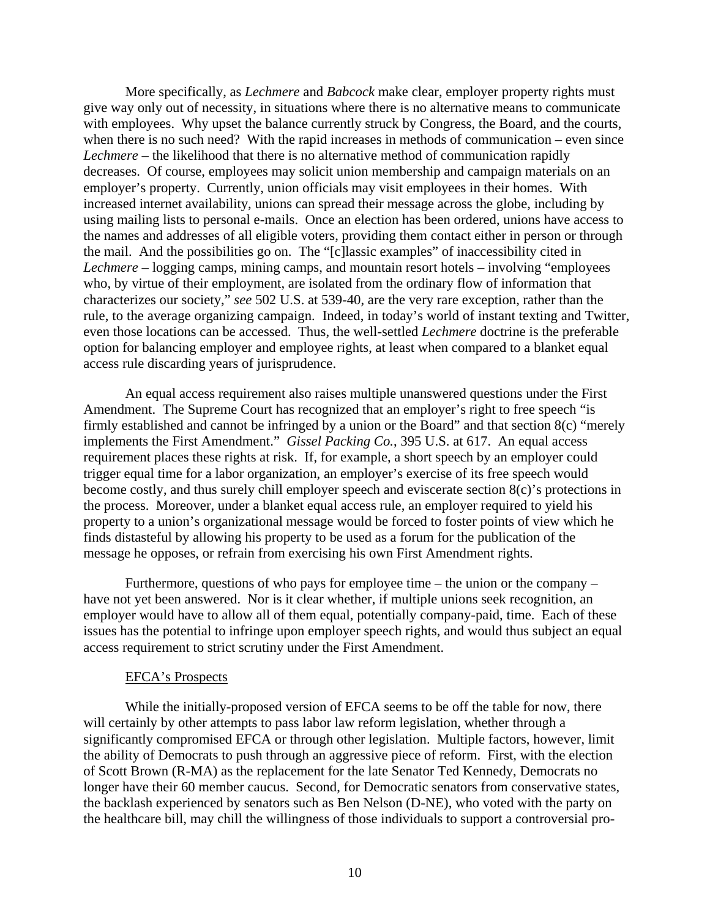More specifically, as *Lechmere* and *Babcock* make clear, employer property rights must give way only out of necessity, in situations where there is no alternative means to communicate with employees. Why upset the balance currently struck by Congress, the Board, and the courts, when there is no such need? With the rapid increases in methods of communication – even since *Lechmere* – the likelihood that there is no alternative method of communication rapidly decreases. Of course, employees may solicit union membership and campaign materials on an employer's property. Currently, union officials may visit employees in their homes. With increased internet availability, unions can spread their message across the globe, including by using mailing lists to personal e-mails. Once an election has been ordered, unions have access to the names and addresses of all eligible voters, providing them contact either in person or through the mail. And the possibilities go on. The "[c]lassic examples" of inaccessibility cited in *Lechmere* – logging camps, mining camps, and mountain resort hotels – involving "employees who, by virtue of their employment, are isolated from the ordinary flow of information that characterizes our society," *see* 502 U.S. at 539-40, are the very rare exception, rather than the rule, to the average organizing campaign. Indeed, in today's world of instant texting and Twitter, even those locations can be accessed. Thus, the well-settled *Lechmere* doctrine is the preferable option for balancing employer and employee rights, at least when compared to a blanket equal access rule discarding years of jurisprudence.

An equal access requirement also raises multiple unanswered questions under the First Amendment. The Supreme Court has recognized that an employer's right to free speech "is firmly established and cannot be infringed by a union or the Board" and that section 8(c) "merely implements the First Amendment." *Gissel Packing Co.*, 395 U.S. at 617. An equal access requirement places these rights at risk. If, for example, a short speech by an employer could trigger equal time for a labor organization, an employer's exercise of its free speech would become costly, and thus surely chill employer speech and eviscerate section 8(c)'s protections in the process. Moreover, under a blanket equal access rule, an employer required to yield his property to a union's organizational message would be forced to foster points of view which he finds distasteful by allowing his property to be used as a forum for the publication of the message he opposes, or refrain from exercising his own First Amendment rights.

Furthermore, questions of who pays for employee time – the union or the company – have not yet been answered. Nor is it clear whether, if multiple unions seek recognition, an employer would have to allow all of them equal, potentially company-paid, time. Each of these issues has the potential to infringe upon employer speech rights, and would thus subject an equal access requirement to strict scrutiny under the First Amendment.

EFCA's Prospects

While the initially-proposed version of EFCA seems to be off the table for now, there will certainly by other attempts to pass labor law reform legislation, whether through a significantly compromised EFCA or through other legislation. Multiple factors, however, limit the ability of Democrats to push through an aggressive piece of reform. First, with the election of Scott Brown (R-MA) as the replacement for the late Senator Ted Kennedy, Democrats no longer have their 60 member caucus. Second, for Democratic senators from conservative states, the backlash experienced by senators such as Ben Nelson (D-NE), who voted with the party on the healthcare bill, may chill the willingness of those individuals to support a controversial pro-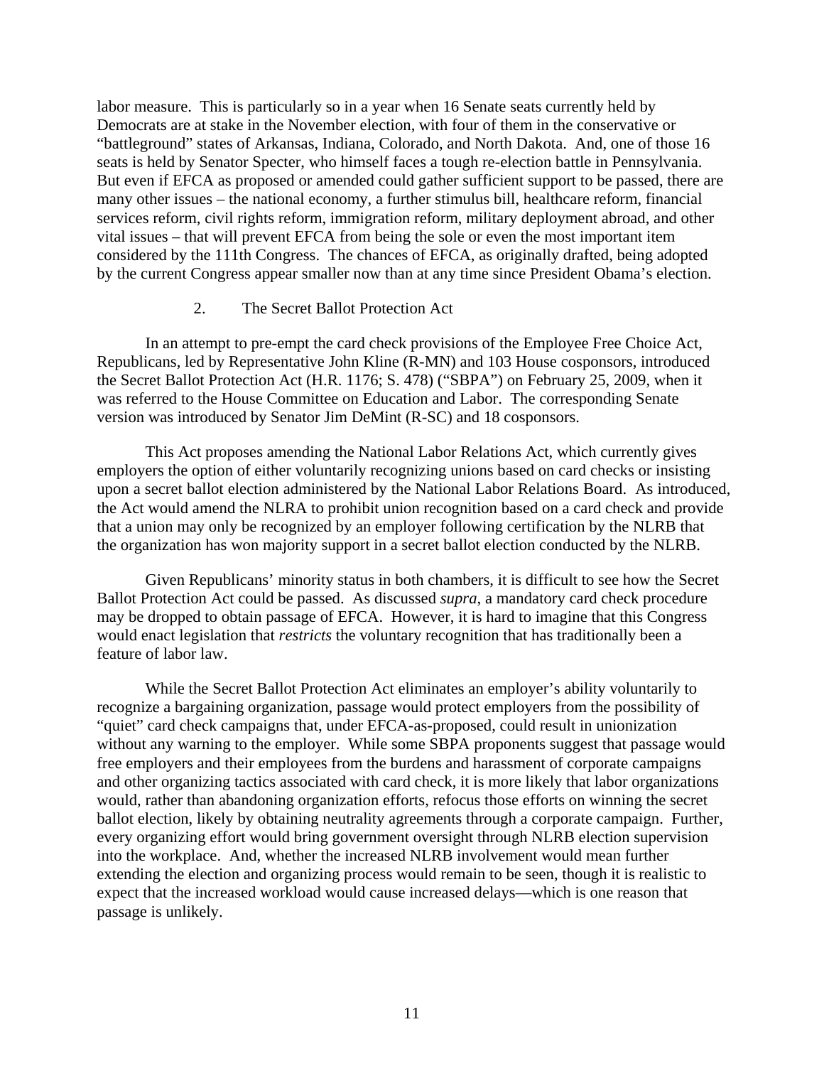labor measure. This is particularly so in a year when 16 Senate seats currently held by Democrats are at stake in the November election, with four of them in the conservative or "battleground" states of Arkansas, Indiana, Colorado, and North Dakota. And, one of those 16 seats is held by Senator Specter, who himself faces a tough re-election battle in Pennsylvania. But even if EFCA as proposed or amended could gather sufficient support to be passed, there are many other issues – the national economy, a further stimulus bill, healthcare reform, financial services reform, civil rights reform, immigration reform, military deployment abroad, and other vital issues – that will prevent EFCA from being the sole or even the most important item considered by the 111th Congress. The chances of EFCA, as originally drafted, being adopted by the current Congress appear smaller now than at any time since President Obama's election.

### 2. The Secret Ballot Protection Act

In an attempt to pre-empt the card check provisions of the Employee Free Choice Act, Republicans, led by Representative John Kline (R-MN) and 103 House cosponsors, introduced the Secret Ballot Protection Act (H.R. 1176; S. 478) ("SBPA") on February 25, 2009, when it was referred to the House Committee on Education and Labor. The corresponding Senate version was introduced by Senator Jim DeMint (R-SC) and 18 cosponsors.

This Act proposes amending the National Labor Relations Act, which currently gives employers the option of either voluntarily recognizing unions based on card checks or insisting upon a secret ballot election administered by the National Labor Relations Board. As introduced, the Act would amend the NLRA to prohibit union recognition based on a card check and provide that a union may only be recognized by an employer following certification by the NLRB that the organization has won majority support in a secret ballot election conducted by the NLRB.

Given Republicans' minority status in both chambers, it is difficult to see how the Secret Ballot Protection Act could be passed. As discussed *supra*, a mandatory card check procedure may be dropped to obtain passage of EFCA. However, it is hard to imagine that this Congress would enact legislation that *restricts* the voluntary recognition that has traditionally been a feature of labor law.

While the Secret Ballot Protection Act eliminates an employer's ability voluntarily to recognize a bargaining organization, passage would protect employers from the possibility of "quiet" card check campaigns that, under EFCA-as-proposed, could result in unionization without any warning to the employer. While some SBPA proponents suggest that passage would free employers and their employees from the burdens and harassment of corporate campaigns and other organizing tactics associated with card check, it is more likely that labor organizations would, rather than abandoning organization efforts, refocus those efforts on winning the secret ballot election, likely by obtaining neutrality agreements through a corporate campaign. Further, every organizing effort would bring government oversight through NLRB election supervision into the workplace. And, whether the increased NLRB involvement would mean further extending the election and organizing process would remain to be seen, though it is realistic to expect that the increased workload would cause increased delays—which is one reason that passage is unlikely.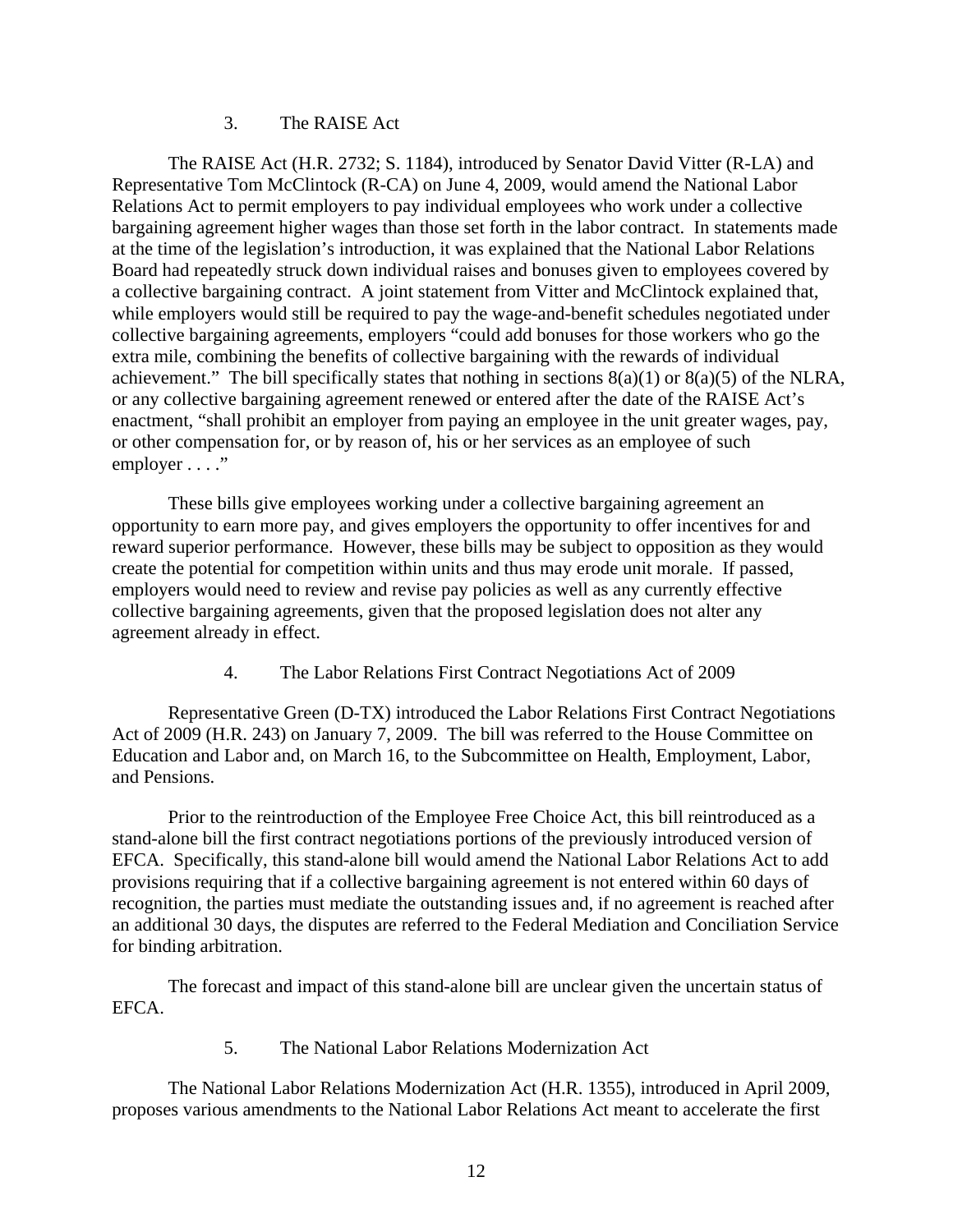### 3. The RAISE Act

The RAISE Act (H.R. 2732; S. 1184), introduced by Senator David Vitter (R-LA) and Representative Tom McClintock (R-CA) on June 4, 2009, would amend the National Labor Relations Act to permit employers to pay individual employees who work under a collective bargaining agreement higher wages than those set forth in the labor contract. In statements made at the time of the legislation's introduction, it was explained that the National Labor Relations Board had repeatedly struck down individual raises and bonuses given to employees covered by a collective bargaining contract. A joint statement from Vitter and McClintock explained that, while employers would still be required to pay the wage-and-benefit schedules negotiated under collective bargaining agreements, employers "could add bonuses for those workers who go the extra mile, combining the benefits of collective bargaining with the rewards of individual achievement." The bill specifically states that nothing in sections 8(a)(1) or 8(a)(5) of the NLRA, or any collective bargaining agreement renewed or entered after the date of the RAISE Act's enactment, "shall prohibit an employer from paying an employee in the unit greater wages, pay, or other compensation for, or by reason of, his or her services as an employee of such employer . . . ."

These bills give employees working under a collective bargaining agreement an opportunity to earn more pay, and gives employers the opportunity to offer incentives for and reward superior performance. However, these bills may be subject to opposition as they would create the potential for competition within units and thus may erode unit morale. If passed, employers would need to review and revise pay policies as well as any currently effective collective bargaining agreements, given that the proposed legislation does not alter any agreement already in effect.

### 4. The Labor Relations First Contract Negotiations Act of 2009

Representative Green (D-TX) introduced the Labor Relations First Contract Negotiations Act of 2009 (H.R. 243) on January 7, 2009. The bill was referred to the House Committee on Education and Labor and, on March 16, to the Subcommittee on Health, Employment, Labor, and Pensions.

Prior to the reintroduction of the Employee Free Choice Act, this bill reintroduced as a stand-alone bill the first contract negotiations portions of the previously introduced version of EFCA. Specifically, this stand-alone bill would amend the National Labor Relations Act to add provisions requiring that if a collective bargaining agreement is not entered within 60 days of recognition, the parties must mediate the outstanding issues and, if no agreement is reached after an additional 30 days, the disputes are referred to the Federal Mediation and Conciliation Service for binding arbitration.

The forecast and impact of this stand-alone bill are unclear given the uncertain status of EFCA.

### 5. The National Labor Relations Modernization Act

The National Labor Relations Modernization Act (H.R. 1355), introduced in April 2009, proposes various amendments to the National Labor Relations Act meant to accelerate the first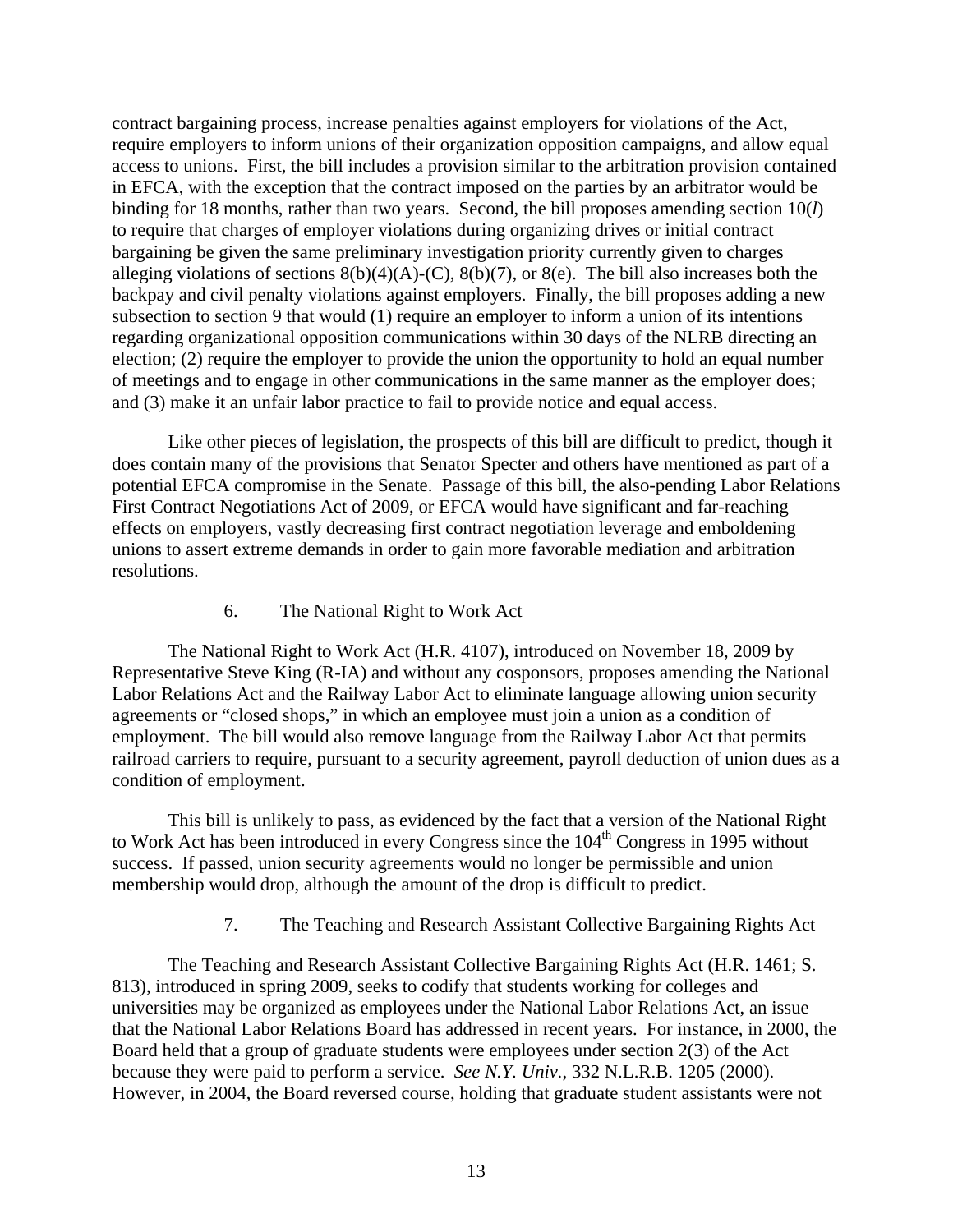contract bargaining process, increase penalties against employers for violations of the Act, require employers to inform unions of their organization opposition campaigns, and allow equal access to unions. First, the bill includes a provision similar to the arbitration provision contained in EFCA, with the exception that the contract imposed on the parties by an arbitrator would be binding for 18 months, rather than two years. Second, the bill proposes amending section 10(*l*) to require that charges of employer violations during organizing drives or initial contract bargaining be given the same preliminary investigation priority currently given to charges alleging violations of sections 8(b)(4)(A)-(C), 8(b)(7), or 8(e). The bill also increases both the backpay and civil penalty violations against employers. Finally, the bill proposes adding a new subsection to section 9 that would (1) require an employer to inform a union of its intentions regarding organizational opposition communications within 30 days of the NLRB directing an election; (2) require the employer to provide the union the opportunity to hold an equal number of meetings and to engage in other communications in the same manner as the employer does; and (3) make it an unfair labor practice to fail to provide notice and equal access.

Like other pieces of legislation, the prospects of this bill are difficult to predict, though it does contain many of the provisions that Senator Specter and others have mentioned as part of a potential EFCA compromise in the Senate. Passage of this bill, the also-pending Labor Relations First Contract Negotiations Act of 2009, or EFCA would have significant and far-reaching effects on employers, vastly decreasing first contract negotiation leverage and emboldening unions to assert extreme demands in order to gain more favorable mediation and arbitration resolutions.

### 6. The National Right to Work Act

The National Right to Work Act (H.R. 4107), introduced on November 18, 2009 by Representative Steve King (R-IA) and without any cosponsors, proposes amending the National Labor Relations Act and the Railway Labor Act to eliminate language allowing union security agreements or "closed shops," in which an employee must join a union as a condition of employment. The bill would also remove language from the Railway Labor Act that permits railroad carriers to require, pursuant to a security agreement, payroll deduction of union dues as a condition of employment.

This bill is unlikely to pass, as evidenced by the fact that a version of the National Right to Work Act has been introduced in every Congress since the 104th Congress in 1995 without success. If passed, union security agreements would no longer be permissible and union membership would drop, although the amount of the drop is difficult to predict.

### 7. The Teaching and Research Assistant Collective Bargaining Rights Act

The Teaching and Research Assistant Collective Bargaining Rights Act (H.R. 1461; S. 813), introduced in spring 2009, seeks to codify that students working for colleges and universities may be organized as employees under the National Labor Relations Act, an issue that the National Labor Relations Board has addressed in recent years. For instance, in 2000, the Board held that a group of graduate students were employees under section 2(3) of the Act because they were paid to perform a service. *See N.Y. Univ.*, 332 N.L.R.B. 1205 (2000). However, in 2004, the Board reversed course, holding that graduate student assistants were not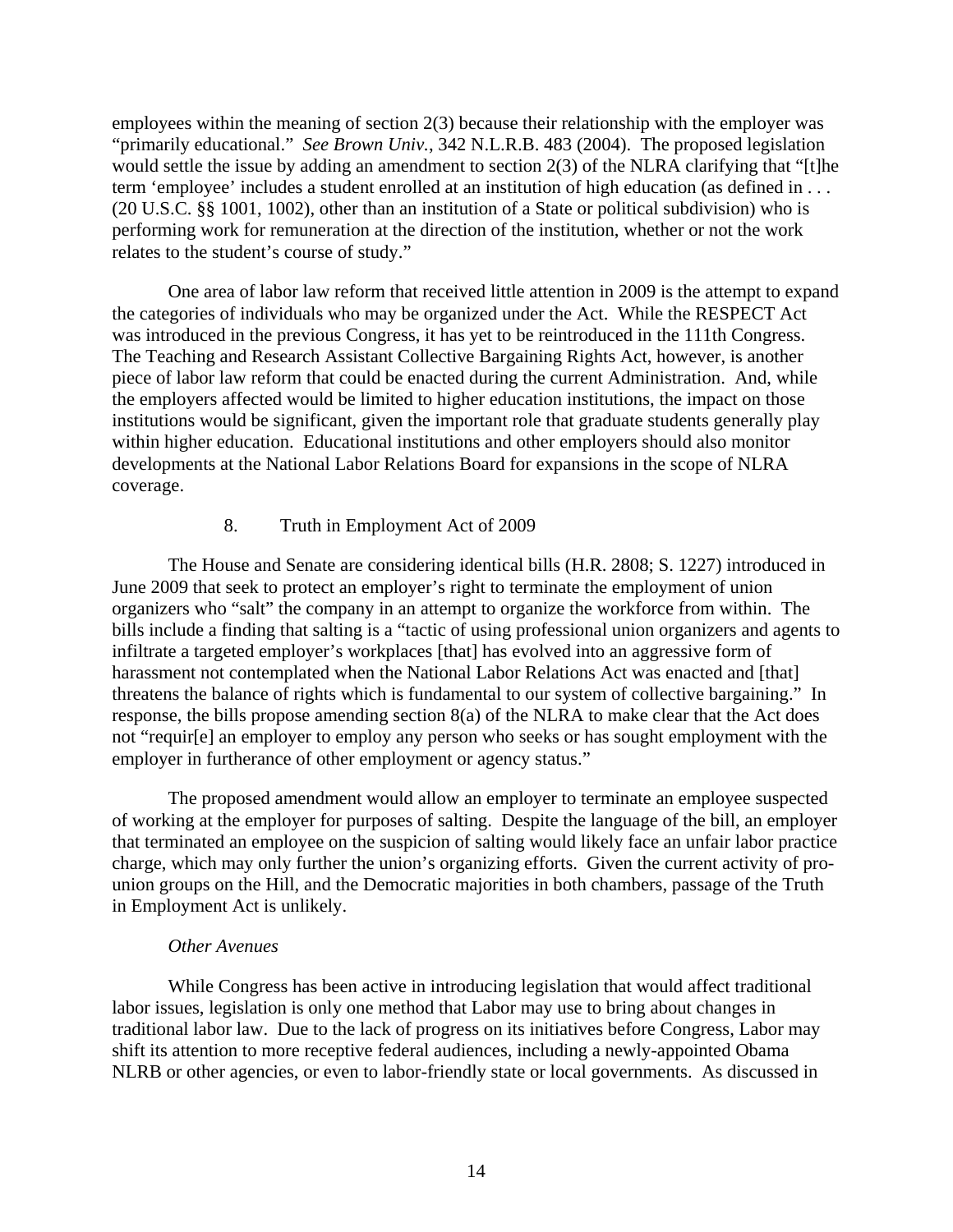employees within the meaning of section 2(3) because their relationship with the employer was "primarily educational." *See Brown Univ.*, 342 N.L.R.B. 483 (2004). The proposed legislation would settle the issue by adding an amendment to section 2(3) of the NLRA clarifying that "[t]he term 'employee' includes a student enrolled at an institution of high education (as defined in . . . (20 U.S.C. §§ 1001, 1002), other than an institution of a State or political subdivision) who is performing work for remuneration at the direction of the institution, whether or not the work relates to the student's course of study."

One area of labor law reform that received little attention in 2009 is the attempt to expand the categories of individuals who may be organized under the Act. While the RESPECT Act was introduced in the previous Congress, it has yet to be reintroduced in the 111th Congress. The Teaching and Research Assistant Collective Bargaining Rights Act, however, is another piece of labor law reform that could be enacted during the current Administration. And, while the employers affected would be limited to higher education institutions, the impact on those institutions would be significant, given the important role that graduate students generally play within higher education. Educational institutions and other employers should also monitor developments at the National Labor Relations Board for expansions in the scope of NLRA coverage.

### 8. Truth in Employment Act of 2009

The House and Senate are considering identical bills (H.R. 2808; S. 1227) introduced in June 2009 that seek to protect an employer's right to terminate the employment of union organizers who "salt" the company in an attempt to organize the workforce from within. The bills include a finding that salting is a "tactic of using professional union organizers and agents to infiltrate a targeted employer's workplaces [that] has evolved into an aggressive form of harassment not contemplated when the National Labor Relations Act was enacted and [that] threatens the balance of rights which is fundamental to our system of collective bargaining." In response, the bills propose amending section 8(a) of the NLRA to make clear that the Act does not "requir[e] an employer to employ any person who seeks or has sought employment with the employer in furtherance of other employment or agency status."

The proposed amendment would allow an employer to terminate an employee suspected of working at the employer for purposes of salting. Despite the language of the bill, an employer that terminated an employee on the suspicion of salting would likely face an unfair labor practice charge, which may only further the union's organizing efforts. Given the current activity of pro-union groups on the Hill, and the Democratic majorities in both chambers, passage of the Truth in Employment Act is unlikely.

#### *Other Avenues*

While Congress has been active in introducing legislation that would affect traditional labor issues, legislation is only one method that Labor may use to bring about changes in traditional labor law. Due to the lack of progress on its initiatives before Congress, Labor may shift its attention to more receptive federal audiences, including a newly-appointed Obama NLRB or other agencies, or even to labor-friendly state or local governments. As discussed in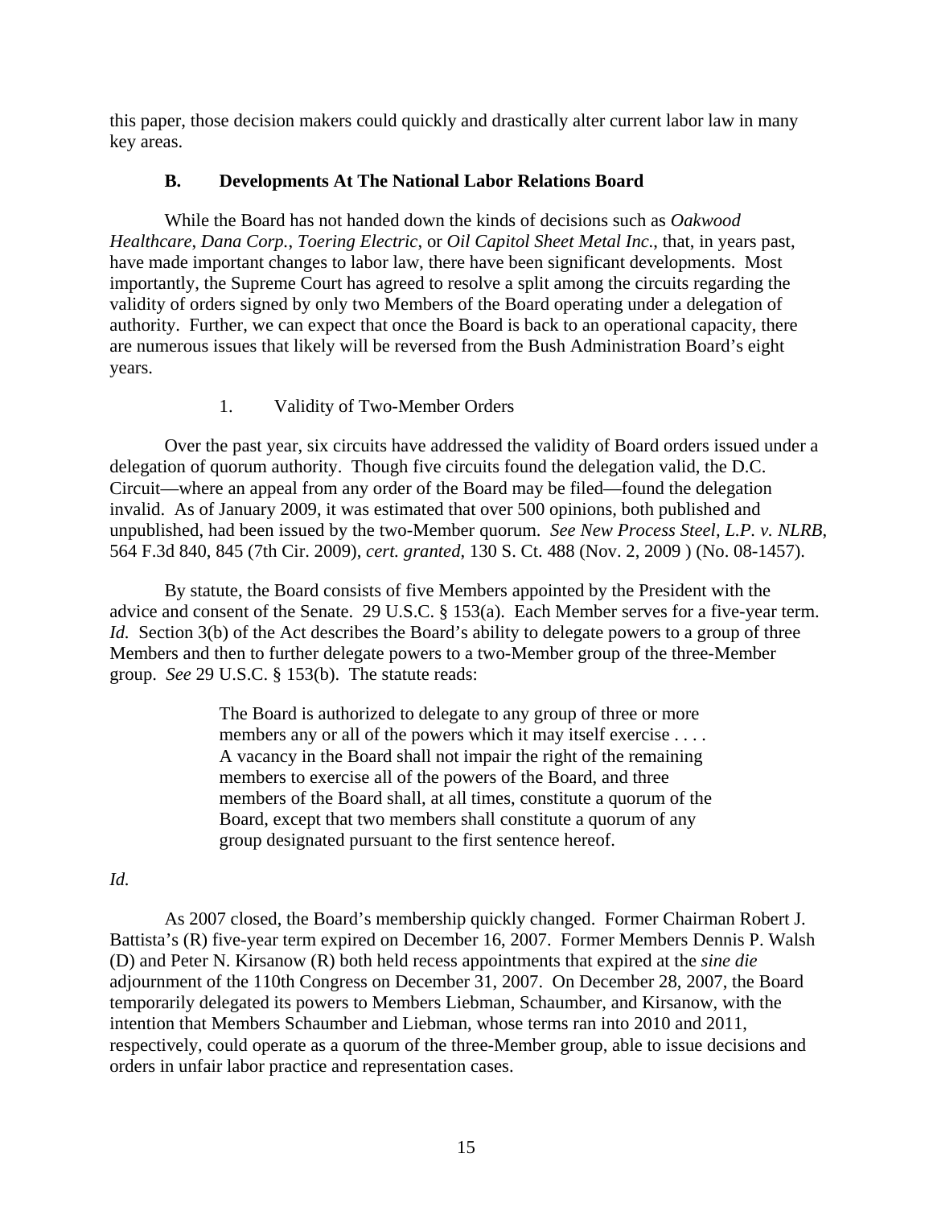this paper, those decision makers could quickly and drastically alter current labor law in many key areas.

### B. Developments At The National Labor Relations Board

While the Board has not handed down the kinds of decisions such as *Oakwood Healthcare*, *Dana Corp.*, *Toering Electric*, or *Oil Capitol Sheet Metal Inc.*, that, in years past, have made important changes to labor law, there have been significant developments. Most importantly, the Supreme Court has agreed to resolve a split among the circuits regarding the validity of orders signed by only two Members of the Board operating under a delegation of authority. Further, we can expect that once the Board is back to an operational capacity, there are numerous issues that likely will be reversed from the Bush Administration Board's eight years.

#### 1. Validity of Two-Member Orders

Over the past year, six circuits have addressed the validity of Board orders issued under a delegation of quorum authority. Though five circuits found the delegation valid, the D.C. Circuit—where an appeal from any order of the Board may be filed—found the delegation invalid. As of January 2009, it was estimated that over 500 opinions, both published and unpublished, had been issued by the two-Member quorum. *See New Process Steel, L.P. v. NLRB*, 564 F.3d 840, 845 (7th Cir. 2009), *cert. granted*, 130 S. Ct. 488 (Nov. 2, 2009 ) (No. 08-1457).

By statute, the Board consists of five Members appointed by the President with the advice and consent of the Senate. 29 U.S.C. § 153(a). Each Member serves for a five-year term. *Id.* Section 3(b) of the Act describes the Board's ability to delegate powers to a group of three Members and then to further delegate powers to a two-Member group of the three-Member group. *See* 29 U.S.C. § 153(b). The statute reads:

> The Board is authorized to delegate to any group of three or more members any or all of the powers which it may itself exercise . . . . A vacancy in the Board shall not impair the right of the remaining members to exercise all of the powers of the Board, and three members of the Board shall, at all times, constitute a quorum of the Board, except that two members shall constitute a quorum of any group designated pursuant to the first sentence hereof.

*Id.*

As 2007 closed, the Board's membership quickly changed. Former Chairman Robert J. Battista's (R) five-year term expired on December 16, 2007. Former Members Dennis P. Walsh (D) and Peter N. Kirsanow (R) both held recess appointments that expired at the *sine die* adjournment of the 110th Congress on December 31, 2007. On December 28, 2007, the Board temporarily delegated its powers to Members Liebman, Schaumber, and Kirsanow, with the intention that Members Schaumber and Liebman, whose terms ran into 2010 and 2011, respectively, could operate as a quorum of the three-Member group, able to issue decisions and orders in unfair labor practice and representation cases.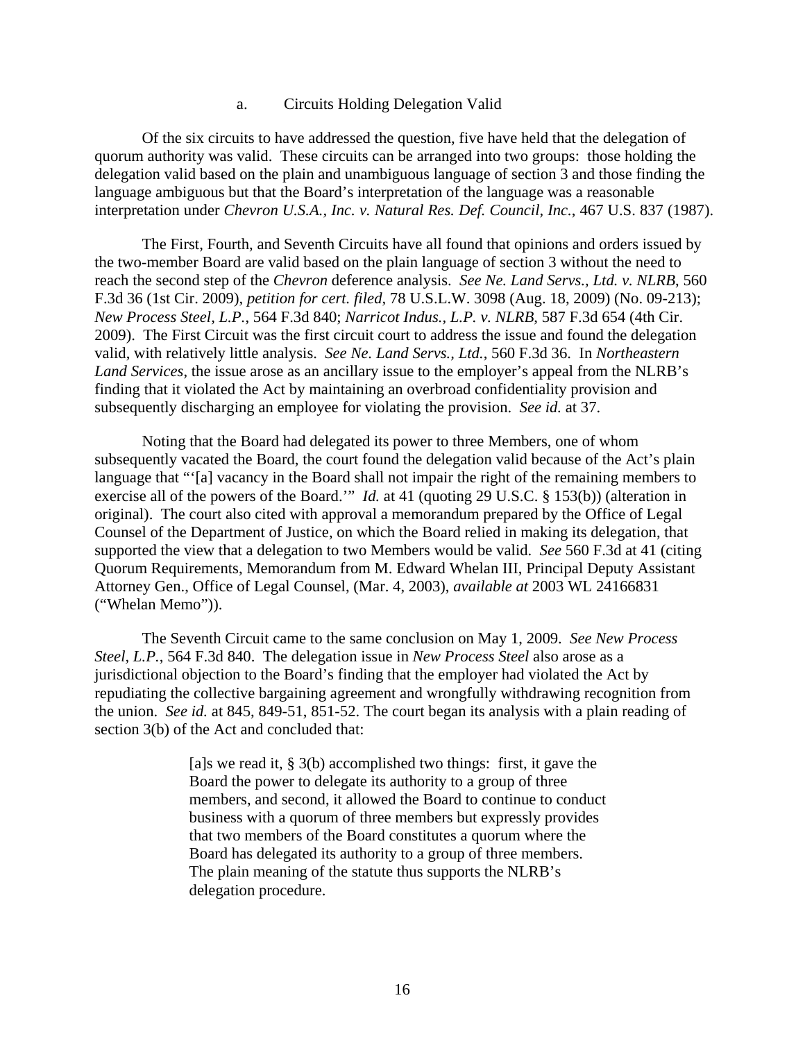#### a. Circuits Holding Delegation Valid

Of the six circuits to have addressed the question, five have held that the delegation of quorum authority was valid. These circuits can be arranged into two groups: those holding the delegation valid based on the plain and unambiguous language of section 3 and those finding the language ambiguous but that the Board's interpretation of the language was a reasonable interpretation under *Chevron U.S.A., Inc. v. Natural Res. Def. Council, Inc.*, 467 U.S. 837 (1987).

The First, Fourth, and Seventh Circuits have all found that opinions and orders issued by the two-member Board are valid based on the plain language of section 3 without the need to reach the second step of the *Chevron* deference analysis. *See Ne. Land Servs., Ltd. v. NLRB*, 560 F.3d 36 (1st Cir. 2009), *petition for cert. filed*, 78 U.S.L.W. 3098 (Aug. 18, 2009) (No. 09-213); *New Process Steel, L.P.*, 564 F.3d 840; *Narricot Indus., L.P. v. NLRB*, 587 F.3d 654 (4th Cir. 2009). The First Circuit was the first circuit court to address the issue and found the delegation valid, with relatively little analysis. *See Ne. Land Servs., Ltd.*, 560 F.3d 36. In *Northeastern Land Services*, the issue arose as an ancillary issue to the employer's appeal from the NLRB's finding that it violated the Act by maintaining an overbroad confidentiality provision and subsequently discharging an employee for violating the provision. *See id.* at 37.

Noting that the Board had delegated its power to three Members, one of whom subsequently vacated the Board, the court found the delegation valid because of the Act's plain language that "'[a] vacancy in the Board shall not impair the right of the remaining members to exercise all of the powers of the Board.'" *Id.* at 41 (quoting 29 U.S.C. § 153(b)) (alteration in original). The court also cited with approval a memorandum prepared by the Office of Legal Counsel of the Department of Justice, on which the Board relied in making its delegation, that supported the view that a delegation to two Members would be valid. *See* 560 F.3d at 41 (citing Quorum Requirements, Memorandum from M. Edward Whelan III, Principal Deputy Assistant Attorney Gen., Office of Legal Counsel, (Mar. 4, 2003), *available at* 2003 WL 24166831 ("Whelan Memo")).

The Seventh Circuit came to the same conclusion on May 1, 2009. *See New Process Steel, L.P.*, 564 F.3d 840. The delegation issue in *New Process Steel* also arose as a jurisdictional objection to the Board's finding that the employer had violated the Act by repudiating the collective bargaining agreement and wrongfully withdrawing recognition from the union. *See id.* at 845, 849-51, 851-52. The court began its analysis with a plain reading of section 3(b) of the Act and concluded that:

> [a]s we read it, § 3(b) accomplished two things: first, it gave the Board the power to delegate its authority to a group of three members, and second, it allowed the Board to continue to conduct business with a quorum of three members but expressly provides that two members of the Board constitutes a quorum where the Board has delegated its authority to a group of three members. The plain meaning of the statute thus supports the NLRB's delegation procedure.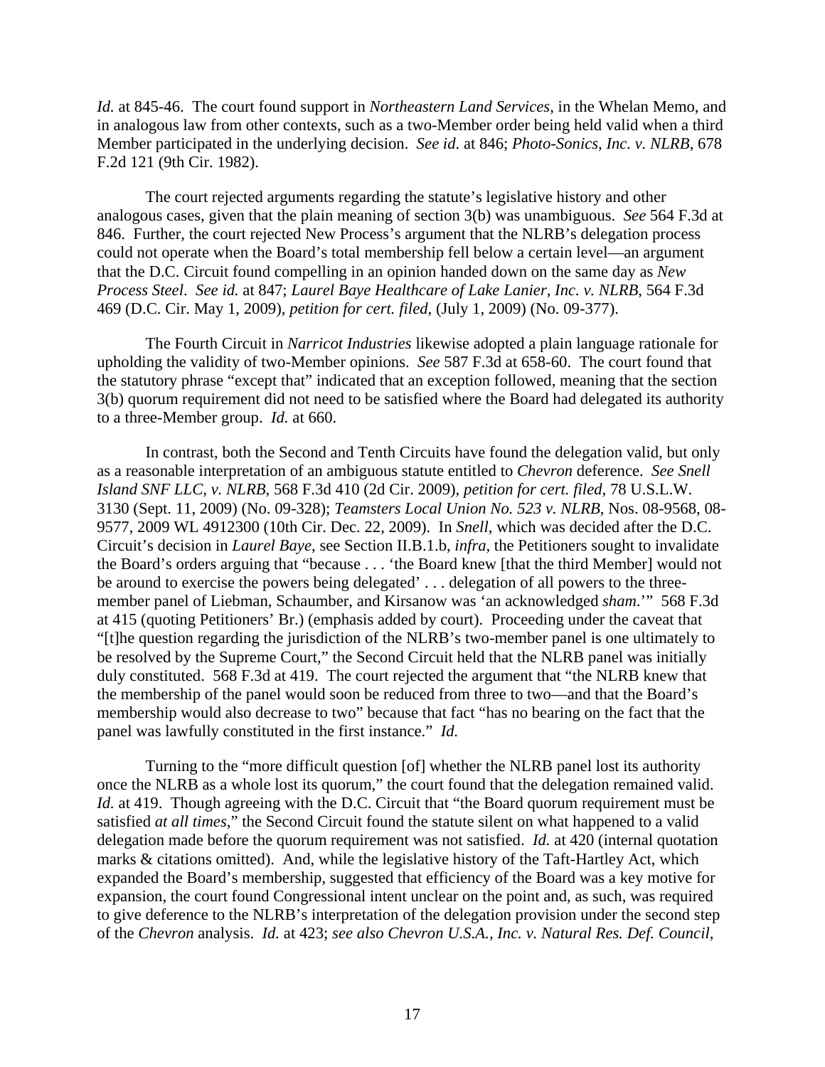*Id.* at 845-46. The court found support in *Northeastern Land Services*, in the Whelan Memo, and in analogous law from other contexts, such as a two-Member order being held valid when a third Member participated in the underlying decision. *See id*. at 846; *Photo-Sonics, Inc. v. NLRB*, 678 F.2d 121 (9th Cir. 1982).

The court rejected arguments regarding the statute's legislative history and other analogous cases, given that the plain meaning of section 3(b) was unambiguous. *See* 564 F.3d at 846. Further, the court rejected New Process's argument that the NLRB's delegation process could not operate when the Board's total membership fell below a certain level—an argument that the D.C. Circuit found compelling in an opinion handed down on the same day as *New Process Steel*. *See id.* at 847; *Laurel Baye Healthcare of Lake Lanier, Inc. v. NLRB*, 564 F.3d 469 (D.C. Cir. May 1, 2009), *petition for cert. filed*, (July 1, 2009) (No. 09-377).

The Fourth Circuit in *Narricot Industries* likewise adopted a plain language rationale for upholding the validity of two-Member opinions. *See* 587 F.3d at 658-60. The court found that the statutory phrase "except that" indicated that an exception followed, meaning that the section 3(b) quorum requirement did not need to be satisfied where the Board had delegated its authority to a three-Member group. *Id.* at 660.

In contrast, both the Second and Tenth Circuits have found the delegation valid, but only as a reasonable interpretation of an ambiguous statute entitled to *Chevron* deference. *See Snell Island SNF LLC, v. NLRB*, 568 F.3d 410 (2d Cir. 2009), *petition for cert. filed*, 78 U.S.L.W. 3130 (Sept. 11, 2009) (No. 09-328); *Teamsters Local Union No. 523 v. NLRB*, Nos. 08-9568, 08-9577, 2009 WL 4912300 (10th Cir. Dec. 22, 2009). In *Snell*, which was decided after the D.C. Circuit's decision in *Laurel Baye*, see Section II.B.1.b, *infra*, the Petitioners sought to invalidate the Board's orders arguing that "because . . . 'the Board knew [that the third Member] would not be around to exercise the powers being delegated' . . . delegation of all powers to the three-member panel of Liebman, Schaumber, and Kirsanow was 'an acknowledged *sham*.'" 568 F.3d at 415 (quoting Petitioners' Br.) (emphasis added by court). Proceeding under the caveat that "[t]he question regarding the jurisdiction of the NLRB's two-member panel is one ultimately to be resolved by the Supreme Court," the Second Circuit held that the NLRB panel was initially duly constituted. 568 F.3d at 419. The court rejected the argument that "the NLRB knew that the membership of the panel would soon be reduced from three to two—and that the Board's membership would also decrease to two" because that fact "has no bearing on the fact that the panel was lawfully constituted in the first instance." *Id.*

Turning to the "more difficult question [of] whether the NLRB panel lost its authority once the NLRB as a whole lost its quorum," the court found that the delegation remained valid. *Id.* at 419. Though agreeing with the D.C. Circuit that "the Board quorum requirement must be satisfied *at all times*," the Second Circuit found the statute silent on what happened to a valid delegation made before the quorum requirement was not satisfied. *Id.* at 420 (internal quotation marks & citations omitted). And, while the legislative history of the Taft-Hartley Act, which expanded the Board's membership, suggested that efficiency of the Board was a key motive for expansion, the court found Congressional intent unclear on the point and, as such, was required to give deference to the NLRB's interpretation of the delegation provision under the second step of the *Chevron* analysis. *Id.* at 423; *see also Chevron U.S.A., Inc. v. Natural Res. Def. Council,*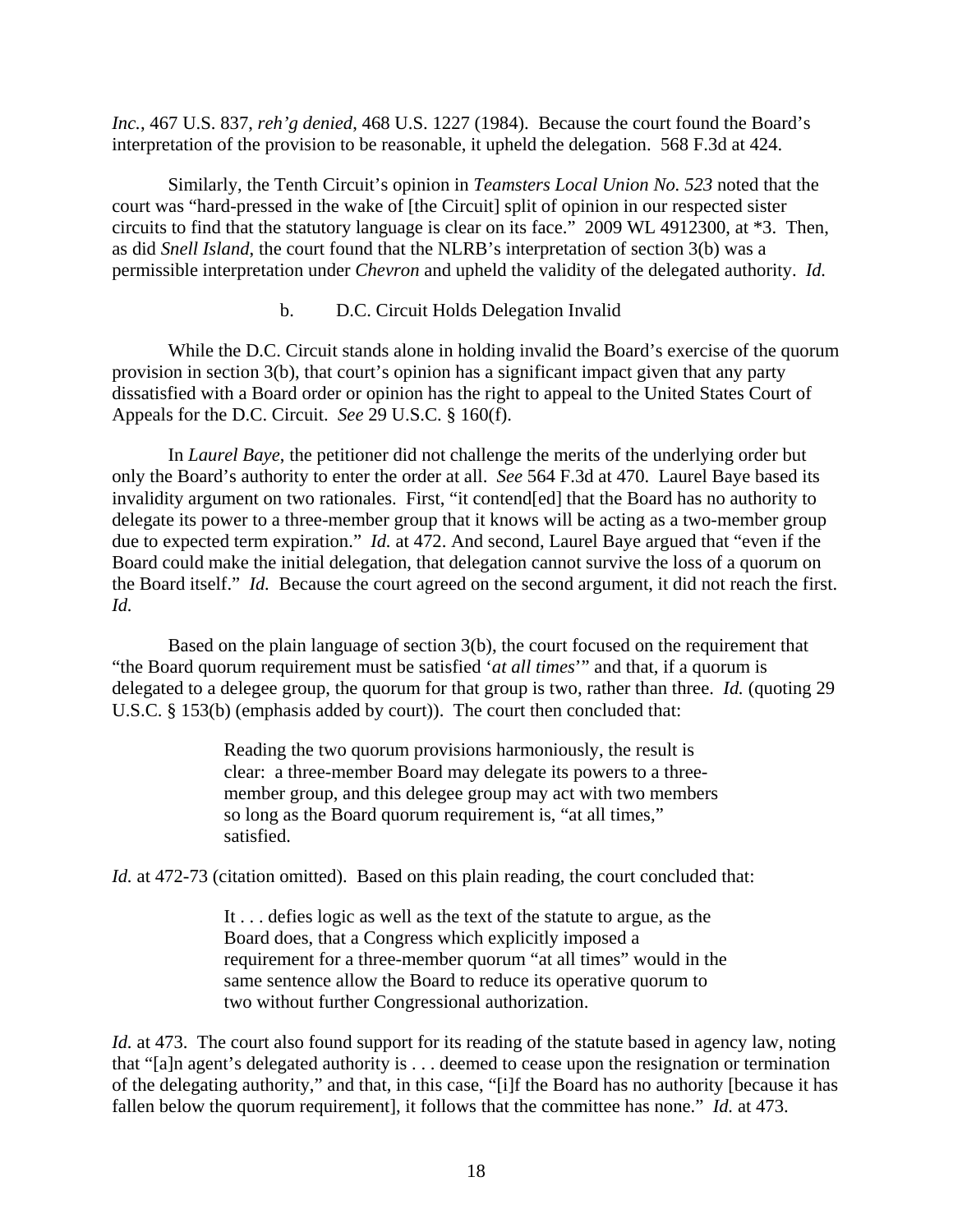*Inc.*, 467 U.S. 837, *reh'g denied*, 468 U.S. 1227 (1984). Because the court found the Board's interpretation of the provision to be reasonable, it upheld the delegation. 568 F.3d at 424.

Similarly, the Tenth Circuit's opinion in *Teamsters Local Union No. 523* noted that the court was "hard-pressed in the wake of [the Circuit] split of opinion in our respected sister circuits to find that the statutory language is clear on its face." 2009 WL 4912300, at *3. Then, as did *Snell Island*, the court found that the NLRB's interpretation of section 3(b) was a permissible interpretation under *Chevron* and upheld the validity of the delegated authority. *Id.*

b. D.C. Circuit Holds Delegation Invalid

While the D.C. Circuit stands alone in holding invalid the Board's exercise of the quorum provision in section 3(b), that court's opinion has a significant impact given that any party dissatisfied with a Board order or opinion has the right to appeal to the United States Court of Appeals for the D.C. Circuit. *See* 29 U.S.C. § 160(f).

In *Laurel Baye*, the petitioner did not challenge the merits of the underlying order but only the Board's authority to enter the order at all. *See* 564 F.3d at 470. Laurel Baye based its invalidity argument on two rationales. First, "it contend[ed] that the Board has no authority to delegate its power to a three-member group that it knows will be acting as a two-member group due to expected term expiration." *Id.* at 472. And second, Laurel Baye argued that "even if the Board could make the initial delegation, that delegation cannot survive the loss of a quorum on the Board itself." *Id.* Because the court agreed on the second argument, it did not reach the first. *Id.*

Based on the plain language of section 3(b), the court focused on the requirement that "the Board quorum requirement must be satisfied '*at all times*'" and that, if a quorum is delegated to a delegee group, the quorum for that group is two, rather than three. *Id.* (quoting 29 U.S.C. § 153(b) (emphasis added by court)). The court then concluded that:

> Reading the two quorum provisions harmoniously, the result is clear: a three-member Board may delegate its powers to a three-member group, and this delegee group may act with two members so long as the Board quorum requirement is, "at all times," satisfied.

*Id.* at 472-73 (citation omitted). Based on this plain reading, the court concluded that:

> It . . . defies logic as well as the text of the statute to argue, as the Board does, that a Congress which explicitly imposed a requirement for a three-member quorum "at all times" would in the same sentence allow the Board to reduce its operative quorum to two without further Congressional authorization.

*Id.* at 473. The court also found support for its reading of the statute based in agency law, noting that "[a]n agent's delegated authority is . . . deemed to cease upon the resignation or termination of the delegating authority," and that, in this case, "[i]f the Board has no authority [because it has fallen below the quorum requirement], it follows that the committee has none." *Id.* at 473.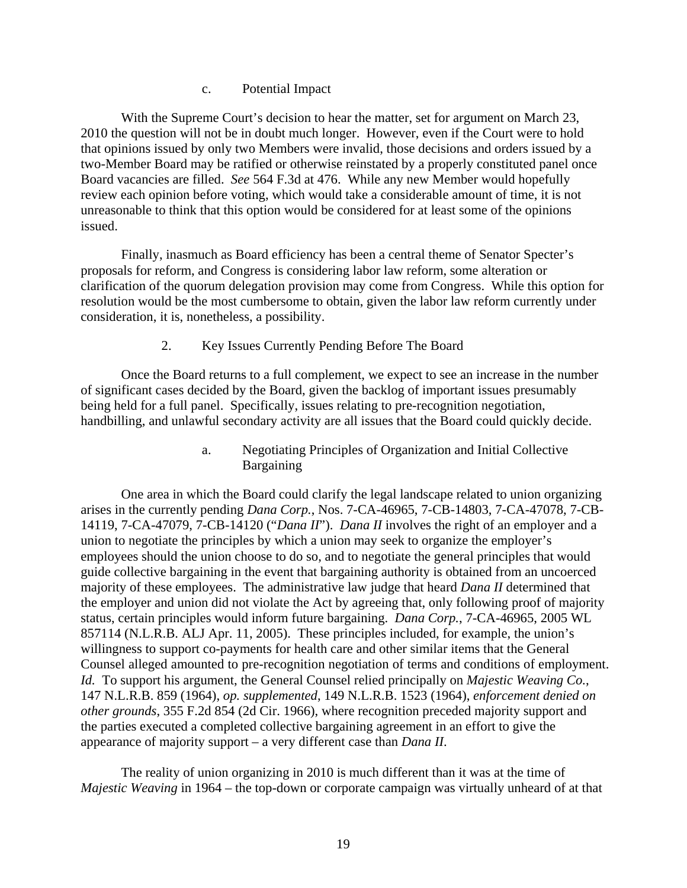c. Potential Impact

With the Supreme Court's decision to hear the matter, set for argument on March 23, 2010 the question will not be in doubt much longer. However, even if the Court were to hold that opinions issued by only two Members were invalid, those decisions and orders issued by a two-Member Board may be ratified or otherwise reinstated by a properly constituted panel once Board vacancies are filled. *See* 564 F.3d at 476. While any new Member would hopefully review each opinion before voting, which would take a considerable amount of time, it is not unreasonable to think that this option would be considered for at least some of the opinions issued.

Finally, inasmuch as Board efficiency has been a central theme of Senator Specter's proposals for reform, and Congress is considering labor law reform, some alteration or clarification of the quorum delegation provision may come from Congress. While this option for resolution would be the most cumbersome to obtain, given the labor law reform currently under consideration, it is, nonetheless, a possibility.

2. Key Issues Currently Pending Before The Board

Once the Board returns to a full complement, we expect to see an increase in the number of significant cases decided by the Board, given the backlog of important issues presumably being held for a full panel. Specifically, issues relating to pre-recognition negotiation, handbilling, and unlawful secondary activity are all issues that the Board could quickly decide.

a. Negotiating Principles of Organization and Initial Collective Bargaining

One area in which the Board could clarify the legal landscape related to union organizing arises in the currently pending *Dana Corp.*, Nos. 7-CA-46965, 7-CB-14803, 7-CA-47078, 7-CB-14119, 7-CA-47079, 7-CB-14120 ("*Dana II*"). *Dana II* involves the right of an employer and a union to negotiate the principles by which a union may seek to organize the employer's employees should the union choose to do so, and to negotiate the general principles that would guide collective bargaining in the event that bargaining authority is obtained from an uncoerced majority of these employees. The administrative law judge that heard *Dana II* determined that the employer and union did not violate the Act by agreeing that, only following proof of majority status, certain principles would inform future bargaining. *Dana Corp.*, 7-CA-46965, 2005 WL 857114 (N.L.R.B. ALJ Apr. 11, 2005). These principles included, for example, the union's willingness to support co-payments for health care and other similar items that the General Counsel alleged amounted to pre-recognition negotiation of terms and conditions of employment. *Id.* To support his argument, the General Counsel relied principally on *Majestic Weaving Co.*, 147 N.L.R.B. 859 (1964), *op. supplemented*, 149 N.L.R.B. 1523 (1964), *enforcement denied on other grounds*, 355 F.2d 854 (2d Cir. 1966), where recognition preceded majority support and the parties executed a completed collective bargaining agreement in an effort to give the appearance of majority support – a very different case than *Dana II*.

The reality of union organizing in 2010 is much different than it was at the time of *Majestic Weaving* in 1964 – the top-down or corporate campaign was virtually unheard of at that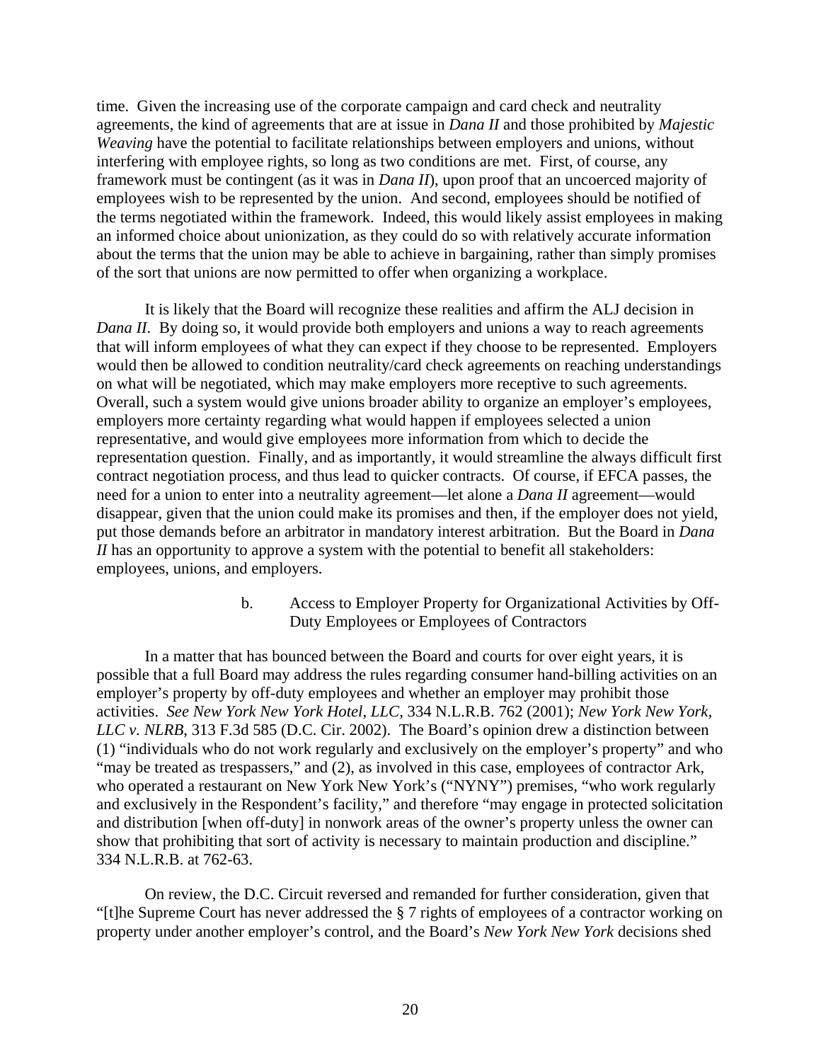time. Given the increasing use of the corporate campaign and card check and neutrality agreements, the kind of agreements that are at issue in *Dana II* and those prohibited by *Majestic Weaving* have the potential to facilitate relationships between employers and unions, without interfering with employee rights, so long as two conditions are met. First, of course, any framework must be contingent (as it was in *Dana II*), upon proof that an uncoerced majority of employees wish to be represented by the union. And second, employees should be notified of the terms negotiated within the framework. Indeed, this would likely assist employees in making an informed choice about unionization, as they could do so with relatively accurate information about the terms that the union may be able to achieve in bargaining, rather than simply promises of the sort that unions are now permitted to offer when organizing a workplace.

It is likely that the Board will recognize these realities and affirm the ALJ decision in *Dana II*. By doing so, it would provide both employers and unions a way to reach agreements that will inform employees of what they can expect if they choose to be represented. Employers would then be allowed to condition neutrality/card check agreements on reaching understandings on what will be negotiated, which may make employers more receptive to such agreements. Overall, such a system would give unions broader ability to organize an employer's employees, employers more certainty regarding what would happen if employees selected a union representative, and would give employees more information from which to decide the representation question. Finally, and as importantly, it would streamline the always difficult first contract negotiation process, and thus lead to quicker contracts. Of course, if EFCA passes, the need for a union to enter into a neutrality agreement—let alone a *Dana II* agreement—would disappear, given that the union could make its promises and then, if the employer does not yield, put those demands before an arbitrator in mandatory interest arbitration. But the Board in *Dana II* has an opportunity to approve a system with the potential to benefit all stakeholders: employees, unions, and employers.

b. Access to Employer Property for Organizational Activities by Off-Duty Employees or Employees of Contractors

In a matter that has bounced between the Board and courts for over eight years, it is possible that a full Board may address the rules regarding consumer hand-billing activities on an employer's property by off-duty employees and whether an employer may prohibit those activities. *See New York New York Hotel, LLC*, 334 N.L.R.B. 762 (2001); *New York New York, LLC v. NLRB*, 313 F.3d 585 (D.C. Cir. 2002). The Board's opinion drew a distinction between (1) "individuals who do not work regularly and exclusively on the employer's property" and who "may be treated as trespassers," and (2), as involved in this case, employees of contractor Ark, who operated a restaurant on New York New York's ("NYNY") premises, "who work regularly and exclusively in the Respondent's facility," and therefore "may engage in protected solicitation and distribution [when off-duty] in nonwork areas of the owner's property unless the owner can show that prohibiting that sort of activity is necessary to maintain production and discipline." 334 N.L.R.B. at 762-63.

On review, the D.C. Circuit reversed and remanded for further consideration, given that "[t]he Supreme Court has never addressed the § 7 rights of employees of a contractor working on property under another employer's control, and the Board's *New York New York* decisions shed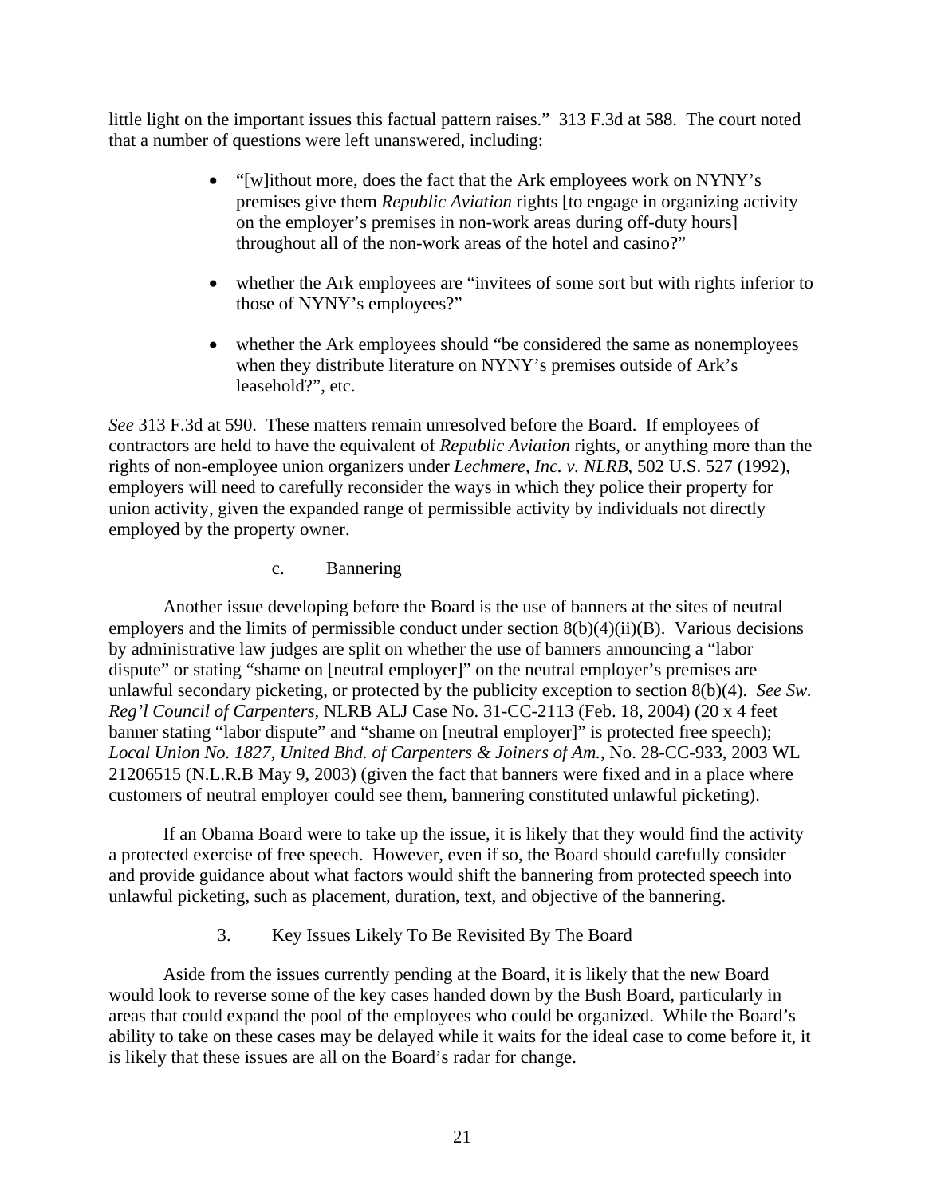little light on the important issues this factual pattern raises." 313 F.3d at 588. The court noted that a number of questions were left unanswered, including:

- "[w]ithout more, does the fact that the Ark employees work on NYNY's premises give them *Republic Aviation* rights [to engage in organizing activity on the employer's premises in non-work areas during off-duty hours] throughout all of the non-work areas of the hotel and casino?"
- whether the Ark employees are "invitees of some sort but with rights inferior to those of NYNY's employees?"
- whether the Ark employees should "be considered the same as nonemployees when they distribute literature on NYNY's premises outside of Ark's leasehold?", etc.

*See* 313 F.3d at 590. These matters remain unresolved before the Board. If employees of contractors are held to have the equivalent of *Republic Aviation* rights, or anything more than the rights of non-employee union organizers under *Lechmere, Inc. v. NLRB*, 502 U.S. 527 (1992), employers will need to carefully reconsider the ways in which they police their property for union activity, given the expanded range of permissible activity by individuals not directly employed by the property owner.

#### c. Bannering

Another issue developing before the Board is the use of banners at the sites of neutral employers and the limits of permissible conduct under section 8(b)(4)(ii)(B). Various decisions by administrative law judges are split on whether the use of banners announcing a "labor dispute" or stating "shame on [neutral employer]" on the neutral employer's premises are unlawful secondary picketing, or protected by the publicity exception to section 8(b)(4). *See Sw. Reg'l Council of Carpenters*, NLRB ALJ Case No. 31-CC-2113 (Feb. 18, 2004) (20 x 4 feet banner stating "labor dispute" and "shame on [neutral employer]" is protected free speech); *Local Union No. 1827, United Bhd. of Carpenters & Joiners of Am.*, No. 28-CC-933, 2003 WL 21206515 (N.L.R.B May 9, 2003) (given the fact that banners were fixed and in a place where customers of neutral employer could see them, bannering constituted unlawful picketing).

If an Obama Board were to take up the issue, it is likely that they would find the activity a protected exercise of free speech. However, even if so, the Board should carefully consider and provide guidance about what factors would shift the bannering from protected speech into unlawful picketing, such as placement, duration, text, and objective of the bannering.

### 3. Key Issues Likely To Be Revisited By The Board

Aside from the issues currently pending at the Board, it is likely that the new Board would look to reverse some of the key cases handed down by the Bush Board, particularly in areas that could expand the pool of the employees who could be organized. While the Board's ability to take on these cases may be delayed while it waits for the ideal case to come before it, it is likely that these issues are all on the Board's radar for change.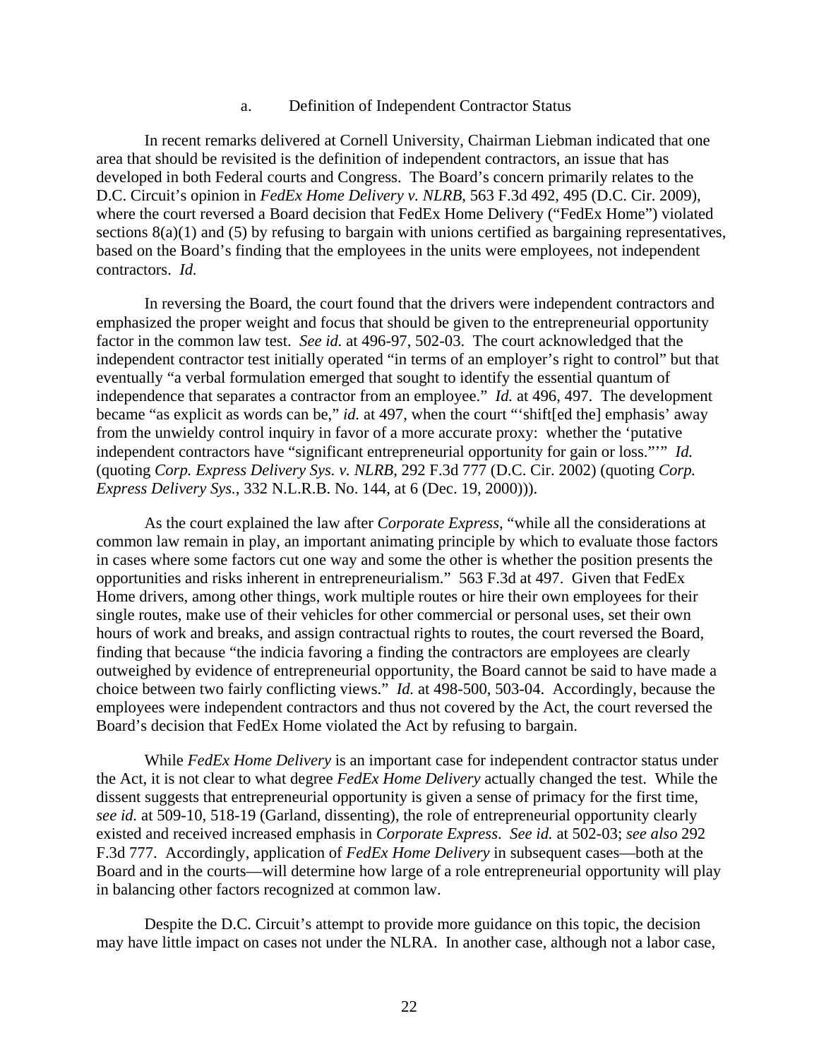a. Definition of Independent Contractor Status

In recent remarks delivered at Cornell University, Chairman Liebman indicated that one area that should be revisited is the definition of independent contractors, an issue that has developed in both Federal courts and Congress. The Board's concern primarily relates to the D.C. Circuit's opinion in *FedEx Home Delivery v. NLRB*, 563 F.3d 492, 495 (D.C. Cir. 2009), where the court reversed a Board decision that FedEx Home Delivery ("FedEx Home") violated sections 8(a)(1) and (5) by refusing to bargain with unions certified as bargaining representatives, based on the Board's finding that the employees in the units were employees, not independent contractors. *Id.*

In reversing the Board, the court found that the drivers were independent contractors and emphasized the proper weight and focus that should be given to the entrepreneurial opportunity factor in the common law test. *See id.* at 496-97, 502-03. The court acknowledged that the independent contractor test initially operated "in terms of an employer's right to control" but that eventually "a verbal formulation emerged that sought to identify the essential quantum of independence that separates a contractor from an employee." *Id.* at 496, 497. The development became "as explicit as words can be," *id.* at 497, when the court "'shift[ed the] emphasis' away from the unwieldy control inquiry in favor of a more accurate proxy: whether the 'putative independent contractors have "significant entrepreneurial opportunity for gain or loss."'" *Id.* (quoting *Corp. Express Delivery Sys. v. NLRB*, 292 F.3d 777 (D.C. Cir. 2002) (quoting *Corp. Express Delivery Sys.*, 332 N.L.R.B. No. 144, at 6 (Dec. 19, 2000))).

As the court explained the law after *Corporate Express*, "while all the considerations at common law remain in play, an important animating principle by which to evaluate those factors in cases where some factors cut one way and some the other is whether the position presents the opportunities and risks inherent in entrepreneurialism." 563 F.3d at 497. Given that FedEx Home drivers, among other things, work multiple routes or hire their own employees for their single routes, make use of their vehicles for other commercial or personal uses, set their own hours of work and breaks, and assign contractual rights to routes, the court reversed the Board, finding that because "the indicia favoring a finding the contractors are employees are clearly outweighed by evidence of entrepreneurial opportunity, the Board cannot be said to have made a choice between two fairly conflicting views." *Id.* at 498-500, 503-04. Accordingly, because the employees were independent contractors and thus not covered by the Act, the court reversed the Board's decision that FedEx Home violated the Act by refusing to bargain.

While *FedEx Home Delivery* is an important case for independent contractor status under the Act, it is not clear to what degree *FedEx Home Delivery* actually changed the test. While the dissent suggests that entrepreneurial opportunity is given a sense of primacy for the first time, *see id.* at 509-10, 518-19 (Garland, dissenting), the role of entrepreneurial opportunity clearly existed and received increased emphasis in *Corporate Express*. *See id.* at 502-03; *see also* 292 F.3d 777. Accordingly, application of *FedEx Home Delivery* in subsequent cases—both at the Board and in the courts—will determine how large of a role entrepreneurial opportunity will play in balancing other factors recognized at common law.

Despite the D.C. Circuit's attempt to provide more guidance on this topic, the decision may have little impact on cases not under the NLRA. In another case, although not a labor case,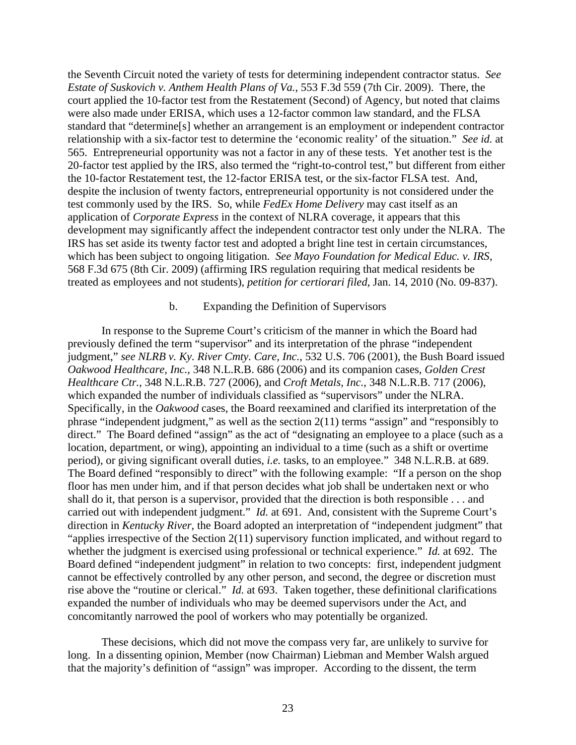the Seventh Circuit noted the variety of tests for determining independent contractor status. *See Estate of Suskovich v. Anthem Health Plans of Va.*, 553 F.3d 559 (7th Cir. 2009). There, the court applied the 10-factor test from the Restatement (Second) of Agency, but noted that claims were also made under ERISA, which uses a 12-factor common law standard, and the FLSA standard that "determine[s] whether an arrangement is an employment or independent contractor relationship with a six-factor test to determine the 'economic reality' of the situation." *See id.* at 565. Entrepreneurial opportunity was not a factor in any of these tests. Yet another test is the 20-factor test applied by the IRS, also termed the "right-to-control test," but different from either the 10-factor Restatement test, the 12-factor ERISA test, or the six-factor FLSA test. And, despite the inclusion of twenty factors, entrepreneurial opportunity is not considered under the test commonly used by the IRS. So, while *FedEx Home Delivery* may cast itself as an application of *Corporate Express* in the context of NLRA coverage, it appears that this development may significantly affect the independent contractor test only under the NLRA. The IRS has set aside its twenty factor test and adopted a bright line test in certain circumstances, which has been subject to ongoing litigation. *See Mayo Foundation for Medical Educ. v. IRS*, 568 F.3d 675 (8th Cir. 2009) (affirming IRS regulation requiring that medical residents be treated as employees and not students), *petition for certiorari filed*, Jan. 14, 2010 (No. 09-837).

b. Expanding the Definition of Supervisors

In response to the Supreme Court's criticism of the manner in which the Board had previously defined the term "supervisor" and its interpretation of the phrase "independent judgment," *see NLRB v. Ky. River Cmty. Care, Inc.*, 532 U.S. 706 (2001), the Bush Board issued *Oakwood Healthcare, Inc.*, 348 N.L.R.B. 686 (2006) and its companion cases, *Golden Crest Healthcare Ctr.*, 348 N.L.R.B. 727 (2006), and *Croft Metals, Inc.*, 348 N.L.R.B. 717 (2006), which expanded the number of individuals classified as "supervisors" under the NLRA. Specifically, in the *Oakwood* cases, the Board reexamined and clarified its interpretation of the phrase "independent judgment," as well as the section 2(11) terms "assign" and "responsibly to direct." The Board defined "assign" as the act of "designating an employee to a place (such as a location, department, or wing), appointing an individual to a time (such as a shift or overtime period), or giving significant overall duties, *i.e.* tasks, to an employee." 348 N.L.R.B. at 689. The Board defined "responsibly to direct" with the following example: "If a person on the shop floor has men under him, and if that person decides what job shall be undertaken next or who shall do it, that person is a supervisor, provided that the direction is both responsible . . . and carried out with independent judgment." *Id.* at 691. And, consistent with the Supreme Court's direction in *Kentucky River*, the Board adopted an interpretation of "independent judgment" that "applies irrespective of the Section 2(11) supervisory function implicated, and without regard to whether the judgment is exercised using professional or technical experience." *Id.* at 692. The Board defined "independent judgment" in relation to two concepts: first, independent judgment cannot be effectively controlled by any other person, and second, the degree or discretion must rise above the "routine or clerical." *Id.* at 693. Taken together, these definitional clarifications expanded the number of individuals who may be deemed supervisors under the Act, and concomitantly narrowed the pool of workers who may potentially be organized.

These decisions, which did not move the compass very far, are unlikely to survive for long. In a dissenting opinion, Member (now Chairman) Liebman and Member Walsh argued that the majority's definition of "assign" was improper. According to the dissent, the term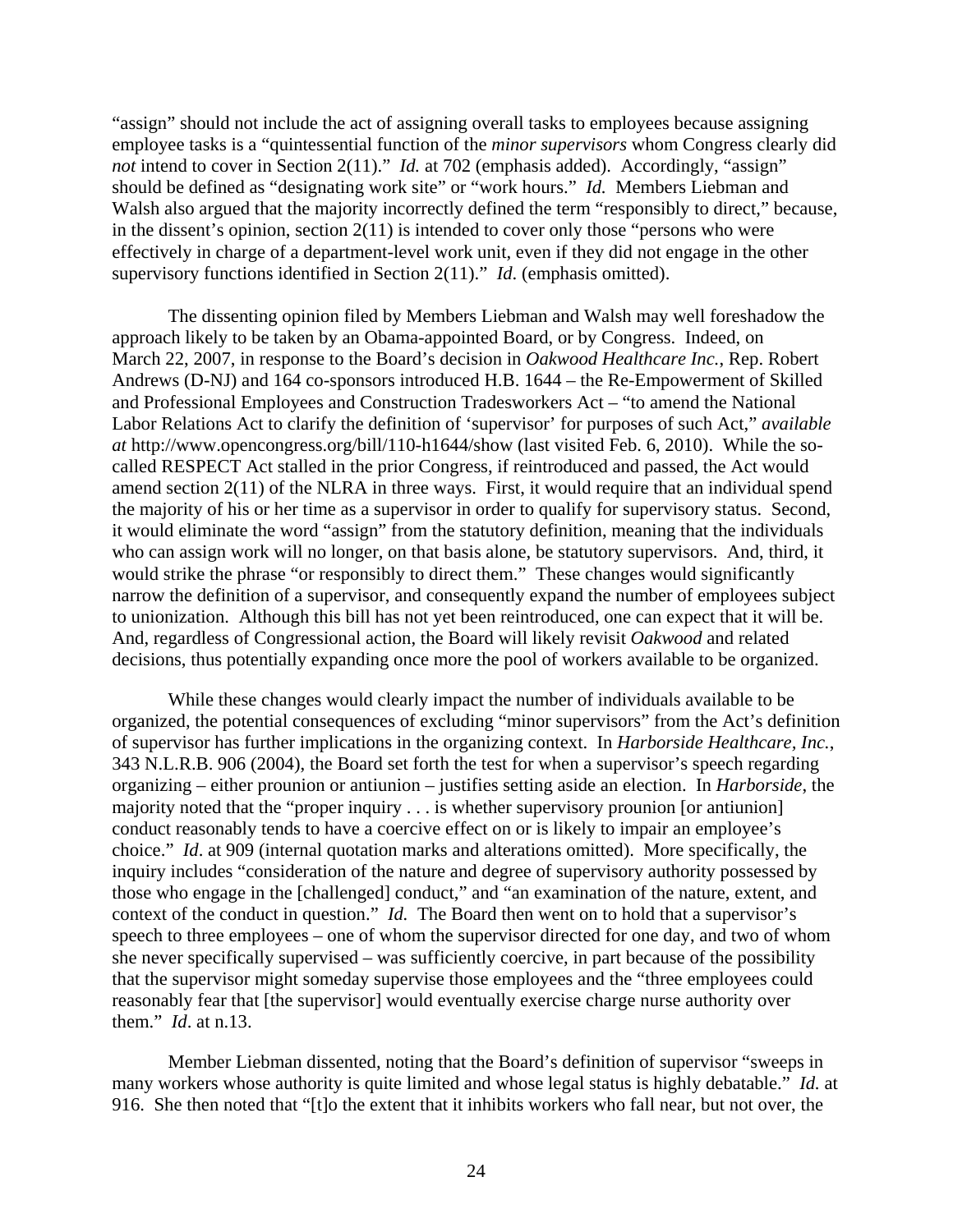"assign" should not include the act of assigning overall tasks to employees because assigning employee tasks is a "quintessential function of the *minor supervisors* whom Congress clearly did *not* intend to cover in Section 2(11)." *Id.* at 702 (emphasis added). Accordingly, "assign" should be defined as "designating work site" or "work hours." *Id.* Members Liebman and Walsh also argued that the majority incorrectly defined the term "responsibly to direct," because, in the dissent's opinion, section 2(11) is intended to cover only those "persons who were effectively in charge of a department-level work unit, even if they did not engage in the other supervisory functions identified in Section 2(11)." *Id*. (emphasis omitted).

The dissenting opinion filed by Members Liebman and Walsh may well foreshadow the approach likely to be taken by an Obama-appointed Board, or by Congress. Indeed, on March 22, 2007, in response to the Board's decision in *Oakwood Healthcare Inc.*, Rep. Robert Andrews (D-NJ) and 164 co-sponsors introduced H.B. 1644 – the Re-Empowerment of Skilled and Professional Employees and Construction Tradesworkers Act – "to amend the National Labor Relations Act to clarify the definition of 'supervisor' for purposes of such Act," *available at* http://www.opencongress.org/bill/110-h1644/show (last visited Feb. 6, 2010). While the so-called RESPECT Act stalled in the prior Congress, if reintroduced and passed, the Act would amend section 2(11) of the NLRA in three ways. First, it would require that an individual spend the majority of his or her time as a supervisor in order to qualify for supervisory status. Second, it would eliminate the word "assign" from the statutory definition, meaning that the individuals who can assign work will no longer, on that basis alone, be statutory supervisors. And, third, it would strike the phrase "or responsibly to direct them." These changes would significantly narrow the definition of a supervisor, and consequently expand the number of employees subject to unionization. Although this bill has not yet been reintroduced, one can expect that it will be. And, regardless of Congressional action, the Board will likely revisit *Oakwood* and related decisions, thus potentially expanding once more the pool of workers available to be organized.

While these changes would clearly impact the number of individuals available to be organized, the potential consequences of excluding "minor supervisors" from the Act's definition of supervisor has further implications in the organizing context. In *Harborside Healthcare, Inc.*, 343 N.L.R.B. 906 (2004), the Board set forth the test for when a supervisor's speech regarding organizing – either prounion or antiunion – justifies setting aside an election. In *Harborside*, the majority noted that the "proper inquiry . . . is whether supervisory prounion [or antiunion] conduct reasonably tends to have a coercive effect on or is likely to impair an employee's choice." *Id*. at 909 (internal quotation marks and alterations omitted). More specifically, the inquiry includes "consideration of the nature and degree of supervisory authority possessed by those who engage in the [challenged] conduct," and "an examination of the nature, extent, and context of the conduct in question." *Id.* The Board then went on to hold that a supervisor's speech to three employees – one of whom the supervisor directed for one day, and two of whom she never specifically supervised – was sufficiently coercive, in part because of the possibility that the supervisor might someday supervise those employees and the "three employees could reasonably fear that [the supervisor] would eventually exercise charge nurse authority over them." *Id*. at n.13.

Member Liebman dissented, noting that the Board's definition of supervisor "sweeps in many workers whose authority is quite limited and whose legal status is highly debatable." *Id.* at 916. She then noted that "[t]o the extent that it inhibits workers who fall near, but not over, the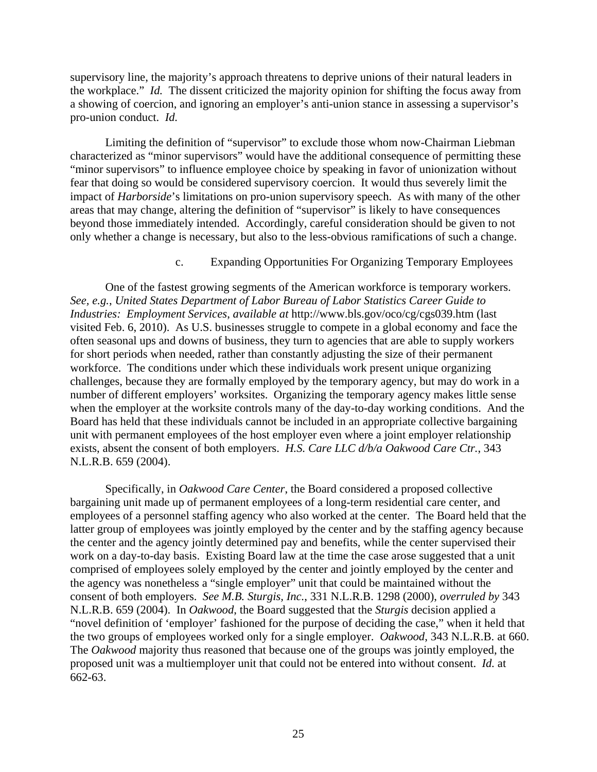supervisory line, the majority's approach threatens to deprive unions of their natural leaders in the workplace." *Id.* The dissent criticized the majority opinion for shifting the focus away from a showing of coercion, and ignoring an employer's anti-union stance in assessing a supervisor's pro-union conduct. *Id.*

Limiting the definition of "supervisor" to exclude those whom now-Chairman Liebman characterized as "minor supervisors" would have the additional consequence of permitting these "minor supervisors" to influence employee choice by speaking in favor of unionization without fear that doing so would be considered supervisory coercion. It would thus severely limit the impact of *Harborside*'s limitations on pro-union supervisory speech. As with many of the other areas that may change, altering the definition of "supervisor" is likely to have consequences beyond those immediately intended. Accordingly, careful consideration should be given to not only whether a change is necessary, but also to the less-obvious ramifications of such a change.

c. Expanding Opportunities For Organizing Temporary Employees

One of the fastest growing segments of the American workforce is temporary workers. *See, e.g.*, *United States Department of Labor Bureau of Labor Statistics Career Guide to Industries: Employment Services*, *available at* http://www.bls.gov/oco/cg/cgs039.htm (last visited Feb. 6, 2010). As U.S. businesses struggle to compete in a global economy and face the often seasonal ups and downs of business, they turn to agencies that are able to supply workers for short periods when needed, rather than constantly adjusting the size of their permanent workforce. The conditions under which these individuals work present unique organizing challenges, because they are formally employed by the temporary agency, but may do work in a number of different employers' worksites. Organizing the temporary agency makes little sense when the employer at the worksite controls many of the day-to-day working conditions. And the Board has held that these individuals cannot be included in an appropriate collective bargaining unit with permanent employees of the host employer even where a joint employer relationship exists, absent the consent of both employers. *H.S. Care LLC d/b/a Oakwood Care Ctr.*, 343 N.L.R.B. 659 (2004).

Specifically, in *Oakwood Care Center*, the Board considered a proposed collective bargaining unit made up of permanent employees of a long-term residential care center, and employees of a personnel staffing agency who also worked at the center. The Board held that the latter group of employees was jointly employed by the center and by the staffing agency because the center and the agency jointly determined pay and benefits, while the center supervised their work on a day-to-day basis. Existing Board law at the time the case arose suggested that a unit comprised of employees solely employed by the center and jointly employed by the center and the agency was nonetheless a "single employer" unit that could be maintained without the consent of both employers. *See M.B. Sturgis, Inc.*, 331 N.L.R.B. 1298 (2000), *overruled by* 343 N.L.R.B. 659 (2004). In *Oakwood*, the Board suggested that the *Sturgis* decision applied a "novel definition of 'employer' fashioned for the purpose of deciding the case," when it held that the two groups of employees worked only for a single employer. *Oakwood*, 343 N.L.R.B. at 660. The *Oakwood* majority thus reasoned that because one of the groups was jointly employed, the proposed unit was a multiemployer unit that could not be entered into without consent. *Id.* at 662-63.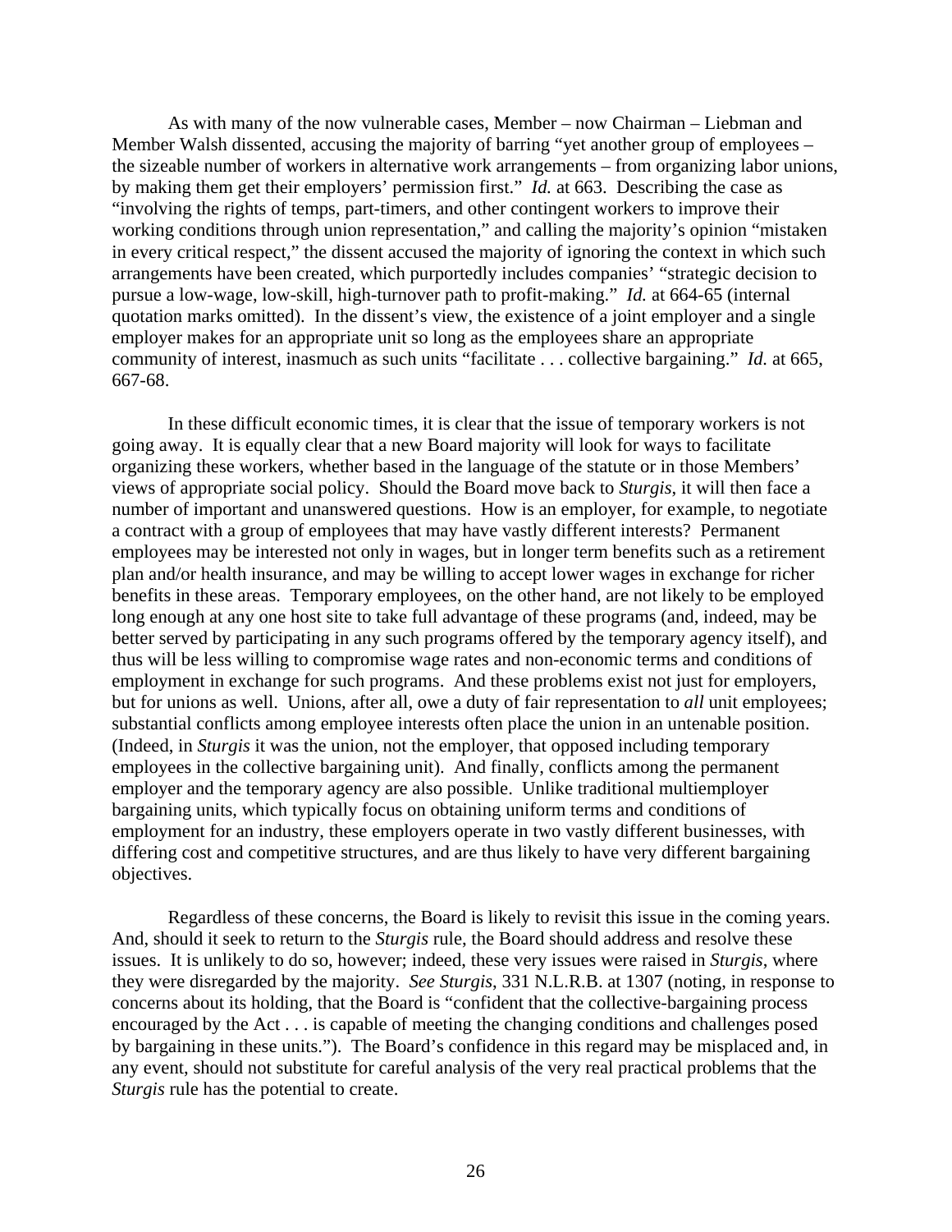As with many of the now vulnerable cases, Member – now Chairman – Liebman and Member Walsh dissented, accusing the majority of barring "yet another group of employees – the sizeable number of workers in alternative work arrangements – from organizing labor unions, by making them get their employers' permission first." *Id.* at 663. Describing the case as "involving the rights of temps, part-timers, and other contingent workers to improve their working conditions through union representation," and calling the majority's opinion "mistaken in every critical respect," the dissent accused the majority of ignoring the context in which such arrangements have been created, which purportedly includes companies' "strategic decision to pursue a low-wage, low-skill, high-turnover path to profit-making." *Id.* at 664-65 (internal quotation marks omitted). In the dissent's view, the existence of a joint employer and a single employer makes for an appropriate unit so long as the employees share an appropriate community of interest, inasmuch as such units "facilitate . . . collective bargaining." *Id.* at 665, 667-68.

In these difficult economic times, it is clear that the issue of temporary workers is not going away. It is equally clear that a new Board majority will look for ways to facilitate organizing these workers, whether based in the language of the statute or in those Members' views of appropriate social policy. Should the Board move back to *Sturgis*, it will then face a number of important and unanswered questions. How is an employer, for example, to negotiate a contract with a group of employees that may have vastly different interests? Permanent employees may be interested not only in wages, but in longer term benefits such as a retirement plan and/or health insurance, and may be willing to accept lower wages in exchange for richer benefits in these areas. Temporary employees, on the other hand, are not likely to be employed long enough at any one host site to take full advantage of these programs (and, indeed, may be better served by participating in any such programs offered by the temporary agency itself), and thus will be less willing to compromise wage rates and non-economic terms and conditions of employment in exchange for such programs. And these problems exist not just for employers, but for unions as well. Unions, after all, owe a duty of fair representation to *all* unit employees; substantial conflicts among employee interests often place the union in an untenable position. (Indeed, in *Sturgis* it was the union, not the employer, that opposed including temporary employees in the collective bargaining unit). And finally, conflicts among the permanent employer and the temporary agency are also possible. Unlike traditional multiemployer bargaining units, which typically focus on obtaining uniform terms and conditions of employment for an industry, these employers operate in two vastly different businesses, with differing cost and competitive structures, and are thus likely to have very different bargaining objectives.

Regardless of these concerns, the Board is likely to revisit this issue in the coming years. And, should it seek to return to the *Sturgis* rule, the Board should address and resolve these issues. It is unlikely to do so, however; indeed, these very issues were raised in *Sturgis*, where they were disregarded by the majority. *See Sturgis*, 331 N.L.R.B. at 1307 (noting, in response to concerns about its holding, that the Board is "confident that the collective-bargaining process encouraged by the Act . . . is capable of meeting the changing conditions and challenges posed by bargaining in these units."). The Board's confidence in this regard may be misplaced and, in any event, should not substitute for careful analysis of the very real practical problems that the *Sturgis* rule has the potential to create.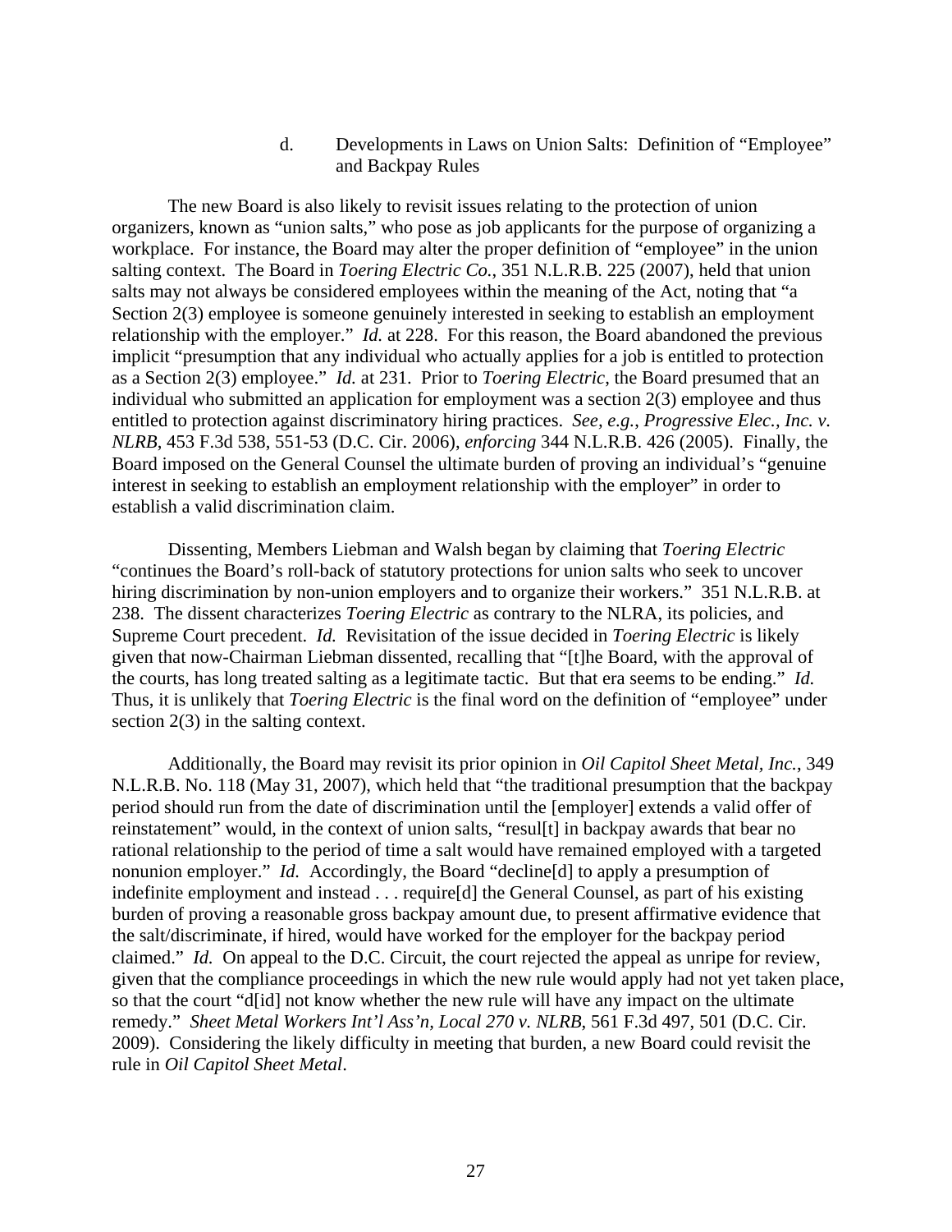#### d. Developments in Laws on Union Salts: Definition of "Employee" and Backpay Rules

The new Board is also likely to revisit issues relating to the protection of union organizers, known as "union salts," who pose as job applicants for the purpose of organizing a workplace. For instance, the Board may alter the proper definition of "employee" in the union salting context. The Board in *Toering Electric Co.*, 351 N.L.R.B. 225 (2007), held that union salts may not always be considered employees within the meaning of the Act, noting that "a Section 2(3) employee is someone genuinely interested in seeking to establish an employment relationship with the employer." *Id.* at 228. For this reason, the Board abandoned the previous implicit "presumption that any individual who actually applies for a job is entitled to protection as a Section 2(3) employee." *Id.* at 231. Prior to *Toering Electric*, the Board presumed that an individual who submitted an application for employment was a section 2(3) employee and thus entitled to protection against discriminatory hiring practices. *See, e.g., Progressive Elec., Inc. v. NLRB*, 453 F.3d 538, 551-53 (D.C. Cir. 2006), *enforcing* 344 N.L.R.B. 426 (2005). Finally, the Board imposed on the General Counsel the ultimate burden of proving an individual's "genuine interest in seeking to establish an employment relationship with the employer" in order to establish a valid discrimination claim.

Dissenting, Members Liebman and Walsh began by claiming that *Toering Electric* "continues the Board's roll-back of statutory protections for union salts who seek to uncover hiring discrimination by non-union employers and to organize their workers." 351 N.L.R.B. at 238. The dissent characterizes *Toering Electric* as contrary to the NLRA, its policies, and Supreme Court precedent. *Id.* Revisitation of the issue decided in *Toering Electric* is likely given that now-Chairman Liebman dissented, recalling that "[t]he Board, with the approval of the courts, has long treated salting as a legitimate tactic. But that era seems to be ending." *Id.* Thus, it is unlikely that *Toering Electric* is the final word on the definition of "employee" under section 2(3) in the salting context.

Additionally, the Board may revisit its prior opinion in *Oil Capitol Sheet Metal, Inc.*, 349 N.L.R.B. No. 118 (May 31, 2007), which held that "the traditional presumption that the backpay period should run from the date of discrimination until the [employer] extends a valid offer of reinstatement" would, in the context of union salts, "resul[t] in backpay awards that bear no rational relationship to the period of time a salt would have remained employed with a targeted nonunion employer." *Id.* Accordingly, the Board "decline[d] to apply a presumption of indefinite employment and instead . . . require[d] the General Counsel, as part of his existing burden of proving a reasonable gross backpay amount due, to present affirmative evidence that the salt/discriminate, if hired, would have worked for the employer for the backpay period claimed." *Id.* On appeal to the D.C. Circuit, the court rejected the appeal as unripe for review, given that the compliance proceedings in which the new rule would apply had not yet taken place, so that the court "d[id] not know whether the new rule will have any impact on the ultimate remedy." *Sheet Metal Workers Int'l Ass'n, Local 270 v. NLRB*, 561 F.3d 497, 501 (D.C. Cir. 2009). Considering the likely difficulty in meeting that burden, a new Board could revisit the rule in *Oil Capitol Sheet Metal*.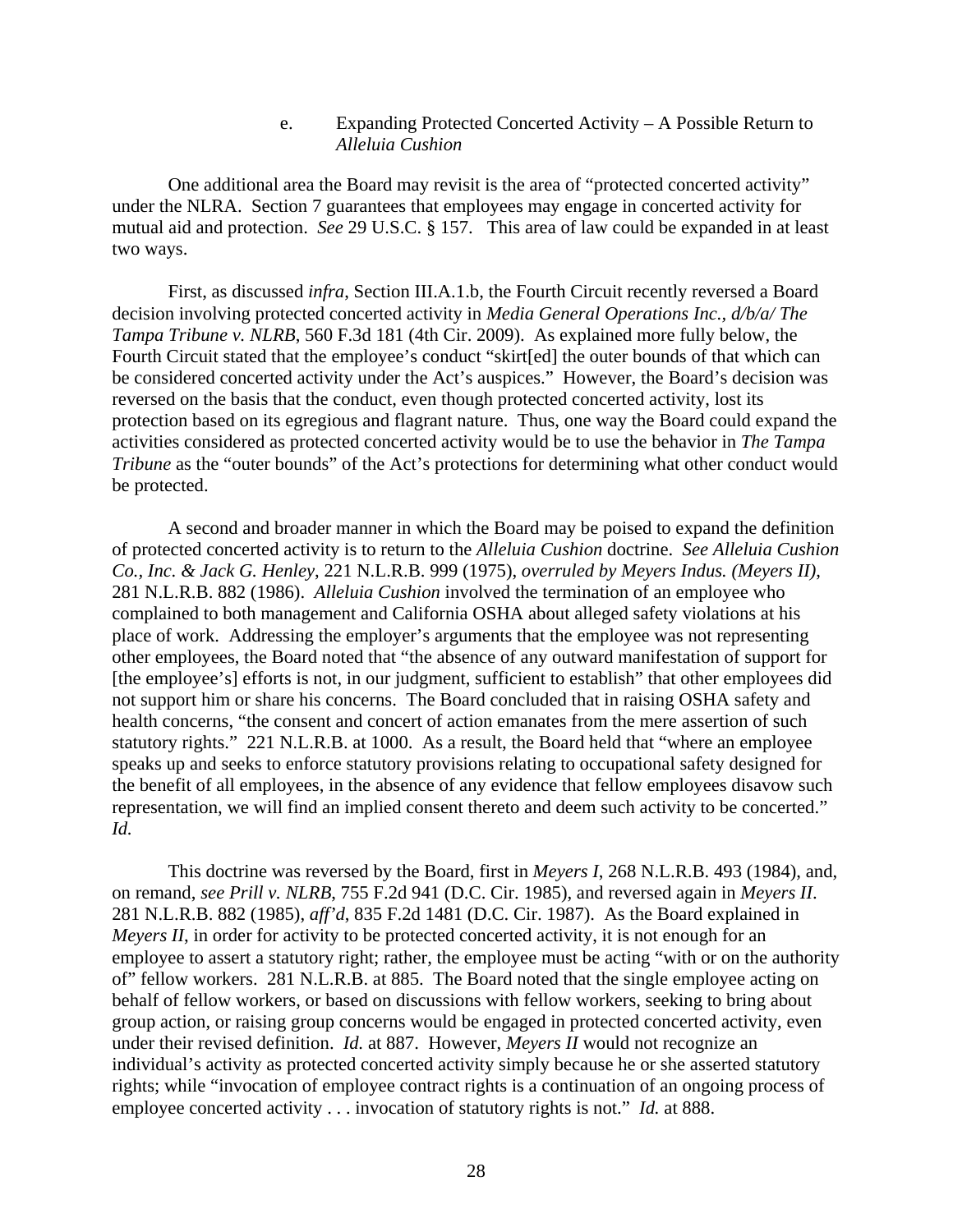#### e. Expanding Protected Concerted Activity – A Possible Return to *Alleluia Cushion*

One additional area the Board may revisit is the area of "protected concerted activity" under the NLRA. Section 7 guarantees that employees may engage in concerted activity for mutual aid and protection. *See* 29 U.S.C. § 157. This area of law could be expanded in at least two ways.

First, as discussed *infra*, Section III.A.1.b, the Fourth Circuit recently reversed a Board decision involving protected concerted activity in *Media General Operations Inc., d/b/a/ The Tampa Tribune v. NLRB*, 560 F.3d 181 (4th Cir. 2009). As explained more fully below, the Fourth Circuit stated that the employee's conduct "skirt[ed] the outer bounds of that which can be considered concerted activity under the Act's auspices." However, the Board's decision was reversed on the basis that the conduct, even though protected concerted activity, lost its protection based on its egregious and flagrant nature. Thus, one way the Board could expand the activities considered as protected concerted activity would be to use the behavior in *The Tampa Tribune* as the "outer bounds" of the Act's protections for determining what other conduct would be protected.

A second and broader manner in which the Board may be poised to expand the definition of protected concerted activity is to return to the *Alleluia Cushion* doctrine. *See Alleluia Cushion Co., Inc. & Jack G. Henley*, 221 N.L.R.B. 999 (1975), *overruled by Meyers Indus. (Meyers II)*, 281 N.L.R.B. 882 (1986). *Alleluia Cushion* involved the termination of an employee who complained to both management and California OSHA about alleged safety violations at his place of work. Addressing the employer's arguments that the employee was not representing other employees, the Board noted that "the absence of any outward manifestation of support for [the employee's] efforts is not, in our judgment, sufficient to establish" that other employees did not support him or share his concerns. The Board concluded that in raising OSHA safety and health concerns, "the consent and concert of action emanates from the mere assertion of such statutory rights." 221 N.L.R.B. at 1000. As a result, the Board held that "where an employee speaks up and seeks to enforce statutory provisions relating to occupational safety designed for the benefit of all employees, in the absence of any evidence that fellow employees disavow such representation, we will find an implied consent thereto and deem such activity to be concerted." *Id.*

This doctrine was reversed by the Board, first in *Meyers I*, 268 N.L.R.B. 493 (1984), and, on remand, *see Prill v. NLRB*, 755 F.2d 941 (D.C. Cir. 1985), and reversed again in *Meyers II*. 281 N.L.R.B. 882 (1985), *aff'd*, 835 F.2d 1481 (D.C. Cir. 1987). As the Board explained in *Meyers II*, in order for activity to be protected concerted activity, it is not enough for an employee to assert a statutory right; rather, the employee must be acting "with or on the authority of" fellow workers. 281 N.L.R.B. at 885. The Board noted that the single employee acting on behalf of fellow workers, or based on discussions with fellow workers, seeking to bring about group action, or raising group concerns would be engaged in protected concerted activity, even under their revised definition. *Id.* at 887. However, *Meyers II* would not recognize an individual's activity as protected concerted activity simply because he or she asserted statutory rights; while "invocation of employee contract rights is a continuation of an ongoing process of employee concerted activity . . . invocation of statutory rights is not." *Id.* at 888.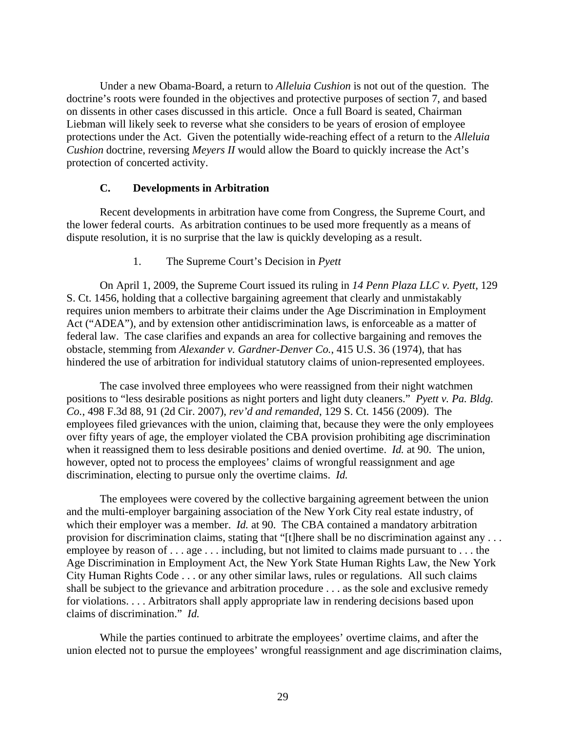Under a new Obama-Board, a return to *Alleluia Cushion* is not out of the question. The doctrine's roots were founded in the objectives and protective purposes of section 7, and based on dissents in other cases discussed in this article. Once a full Board is seated, Chairman Liebman will likely seek to reverse what she considers to be years of erosion of employee protections under the Act. Given the potentially wide-reaching effect of a return to the *Alleluia Cushion* doctrine, reversing *Meyers II* would allow the Board to quickly increase the Act's protection of concerted activity.

### C. Developments in Arbitration

Recent developments in arbitration have come from Congress, the Supreme Court, and the lower federal courts. As arbitration continues to be used more frequently as a means of dispute resolution, it is no surprise that the law is quickly developing as a result.

#### 1. The Supreme Court's Decision in *Pyett*

On April 1, 2009, the Supreme Court issued its ruling in *14 Penn Plaza LLC v. Pyett*, 129 S. Ct. 1456, holding that a collective bargaining agreement that clearly and unmistakably requires union members to arbitrate their claims under the Age Discrimination in Employment Act ("ADEA"), and by extension other antidiscrimination laws, is enforceable as a matter of federal law. The case clarifies and expands an area for collective bargaining and removes the obstacle, stemming from *Alexander v. Gardner-Denver Co.*, 415 U.S. 36 (1974), that has hindered the use of arbitration for individual statutory claims of union-represented employees.

The case involved three employees who were reassigned from their night watchmen positions to "less desirable positions as night porters and light duty cleaners." *Pyett v. Pa. Bldg. Co.*, 498 F.3d 88, 91 (2d Cir. 2007), *rev'd and remanded*, 129 S. Ct. 1456 (2009). The employees filed grievances with the union, claiming that, because they were the only employees over fifty years of age, the employer violated the CBA provision prohibiting age discrimination when it reassigned them to less desirable positions and denied overtime. *Id.* at 90. The union, however, opted not to process the employees' claims of wrongful reassignment and age discrimination, electing to pursue only the overtime claims. *Id.*

The employees were covered by the collective bargaining agreement between the union and the multi-employer bargaining association of the New York City real estate industry, of which their employer was a member. *Id.* at 90. The CBA contained a mandatory arbitration provision for discrimination claims, stating that "[t]here shall be no discrimination against any . . . employee by reason of . . . age . . . including, but not limited to claims made pursuant to . . . the Age Discrimination in Employment Act, the New York State Human Rights Law, the New York City Human Rights Code . . . or any other similar laws, rules or regulations. All such claims shall be subject to the grievance and arbitration procedure . . . as the sole and exclusive remedy for violations. . . . Arbitrators shall apply appropriate law in rendering decisions based upon claims of discrimination." *Id.*

While the parties continued to arbitrate the employees' overtime claims, and after the union elected not to pursue the employees' wrongful reassignment and age discrimination claims,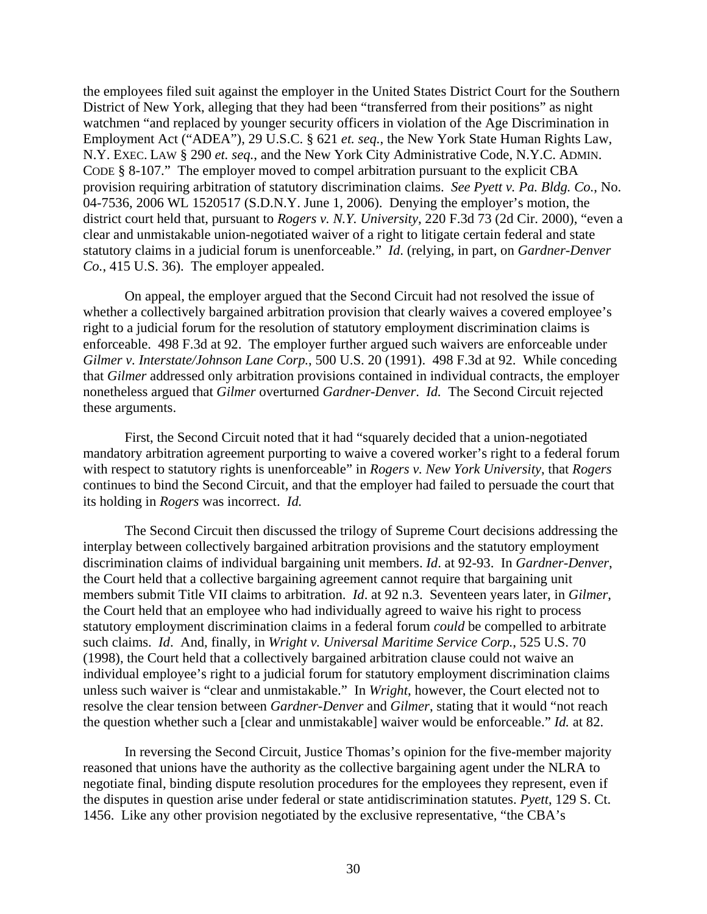the employees filed suit against the employer in the United States District Court for the Southern District of New York, alleging that they had been "transferred from their positions" as night watchmen "and replaced by younger security officers in violation of the Age Discrimination in Employment Act ("ADEA"), 29 U.S.C. § 621 *et. seq.*, the New York State Human Rights Law, N.Y. EXEC. LAW § 290 *et. seq.*, and the New York City Administrative Code, N.Y.C. ADMIN. CODE § 8-107." The employer moved to compel arbitration pursuant to the explicit CBA provision requiring arbitration of statutory discrimination claims. *See Pyett v. Pa. Bldg. Co.*, No. 04-7536, 2006 WL 1520517 (S.D.N.Y. June 1, 2006). Denying the employer's motion, the district court held that, pursuant to *Rogers v. N.Y. University*, 220 F.3d 73 (2d Cir. 2000), "even a clear and unmistakable union-negotiated waiver of a right to litigate certain federal and state statutory claims in a judicial forum is unenforceable." *Id*. (relying, in part, on *Gardner-Denver Co.*, 415 U.S. 36). The employer appealed.

On appeal, the employer argued that the Second Circuit had not resolved the issue of whether a collectively bargained arbitration provision that clearly waives a covered employee's right to a judicial forum for the resolution of statutory employment discrimination claims is enforceable. 498 F.3d at 92. The employer further argued such waivers are enforceable under *Gilmer v. Interstate/Johnson Lane Corp.*, 500 U.S. 20 (1991). 498 F.3d at 92. While conceding that *Gilmer* addressed only arbitration provisions contained in individual contracts, the employer nonetheless argued that *Gilmer* overturned *Gardner-Denver*. *Id.* The Second Circuit rejected these arguments.

First, the Second Circuit noted that it had "squarely decided that a union-negotiated mandatory arbitration agreement purporting to waive a covered worker's right to a federal forum with respect to statutory rights is unenforceable" in *Rogers v. New York University*, that *Rogers* continues to bind the Second Circuit, and that the employer had failed to persuade the court that its holding in *Rogers* was incorrect. *Id.*

The Second Circuit then discussed the trilogy of Supreme Court decisions addressing the interplay between collectively bargained arbitration provisions and the statutory employment discrimination claims of individual bargaining unit members. *Id*. at 92-93. In *Gardner-Denver*, the Court held that a collective bargaining agreement cannot require that bargaining unit members submit Title VII claims to arbitration. *Id*. at 92 n.3. Seventeen years later, in *Gilmer*, the Court held that an employee who had individually agreed to waive his right to process statutory employment discrimination claims in a federal forum *could* be compelled to arbitrate such claims. *Id*. And, finally, in *Wright v. Universal Maritime Service Corp.*, 525 U.S. 70 (1998), the Court held that a collectively bargained arbitration clause could not waive an individual employee's right to a judicial forum for statutory employment discrimination claims unless such waiver is "clear and unmistakable." In *Wright*, however, the Court elected not to resolve the clear tension between *Gardner-Denver* and *Gilmer*, stating that it would "not reach the question whether such a [clear and unmistakable] waiver would be enforceable." *Id.* at 82.

In reversing the Second Circuit, Justice Thomas's opinion for the five-member majority reasoned that unions have the authority as the collective bargaining agent under the NLRA to negotiate final, binding dispute resolution procedures for the employees they represent, even if the disputes in question arise under federal or state antidiscrimination statutes. *Pyett*, 129 S. Ct. 1456. Like any other provision negotiated by the exclusive representative, "the CBA's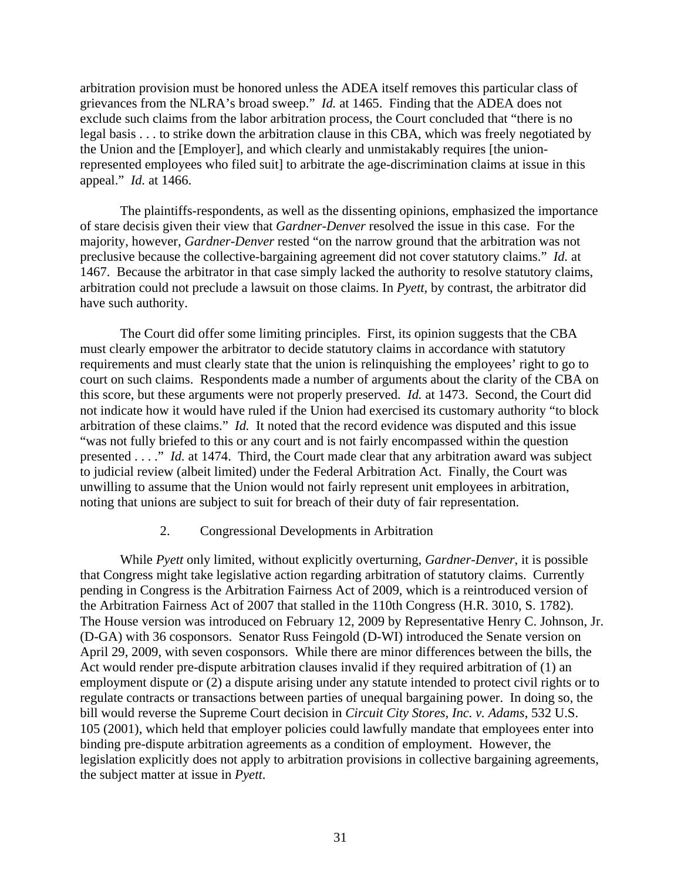arbitration provision must be honored unless the ADEA itself removes this particular class of grievances from the NLRA's broad sweep." *Id.* at 1465. Finding that the ADEA does not exclude such claims from the labor arbitration process, the Court concluded that "there is no legal basis . . . to strike down the arbitration clause in this CBA, which was freely negotiated by the Union and the [Employer], and which clearly and unmistakably requires [the union-represented employees who filed suit] to arbitrate the age-discrimination claims at issue in this appeal." *Id.* at 1466.

The plaintiffs-respondents, as well as the dissenting opinions, emphasized the importance of stare decisis given their view that *Gardner-Denver* resolved the issue in this case. For the majority, however, *Gardner-Denver* rested "on the narrow ground that the arbitration was not preclusive because the collective-bargaining agreement did not cover statutory claims." *Id.* at 1467. Because the arbitrator in that case simply lacked the authority to resolve statutory claims, arbitration could not preclude a lawsuit on those claims. In *Pyett*, by contrast, the arbitrator did have such authority.

The Court did offer some limiting principles. First, its opinion suggests that the CBA must clearly empower the arbitrator to decide statutory claims in accordance with statutory requirements and must clearly state that the union is relinquishing the employees' right to go to court on such claims. Respondents made a number of arguments about the clarity of the CBA on this score, but these arguments were not properly preserved. *Id.* at 1473. Second, the Court did not indicate how it would have ruled if the Union had exercised its customary authority "to block arbitration of these claims." *Id.* It noted that the record evidence was disputed and this issue "was not fully briefed to this or any court and is not fairly encompassed within the question presented . . . ." *Id.* at 1474. Third, the Court made clear that any arbitration award was subject to judicial review (albeit limited) under the Federal Arbitration Act. Finally, the Court was unwilling to assume that the Union would not fairly represent unit employees in arbitration, noting that unions are subject to suit for breach of their duty of fair representation.

2. Congressional Developments in Arbitration

While *Pyett* only limited, without explicitly overturning, *Gardner-Denver*, it is possible that Congress might take legislative action regarding arbitration of statutory claims. Currently pending in Congress is the Arbitration Fairness Act of 2009, which is a reintroduced version of the Arbitration Fairness Act of 2007 that stalled in the 110th Congress (H.R. 3010, S. 1782). The House version was introduced on February 12, 2009 by Representative Henry C. Johnson, Jr. (D-GA) with 36 cosponsors. Senator Russ Feingold (D-WI) introduced the Senate version on April 29, 2009, with seven cosponsors. While there are minor differences between the bills, the Act would render pre-dispute arbitration clauses invalid if they required arbitration of (1) an employment dispute or (2) a dispute arising under any statute intended to protect civil rights or to regulate contracts or transactions between parties of unequal bargaining power. In doing so, the bill would reverse the Supreme Court decision in *Circuit City Stores, Inc. v. Adams*, 532 U.S. 105 (2001), which held that employer policies could lawfully mandate that employees enter into binding pre-dispute arbitration agreements as a condition of employment. However, the legislation explicitly does not apply to arbitration provisions in collective bargaining agreements, the subject matter at issue in *Pyett*.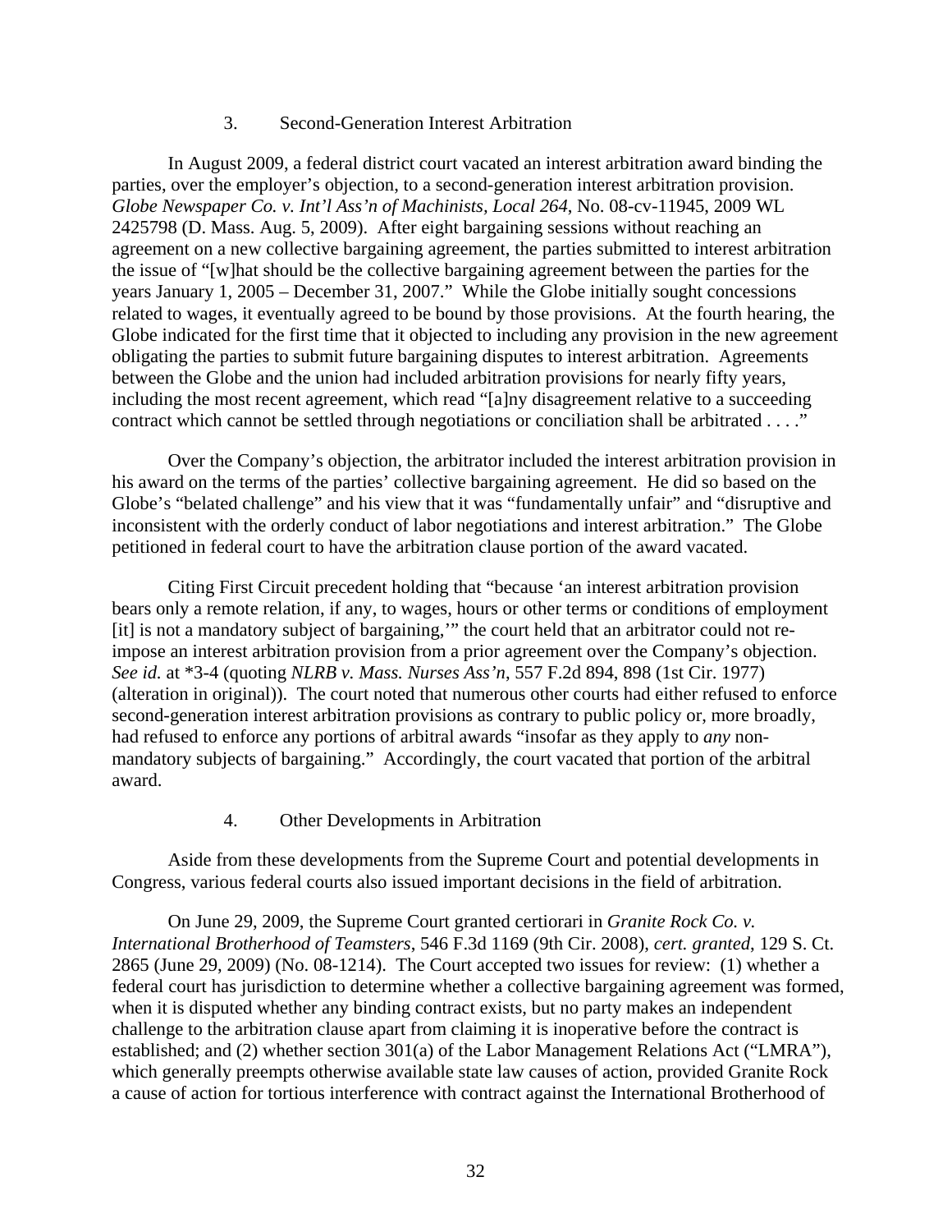### 3. Second-Generation Interest Arbitration

In August 2009, a federal district court vacated an interest arbitration award binding the parties, over the employer's objection, to a second-generation interest arbitration provision. *Globe Newspaper Co. v. Int'l Ass'n of Machinists, Local 264*, No. 08-cv-11945, 2009 WL 2425798 (D. Mass. Aug. 5, 2009). After eight bargaining sessions without reaching an agreement on a new collective bargaining agreement, the parties submitted to interest arbitration the issue of "[w]hat should be the collective bargaining agreement between the parties for the years January 1, 2005 – December 31, 2007." While the Globe initially sought concessions related to wages, it eventually agreed to be bound by those provisions. At the fourth hearing, the Globe indicated for the first time that it objected to including any provision in the new agreement obligating the parties to submit future bargaining disputes to interest arbitration. Agreements between the Globe and the union had included arbitration provisions for nearly fifty years, including the most recent agreement, which read "[a]ny disagreement relative to a succeeding contract which cannot be settled through negotiations or conciliation shall be arbitrated . . . ."

Over the Company's objection, the arbitrator included the interest arbitration provision in his award on the terms of the parties' collective bargaining agreement. He did so based on the Globe's "belated challenge" and his view that it was "fundamentally unfair" and "disruptive and inconsistent with the orderly conduct of labor negotiations and interest arbitration." The Globe petitioned in federal court to have the arbitration clause portion of the award vacated.

Citing First Circuit precedent holding that "because 'an interest arbitration provision bears only a remote relation, if any, to wages, hours or other terms or conditions of employment [it] is not a mandatory subject of bargaining,'" the court held that an arbitrator could not re-impose an interest arbitration provision from a prior agreement over the Company's objection. *See id.* at *3-4 (quoting *NLRB v. Mass. Nurses Ass'n*, 557 F.2d 894, 898 (1st Cir. 1977) (alteration in original)). The court noted that numerous other courts had either refused to enforce second-generation interest arbitration provisions as contrary to public policy or, more broadly, had refused to enforce any portions of arbitral awards "insofar as they apply to *any* non-mandatory subjects of bargaining." Accordingly, the court vacated that portion of the arbitral award.

### 4. Other Developments in Arbitration

Aside from these developments from the Supreme Court and potential developments in Congress, various federal courts also issued important decisions in the field of arbitration.

On June 29, 2009, the Supreme Court granted certiorari in *Granite Rock Co. v. International Brotherhood of Teamsters*, 546 F.3d 1169 (9th Cir. 2008), *cert. granted*, 129 S. Ct. 2865 (June 29, 2009) (No. 08-1214). The Court accepted two issues for review: (1) whether a federal court has jurisdiction to determine whether a collective bargaining agreement was formed, when it is disputed whether any binding contract exists, but no party makes an independent challenge to the arbitration clause apart from claiming it is inoperative before the contract is established; and (2) whether section 301(a) of the Labor Management Relations Act ("LMRA"), which generally preempts otherwise available state law causes of action, provided Granite Rock a cause of action for tortious interference with contract against the International Brotherhood of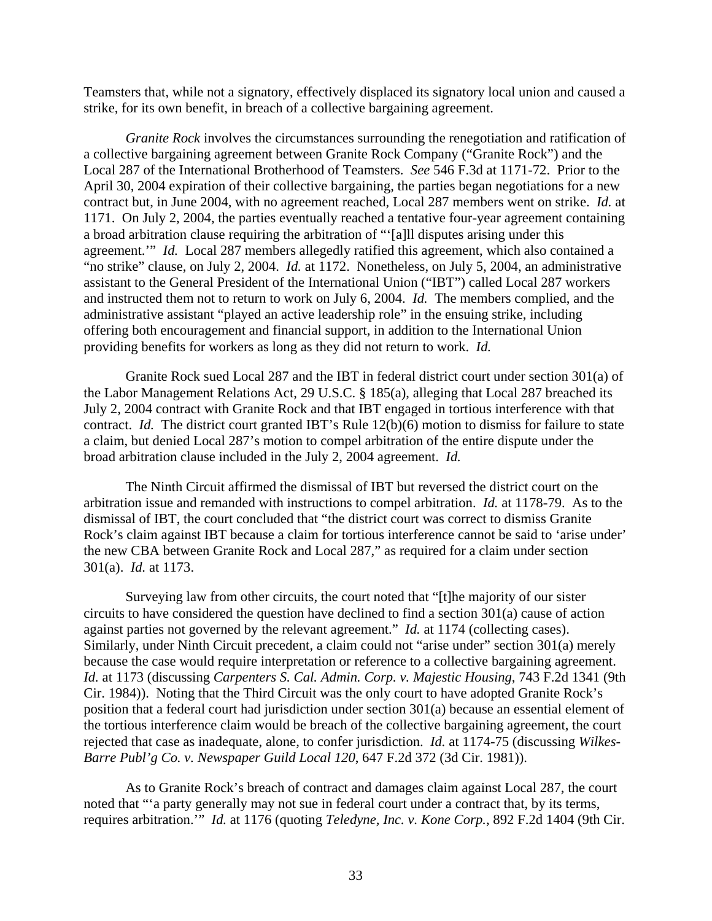Teamsters that, while not a signatory, effectively displaced its signatory local union and caused a strike, for its own benefit, in breach of a collective bargaining agreement.

*Granite Rock* involves the circumstances surrounding the renegotiation and ratification of a collective bargaining agreement between Granite Rock Company ("Granite Rock") and the Local 287 of the International Brotherhood of Teamsters. *See* 546 F.3d at 1171-72. Prior to the April 30, 2004 expiration of their collective bargaining, the parties began negotiations for a new contract but, in June 2004, with no agreement reached, Local 287 members went on strike. *Id.* at 1171. On July 2, 2004, the parties eventually reached a tentative four-year agreement containing a broad arbitration clause requiring the arbitration of "'[a]ll disputes arising under this agreement.'" *Id.* Local 287 members allegedly ratified this agreement, which also contained a "no strike" clause, on July 2, 2004. *Id.* at 1172. Nonetheless, on July 5, 2004, an administrative assistant to the General President of the International Union ("IBT") called Local 287 workers and instructed them not to return to work on July 6, 2004. *Id.* The members complied, and the administrative assistant "played an active leadership role" in the ensuing strike, including offering both encouragement and financial support, in addition to the International Union providing benefits for workers as long as they did not return to work. *Id.*

Granite Rock sued Local 287 and the IBT in federal district court under section 301(a) of the Labor Management Relations Act, 29 U.S.C. § 185(a), alleging that Local 287 breached its July 2, 2004 contract with Granite Rock and that IBT engaged in tortious interference with that contract. *Id.* The district court granted IBT's Rule 12(b)(6) motion to dismiss for failure to state a claim, but denied Local 287's motion to compel arbitration of the entire dispute under the broad arbitration clause included in the July 2, 2004 agreement. *Id.*

The Ninth Circuit affirmed the dismissal of IBT but reversed the district court on the arbitration issue and remanded with instructions to compel arbitration. *Id.* at 1178-79. As to the dismissal of IBT, the court concluded that "the district court was correct to dismiss Granite Rock's claim against IBT because a claim for tortious interference cannot be said to 'arise under' the new CBA between Granite Rock and Local 287," as required for a claim under section 301(a). *Id.* at 1173.

Surveying law from other circuits, the court noted that "[t]he majority of our sister circuits to have considered the question have declined to find a section 301(a) cause of action against parties not governed by the relevant agreement." *Id.* at 1174 (collecting cases). Similarly, under Ninth Circuit precedent, a claim could not "arise under" section 301(a) merely because the case would require interpretation or reference to a collective bargaining agreement. *Id.* at 1173 (discussing *Carpenters S. Cal. Admin. Corp. v. Majestic Housing*, 743 F.2d 1341 (9th Cir. 1984)). Noting that the Third Circuit was the only court to have adopted Granite Rock's position that a federal court had jurisdiction under section 301(a) because an essential element of the tortious interference claim would be breach of the collective bargaining agreement, the court rejected that case as inadequate, alone, to confer jurisdiction. *Id.* at 1174-75 (discussing *Wilkes-Barre Publ'g Co. v. Newspaper Guild Local 120*, 647 F.2d 372 (3d Cir. 1981)).

As to Granite Rock's breach of contract and damages claim against Local 287, the court noted that "'a party generally may not sue in federal court under a contract that, by its terms, requires arbitration.'" *Id.* at 1176 (quoting *Teledyne, Inc. v. Kone Corp.*, 892 F.2d 1404 (9th Cir.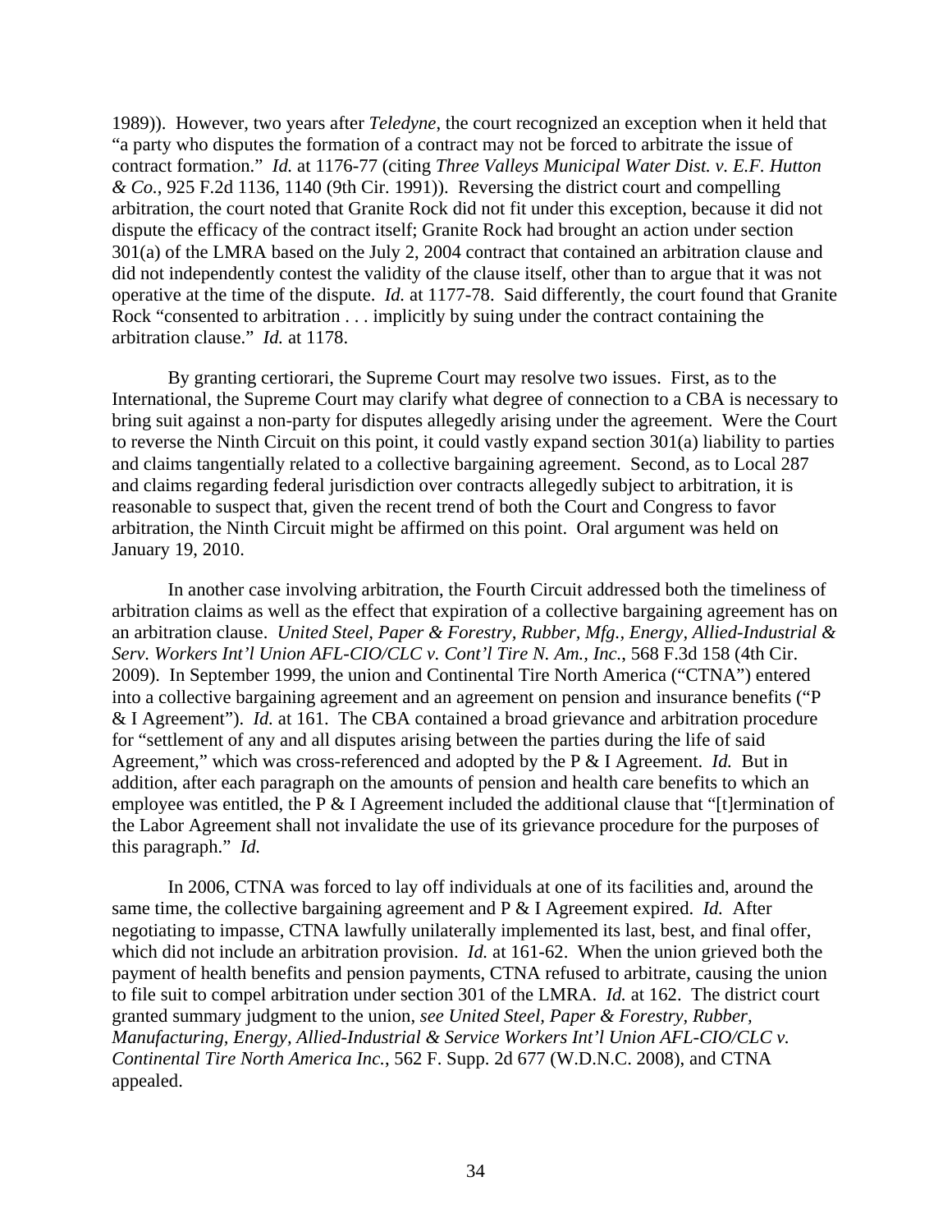1989)). However, two years after *Teledyne*, the court recognized an exception when it held that "a party who disputes the formation of a contract may not be forced to arbitrate the issue of contract formation." *Id.* at 1176-77 (citing *Three Valleys Municipal Water Dist. v. E.F. Hutton & Co.*, 925 F.2d 1136, 1140 (9th Cir. 1991)). Reversing the district court and compelling arbitration, the court noted that Granite Rock did not fit under this exception, because it did not dispute the efficacy of the contract itself; Granite Rock had brought an action under section 301(a) of the LMRA based on the July 2, 2004 contract that contained an arbitration clause and did not independently contest the validity of the clause itself, other than to argue that it was not operative at the time of the dispute. *Id.* at 1177-78. Said differently, the court found that Granite Rock "consented to arbitration . . . implicitly by suing under the contract containing the arbitration clause." *Id.* at 1178.

By granting certiorari, the Supreme Court may resolve two issues. First, as to the International, the Supreme Court may clarify what degree of connection to a CBA is necessary to bring suit against a non-party for disputes allegedly arising under the agreement. Were the Court to reverse the Ninth Circuit on this point, it could vastly expand section 301(a) liability to parties and claims tangentially related to a collective bargaining agreement. Second, as to Local 287 and claims regarding federal jurisdiction over contracts allegedly subject to arbitration, it is reasonable to suspect that, given the recent trend of both the Court and Congress to favor arbitration, the Ninth Circuit might be affirmed on this point. Oral argument was held on January 19, 2010.

In another case involving arbitration, the Fourth Circuit addressed both the timeliness of arbitration claims as well as the effect that expiration of a collective bargaining agreement has on an arbitration clause. *United Steel, Paper & Forestry, Rubber, Mfg., Energy, Allied-Industrial & Serv. Workers Int'l Union AFL-CIO/CLC v. Cont'l Tire N. Am., Inc.*, 568 F.3d 158 (4th Cir. 2009). In September 1999, the union and Continental Tire North America ("CTNA") entered into a collective bargaining agreement and an agreement on pension and insurance benefits ("P & I Agreement"). *Id.* at 161. The CBA contained a broad grievance and arbitration procedure for "settlement of any and all disputes arising between the parties during the life of said Agreement," which was cross-referenced and adopted by the P & I Agreement. *Id.* But in addition, after each paragraph on the amounts of pension and health care benefits to which an employee was entitled, the P & I Agreement included the additional clause that "[t]ermination of the Labor Agreement shall not invalidate the use of its grievance procedure for the purposes of this paragraph." *Id.*

In 2006, CTNA was forced to lay off individuals at one of its facilities and, around the same time, the collective bargaining agreement and P & I Agreement expired. *Id.* After negotiating to impasse, CTNA lawfully unilaterally implemented its last, best, and final offer, which did not include an arbitration provision. *Id.* at 161-62. When the union grieved both the payment of health benefits and pension payments, CTNA refused to arbitrate, causing the union to file suit to compel arbitration under section 301 of the LMRA. *Id.* at 162. The district court granted summary judgment to the union, *see United Steel, Paper & Forestry, Rubber, Manufacturing, Energy, Allied-Industrial & Service Workers Int'l Union AFL-CIO/CLC v. Continental Tire North America Inc.*, 562 F. Supp. 2d 677 (W.D.N.C. 2008), and CTNA appealed.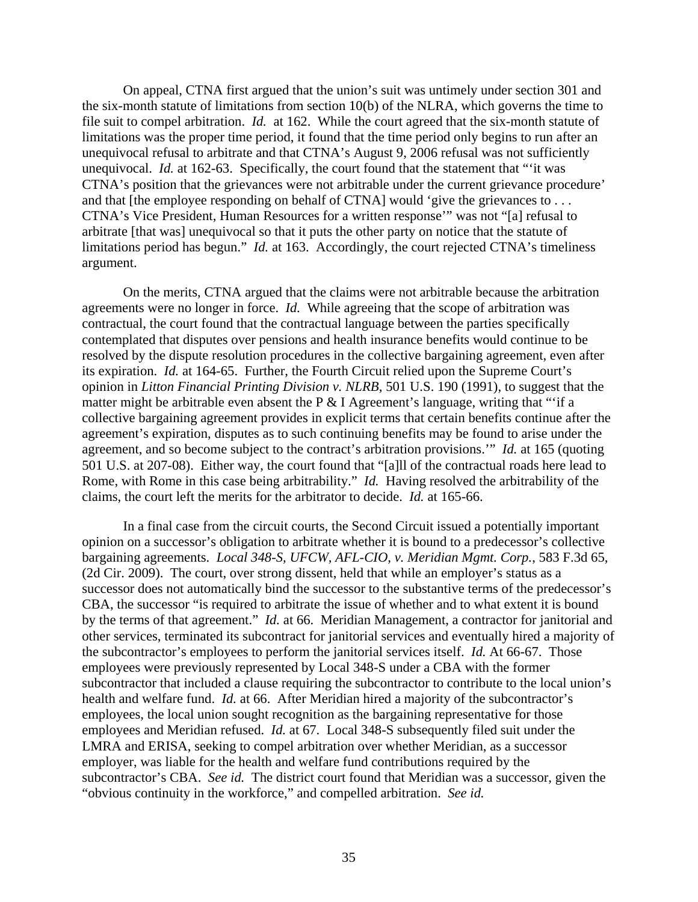On appeal, CTNA first argued that the union's suit was untimely under section 301 and the six-month statute of limitations from section 10(b) of the NLRA, which governs the time to file suit to compel arbitration. *Id.* at 162. While the court agreed that the six-month statute of limitations was the proper time period, it found that the time period only begins to run after an unequivocal refusal to arbitrate and that CTNA's August 9, 2006 refusal was not sufficiently unequivocal. *Id.* at 162-63. Specifically, the court found that the statement that "'it was CTNA's position that the grievances were not arbitrable under the current grievance procedure' and that [the employee responding on behalf of CTNA] would 'give the grievances to . . . CTNA's Vice President, Human Resources for a written response'" was not "[a] refusal to arbitrate [that was] unequivocal so that it puts the other party on notice that the statute of limitations period has begun." *Id.* at 163. Accordingly, the court rejected CTNA's timeliness argument.

On the merits, CTNA argued that the claims were not arbitrable because the arbitration agreements were no longer in force. *Id.* While agreeing that the scope of arbitration was contractual, the court found that the contractual language between the parties specifically contemplated that disputes over pensions and health insurance benefits would continue to be resolved by the dispute resolution procedures in the collective bargaining agreement, even after its expiration. *Id.* at 164-65. Further, the Fourth Circuit relied upon the Supreme Court's opinion in *Litton Financial Printing Division v. NLRB*, 501 U.S. 190 (1991), to suggest that the matter might be arbitrable even absent the P & I Agreement's language, writing that "'if a collective bargaining agreement provides in explicit terms that certain benefits continue after the agreement's expiration, disputes as to such continuing benefits may be found to arise under the agreement, and so become subject to the contract's arbitration provisions.'" *Id.* at 165 (quoting 501 U.S. at 207-08). Either way, the court found that "[a]ll of the contractual roads here lead to Rome, with Rome in this case being arbitrability." *Id.* Having resolved the arbitrability of the claims, the court left the merits for the arbitrator to decide. *Id.* at 165-66.

In a final case from the circuit courts, the Second Circuit issued a potentially important opinion on a successor's obligation to arbitrate whether it is bound to a predecessor's collective bargaining agreements. *Local 348-S, UFCW, AFL-CIO, v. Meridian Mgmt. Corp.*, 583 F.3d 65, (2d Cir. 2009). The court, over strong dissent, held that while an employer's status as a successor does not automatically bind the successor to the substantive terms of the predecessor's CBA, the successor "is required to arbitrate the issue of whether and to what extent it is bound by the terms of that agreement." *Id.* at 66. Meridian Management, a contractor for janitorial and other services, terminated its subcontract for janitorial services and eventually hired a majority of the subcontractor's employees to perform the janitorial services itself. *Id.* At 66-67. Those employees were previously represented by Local 348-S under a CBA with the former subcontractor that included a clause requiring the subcontractor to contribute to the local union's health and welfare fund. *Id.* at 66. After Meridian hired a majority of the subcontractor's employees, the local union sought recognition as the bargaining representative for those employees and Meridian refused. *Id.* at 67. Local 348-S subsequently filed suit under the LMRA and ERISA, seeking to compel arbitration over whether Meridian, as a successor employer, was liable for the health and welfare fund contributions required by the subcontractor's CBA. *See id.* The district court found that Meridian was a successor, given the "obvious continuity in the workforce," and compelled arbitration. *See id.*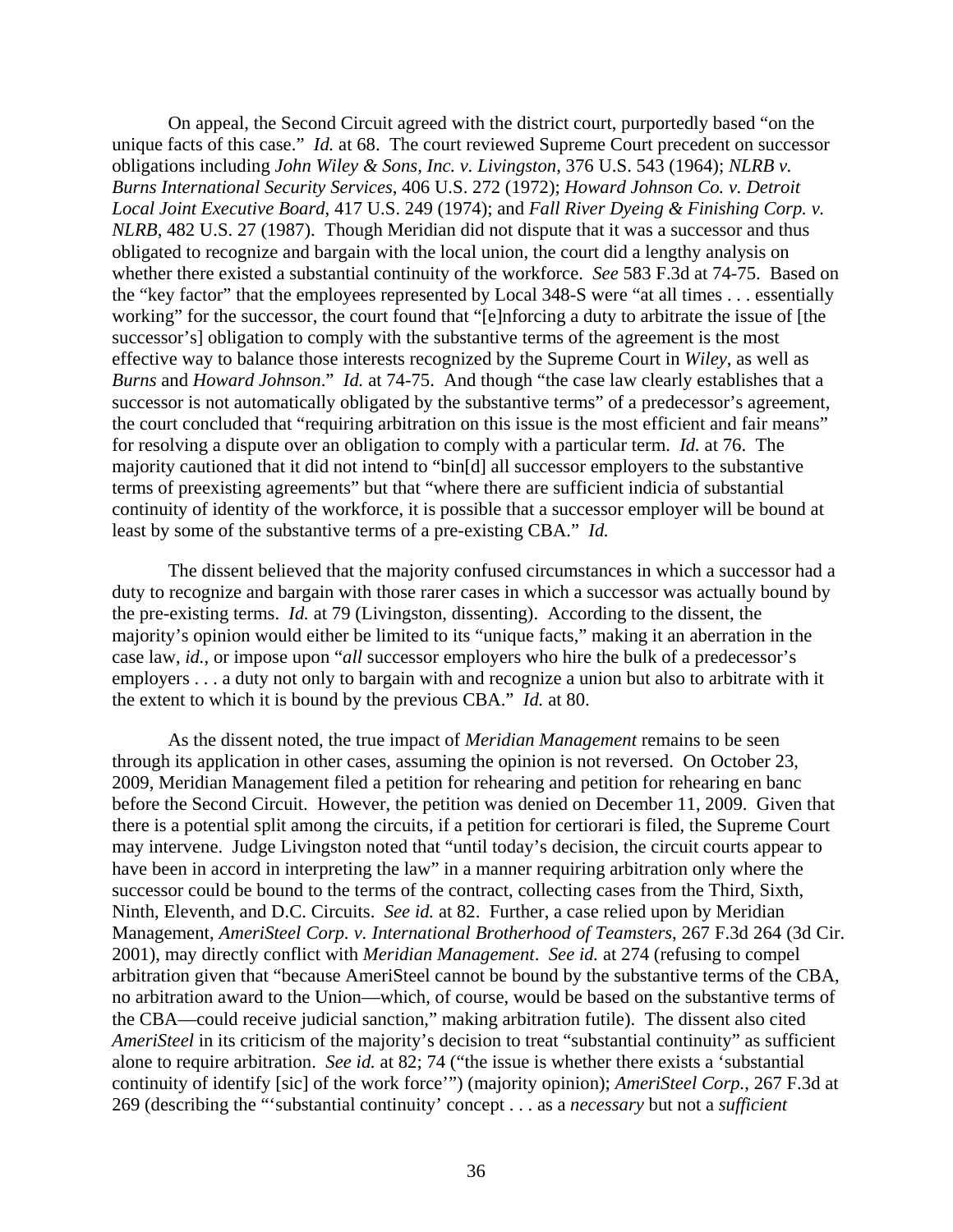On appeal, the Second Circuit agreed with the district court, purportedly based "on the unique facts of this case." *Id.* at 68. The court reviewed Supreme Court precedent on successor obligations including *John Wiley & Sons, Inc. v. Livingston*, 376 U.S. 543 (1964); *NLRB v. Burns International Security Services*, 406 U.S. 272 (1972); *Howard Johnson Co. v. Detroit Local Joint Executive Board*, 417 U.S. 249 (1974); and *Fall River Dyeing & Finishing Corp. v. NLRB*, 482 U.S. 27 (1987). Though Meridian did not dispute that it was a successor and thus obligated to recognize and bargain with the local union, the court did a lengthy analysis on whether there existed a substantial continuity of the workforce. *See* 583 F.3d at 74-75. Based on the "key factor" that the employees represented by Local 348-S were "at all times . . . essentially working" for the successor, the court found that "[e]nforcing a duty to arbitrate the issue of [the successor's] obligation to comply with the substantive terms of the agreement is the most effective way to balance those interests recognized by the Supreme Court in *Wiley*, as well as *Burns* and *Howard Johnson*." *Id.* at 74-75. And though "the case law clearly establishes that a successor is not automatically obligated by the substantive terms" of a predecessor's agreement, the court concluded that "requiring arbitration on this issue is the most efficient and fair means" for resolving a dispute over an obligation to comply with a particular term. *Id.* at 76. The majority cautioned that it did not intend to "bin[d] all successor employers to the substantive terms of preexisting agreements" but that "where there are sufficient indicia of substantial continuity of identity of the workforce, it is possible that a successor employer will be bound at least by some of the substantive terms of a pre-existing CBA." *Id.*

The dissent believed that the majority confused circumstances in which a successor had a duty to recognize and bargain with those rarer cases in which a successor was actually bound by the pre-existing terms. *Id.* at 79 (Livingston, dissenting). According to the dissent, the majority's opinion would either be limited to its "unique facts," making it an aberration in the case law, *id.*, or impose upon "*all* successor employers who hire the bulk of a predecessor's employers . . . a duty not only to bargain with and recognize a union but also to arbitrate with it the extent to which it is bound by the previous CBA." *Id.* at 80.

As the dissent noted, the true impact of *Meridian Management* remains to be seen through its application in other cases, assuming the opinion is not reversed. On October 23, 2009, Meridian Management filed a petition for rehearing and petition for rehearing en banc before the Second Circuit. However, the petition was denied on December 11, 2009. Given that there is a potential split among the circuits, if a petition for certiorari is filed, the Supreme Court may intervene. Judge Livingston noted that "until today's decision, the circuit courts appear to have been in accord in interpreting the law" in a manner requiring arbitration only where the successor could be bound to the terms of the contract, collecting cases from the Third, Sixth, Ninth, Eleventh, and D.C. Circuits. *See id.* at 82. Further, a case relied upon by Meridian Management, *AmeriSteel Corp. v. International Brotherhood of Teamsters*, 267 F.3d 264 (3d Cir. 2001), may directly conflict with *Meridian Management*. *See id.* at 274 (refusing to compel arbitration given that "because AmeriSteel cannot be bound by the substantive terms of the CBA, no arbitration award to the Union—which, of course, would be based on the substantive terms of the CBA—could receive judicial sanction," making arbitration futile). The dissent also cited *AmeriSteel* in its criticism of the majority's decision to treat "substantial continuity" as sufficient alone to require arbitration. *See id.* at 82; 74 ("the issue is whether there exists a 'substantial continuity of identify [sic] of the work force'") (majority opinion); *AmeriSteel Corp.*, 267 F.3d at 269 (describing the "'substantial continuity' concept . . . as a *necessary* but not a *sufficient*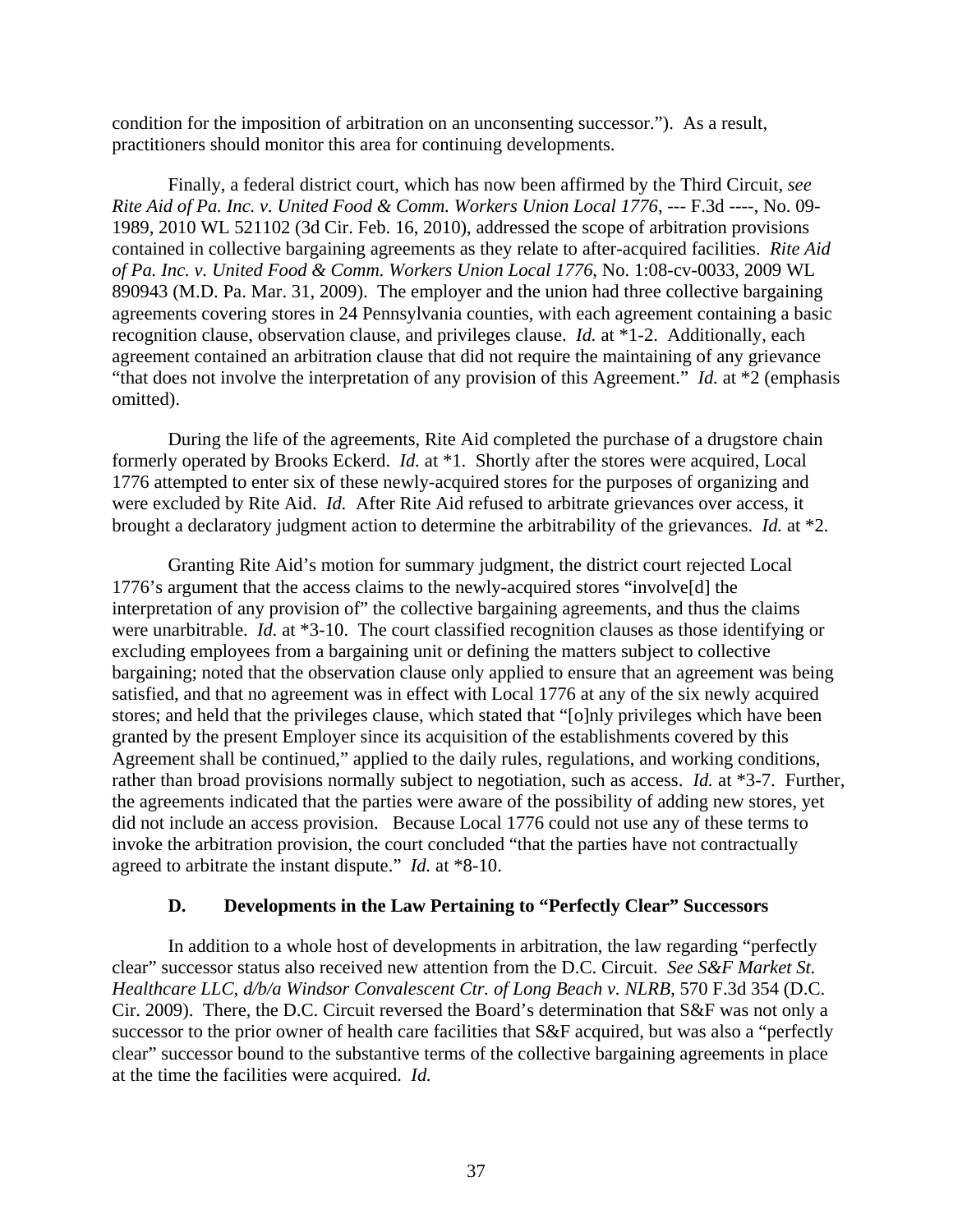condition for the imposition of arbitration on an unconsenting successor."). As a result, practitioners should monitor this area for continuing developments.

Finally, a federal district court, which has now been affirmed by the Third Circuit, *see Rite Aid of Pa. Inc. v. United Food & Comm. Workers Union Local 1776*, --- F.3d ----, No. 09-1989, 2010 WL 521102 (3d Cir. Feb. 16, 2010), addressed the scope of arbitration provisions contained in collective bargaining agreements as they relate to after-acquired facilities. *Rite Aid of Pa. Inc. v. United Food & Comm. Workers Union Local 1776*, No. 1:08-cv-0033, 2009 WL 890943 (M.D. Pa. Mar. 31, 2009). The employer and the union had three collective bargaining agreements covering stores in 24 Pennsylvania counties, with each agreement containing a basic recognition clause, observation clause, and privileges clause. *Id.* at *1-2. Additionally, each agreement contained an arbitration clause that did not require the maintaining of any grievance "that does not involve the interpretation of any provision of this Agreement." *Id.* at *2 (emphasis omitted).

During the life of the agreements, Rite Aid completed the purchase of a drugstore chain formerly operated by Brooks Eckerd. *Id.* at *1. Shortly after the stores were acquired, Local 1776 attempted to enter six of these newly-acquired stores for the purposes of organizing and were excluded by Rite Aid. *Id.* After Rite Aid refused to arbitrate grievances over access, it brought a declaratory judgment action to determine the arbitrability of the grievances. *Id.* at *2.

Granting Rite Aid's motion for summary judgment, the district court rejected Local 1776's argument that the access claims to the newly-acquired stores "involve[d] the interpretation of any provision of" the collective bargaining agreements, and thus the claims were unarbitrable. *Id.* at *3-10. The court classified recognition clauses as those identifying or excluding employees from a bargaining unit or defining the matters subject to collective bargaining; noted that the observation clause only applied to ensure that an agreement was being satisfied, and that no agreement was in effect with Local 1776 at any of the six newly acquired stores; and held that the privileges clause, which stated that "[o]nly privileges which have been granted by the present Employer since its acquisition of the establishments covered by this Agreement shall be continued," applied to the daily rules, regulations, and working conditions, rather than broad provisions normally subject to negotiation, such as access. *Id.* at *3-7. Further, the agreements indicated that the parties were aware of the possibility of adding new stores, yet did not include an access provision. Because Local 1776 could not use any of these terms to invoke the arbitration provision, the court concluded "that the parties have not contractually agreed to arbitrate the instant dispute." *Id.* at *8-10.

### D. Developments in the Law Pertaining to "Perfectly Clear" Successors

In addition to a whole host of developments in arbitration, the law regarding "perfectly clear" successor status also received new attention from the D.C. Circuit. *See S&F Market St. Healthcare LLC, d/b/a Windsor Convalescent Ctr. of Long Beach v. NLRB*, 570 F.3d 354 (D.C. Cir. 2009). There, the D.C. Circuit reversed the Board's determination that S&F was not only a successor to the prior owner of health care facilities that S&F acquired, but was also a "perfectly clear" successor bound to the substantive terms of the collective bargaining agreements in place at the time the facilities were acquired. *Id.*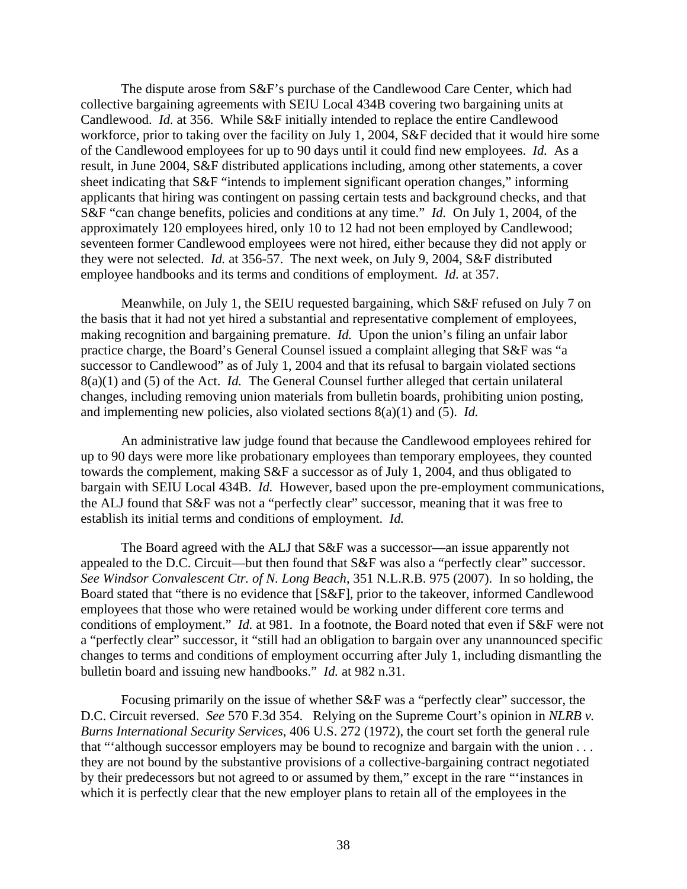The dispute arose from S&F's purchase of the Candlewood Care Center, which had collective bargaining agreements with SEIU Local 434B covering two bargaining units at Candlewood. *Id.* at 356. While S&F initially intended to replace the entire Candlewood workforce, prior to taking over the facility on July 1, 2004, S&F decided that it would hire some of the Candlewood employees for up to 90 days until it could find new employees. *Id.* As a result, in June 2004, S&F distributed applications including, among other statements, a cover sheet indicating that S&F "intends to implement significant operation changes," informing applicants that hiring was contingent on passing certain tests and background checks, and that S&F "can change benefits, policies and conditions at any time." *Id.* On July 1, 2004, of the approximately 120 employees hired, only 10 to 12 had not been employed by Candlewood; seventeen former Candlewood employees were not hired, either because they did not apply or they were not selected. *Id.* at 356-57. The next week, on July 9, 2004, S&F distributed employee handbooks and its terms and conditions of employment. *Id.* at 357.

Meanwhile, on July 1, the SEIU requested bargaining, which S&F refused on July 7 on the basis that it had not yet hired a substantial and representative complement of employees, making recognition and bargaining premature. *Id.* Upon the union's filing an unfair labor practice charge, the Board's General Counsel issued a complaint alleging that S&F was "a successor to Candlewood" as of July 1, 2004 and that its refusal to bargain violated sections 8(a)(1) and (5) of the Act. *Id.* The General Counsel further alleged that certain unilateral changes, including removing union materials from bulletin boards, prohibiting union posting, and implementing new policies, also violated sections 8(a)(1) and (5). *Id.*

An administrative law judge found that because the Candlewood employees rehired for up to 90 days were more like probationary employees than temporary employees, they counted towards the complement, making S&F a successor as of July 1, 2004, and thus obligated to bargain with SEIU Local 434B. *Id.* However, based upon the pre-employment communications, the ALJ found that S&F was not a "perfectly clear" successor, meaning that it was free to establish its initial terms and conditions of employment. *Id.*

The Board agreed with the ALJ that S&F was a successor—an issue apparently not appealed to the D.C. Circuit—but then found that S&F was also a "perfectly clear" successor. *See Windsor Convalescent Ctr. of N. Long Beach*, 351 N.L.R.B. 975 (2007). In so holding, the Board stated that "there is no evidence that [S&F], prior to the takeover, informed Candlewood employees that those who were retained would be working under different core terms and conditions of employment." *Id.* at 981. In a footnote, the Board noted that even if S&F were not a "perfectly clear" successor, it "still had an obligation to bargain over any unannounced specific changes to terms and conditions of employment occurring after July 1, including dismantling the bulletin board and issuing new handbooks." *Id.* at 982 n.31.

Focusing primarily on the issue of whether S&F was a "perfectly clear" successor, the D.C. Circuit reversed. *See* 570 F.3d 354. Relying on the Supreme Court's opinion in *NLRB v. Burns International Security Services*, 406 U.S. 272 (1972), the court set forth the general rule that "'although successor employers may be bound to recognize and bargain with the union . . . they are not bound by the substantive provisions of a collective-bargaining contract negotiated by their predecessors but not agreed to or assumed by them," except in the rare "'instances in which it is perfectly clear that the new employer plans to retain all of the employees in the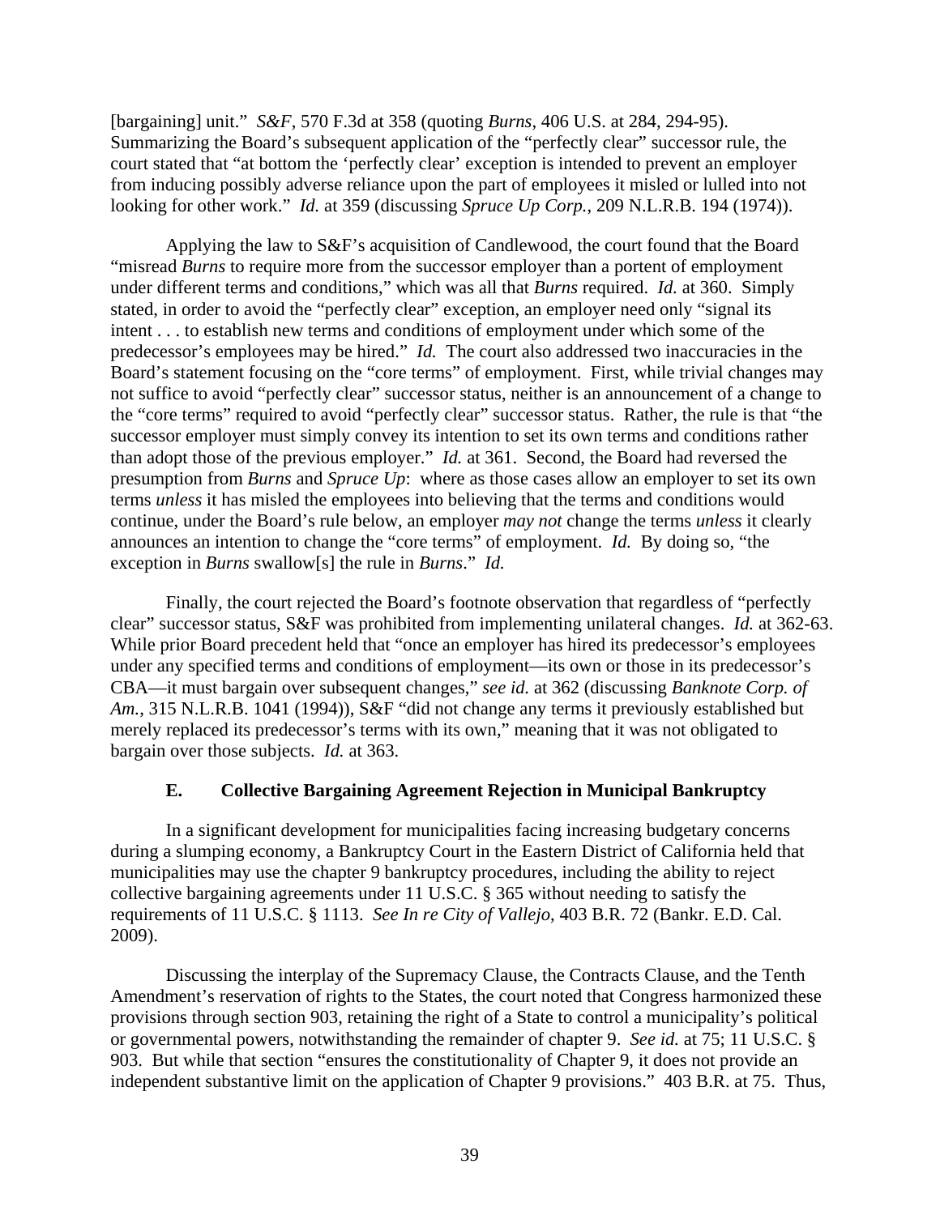[bargaining] unit." *S&F*, 570 F.3d at 358 (quoting *Burns*, 406 U.S. at 284, 294-95). Summarizing the Board's subsequent application of the "perfectly clear" successor rule, the court stated that "at bottom the 'perfectly clear' exception is intended to prevent an employer from inducing possibly adverse reliance upon the part of employees it misled or lulled into not looking for other work." *Id.* at 359 (discussing *Spruce Up Corp.*, 209 N.L.R.B. 194 (1974)).

Applying the law to S&F's acquisition of Candlewood, the court found that the Board "misread *Burns* to require more from the successor employer than a portent of employment under different terms and conditions," which was all that *Burns* required. *Id.* at 360. Simply stated, in order to avoid the "perfectly clear" exception, an employer need only "signal its intent . . . to establish new terms and conditions of employment under which some of the predecessor's employees may be hired." *Id.* The court also addressed two inaccuracies in the Board's statement focusing on the "core terms" of employment. First, while trivial changes may not suffice to avoid "perfectly clear" successor status, neither is an announcement of a change to the "core terms" required to avoid "perfectly clear" successor status. Rather, the rule is that "the successor employer must simply convey its intention to set its own terms and conditions rather than adopt those of the previous employer." *Id.* at 361. Second, the Board had reversed the presumption from *Burns* and *Spruce Up*: where as those cases allow an employer to set its own terms *unless* it has misled the employees into believing that the terms and conditions would continue, under the Board's rule below, an employer *may not* change the terms *unless* it clearly announces an intention to change the "core terms" of employment. *Id.* By doing so, "the exception in *Burns* swallow[s] the rule in *Burns*." *Id.*

Finally, the court rejected the Board's footnote observation that regardless of "perfectly clear" successor status, S&F was prohibited from implementing unilateral changes. *Id.* at 362-63. While prior Board precedent held that "once an employer has hired its predecessor's employees under any specified terms and conditions of employment—its own or those in its predecessor's CBA—it must bargain over subsequent changes," *see id.* at 362 (discussing *Banknote Corp. of Am.*, 315 N.L.R.B. 1041 (1994)), S&F "did not change any terms it previously established but merely replaced its predecessor's terms with its own," meaning that it was not obligated to bargain over those subjects. *Id.* at 363.

### E. Collective Bargaining Agreement Rejection in Municipal Bankruptcy

In a significant development for municipalities facing increasing budgetary concerns during a slumping economy, a Bankruptcy Court in the Eastern District of California held that municipalities may use the chapter 9 bankruptcy procedures, including the ability to reject collective bargaining agreements under 11 U.S.C. § 365 without needing to satisfy the requirements of 11 U.S.C. § 1113. *See In re City of Vallejo*, 403 B.R. 72 (Bankr. E.D. Cal. 2009).

Discussing the interplay of the Supremacy Clause, the Contracts Clause, and the Tenth Amendment's reservation of rights to the States, the court noted that Congress harmonized these provisions through section 903, retaining the right of a State to control a municipality's political or governmental powers, notwithstanding the remainder of chapter 9. *See id.* at 75; 11 U.S.C. § 903. But while that section "ensures the constitutionality of Chapter 9, it does not provide an independent substantive limit on the application of Chapter 9 provisions." 403 B.R. at 75. Thus,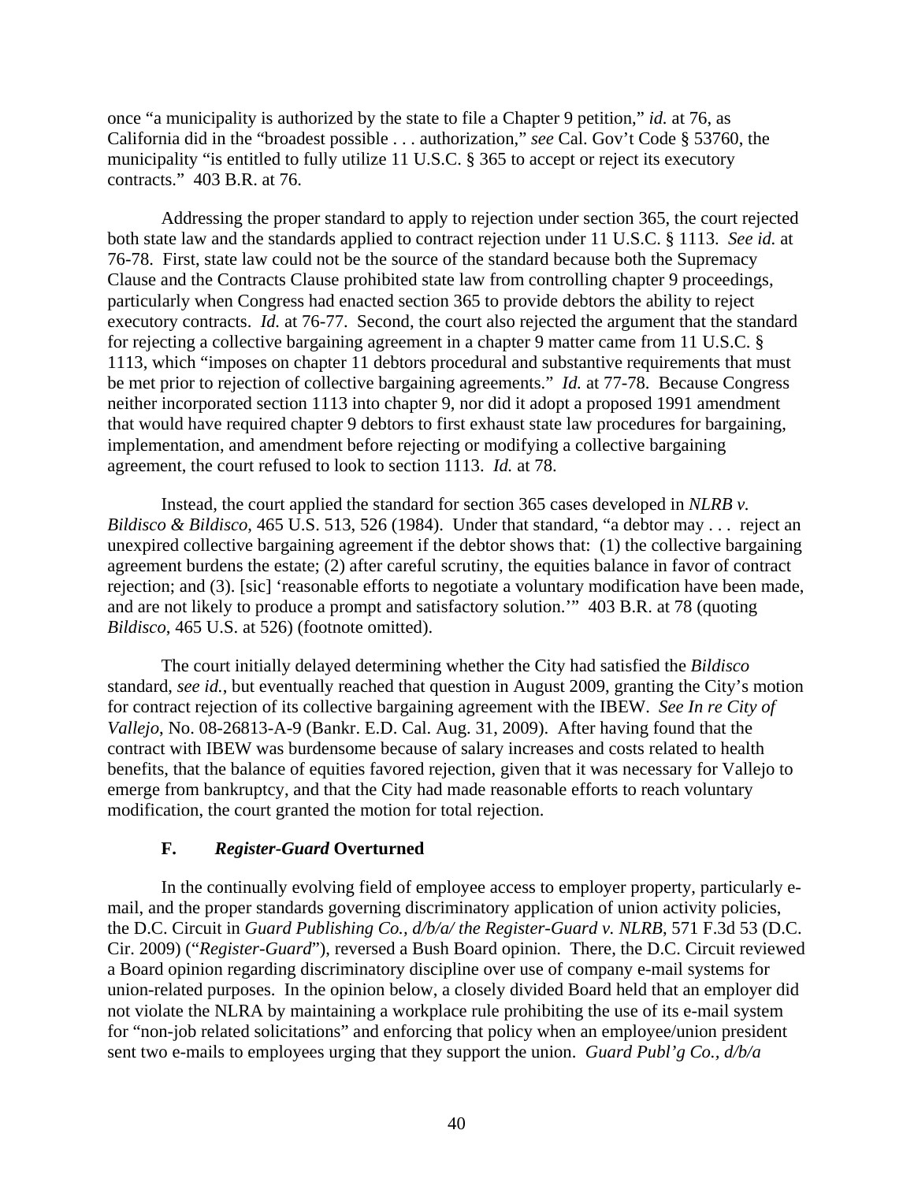once "a municipality is authorized by the state to file a Chapter 9 petition," *id.* at 76, as California did in the "broadest possible . . . authorization," *see* Cal. Gov't Code § 53760, the municipality "is entitled to fully utilize 11 U.S.C. § 365 to accept or reject its executory contracts." 403 B.R. at 76.

Addressing the proper standard to apply to rejection under section 365, the court rejected both state law and the standards applied to contract rejection under 11 U.S.C. § 1113. *See id.* at 76-78. First, state law could not be the source of the standard because both the Supremacy Clause and the Contracts Clause prohibited state law from controlling chapter 9 proceedings, particularly when Congress had enacted section 365 to provide debtors the ability to reject executory contracts. *Id.* at 76-77. Second, the court also rejected the argument that the standard for rejecting a collective bargaining agreement in a chapter 9 matter came from 11 U.S.C. § 1113, which "imposes on chapter 11 debtors procedural and substantive requirements that must be met prior to rejection of collective bargaining agreements." *Id.* at 77-78. Because Congress neither incorporated section 1113 into chapter 9, nor did it adopt a proposed 1991 amendment that would have required chapter 9 debtors to first exhaust state law procedures for bargaining, implementation, and amendment before rejecting or modifying a collective bargaining agreement, the court refused to look to section 1113. *Id.* at 78.

Instead, the court applied the standard for section 365 cases developed in *NLRB v. Bildisco & Bildisco*, 465 U.S. 513, 526 (1984). Under that standard, "a debtor may . . . reject an unexpired collective bargaining agreement if the debtor shows that: (1) the collective bargaining agreement burdens the estate; (2) after careful scrutiny, the equities balance in favor of contract rejection; and (3). [sic] 'reasonable efforts to negotiate a voluntary modification have been made, and are not likely to produce a prompt and satisfactory solution.'" 403 B.R. at 78 (quoting *Bildisco*, 465 U.S. at 526) (footnote omitted).

The court initially delayed determining whether the City had satisfied the *Bildisco* standard, *see id.*, but eventually reached that question in August 2009, granting the City's motion for contract rejection of its collective bargaining agreement with the IBEW. *See In re City of Vallejo*, No. 08-26813-A-9 (Bankr. E.D. Cal. Aug. 31, 2009). After having found that the contract with IBEW was burdensome because of salary increases and costs related to health benefits, that the balance of equities favored rejection, given that it was necessary for Vallejo to emerge from bankruptcy, and that the City had made reasonable efforts to reach voluntary modification, the court granted the motion for total rejection.

### F. *Register-Guard* Overturned

In the continually evolving field of employee access to employer property, particularly e-mail, and the proper standards governing discriminatory application of union activity policies, the D.C. Circuit in *Guard Publishing Co., d/b/a/ the Register-Guard v. NLRB*, 571 F.3d 53 (D.C. Cir. 2009) ("*Register-Guard*"), reversed a Bush Board opinion. There, the D.C. Circuit reviewed a Board opinion regarding discriminatory discipline over use of company e-mail systems for union-related purposes. In the opinion below, a closely divided Board held that an employer did not violate the NLRA by maintaining a workplace rule prohibiting the use of its e-mail system for "non-job related solicitations" and enforcing that policy when an employee/union president sent two e-mails to employees urging that they support the union. *Guard Publ'g Co., d/b/a*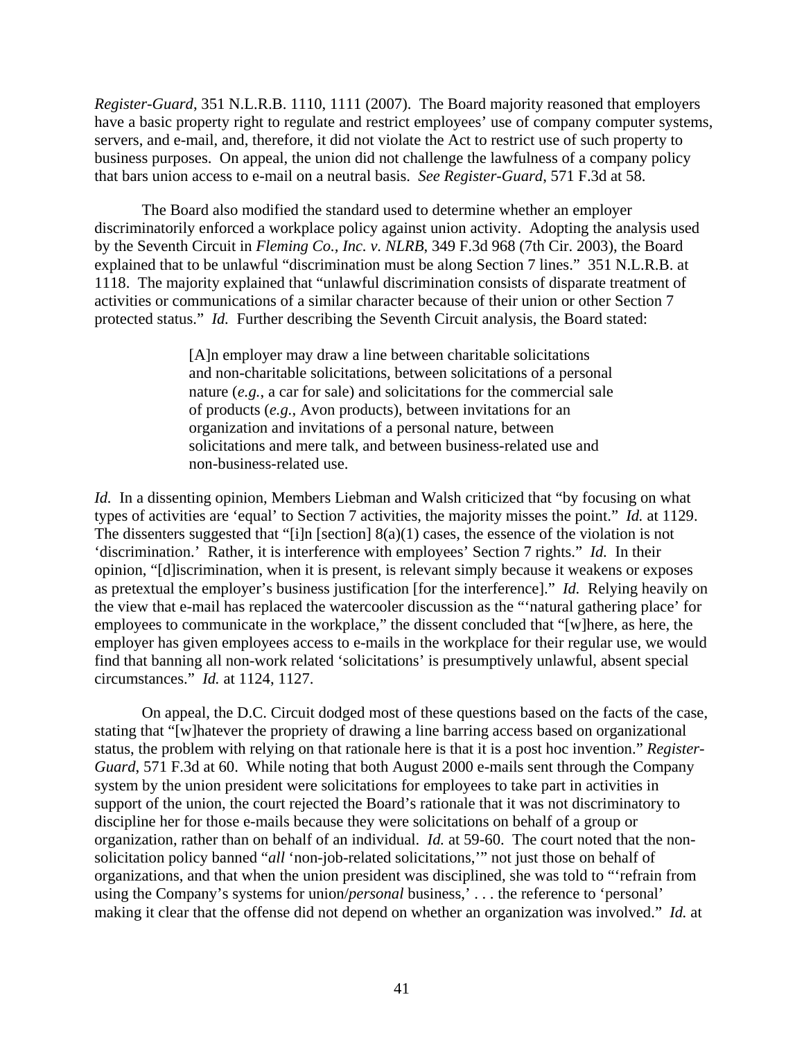*Register-Guard*, 351 N.L.R.B. 1110, 1111 (2007). The Board majority reasoned that employers have a basic property right to regulate and restrict employees' use of company computer systems, servers, and e-mail, and, therefore, it did not violate the Act to restrict use of such property to business purposes. On appeal, the union did not challenge the lawfulness of a company policy that bars union access to e-mail on a neutral basis. *See Register-Guard*, 571 F.3d at 58.

The Board also modified the standard used to determine whether an employer discriminatorily enforced a workplace policy against union activity. Adopting the analysis used by the Seventh Circuit in *Fleming Co., Inc. v. NLRB*, 349 F.3d 968 (7th Cir. 2003), the Board explained that to be unlawful "discrimination must be along Section 7 lines." 351 N.L.R.B. at 1118. The majority explained that "unlawful discrimination consists of disparate treatment of activities or communications of a similar character because of their union or other Section 7 protected status." *Id.* Further describing the Seventh Circuit analysis, the Board stated:

> [A]n employer may draw a line between charitable solicitations and non-charitable solicitations, between solicitations of a personal nature (*e.g.*, a car for sale) and solicitations for the commercial sale of products (*e.g.*, Avon products), between invitations for an organization and invitations of a personal nature, between solicitations and mere talk, and between business-related use and non-business-related use.

*Id.* In a dissenting opinion, Members Liebman and Walsh criticized that "by focusing on what types of activities are 'equal' to Section 7 activities, the majority misses the point." *Id.* at 1129. The dissenters suggested that "[i]n [section] 8(a)(1) cases, the essence of the violation is not 'discrimination.' Rather, it is interference with employees' Section 7 rights." *Id.* In their opinion, "[d]iscrimination, when it is present, is relevant simply because it weakens or exposes as pretextual the employer's business justification [for the interference]." *Id.* Relying heavily on the view that e-mail has replaced the watercooler discussion as the "'natural gathering place' for employees to communicate in the workplace," the dissent concluded that "[w]here, as here, the employer has given employees access to e-mails in the workplace for their regular use, we would find that banning all non-work related 'solicitations' is presumptively unlawful, absent special circumstances." *Id.* at 1124, 1127.

On appeal, the D.C. Circuit dodged most of these questions based on the facts of the case, stating that "[w]hatever the propriety of drawing a line barring access based on organizational status, the problem with relying on that rationale here is that it is a post hoc invention." *Register-Guard*, 571 F.3d at 60. While noting that both August 2000 e-mails sent through the Company system by the union president were solicitations for employees to take part in activities in support of the union, the court rejected the Board's rationale that it was not discriminatory to discipline her for those e-mails because they were solicitations on behalf of a group or organization, rather than on behalf of an individual. *Id.* at 59-60. The court noted that the non-solicitation policy banned "*all* 'non-job-related solicitations,'" not just those on behalf of organizations, and that when the union president was disciplined, she was told to "'refrain from using the Company's systems for union/*personal* business,' . . . the reference to 'personal' making it clear that the offense did not depend on whether an organization was involved." *Id.* at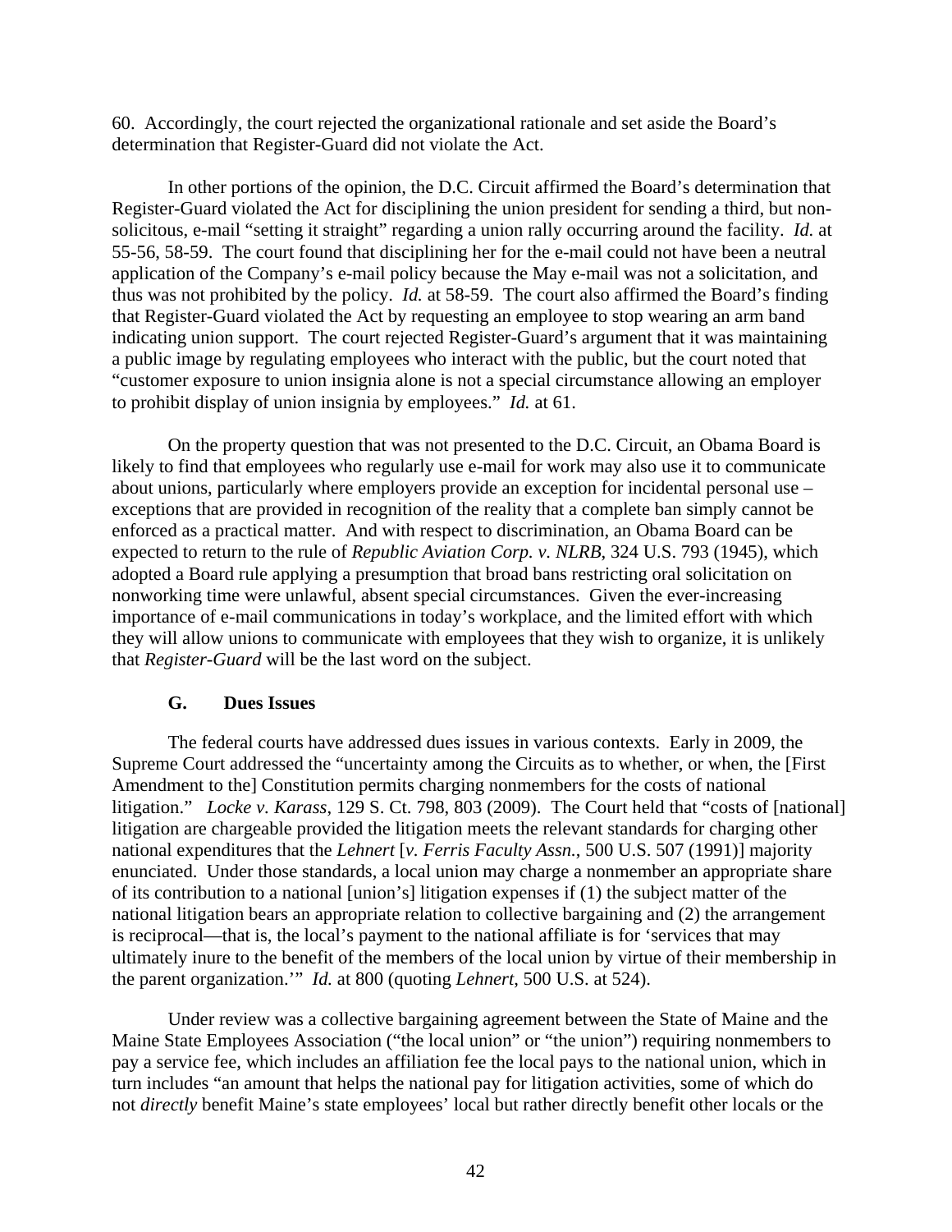60. Accordingly, the court rejected the organizational rationale and set aside the Board's determination that Register-Guard did not violate the Act.

In other portions of the opinion, the D.C. Circuit affirmed the Board's determination that Register-Guard violated the Act for disciplining the union president for sending a third, but non-solicitous, e-mail "setting it straight" regarding a union rally occurring around the facility. *Id.* at 55-56, 58-59. The court found that disciplining her for the e-mail could not have been a neutral application of the Company's e-mail policy because the May e-mail was not a solicitation, and thus was not prohibited by the policy. *Id.* at 58-59. The court also affirmed the Board's finding that Register-Guard violated the Act by requesting an employee to stop wearing an arm band indicating union support. The court rejected Register-Guard's argument that it was maintaining a public image by regulating employees who interact with the public, but the court noted that "customer exposure to union insignia alone is not a special circumstance allowing an employer to prohibit display of union insignia by employees." *Id.* at 61.

On the property question that was not presented to the D.C. Circuit, an Obama Board is likely to find that employees who regularly use e-mail for work may also use it to communicate about unions, particularly where employers provide an exception for incidental personal use – exceptions that are provided in recognition of the reality that a complete ban simply cannot be enforced as a practical matter. And with respect to discrimination, an Obama Board can be expected to return to the rule of *Republic Aviation Corp. v. NLRB*, 324 U.S. 793 (1945), which adopted a Board rule applying a presumption that broad bans restricting oral solicitation on nonworking time were unlawful, absent special circumstances. Given the ever-increasing importance of e-mail communications in today's workplace, and the limited effort with which they will allow unions to communicate with employees that they wish to organize, it is unlikely that *Register-Guard* will be the last word on the subject.

### G. Dues Issues

The federal courts have addressed dues issues in various contexts. Early in 2009, the Supreme Court addressed the "uncertainty among the Circuits as to whether, or when, the [First Amendment to the] Constitution permits charging nonmembers for the costs of national litigation." *Locke v. Karass*, 129 S. Ct. 798, 803 (2009). The Court held that "costs of [national] litigation are chargeable provided the litigation meets the relevant standards for charging other national expenditures that the *Lehnert* [*v. Ferris Faculty Assn.*, 500 U.S. 507 (1991)] majority enunciated. Under those standards, a local union may charge a nonmember an appropriate share of its contribution to a national [union's] litigation expenses if (1) the subject matter of the national litigation bears an appropriate relation to collective bargaining and (2) the arrangement is reciprocal—that is, the local's payment to the national affiliate is for 'services that may ultimately inure to the benefit of the members of the local union by virtue of their membership in the parent organization.'" *Id.* at 800 (quoting *Lehnert*, 500 U.S. at 524).

Under review was a collective bargaining agreement between the State of Maine and the Maine State Employees Association ("the local union" or "the union") requiring nonmembers to pay a service fee, which includes an affiliation fee the local pays to the national union, which in turn includes "an amount that helps the national pay for litigation activities, some of which do not *directly* benefit Maine's state employees' local but rather directly benefit other locals or the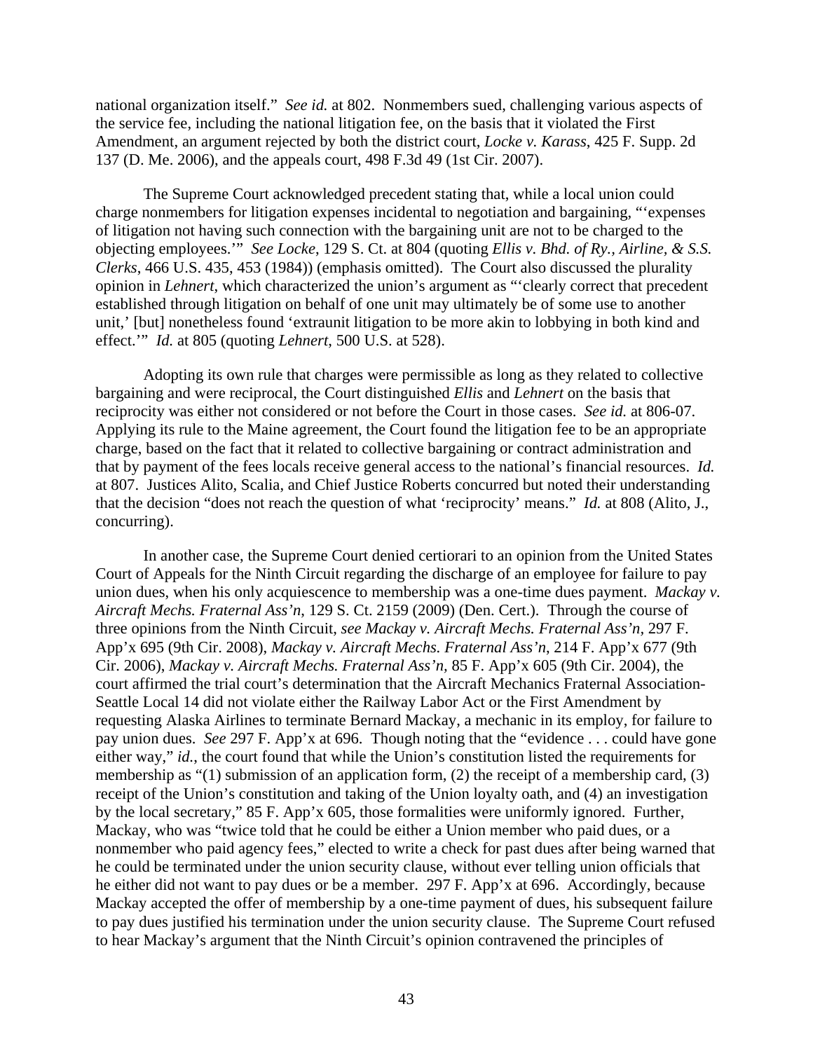national organization itself." *See id.* at 802. Nonmembers sued, challenging various aspects of the service fee, including the national litigation fee, on the basis that it violated the First Amendment, an argument rejected by both the district court, *Locke v. Karass*, 425 F. Supp. 2d 137 (D. Me. 2006), and the appeals court, 498 F.3d 49 (1st Cir. 2007).

The Supreme Court acknowledged precedent stating that, while a local union could charge nonmembers for litigation expenses incidental to negotiation and bargaining, "'expenses of litigation not having such connection with the bargaining unit are not to be charged to the objecting employees.'" *See Locke*, 129 S. Ct. at 804 (quoting *Ellis v. Bhd. of Ry., Airline, & S.S. Clerks*, 466 U.S. 435, 453 (1984)) (emphasis omitted). The Court also discussed the plurality opinion in *Lehnert*, which characterized the union's argument as "'clearly correct that precedent established through litigation on behalf of one unit may ultimately be of some use to another unit,' [but] nonetheless found 'extraunit litigation to be more akin to lobbying in both kind and effect.'" *Id.* at 805 (quoting *Lehnert*, 500 U.S. at 528).

Adopting its own rule that charges were permissible as long as they related to collective bargaining and were reciprocal, the Court distinguished *Ellis* and *Lehnert* on the basis that reciprocity was either not considered or not before the Court in those cases. *See id.* at 806-07. Applying its rule to the Maine agreement, the Court found the litigation fee to be an appropriate charge, based on the fact that it related to collective bargaining or contract administration and that by payment of the fees locals receive general access to the national's financial resources. *Id.* at 807. Justices Alito, Scalia, and Chief Justice Roberts concurred but noted their understanding that the decision "does not reach the question of what 'reciprocity' means." *Id.* at 808 (Alito, J., concurring).

In another case, the Supreme Court denied certiorari to an opinion from the United States Court of Appeals for the Ninth Circuit regarding the discharge of an employee for failure to pay union dues, when his only acquiescence to membership was a one-time dues payment. *Mackay v. Aircraft Mechs. Fraternal Ass'n*, 129 S. Ct. 2159 (2009) (Den. Cert.). Through the course of three opinions from the Ninth Circuit, *see Mackay v. Aircraft Mechs. Fraternal Ass'n,* 297 F. App'x 695 (9th Cir. 2008), *Mackay v. Aircraft Mechs. Fraternal Ass'n*, 214 F. App'x 677 (9th Cir. 2006), *Mackay v. Aircraft Mechs. Fraternal Ass'n,* 85 F. App'x 605 (9th Cir. 2004), the court affirmed the trial court's determination that the Aircraft Mechanics Fraternal Association-Seattle Local 14 did not violate either the Railway Labor Act or the First Amendment by requesting Alaska Airlines to terminate Bernard Mackay, a mechanic in its employ, for failure to pay union dues. *See* 297 F. App'x at 696. Though noting that the "evidence . . . could have gone either way," *id.*, the court found that while the Union's constitution listed the requirements for membership as "(1) submission of an application form, (2) the receipt of a membership card, (3) receipt of the Union's constitution and taking of the Union loyalty oath, and (4) an investigation by the local secretary," 85 F. App'x 605, those formalities were uniformly ignored. Further, Mackay, who was "twice told that he could be either a Union member who paid dues, or a nonmember who paid agency fees," elected to write a check for past dues after being warned that he could be terminated under the union security clause, without ever telling union officials that he either did not want to pay dues or be a member. 297 F. App'x at 696. Accordingly, because Mackay accepted the offer of membership by a one-time payment of dues, his subsequent failure to pay dues justified his termination under the union security clause. The Supreme Court refused to hear Mackay's argument that the Ninth Circuit's opinion contravened the principles of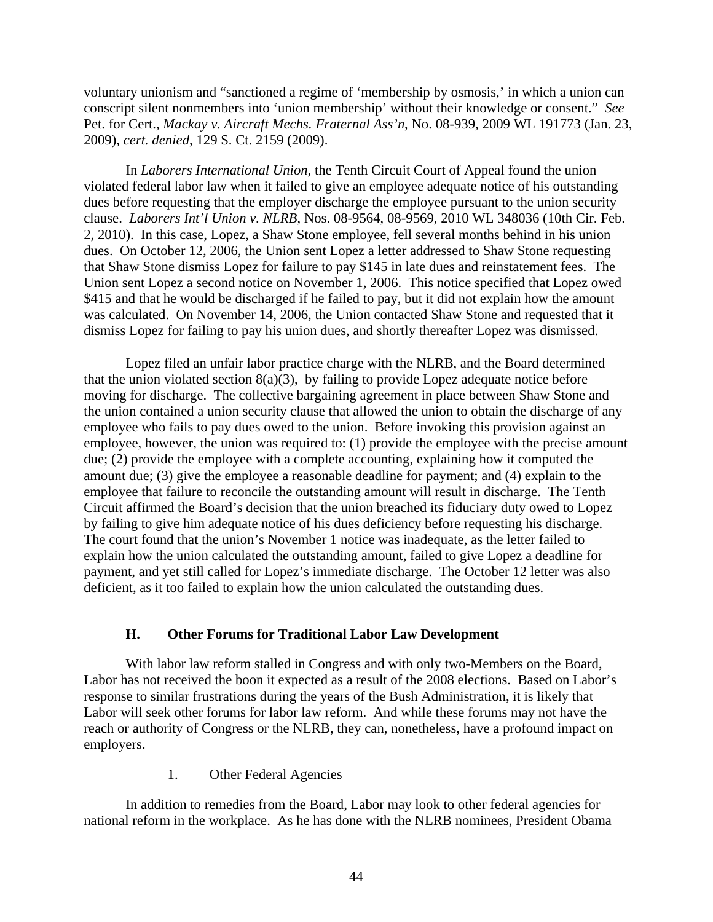voluntary unionism and "sanctioned a regime of 'membership by osmosis,' in which a union can conscript silent nonmembers into 'union membership' without their knowledge or consent." *See* Pet. for Cert., *Mackay v. Aircraft Mechs. Fraternal Ass'n*, No. 08-939, 2009 WL 191773 (Jan. 23, 2009), *cert. denied*, 129 S. Ct. 2159 (2009).

In *Laborers International Union,* the Tenth Circuit Court of Appeal found the union violated federal labor law when it failed to give an employee adequate notice of his outstanding dues before requesting that the employer discharge the employee pursuant to the union security clause. *Laborers Int'l Union v. NLRB*, Nos. 08-9564, 08-9569, 2010 WL 348036 (10th Cir. Feb. 2, 2010). In this case, Lopez, a Shaw Stone employee, fell several months behind in his union dues. On October 12, 2006, the Union sent Lopez a letter addressed to Shaw Stone requesting that Shaw Stone dismiss Lopez for failure to pay $145 in late dues and reinstatement fees. The Union sent Lopez a second notice on November 1, 2006. This notice specified that Lopez owed $415 and that he would be discharged if he failed to pay, but it did not explain how the amount was calculated. On November 14, 2006, the Union contacted Shaw Stone and requested that it dismiss Lopez for failing to pay his union dues, and shortly thereafter Lopez was dismissed.

Lopez filed an unfair labor practice charge with the NLRB, and the Board determined that the union violated section 8(a)(3), by failing to provide Lopez adequate notice before moving for discharge. The collective bargaining agreement in place between Shaw Stone and the union contained a union security clause that allowed the union to obtain the discharge of any employee who fails to pay dues owed to the union. Before invoking this provision against an employee, however, the union was required to: (1) provide the employee with the precise amount due; (2) provide the employee with a complete accounting, explaining how it computed the amount due; (3) give the employee a reasonable deadline for payment; and (4) explain to the employee that failure to reconcile the outstanding amount will result in discharge. The Tenth Circuit affirmed the Board's decision that the union breached its fiduciary duty owed to Lopez by failing to give him adequate notice of his dues deficiency before requesting his discharge. The court found that the union's November 1 notice was inadequate, as the letter failed to explain how the union calculated the outstanding amount, failed to give Lopez a deadline for payment, and yet still called for Lopez's immediate discharge. The October 12 letter was also deficient, as it too failed to explain how the union calculated the outstanding dues.

### H. Other Forums for Traditional Labor Law Development

With labor law reform stalled in Congress and with only two-Members on the Board, Labor has not received the boon it expected as a result of the 2008 elections. Based on Labor's response to similar frustrations during the years of the Bush Administration, it is likely that Labor will seek other forums for labor law reform. And while these forums may not have the reach or authority of Congress or the NLRB, they can, nonetheless, have a profound impact on employers.

#### 1. Other Federal Agencies

In addition to remedies from the Board, Labor may look to other federal agencies for national reform in the workplace. As he has done with the NLRB nominees, President Obama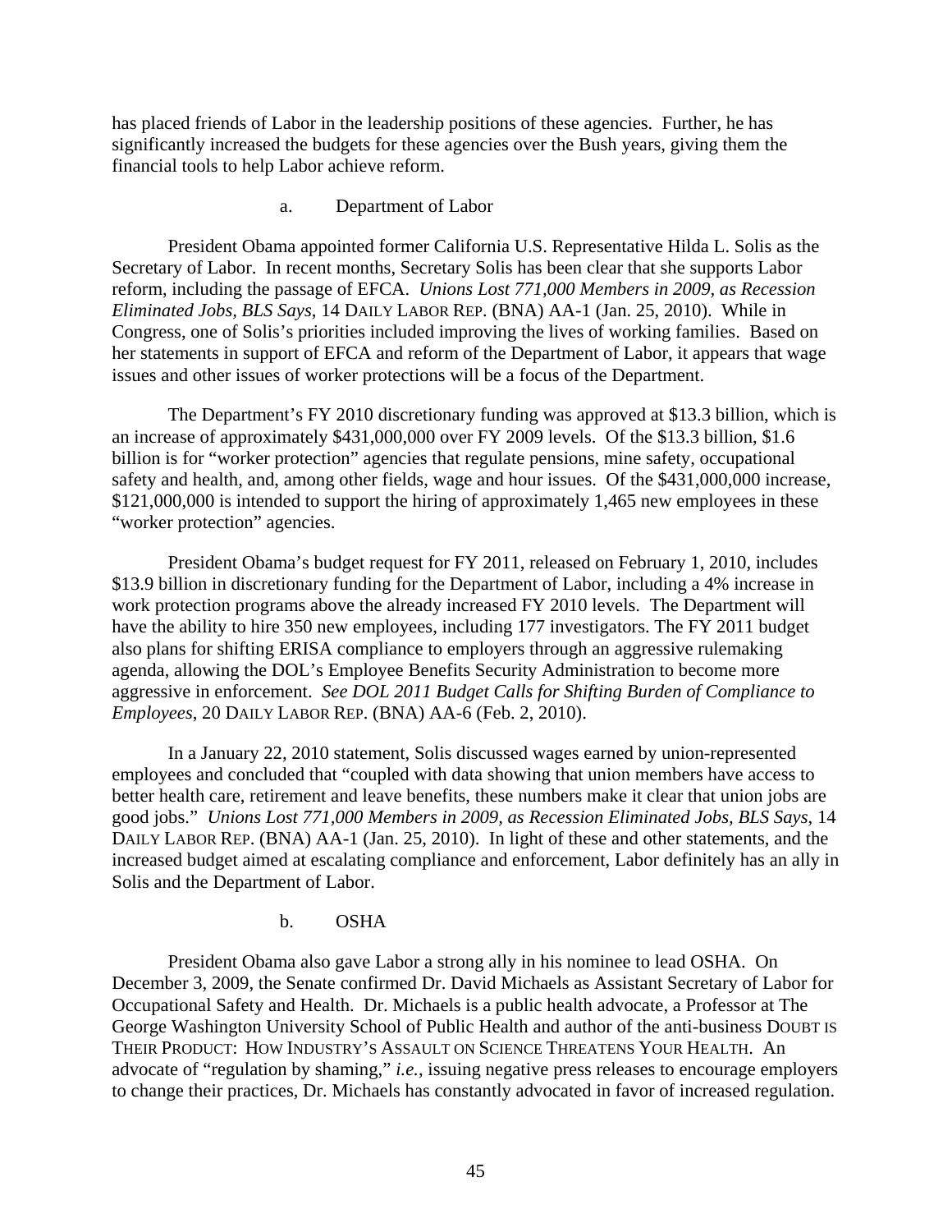has placed friends of Labor in the leadership positions of these agencies. Further, he has significantly increased the budgets for these agencies over the Bush years, giving them the financial tools to help Labor achieve reform.

a. Department of Labor

President Obama appointed former California U.S. Representative Hilda L. Solis as the Secretary of Labor. In recent months, Secretary Solis has been clear that she supports Labor reform, including the passage of EFCA. *Unions Lost 771,000 Members in 2009, as Recession Eliminated Jobs, BLS Says*, 14 DAILY LABOR REP. (BNA) AA-1 (Jan. 25, 2010). While in Congress, one of Solis's priorities included improving the lives of working families. Based on her statements in support of EFCA and reform of the Department of Labor, it appears that wage issues and other issues of worker protections will be a focus of the Department.

The Department's FY 2010 discretionary funding was approved at $13.3 billion, which is an increase of approximately $431,000,000 over FY 2009 levels. Of the $13.3 billion, $1.6 billion is for "worker protection" agencies that regulate pensions, mine safety, occupational safety and health, and, among other fields, wage and hour issues. Of the $431,000,000 increase, $121,000,000 is intended to support the hiring of approximately 1,465 new employees in these "worker protection" agencies.

President Obama's budget request for FY 2011, released on February 1, 2010, includes $13.9 billion in discretionary funding for the Department of Labor, including a 4% increase in work protection programs above the already increased FY 2010 levels. The Department will have the ability to hire 350 new employees, including 177 investigators. The FY 2011 budget also plans for shifting ERISA compliance to employers through an aggressive rulemaking agenda, allowing the DOL's Employee Benefits Security Administration to become more aggressive in enforcement. *See DOL 2011 Budget Calls for Shifting Burden of Compliance to Employees*, 20 DAILY LABOR REP. (BNA) AA-6 (Feb. 2, 2010).

In a January 22, 2010 statement, Solis discussed wages earned by union-represented employees and concluded that "coupled with data showing that union members have access to better health care, retirement and leave benefits, these numbers make it clear that union jobs are good jobs." *Unions Lost 771,000 Members in 2009, as Recession Eliminated Jobs, BLS Says*, 14 DAILY LABOR REP. (BNA) AA-1 (Jan. 25, 2010). In light of these and other statements, and the increased budget aimed at escalating compliance and enforcement, Labor definitely has an ally in Solis and the Department of Labor.

b. OSHA

President Obama also gave Labor a strong ally in his nominee to lead OSHA. On December 3, 2009, the Senate confirmed Dr. David Michaels as Assistant Secretary of Labor for Occupational Safety and Health. Dr. Michaels is a public health advocate, a Professor at The George Washington University School of Public Health and author of the anti-business DOUBT IS THEIR PRODUCT: HOW INDUSTRY'S ASSAULT ON SCIENCE THREATENS YOUR HEALTH. An advocate of "regulation by shaming," *i.e.*, issuing negative press releases to encourage employers to change their practices, Dr. Michaels has constantly advocated in favor of increased regulation.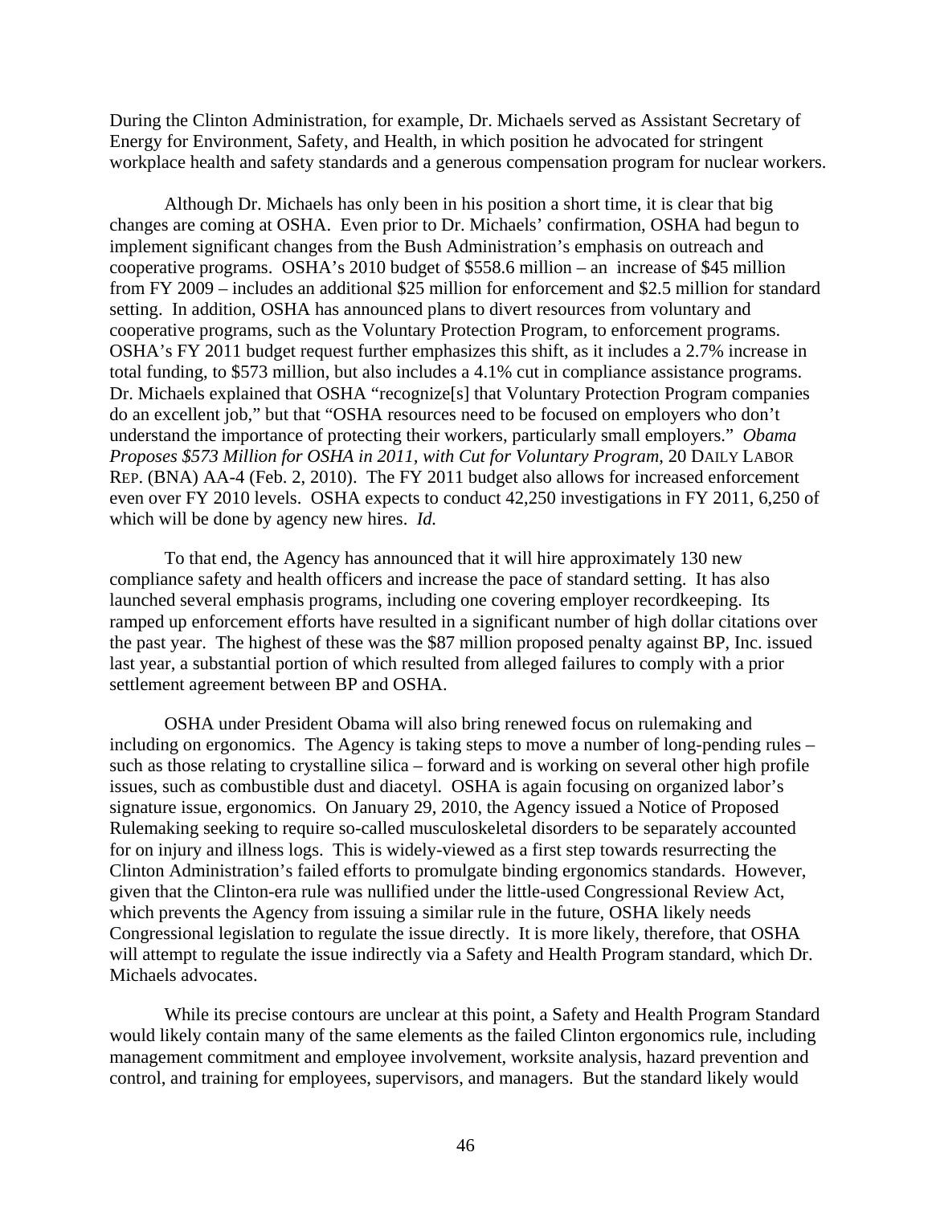During the Clinton Administration, for example, Dr. Michaels served as Assistant Secretary of Energy for Environment, Safety, and Health, in which position he advocated for stringent workplace health and safety standards and a generous compensation program for nuclear workers.

Although Dr. Michaels has only been in his position a short time, it is clear that big changes are coming at OSHA. Even prior to Dr. Michaels' confirmation, OSHA had begun to implement significant changes from the Bush Administration's emphasis on outreach and cooperative programs. OSHA's 2010 budget of $558.6 million – an increase of $45 million from FY 2009 – includes an additional $25 million for enforcement and $2.5 million for standard setting. In addition, OSHA has announced plans to divert resources from voluntary and cooperative programs, such as the Voluntary Protection Program, to enforcement programs. OSHA's FY 2011 budget request further emphasizes this shift, as it includes a 2.7% increase in total funding, to $573 million, but also includes a 4.1% cut in compliance assistance programs. Dr. Michaels explained that OSHA "recognize[s] that Voluntary Protection Program companies do an excellent job," but that "OSHA resources need to be focused on employers who don't understand the importance of protecting their workers, particularly small employers." *Obama Proposes $573 Million for OSHA in 2011, with Cut for Voluntary Program*, 20 DAILY LABOR REP. (BNA) AA-4 (Feb. 2, 2010). The FY 2011 budget also allows for increased enforcement even over FY 2010 levels. OSHA expects to conduct 42,250 investigations in FY 2011, 6,250 of which will be done by agency new hires. *Id.*

To that end, the Agency has announced that it will hire approximately 130 new compliance safety and health officers and increase the pace of standard setting. It has also launched several emphasis programs, including one covering employer recordkeeping. Its ramped up enforcement efforts have resulted in a significant number of high dollar citations over the past year. The highest of these was the $87 million proposed penalty against BP, Inc. issued last year, a substantial portion of which resulted from alleged failures to comply with a prior settlement agreement between BP and OSHA.

OSHA under President Obama will also bring renewed focus on rulemaking and including on ergonomics. The Agency is taking steps to move a number of long-pending rules – such as those relating to crystalline silica – forward and is working on several other high profile issues, such as combustible dust and diacetyl. OSHA is again focusing on organized labor's signature issue, ergonomics. On January 29, 2010, the Agency issued a Notice of Proposed Rulemaking seeking to require so-called musculoskeletal disorders to be separately accounted for on injury and illness logs. This is widely-viewed as a first step towards resurrecting the Clinton Administration's failed efforts to promulgate binding ergonomics standards. However, given that the Clinton-era rule was nullified under the little-used Congressional Review Act, which prevents the Agency from issuing a similar rule in the future, OSHA likely needs Congressional legislation to regulate the issue directly. It is more likely, therefore, that OSHA will attempt to regulate the issue indirectly via a Safety and Health Program standard, which Dr. Michaels advocates.

While its precise contours are unclear at this point, a Safety and Health Program Standard would likely contain many of the same elements as the failed Clinton ergonomics rule, including management commitment and employee involvement, worksite analysis, hazard prevention and control, and training for employees, supervisors, and managers. But the standard likely would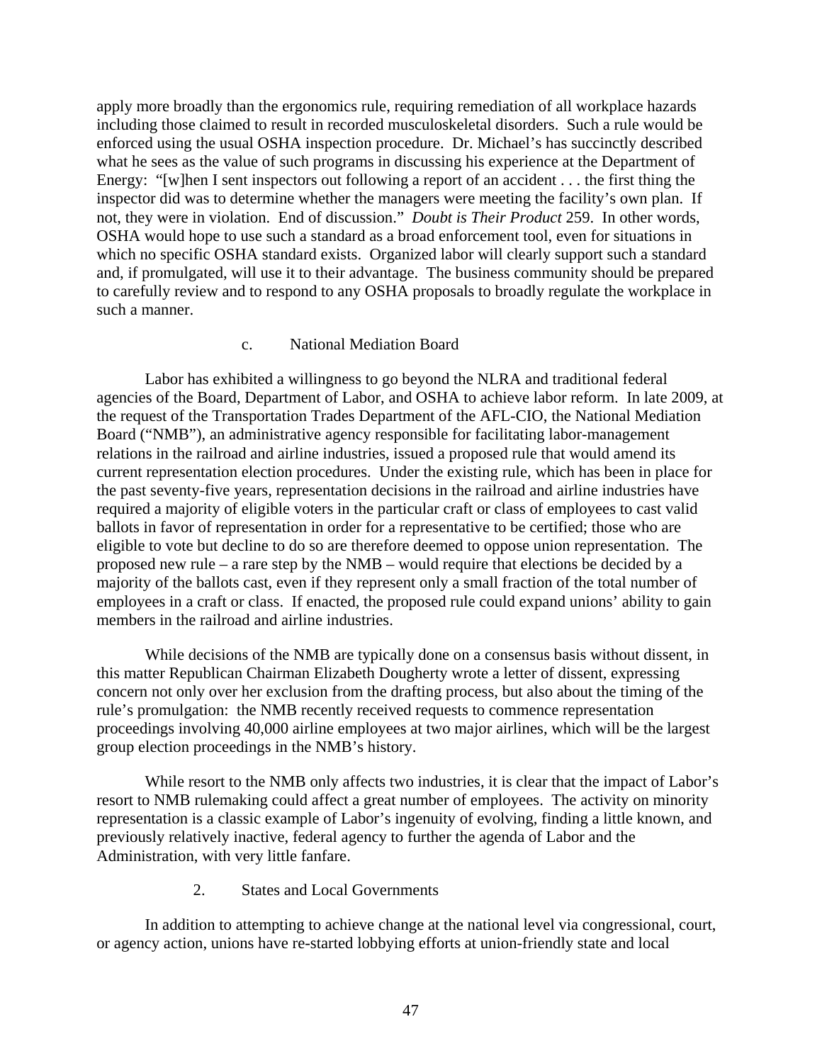apply more broadly than the ergonomics rule, requiring remediation of all workplace hazards including those claimed to result in recorded musculoskeletal disorders. Such a rule would be enforced using the usual OSHA inspection procedure. Dr. Michael's has succinctly described what he sees as the value of such programs in discussing his experience at the Department of Energy: "[w]hen I sent inspectors out following a report of an accident . . . the first thing the inspector did was to determine whether the managers were meeting the facility's own plan. If not, they were in violation. End of discussion." *Doubt is Their Product* 259. In other words, OSHA would hope to use such a standard as a broad enforcement tool, even for situations in which no specific OSHA standard exists. Organized labor will clearly support such a standard and, if promulgated, will use it to their advantage. The business community should be prepared to carefully review and to respond to any OSHA proposals to broadly regulate the workplace in such a manner.

#### c. National Mediation Board

Labor has exhibited a willingness to go beyond the NLRA and traditional federal agencies of the Board, Department of Labor, and OSHA to achieve labor reform. In late 2009, at the request of the Transportation Trades Department of the AFL-CIO, the National Mediation Board ("NMB"), an administrative agency responsible for facilitating labor-management relations in the railroad and airline industries, issued a proposed rule that would amend its current representation election procedures. Under the existing rule, which has been in place for the past seventy-five years, representation decisions in the railroad and airline industries have required a majority of eligible voters in the particular craft or class of employees to cast valid ballots in favor of representation in order for a representative to be certified; those who are eligible to vote but decline to do so are therefore deemed to oppose union representation. The proposed new rule – a rare step by the NMB – would require that elections be decided by a majority of the ballots cast, even if they represent only a small fraction of the total number of employees in a craft or class. If enacted, the proposed rule could expand unions' ability to gain members in the railroad and airline industries.

While decisions of the NMB are typically done on a consensus basis without dissent, in this matter Republican Chairman Elizabeth Dougherty wrote a letter of dissent, expressing concern not only over her exclusion from the drafting process, but also about the timing of the rule's promulgation: the NMB recently received requests to commence representation proceedings involving 40,000 airline employees at two major airlines, which will be the largest group election proceedings in the NMB's history.

While resort to the NMB only affects two industries, it is clear that the impact of Labor's resort to NMB rulemaking could affect a great number of employees. The activity on minority representation is a classic example of Labor's ingenuity of evolving, finding a little known, and previously relatively inactive, federal agency to further the agenda of Labor and the Administration, with very little fanfare.

### 2. States and Local Governments

In addition to attempting to achieve change at the national level via congressional, court, or agency action, unions have re-started lobbying efforts at union-friendly state and local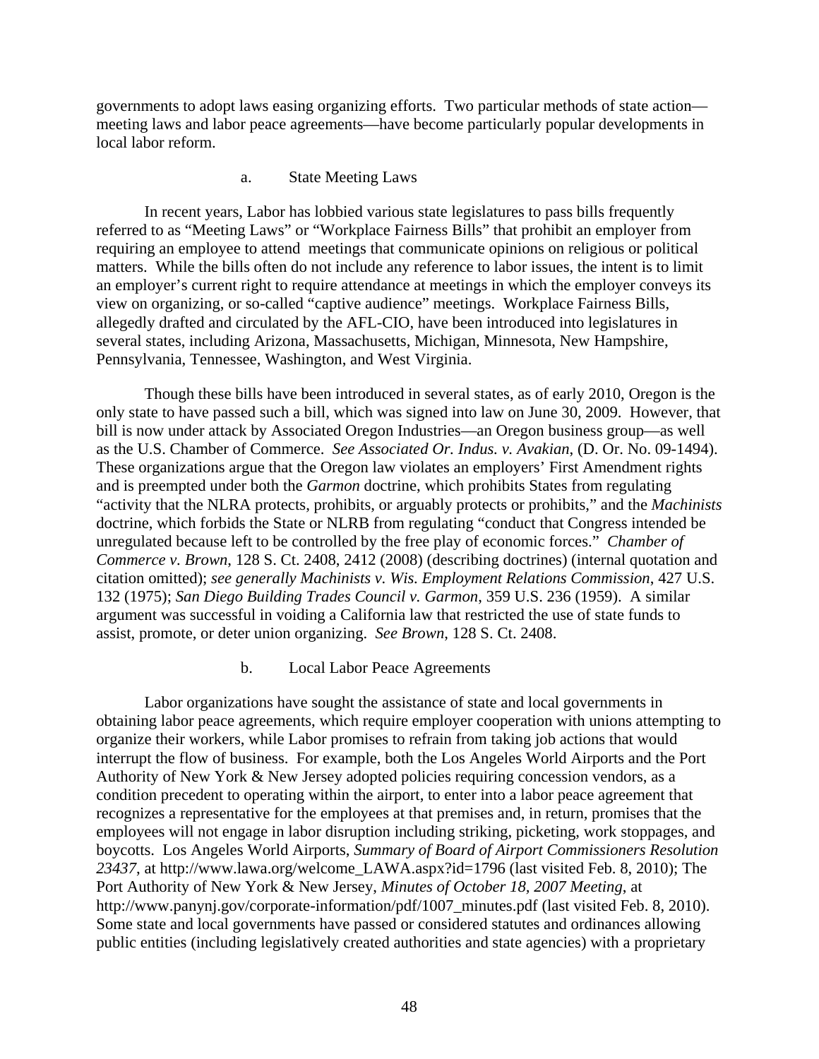governments to adopt laws easing organizing efforts. Two particular methods of state action—meeting laws and labor peace agreements—have become particularly popular developments in local labor reform.

a. State Meeting Laws

In recent years, Labor has lobbied various state legislatures to pass bills frequently referred to as "Meeting Laws" or "Workplace Fairness Bills" that prohibit an employer from requiring an employee to attend meetings that communicate opinions on religious or political matters. While the bills often do not include any reference to labor issues, the intent is to limit an employer's current right to require attendance at meetings in which the employer conveys its view on organizing, or so-called "captive audience" meetings. Workplace Fairness Bills, allegedly drafted and circulated by the AFL-CIO, have been introduced into legislatures in several states, including Arizona, Massachusetts, Michigan, Minnesota, New Hampshire, Pennsylvania, Tennessee, Washington, and West Virginia.

Though these bills have been introduced in several states, as of early 2010, Oregon is the only state to have passed such a bill, which was signed into law on June 30, 2009. However, that bill is now under attack by Associated Oregon Industries—an Oregon business group—as well as the U.S. Chamber of Commerce. *See Associated Or. Indus. v. Avakian*, (D. Or. No. 09-1494). These organizations argue that the Oregon law violates an employers' First Amendment rights and is preempted under both the *Garmon* doctrine, which prohibits States from regulating "activity that the NLRA protects, prohibits, or arguably protects or prohibits," and the *Machinists* doctrine, which forbids the State or NLRB from regulating "conduct that Congress intended be unregulated because left to be controlled by the free play of economic forces." *Chamber of Commerce v. Brown*, 128 S. Ct. 2408, 2412 (2008) (describing doctrines) (internal quotation and citation omitted); *see generally Machinists v. Wis. Employment Relations Commission*, 427 U.S. 132 (1975); *San Diego Building Trades Council v. Garmon*, 359 U.S. 236 (1959). A similar argument was successful in voiding a California law that restricted the use of state funds to assist, promote, or deter union organizing. *See Brown*, 128 S. Ct. 2408.

b. Local Labor Peace Agreements

Labor organizations have sought the assistance of state and local governments in obtaining labor peace agreements, which require employer cooperation with unions attempting to organize their workers, while Labor promises to refrain from taking job actions that would interrupt the flow of business. For example, both the Los Angeles World Airports and the Port Authority of New York & New Jersey adopted policies requiring concession vendors, as a condition precedent to operating within the airport, to enter into a labor peace agreement that recognizes a representative for the employees at that premises and, in return, promises that the employees will not engage in labor disruption including striking, picketing, work stoppages, and boycotts. Los Angeles World Airports, *Summary of Board of Airport Commissioners Resolution 23437*, at http://www.lawa.org/welcome_LAWA.aspx?id=1796 (last visited Feb. 8, 2010); The Port Authority of New York & New Jersey, *Minutes of October 18, 2007 Meeting*, at http://www.panynj.gov/corporate-information/pdf/1007_minutes.pdf (last visited Feb. 8, 2010). Some state and local governments have passed or considered statutes and ordinances allowing public entities (including legislatively created authorities and state agencies) with a proprietary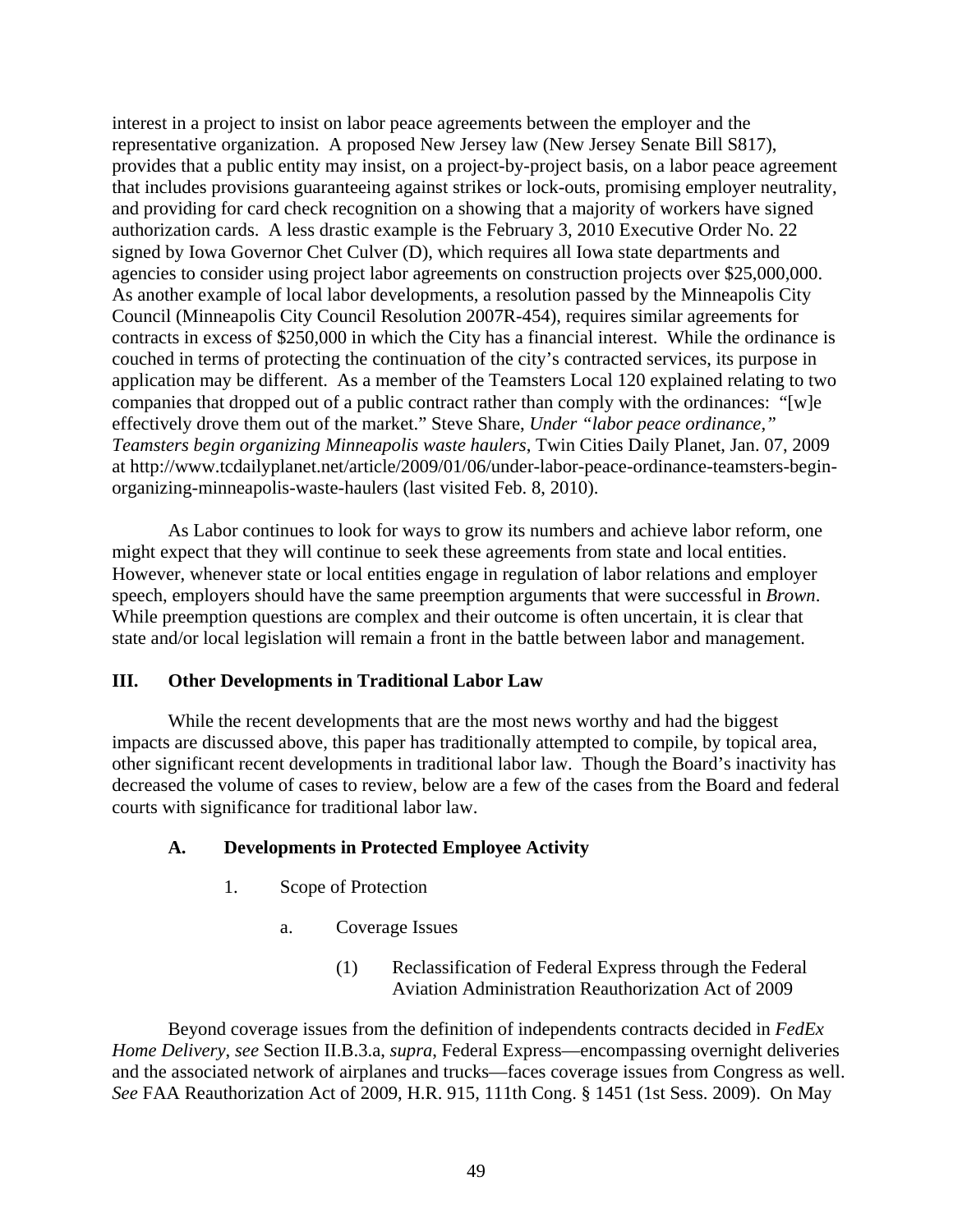interest in a project to insist on labor peace agreements between the employer and the representative organization. A proposed New Jersey law (New Jersey Senate Bill S817), provides that a public entity may insist, on a project-by-project basis, on a labor peace agreement that includes provisions guaranteeing against strikes or lock-outs, promising employer neutrality, and providing for card check recognition on a showing that a majority of workers have signed authorization cards. A less drastic example is the February 3, 2010 Executive Order No. 22 signed by Iowa Governor Chet Culver (D), which requires all Iowa state departments and agencies to consider using project labor agreements on construction projects over $25,000,000. As another example of local labor developments, a resolution passed by the Minneapolis City Council (Minneapolis City Council Resolution 2007R-454), requires similar agreements for contracts in excess of $250,000 in which the City has a financial interest. While the ordinance is couched in terms of protecting the continuation of the city's contracted services, its purpose in application may be different. As a member of the Teamsters Local 120 explained relating to two companies that dropped out of a public contract rather than comply with the ordinances: "[w]e effectively drove them out of the market." Steve Share, *Under "labor peace ordinance," Teamsters begin organizing Minneapolis waste haulers*, Twin Cities Daily Planet, Jan. 07, 2009 at http://www.tcdailyplanet.net/article/2009/01/06/under-labor-peace-ordinance-teamsters-begin-organizing-minneapolis-waste-haulers (last visited Feb. 8, 2010).

As Labor continues to look for ways to grow its numbers and achieve labor reform, one might expect that they will continue to seek these agreements from state and local entities. However, whenever state or local entities engage in regulation of labor relations and employer speech, employers should have the same preemption arguments that were successful in *Brown*. While preemption questions are complex and their outcome is often uncertain, it is clear that state and/or local legislation will remain a front in the battle between labor and management.

## III. Other Developments in Traditional Labor Law

While the recent developments that are the most news worthy and had the biggest impacts are discussed above, this paper has traditionally attempted to compile, by topical area, other significant recent developments in traditional labor law. Though the Board's inactivity has decreased the volume of cases to review, below are a few of the cases from the Board and federal courts with significance for traditional labor law.

### A. Developments in Protected Employee Activity

1. Scope of Protection

a. Coverage Issues

(1) Reclassification of Federal Express through the Federal Aviation Administration Reauthorization Act of 2009

Beyond coverage issues from the definition of independents contracts decided in *FedEx Home Delivery*, *see* Section II.B.3.a, *supra*, Federal Express—encompassing overnight deliveries and the associated network of airplanes and trucks—faces coverage issues from Congress as well. *See* FAA Reauthorization Act of 2009, H.R. 915, 111th Cong. § 1451 (1st Sess. 2009). On May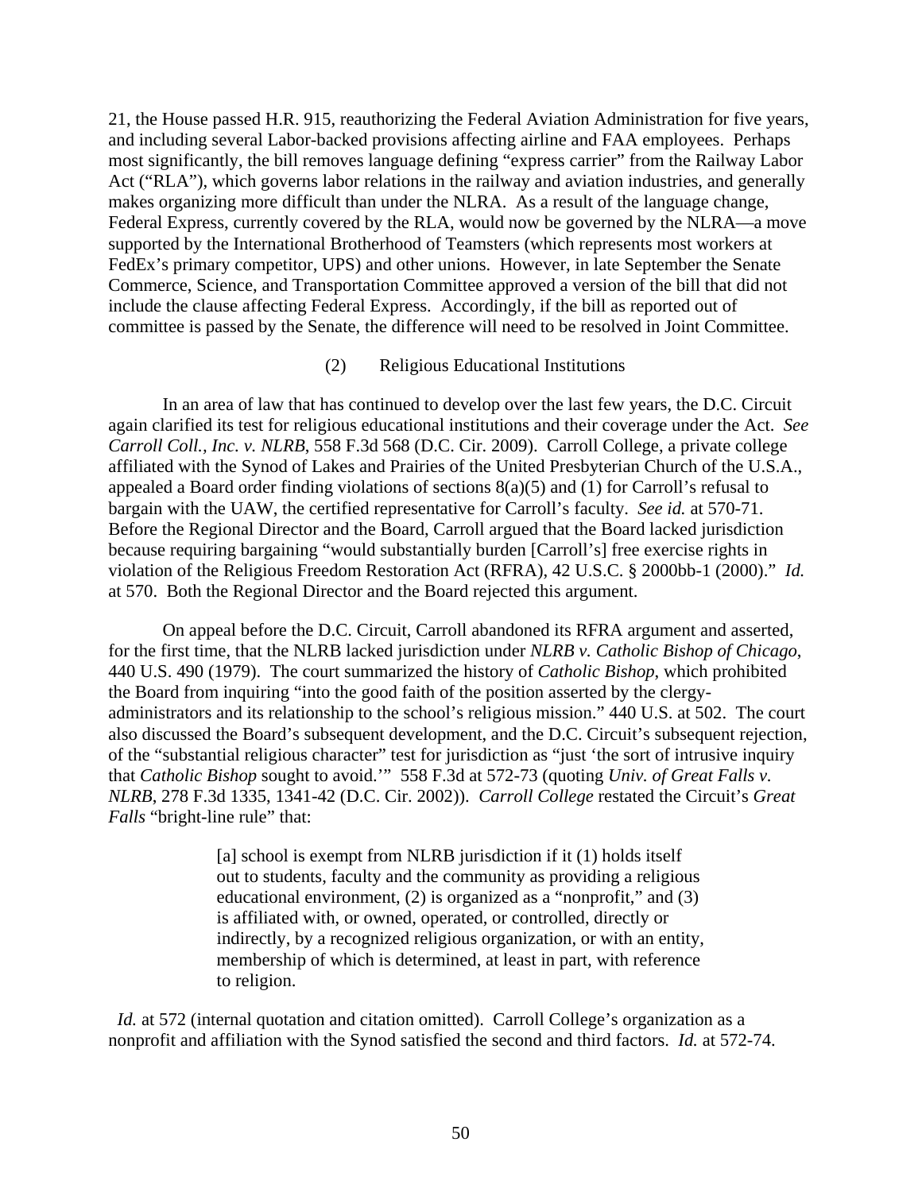21, the House passed H.R. 915, reauthorizing the Federal Aviation Administration for five years, and including several Labor-backed provisions affecting airline and FAA employees. Perhaps most significantly, the bill removes language defining "express carrier" from the Railway Labor Act ("RLA"), which governs labor relations in the railway and aviation industries, and generally makes organizing more difficult than under the NLRA. As a result of the language change, Federal Express, currently covered by the RLA, would now be governed by the NLRA—a move supported by the International Brotherhood of Teamsters (which represents most workers at FedEx's primary competitor, UPS) and other unions. However, in late September the Senate Commerce, Science, and Transportation Committee approved a version of the bill that did not include the clause affecting Federal Express. Accordingly, if the bill as reported out of committee is passed by the Senate, the difference will need to be resolved in Joint Committee.

(2) Religious Educational Institutions

In an area of law that has continued to develop over the last few years, the D.C. Circuit again clarified its test for religious educational institutions and their coverage under the Act. *See Carroll Coll., Inc. v. NLRB*, 558 F.3d 568 (D.C. Cir. 2009). Carroll College, a private college affiliated with the Synod of Lakes and Prairies of the United Presbyterian Church of the U.S.A., appealed a Board order finding violations of sections 8(a)(5) and (1) for Carroll's refusal to bargain with the UAW, the certified representative for Carroll's faculty. *See id.* at 570-71. Before the Regional Director and the Board, Carroll argued that the Board lacked jurisdiction because requiring bargaining "would substantially burden [Carroll's] free exercise rights in violation of the Religious Freedom Restoration Act (RFRA), 42 U.S.C. § 2000bb-1 (2000)." *Id.* at 570. Both the Regional Director and the Board rejected this argument.

On appeal before the D.C. Circuit, Carroll abandoned its RFRA argument and asserted, for the first time, that the NLRB lacked jurisdiction under *NLRB v. Catholic Bishop of Chicago*, 440 U.S. 490 (1979). The court summarized the history of *Catholic Bishop*, which prohibited the Board from inquiring "into the good faith of the position asserted by the clergy-administrators and its relationship to the school's religious mission." 440 U.S. at 502. The court also discussed the Board's subsequent development, and the D.C. Circuit's subsequent rejection, of the "substantial religious character" test for jurisdiction as "just 'the sort of intrusive inquiry that *Catholic Bishop* sought to avoid.'" 558 F.3d at 572-73 (quoting *Univ. of Great Falls v. NLRB*, 278 F.3d 1335, 1341-42 (D.C. Cir. 2002)). *Carroll College* restated the Circuit's *Great Falls* "bright-line rule" that:

> [a] school is exempt from NLRB jurisdiction if it (1) holds itself out to students, faculty and the community as providing a religious educational environment, (2) is organized as a "nonprofit," and (3) is affiliated with, or owned, operated, or controlled, directly or indirectly, by a recognized religious organization, or with an entity, membership of which is determined, at least in part, with reference to religion.

*Id.* at 572 (internal quotation and citation omitted). Carroll College's organization as a nonprofit and affiliation with the Synod satisfied the second and third factors. *Id.* at 572-74.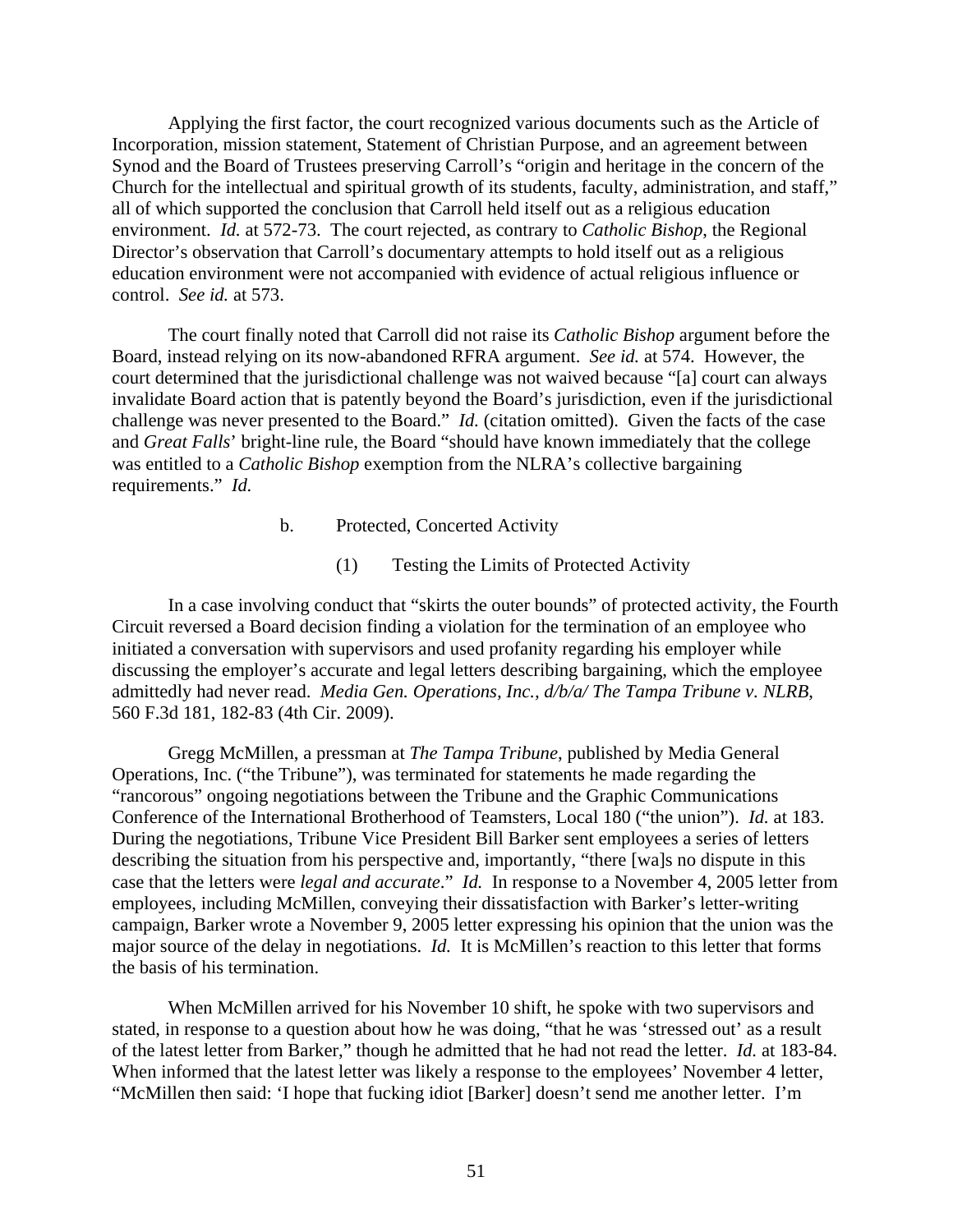Applying the first factor, the court recognized various documents such as the Article of Incorporation, mission statement, Statement of Christian Purpose, and an agreement between Synod and the Board of Trustees preserving Carroll's "origin and heritage in the concern of the Church for the intellectual and spiritual growth of its students, faculty, administration, and staff," all of which supported the conclusion that Carroll held itself out as a religious education environment. *Id.* at 572-73. The court rejected, as contrary to *Catholic Bishop*, the Regional Director's observation that Carroll's documentary attempts to hold itself out as a religious education environment were not accompanied with evidence of actual religious influence or control. *See id.* at 573.

The court finally noted that Carroll did not raise its *Catholic Bishop* argument before the Board, instead relying on its now-abandoned RFRA argument. *See id.* at 574. However, the court determined that the jurisdictional challenge was not waived because "[a] court can always invalidate Board action that is patently beyond the Board's jurisdiction, even if the jurisdictional challenge was never presented to the Board." *Id.* (citation omitted). Given the facts of the case and *Great Falls*' bright-line rule, the Board "should have known immediately that the college was entitled to a *Catholic Bishop* exemption from the NLRA's collective bargaining requirements." *Id.*

b. Protected, Concerted Activity

(1) Testing the Limits of Protected Activity

In a case involving conduct that "skirts the outer bounds" of protected activity, the Fourth Circuit reversed a Board decision finding a violation for the termination of an employee who initiated a conversation with supervisors and used profanity regarding his employer while discussing the employer's accurate and legal letters describing bargaining, which the employee admittedly had never read. *Media Gen. Operations, Inc., d/b/a/ The Tampa Tribune v. NLRB*, 560 F.3d 181, 182-83 (4th Cir. 2009).

Gregg McMillen, a pressman at *The Tampa Tribune*, published by Media General Operations, Inc. ("the Tribune"), was terminated for statements he made regarding the "rancorous" ongoing negotiations between the Tribune and the Graphic Communications Conference of the International Brotherhood of Teamsters, Local 180 ("the union"). *Id.* at 183. During the negotiations, Tribune Vice President Bill Barker sent employees a series of letters describing the situation from his perspective and, importantly, "there [wa]s no dispute in this case that the letters were *legal and accurate*." *Id.* In response to a November 4, 2005 letter from employees, including McMillen, conveying their dissatisfaction with Barker's letter-writing campaign, Barker wrote a November 9, 2005 letter expressing his opinion that the union was the major source of the delay in negotiations. *Id.* It is McMillen's reaction to this letter that forms the basis of his termination.

When McMillen arrived for his November 10 shift, he spoke with two supervisors and stated, in response to a question about how he was doing, "that he was 'stressed out' as a result of the latest letter from Barker," though he admitted that he had not read the letter. *Id.* at 183-84. When informed that the latest letter was likely a response to the employees' November 4 letter, "McMillen then said: 'I hope that fucking idiot [Barker] doesn't send me another letter. I'm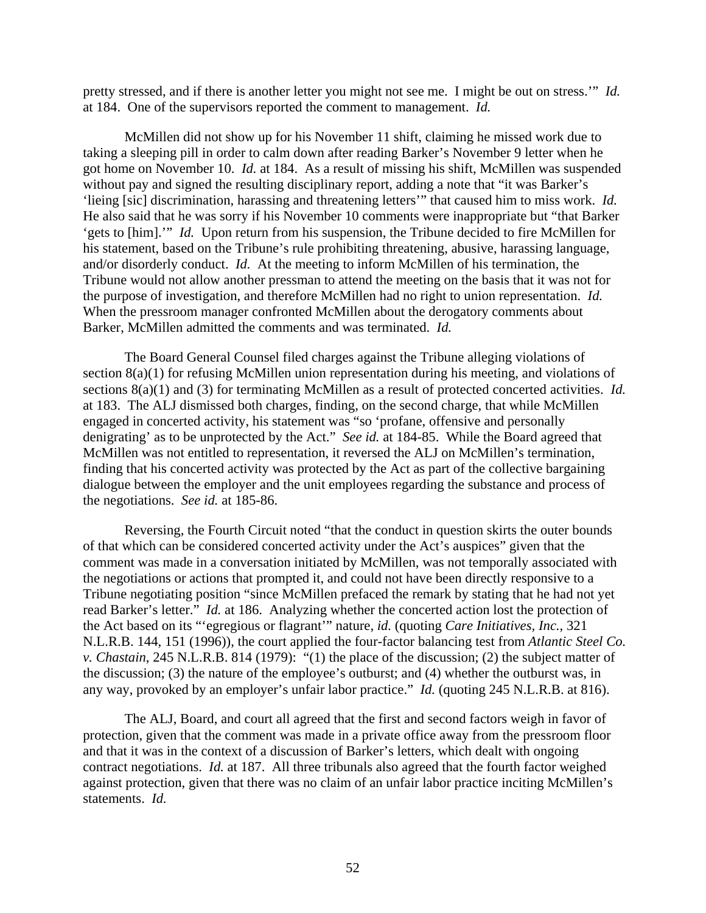pretty stressed, and if there is another letter you might not see me. I might be out on stress.'" *Id.* at 184. One of the supervisors reported the comment to management. *Id.*

McMillen did not show up for his November 11 shift, claiming he missed work due to taking a sleeping pill in order to calm down after reading Barker's November 9 letter when he got home on November 10. *Id.* at 184. As a result of missing his shift, McMillen was suspended without pay and signed the resulting disciplinary report, adding a note that "it was Barker's 'lieing [sic] discrimination, harassing and threatening letters'" that caused him to miss work. *Id.* He also said that he was sorry if his November 10 comments were inappropriate but "that Barker 'gets to [him].'" *Id.* Upon return from his suspension, the Tribune decided to fire McMillen for his statement, based on the Tribune's rule prohibiting threatening, abusive, harassing language, and/or disorderly conduct. *Id.* At the meeting to inform McMillen of his termination, the Tribune would not allow another pressman to attend the meeting on the basis that it was not for the purpose of investigation, and therefore McMillen had no right to union representation. *Id.* When the pressroom manager confronted McMillen about the derogatory comments about Barker, McMillen admitted the comments and was terminated. *Id.*

The Board General Counsel filed charges against the Tribune alleging violations of section 8(a)(1) for refusing McMillen union representation during his meeting, and violations of sections 8(a)(1) and (3) for terminating McMillen as a result of protected concerted activities. *Id.* at 183. The ALJ dismissed both charges, finding, on the second charge, that while McMillen engaged in concerted activity, his statement was "so 'profane, offensive and personally denigrating' as to be unprotected by the Act." *See id.* at 184-85. While the Board agreed that McMillen was not entitled to representation, it reversed the ALJ on McMillen's termination, finding that his concerted activity was protected by the Act as part of the collective bargaining dialogue between the employer and the unit employees regarding the substance and process of the negotiations. *See id.* at 185-86.

Reversing, the Fourth Circuit noted "that the conduct in question skirts the outer bounds of that which can be considered concerted activity under the Act's auspices" given that the comment was made in a conversation initiated by McMillen, was not temporally associated with the negotiations or actions that prompted it, and could not have been directly responsive to a Tribune negotiating position "since McMillen prefaced the remark by stating that he had not yet read Barker's letter." *Id.* at 186. Analyzing whether the concerted action lost the protection of the Act based on its "'egregious or flagrant'" nature, *id.* (quoting *Care Initiatives, Inc.*, 321 N.L.R.B. 144, 151 (1996)), the court applied the four-factor balancing test from *Atlantic Steel Co. v. Chastain*, 245 N.L.R.B. 814 (1979): "(1) the place of the discussion; (2) the subject matter of the discussion; (3) the nature of the employee's outburst; and (4) whether the outburst was, in any way, provoked by an employer's unfair labor practice." *Id.* (quoting 245 N.L.R.B. at 816).

The ALJ, Board, and court all agreed that the first and second factors weigh in favor of protection, given that the comment was made in a private office away from the pressroom floor and that it was in the context of a discussion of Barker's letters, which dealt with ongoing contract negotiations. *Id.* at 187. All three tribunals also agreed that the fourth factor weighed against protection, given that there was no claim of an unfair labor practice inciting McMillen's statements. *Id.*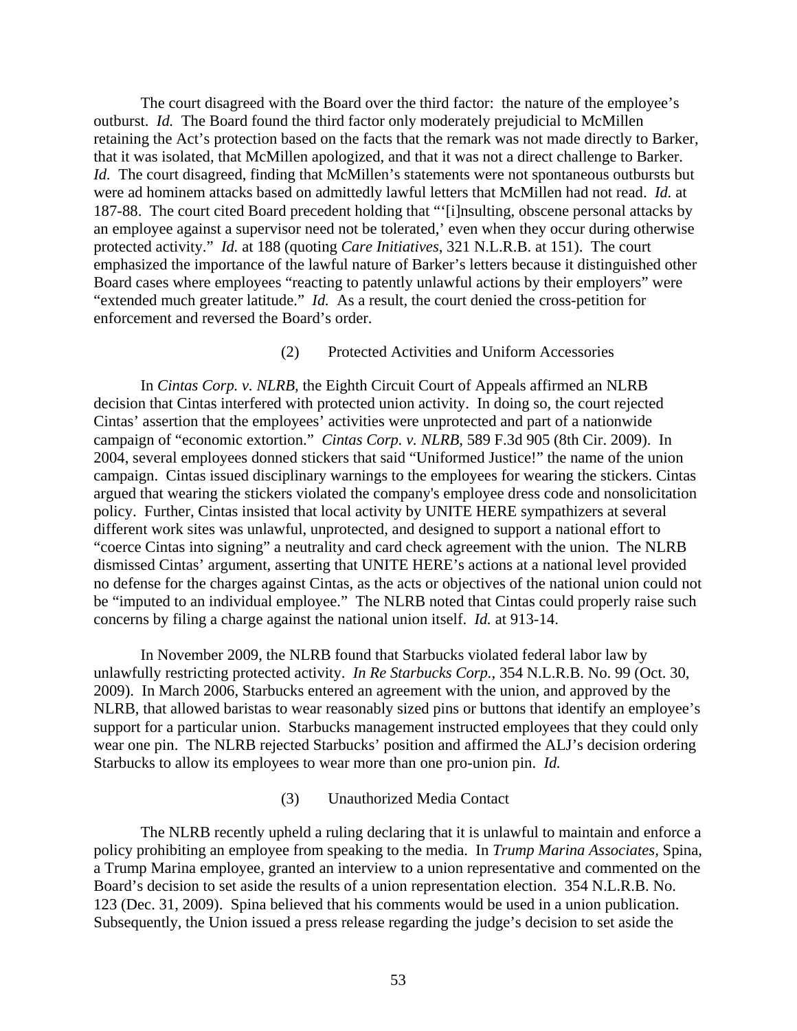The court disagreed with the Board over the third factor: the nature of the employee's outburst. *Id.* The Board found the third factor only moderately prejudicial to McMillen retaining the Act's protection based on the facts that the remark was not made directly to Barker, that it was isolated, that McMillen apologized, and that it was not a direct challenge to Barker. *Id.* The court disagreed, finding that McMillen's statements were not spontaneous outbursts but were ad hominem attacks based on admittedly lawful letters that McMillen had not read. *Id.* at 187-88. The court cited Board precedent holding that "'[i]nsulting, obscene personal attacks by an employee against a supervisor need not be tolerated,' even when they occur during otherwise protected activity." *Id.* at 188 (quoting *Care Initiatives*, 321 N.L.R.B. at 151). The court emphasized the importance of the lawful nature of Barker's letters because it distinguished other Board cases where employees "reacting to patently unlawful actions by their employers" were "extended much greater latitude." *Id.* As a result, the court denied the cross-petition for enforcement and reversed the Board's order.

(2) Protected Activities and Uniform Accessories

In *Cintas Corp. v. NLRB,* the Eighth Circuit Court of Appeals affirmed an NLRB decision that Cintas interfered with protected union activity. In doing so, the court rejected Cintas' assertion that the employees' activities were unprotected and part of a nationwide campaign of "economic extortion." *Cintas Corp. v. NLRB*, 589 F.3d 905 (8th Cir. 2009). In 2004, several employees donned stickers that said "Uniformed Justice!" the name of the union campaign. Cintas issued disciplinary warnings to the employees for wearing the stickers. Cintas argued that wearing the stickers violated the company's employee dress code and nonsolicitation policy. Further, Cintas insisted that local activity by UNITE HERE sympathizers at several different work sites was unlawful, unprotected, and designed to support a national effort to "coerce Cintas into signing" a neutrality and card check agreement with the union. The NLRB dismissed Cintas' argument, asserting that UNITE HERE's actions at a national level provided no defense for the charges against Cintas, as the acts or objectives of the national union could not be "imputed to an individual employee." The NLRB noted that Cintas could properly raise such concerns by filing a charge against the national union itself. *Id.* at 913-14.

In November 2009, the NLRB found that Starbucks violated federal labor law by unlawfully restricting protected activity. *In Re Starbucks Corp.,* 354 N.L.R.B. No. 99 (Oct. 30, 2009). In March 2006, Starbucks entered an agreement with the union, and approved by the NLRB, that allowed baristas to wear reasonably sized pins or buttons that identify an employee's support for a particular union. Starbucks management instructed employees that they could only wear one pin. The NLRB rejected Starbucks' position and affirmed the ALJ's decision ordering Starbucks to allow its employees to wear more than one pro-union pin. *Id.*

(3) Unauthorized Media Contact

The NLRB recently upheld a ruling declaring that it is unlawful to maintain and enforce a policy prohibiting an employee from speaking to the media. In *Trump Marina Associates*, Spina, a Trump Marina employee, granted an interview to a union representative and commented on the Board's decision to set aside the results of a union representation election. 354 N.L.R.B. No. 123 (Dec. 31, 2009). Spina believed that his comments would be used in a union publication. Subsequently, the Union issued a press release regarding the judge's decision to set aside the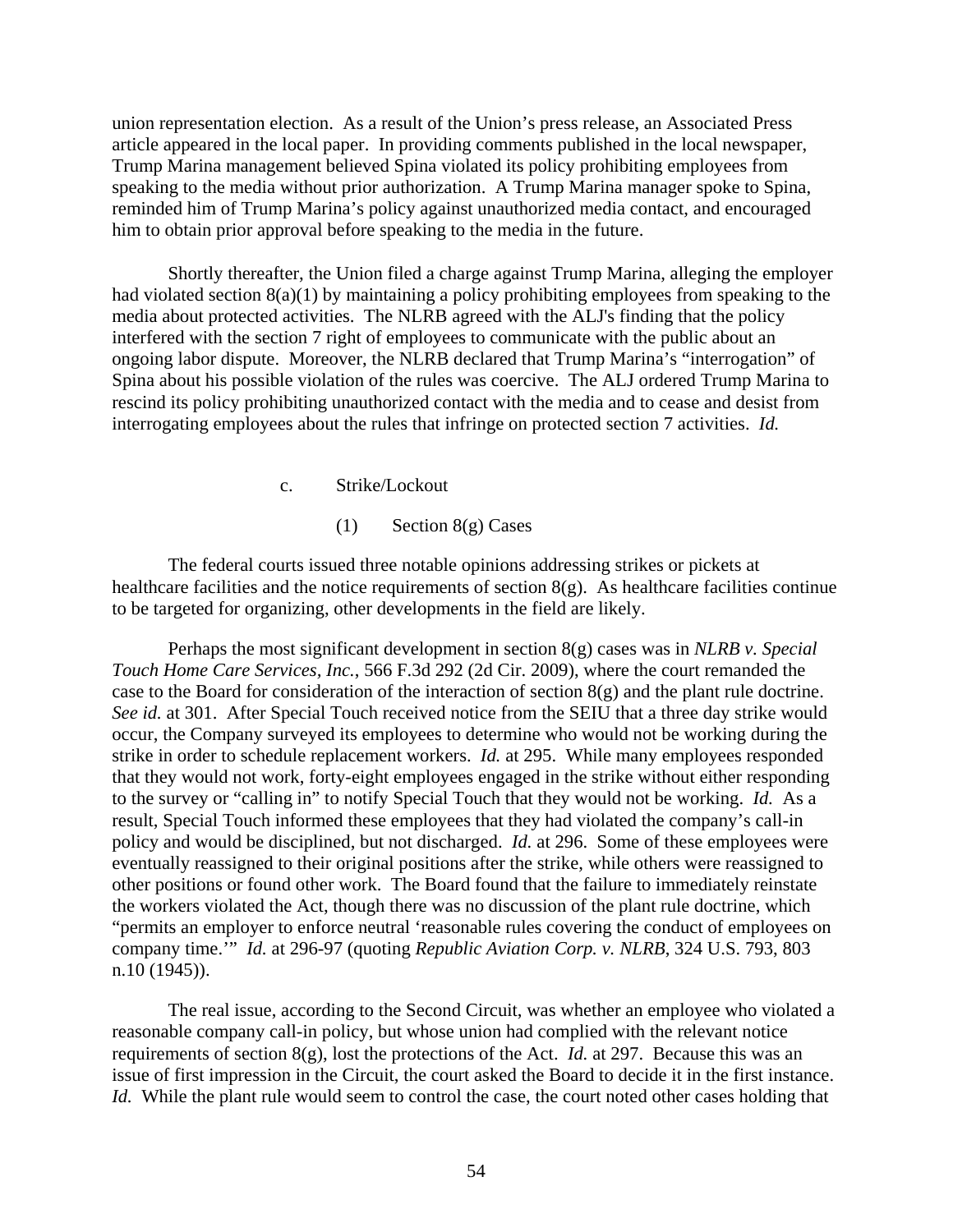union representation election. As a result of the Union's press release, an Associated Press article appeared in the local paper. In providing comments published in the local newspaper, Trump Marina management believed Spina violated its policy prohibiting employees from speaking to the media without prior authorization. A Trump Marina manager spoke to Spina, reminded him of Trump Marina's policy against unauthorized media contact, and encouraged him to obtain prior approval before speaking to the media in the future.

Shortly thereafter, the Union filed a charge against Trump Marina, alleging the employer had violated section 8(a)(1) by maintaining a policy prohibiting employees from speaking to the media about protected activities. The NLRB agreed with the ALJ's finding that the policy interfered with the section 7 right of employees to communicate with the public about an ongoing labor dispute. Moreover, the NLRB declared that Trump Marina's "interrogation" of Spina about his possible violation of the rules was coercive. The ALJ ordered Trump Marina to rescind its policy prohibiting unauthorized contact with the media and to cease and desist from interrogating employees about the rules that infringe on protected section 7 activities. *Id.*

c. Strike/Lockout

(1) Section 8(g) Cases

The federal courts issued three notable opinions addressing strikes or pickets at healthcare facilities and the notice requirements of section 8(g). As healthcare facilities continue to be targeted for organizing, other developments in the field are likely.

Perhaps the most significant development in section 8(g) cases was in *NLRB v. Special Touch Home Care Services, Inc.*, 566 F.3d 292 (2d Cir. 2009), where the court remanded the case to the Board for consideration of the interaction of section 8(g) and the plant rule doctrine. *See id.* at 301. After Special Touch received notice from the SEIU that a three day strike would occur, the Company surveyed its employees to determine who would not be working during the strike in order to schedule replacement workers. *Id.* at 295. While many employees responded that they would not work, forty-eight employees engaged in the strike without either responding to the survey or "calling in" to notify Special Touch that they would not be working. *Id.* As a result, Special Touch informed these employees that they had violated the company's call-in policy and would be disciplined, but not discharged. *Id.* at 296. Some of these employees were eventually reassigned to their original positions after the strike, while others were reassigned to other positions or found other work. The Board found that the failure to immediately reinstate the workers violated the Act, though there was no discussion of the plant rule doctrine, which "permits an employer to enforce neutral 'reasonable rules covering the conduct of employees on company time.'" *Id.* at 296-97 (quoting *Republic Aviation Corp. v. NLRB*, 324 U.S. 793, 803 n.10 (1945)).

The real issue, according to the Second Circuit, was whether an employee who violated a reasonable company call-in policy, but whose union had complied with the relevant notice requirements of section 8(g), lost the protections of the Act. *Id.* at 297. Because this was an issue of first impression in the Circuit, the court asked the Board to decide it in the first instance. *Id.* While the plant rule would seem to control the case, the court noted other cases holding that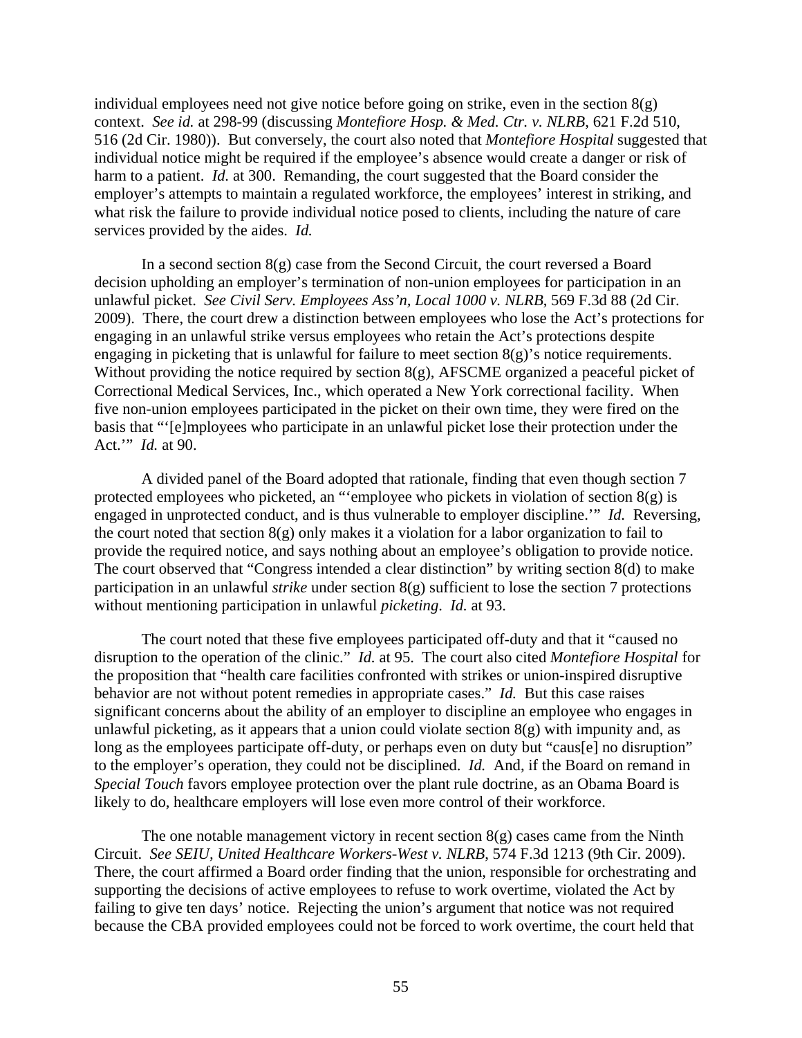individual employees need not give notice before going on strike, even in the section 8(g) context. *See id.* at 298-99 (discussing *Montefiore Hosp. & Med. Ctr. v. NLRB*, 621 F.2d 510, 516 (2d Cir. 1980)). But conversely, the court also noted that *Montefiore Hospital* suggested that individual notice might be required if the employee's absence would create a danger or risk of harm to a patient. *Id.* at 300. Remanding, the court suggested that the Board consider the employer's attempts to maintain a regulated workforce, the employees' interest in striking, and what risk the failure to provide individual notice posed to clients, including the nature of care services provided by the aides. *Id.*

In a second section 8(g) case from the Second Circuit, the court reversed a Board decision upholding an employer's termination of non-union employees for participation in an unlawful picket. *See Civil Serv. Employees Ass'n, Local 1000 v. NLRB*, 569 F.3d 88 (2d Cir. 2009). There, the court drew a distinction between employees who lose the Act's protections for engaging in an unlawful strike versus employees who retain the Act's protections despite engaging in picketing that is unlawful for failure to meet section 8(g)'s notice requirements. Without providing the notice required by section 8(g), AFSCME organized a peaceful picket of Correctional Medical Services, Inc., which operated a New York correctional facility. When five non-union employees participated in the picket on their own time, they were fired on the basis that "'[e]mployees who participate in an unlawful picket lose their protection under the Act.'" *Id.* at 90.

A divided panel of the Board adopted that rationale, finding that even though section 7 protected employees who picketed, an "'employee who pickets in violation of section 8(g) is engaged in unprotected conduct, and is thus vulnerable to employer discipline.'" *Id.* Reversing, the court noted that section 8(g) only makes it a violation for a labor organization to fail to provide the required notice, and says nothing about an employee's obligation to provide notice. The court observed that "Congress intended a clear distinction" by writing section 8(d) to make participation in an unlawful *strike* under section 8(g) sufficient to lose the section 7 protections without mentioning participation in unlawful *picketing*. *Id.* at 93.

The court noted that these five employees participated off-duty and that it "caused no disruption to the operation of the clinic." *Id.* at 95. The court also cited *Montefiore Hospital* for the proposition that "health care facilities confronted with strikes or union-inspired disruptive behavior are not without potent remedies in appropriate cases." *Id.* But this case raises significant concerns about the ability of an employer to discipline an employee who engages in unlawful picketing, as it appears that a union could violate section 8(g) with impunity and, as long as the employees participate off-duty, or perhaps even on duty but "caus[e] no disruption" to the employer's operation, they could not be disciplined. *Id.* And, if the Board on remand in *Special Touch* favors employee protection over the plant rule doctrine, as an Obama Board is likely to do, healthcare employers will lose even more control of their workforce.

The one notable management victory in recent section 8(g) cases came from the Ninth Circuit. *See SEIU, United Healthcare Workers-West v. NLRB*, 574 F.3d 1213 (9th Cir. 2009). There, the court affirmed a Board order finding that the union, responsible for orchestrating and supporting the decisions of active employees to refuse to work overtime, violated the Act by failing to give ten days' notice. Rejecting the union's argument that notice was not required because the CBA provided employees could not be forced to work overtime, the court held that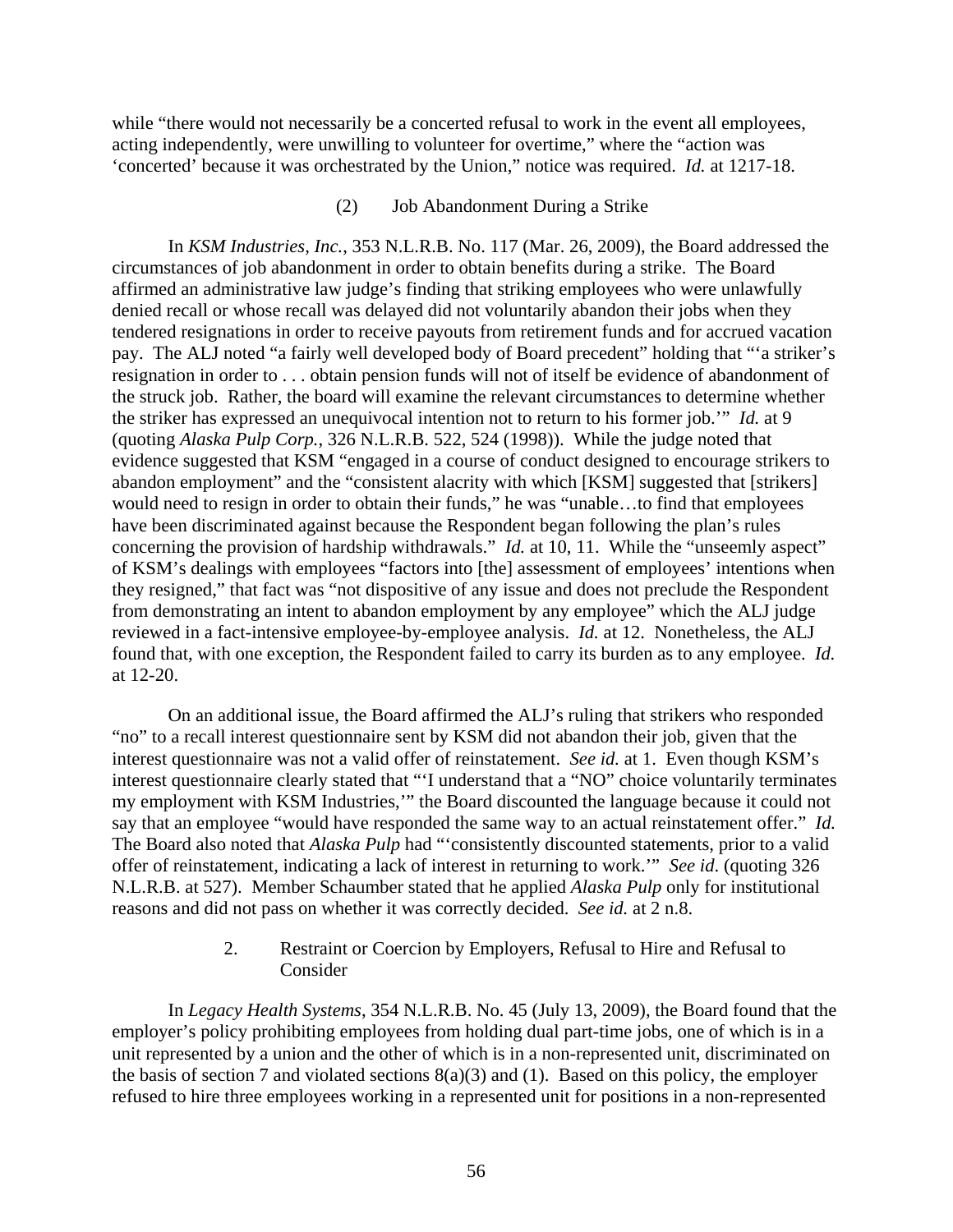while "there would not necessarily be a concerted refusal to work in the event all employees, acting independently, were unwilling to volunteer for overtime," where the "action was 'concerted' because it was orchestrated by the Union," notice was required. *Id.* at 1217-18.

(2) Job Abandonment During a Strike

In *KSM Industries, Inc.*, 353 N.L.R.B. No. 117 (Mar. 26, 2009), the Board addressed the circumstances of job abandonment in order to obtain benefits during a strike. The Board affirmed an administrative law judge's finding that striking employees who were unlawfully denied recall or whose recall was delayed did not voluntarily abandon their jobs when they tendered resignations in order to receive payouts from retirement funds and for accrued vacation pay. The ALJ noted "a fairly well developed body of Board precedent" holding that "'a striker's resignation in order to . . . obtain pension funds will not of itself be evidence of abandonment of the struck job. Rather, the board will examine the relevant circumstances to determine whether the striker has expressed an unequivocal intention not to return to his former job.'" *Id.* at 9 (quoting *Alaska Pulp Corp.*, 326 N.L.R.B. 522, 524 (1998)). While the judge noted that evidence suggested that KSM "engaged in a course of conduct designed to encourage strikers to abandon employment" and the "consistent alacrity with which [KSM] suggested that [strikers] would need to resign in order to obtain their funds," he was "unable…to find that employees have been discriminated against because the Respondent began following the plan's rules concerning the provision of hardship withdrawals." *Id.* at 10, 11. While the "unseemly aspect" of KSM's dealings with employees "factors into [the] assessment of employees' intentions when they resigned," that fact was "not dispositive of any issue and does not preclude the Respondent from demonstrating an intent to abandon employment by any employee" which the ALJ judge reviewed in a fact-intensive employee-by-employee analysis. *Id.* at 12. Nonetheless, the ALJ found that, with one exception, the Respondent failed to carry its burden as to any employee. *Id.* at 12-20.

On an additional issue, the Board affirmed the ALJ's ruling that strikers who responded "no" to a recall interest questionnaire sent by KSM did not abandon their job, given that the interest questionnaire was not a valid offer of reinstatement. *See id.* at 1. Even though KSM's interest questionnaire clearly stated that "'I understand that a "NO" choice voluntarily terminates my employment with KSM Industries,'" the Board discounted the language because it could not say that an employee "would have responded the same way to an actual reinstatement offer." *Id.* The Board also noted that *Alaska Pulp* had "'consistently discounted statements, prior to a valid offer of reinstatement, indicating a lack of interest in returning to work.'" *See id.* (quoting 326 N.L.R.B. at 527). Member Schaumber stated that he applied *Alaska Pulp* only for institutional reasons and did not pass on whether it was correctly decided. *See id.* at 2 n.8.

2. Restraint or Coercion by Employers, Refusal to Hire and Refusal to Consider

In *Legacy Health Systems*, 354 N.L.R.B. No. 45 (July 13, 2009), the Board found that the employer's policy prohibiting employees from holding dual part-time jobs, one of which is in a unit represented by a union and the other of which is in a non-represented unit, discriminated on the basis of section 7 and violated sections 8(a)(3) and (1). Based on this policy, the employer refused to hire three employees working in a represented unit for positions in a non-represented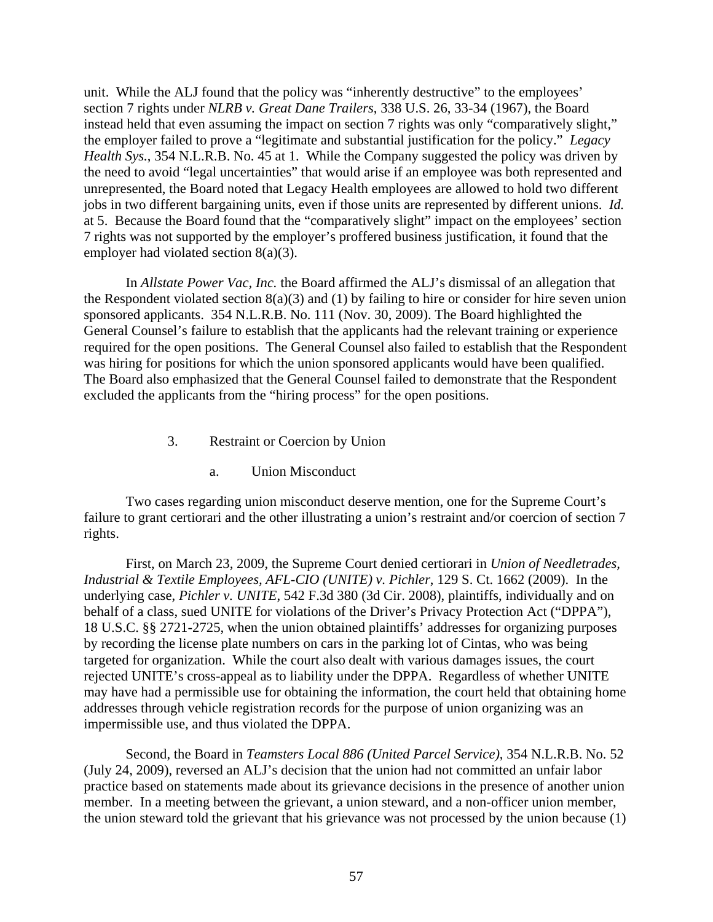unit. While the ALJ found that the policy was "inherently destructive" to the employees' section 7 rights under *NLRB v. Great Dane Trailers*, 338 U.S. 26, 33-34 (1967), the Board instead held that even assuming the impact on section 7 rights was only "comparatively slight," the employer failed to prove a "legitimate and substantial justification for the policy." *Legacy Health Sys.*, 354 N.L.R.B. No. 45 at 1. While the Company suggested the policy was driven by the need to avoid "legal uncertainties" that would arise if an employee was both represented and unrepresented, the Board noted that Legacy Health employees are allowed to hold two different jobs in two different bargaining units, even if those units are represented by different unions. *Id.* at 5. Because the Board found that the "comparatively slight" impact on the employees' section 7 rights was not supported by the employer's proffered business justification, it found that the employer had violated section 8(a)(3).

In *Allstate Power Vac, Inc.* the Board affirmed the ALJ's dismissal of an allegation that the Respondent violated section 8(a)(3) and (1) by failing to hire or consider for hire seven union sponsored applicants. 354 N.L.R.B. No. 111 (Nov. 30, 2009). The Board highlighted the General Counsel's failure to establish that the applicants had the relevant training or experience required for the open positions. The General Counsel also failed to establish that the Respondent was hiring for positions for which the union sponsored applicants would have been qualified. The Board also emphasized that the General Counsel failed to demonstrate that the Respondent excluded the applicants from the "hiring process" for the open positions.

### 3. Restraint or Coercion by Union

#### a. Union Misconduct

Two cases regarding union misconduct deserve mention, one for the Supreme Court's failure to grant certiorari and the other illustrating a union's restraint and/or coercion of section 7 rights.

First, on March 23, 2009, the Supreme Court denied certiorari in *Union of Needletrades, Industrial & Textile Employees, AFL-CIO (UNITE) v. Pichler*, 129 S. Ct. 1662 (2009). In the underlying case, *Pichler v. UNITE*, 542 F.3d 380 (3d Cir. 2008), plaintiffs, individually and on behalf of a class, sued UNITE for violations of the Driver's Privacy Protection Act ("DPPA"), 18 U.S.C. §§ 2721-2725, when the union obtained plaintiffs' addresses for organizing purposes by recording the license plate numbers on cars in the parking lot of Cintas, who was being targeted for organization. While the court also dealt with various damages issues, the court rejected UNITE's cross-appeal as to liability under the DPPA. Regardless of whether UNITE may have had a permissible use for obtaining the information, the court held that obtaining home addresses through vehicle registration records for the purpose of union organizing was an impermissible use, and thus violated the DPPA.

Second, the Board in *Teamsters Local 886 (United Parcel Service)*, 354 N.L.R.B. No. 52 (July 24, 2009), reversed an ALJ's decision that the union had not committed an unfair labor practice based on statements made about its grievance decisions in the presence of another union member. In a meeting between the grievant, a union steward, and a non-officer union member, the union steward told the grievant that his grievance was not processed by the union because (1)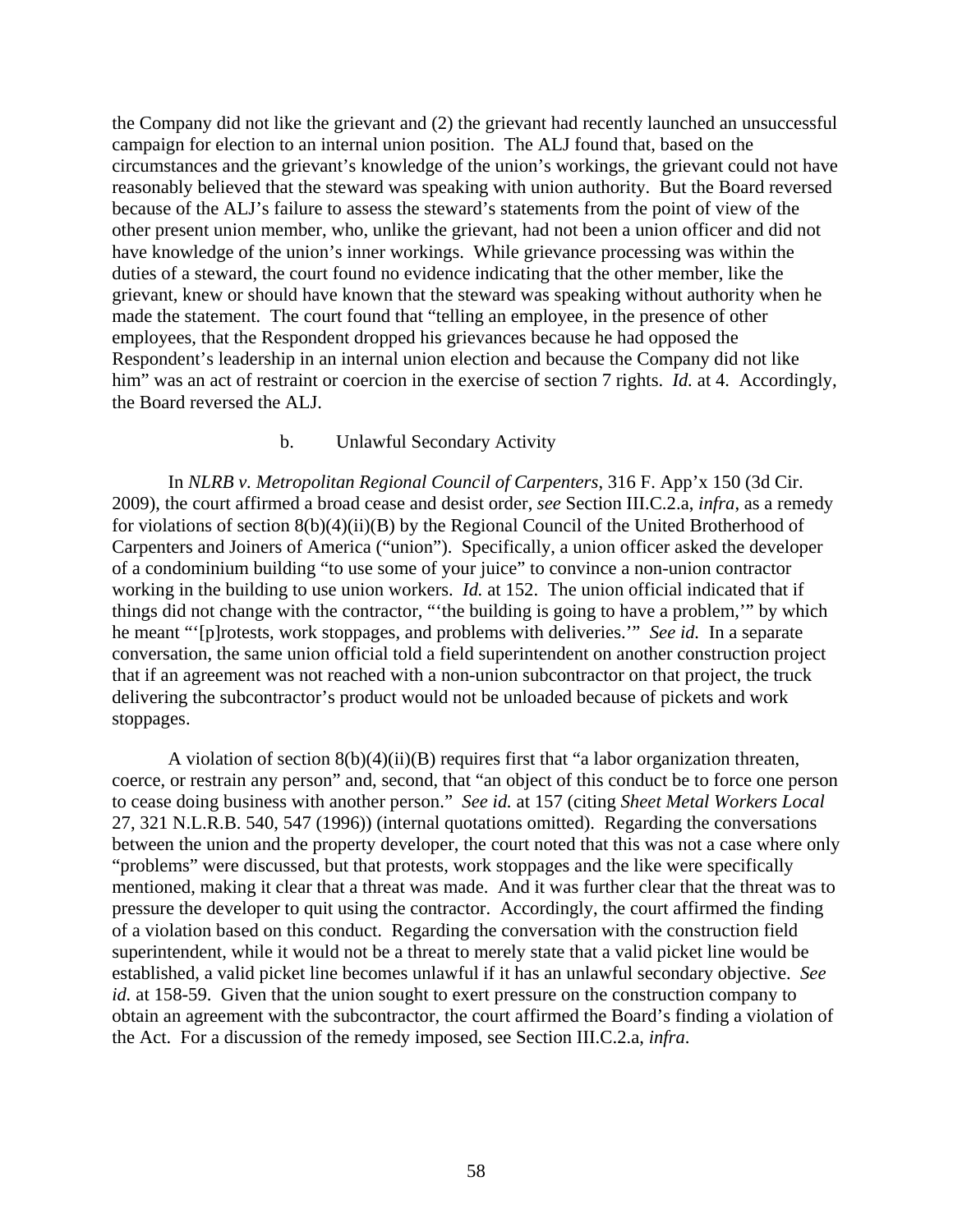the Company did not like the grievant and (2) the grievant had recently launched an unsuccessful campaign for election to an internal union position. The ALJ found that, based on the circumstances and the grievant's knowledge of the union's workings, the grievant could not have reasonably believed that the steward was speaking with union authority. But the Board reversed because of the ALJ's failure to assess the steward's statements from the point of view of the other present union member, who, unlike the grievant, had not been a union officer and did not have knowledge of the union's inner workings. While grievance processing was within the duties of a steward, the court found no evidence indicating that the other member, like the grievant, knew or should have known that the steward was speaking without authority when he made the statement. The court found that "telling an employee, in the presence of other employees, that the Respondent dropped his grievances because he had opposed the Respondent's leadership in an internal union election and because the Company did not like him" was an act of restraint or coercion in the exercise of section 7 rights. *Id.* at 4. Accordingly, the Board reversed the ALJ.

#### b. Unlawful Secondary Activity

In *NLRB v. Metropolitan Regional Council of Carpenters*, 316 F. App'x 150 (3d Cir. 2009), the court affirmed a broad cease and desist order, *see* Section III.C.2.a, *infra*, as a remedy for violations of section 8(b)(4)(ii)(B) by the Regional Council of the United Brotherhood of Carpenters and Joiners of America ("union"). Specifically, a union officer asked the developer of a condominium building "to use some of your juice" to convince a non-union contractor working in the building to use union workers. *Id.* at 152. The union official indicated that if things did not change with the contractor, "'the building is going to have a problem,'" by which he meant "'[p]rotests, work stoppages, and problems with deliveries.'" *See id.* In a separate conversation, the same union official told a field superintendent on another construction project that if an agreement was not reached with a non-union subcontractor on that project, the truck delivering the subcontractor's product would not be unloaded because of pickets and work stoppages.

A violation of section 8(b)(4)(ii)(B) requires first that "a labor organization threaten, coerce, or restrain any person" and, second, that "an object of this conduct be to force one person to cease doing business with another person." *See id.* at 157 (citing *Sheet Metal Workers Local* 27, 321 N.L.R.B. 540, 547 (1996)) (internal quotations omitted). Regarding the conversations between the union and the property developer, the court noted that this was not a case where only "problems" were discussed, but that protests, work stoppages and the like were specifically mentioned, making it clear that a threat was made. And it was further clear that the threat was to pressure the developer to quit using the contractor. Accordingly, the court affirmed the finding of a violation based on this conduct. Regarding the conversation with the construction field superintendent, while it would not be a threat to merely state that a valid picket line would be established, a valid picket line becomes unlawful if it has an unlawful secondary objective. *See id.* at 158-59. Given that the union sought to exert pressure on the construction company to obtain an agreement with the subcontractor, the court affirmed the Board's finding a violation of the Act. For a discussion of the remedy imposed, see Section III.C.2.a, *infra*.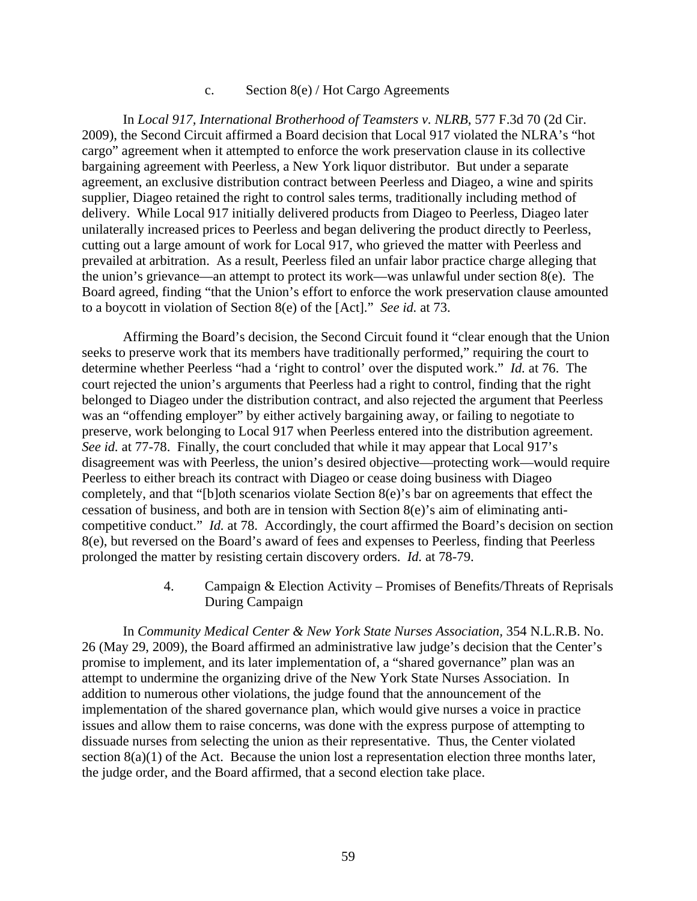### c. Section 8(e) / Hot Cargo Agreements

In *Local 917, International Brotherhood of Teamsters v. NLRB*, 577 F.3d 70 (2d Cir. 2009), the Second Circuit affirmed a Board decision that Local 917 violated the NLRA's "hot cargo" agreement when it attempted to enforce the work preservation clause in its collective bargaining agreement with Peerless, a New York liquor distributor. But under a separate agreement, an exclusive distribution contract between Peerless and Diageo, a wine and spirits supplier, Diageo retained the right to control sales terms, traditionally including method of delivery. While Local 917 initially delivered products from Diageo to Peerless, Diageo later unilaterally increased prices to Peerless and began delivering the product directly to Peerless, cutting out a large amount of work for Local 917, who grieved the matter with Peerless and prevailed at arbitration. As a result, Peerless filed an unfair labor practice charge alleging that the union's grievance—an attempt to protect its work—was unlawful under section 8(e). The Board agreed, finding "that the Union's effort to enforce the work preservation clause amounted to a boycott in violation of Section 8(e) of the [Act]." *See id.* at 73.

Affirming the Board's decision, the Second Circuit found it "clear enough that the Union seeks to preserve work that its members have traditionally performed," requiring the court to determine whether Peerless "had a 'right to control' over the disputed work." *Id.* at 76. The court rejected the union's arguments that Peerless had a right to control, finding that the right belonged to Diageo under the distribution contract, and also rejected the argument that Peerless was an "offending employer" by either actively bargaining away, or failing to negotiate to preserve, work belonging to Local 917 when Peerless entered into the distribution agreement. *See id.* at 77-78. Finally, the court concluded that while it may appear that Local 917's disagreement was with Peerless, the union's desired objective—protecting work—would require Peerless to either breach its contract with Diageo or cease doing business with Diageo completely, and that "[b]oth scenarios violate Section 8(e)'s bar on agreements that effect the cessation of business, and both are in tension with Section 8(e)'s aim of eliminating anti-competitive conduct." *Id.* at 78. Accordingly, the court affirmed the Board's decision on section 8(e), but reversed on the Board's award of fees and expenses to Peerless, finding that Peerless prolonged the matter by resisting certain discovery orders. *Id.* at 78-79.

### 4. Campaign & Election Activity – Promises of Benefits/Threats of Reprisals During Campaign

In *Community Medical Center & New York State Nurses Association,* 354 N.L.R.B. No. 26 (May 29, 2009), the Board affirmed an administrative law judge's decision that the Center's promise to implement, and its later implementation of, a "shared governance" plan was an attempt to undermine the organizing drive of the New York State Nurses Association. In addition to numerous other violations, the judge found that the announcement of the implementation of the shared governance plan, which would give nurses a voice in practice issues and allow them to raise concerns, was done with the express purpose of attempting to dissuade nurses from selecting the union as their representative. Thus, the Center violated section 8(a)(1) of the Act. Because the union lost a representation election three months later, the judge order, and the Board affirmed, that a second election take place.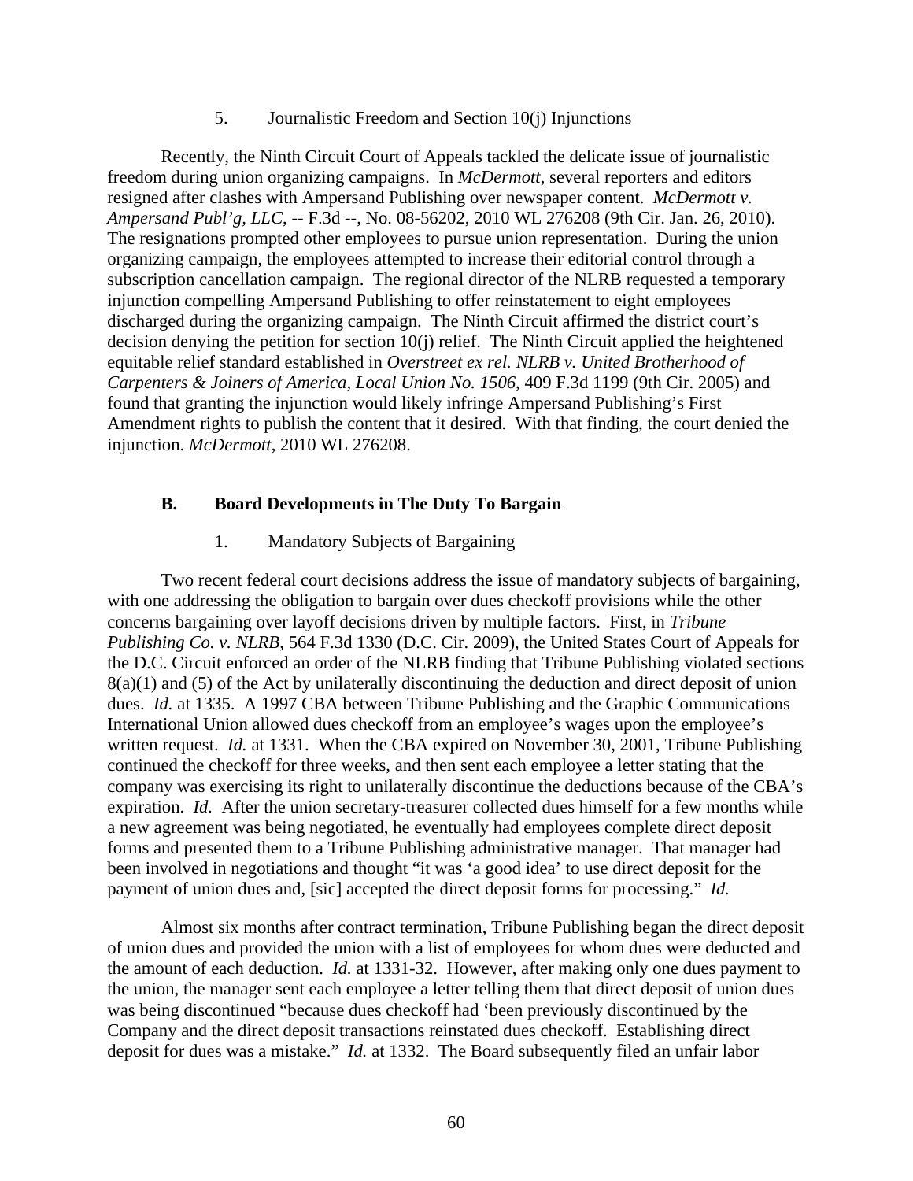5. Journalistic Freedom and Section 10(j) Injunctions

Recently, the Ninth Circuit Court of Appeals tackled the delicate issue of journalistic freedom during union organizing campaigns. In *McDermott*, several reporters and editors resigned after clashes with Ampersand Publishing over newspaper content. *McDermott v. Ampersand Publ'g, LLC*, -- F.3d --, No. 08-56202, 2010 WL 276208 (9th Cir. Jan. 26, 2010). The resignations prompted other employees to pursue union representation. During the union organizing campaign, the employees attempted to increase their editorial control through a subscription cancellation campaign. The regional director of the NLRB requested a temporary injunction compelling Ampersand Publishing to offer reinstatement to eight employees discharged during the organizing campaign. The Ninth Circuit affirmed the district court's decision denying the petition for section 10(j) relief. The Ninth Circuit applied the heightened equitable relief standard established in *Overstreet ex rel. NLRB v. United Brotherhood of Carpenters & Joiners of America, Local Union No. 1506*, 409 F.3d 1199 (9th Cir. 2005) and found that granting the injunction would likely infringe Ampersand Publishing's First Amendment rights to publish the content that it desired. With that finding, the court denied the injunction. *McDermott*, 2010 WL 276208.

## B. Board Developments in The Duty To Bargain

1. Mandatory Subjects of Bargaining

Two recent federal court decisions address the issue of mandatory subjects of bargaining, with one addressing the obligation to bargain over dues checkoff provisions while the other concerns bargaining over layoff decisions driven by multiple factors. First, in *Tribune Publishing Co. v. NLRB*, 564 F.3d 1330 (D.C. Cir. 2009), the United States Court of Appeals for the D.C. Circuit enforced an order of the NLRB finding that Tribune Publishing violated sections 8(a)(1) and (5) of the Act by unilaterally discontinuing the deduction and direct deposit of union dues. *Id.* at 1335. A 1997 CBA between Tribune Publishing and the Graphic Communications International Union allowed dues checkoff from an employee's wages upon the employee's written request. *Id.* at 1331. When the CBA expired on November 30, 2001, Tribune Publishing continued the checkoff for three weeks, and then sent each employee a letter stating that the company was exercising its right to unilaterally discontinue the deductions because of the CBA's expiration. *Id.* After the union secretary-treasurer collected dues himself for a few months while a new agreement was being negotiated, he eventually had employees complete direct deposit forms and presented them to a Tribune Publishing administrative manager. That manager had been involved in negotiations and thought "it was 'a good idea' to use direct deposit for the payment of union dues and, [sic] accepted the direct deposit forms for processing." *Id.*

Almost six months after contract termination, Tribune Publishing began the direct deposit of union dues and provided the union with a list of employees for whom dues were deducted and the amount of each deduction. *Id.* at 1331-32. However, after making only one dues payment to the union, the manager sent each employee a letter telling them that direct deposit of union dues was being discontinued "because dues checkoff had 'been previously discontinued by the Company and the direct deposit transactions reinstated dues checkoff. Establishing direct deposit for dues was a mistake." *Id.* at 1332. The Board subsequently filed an unfair labor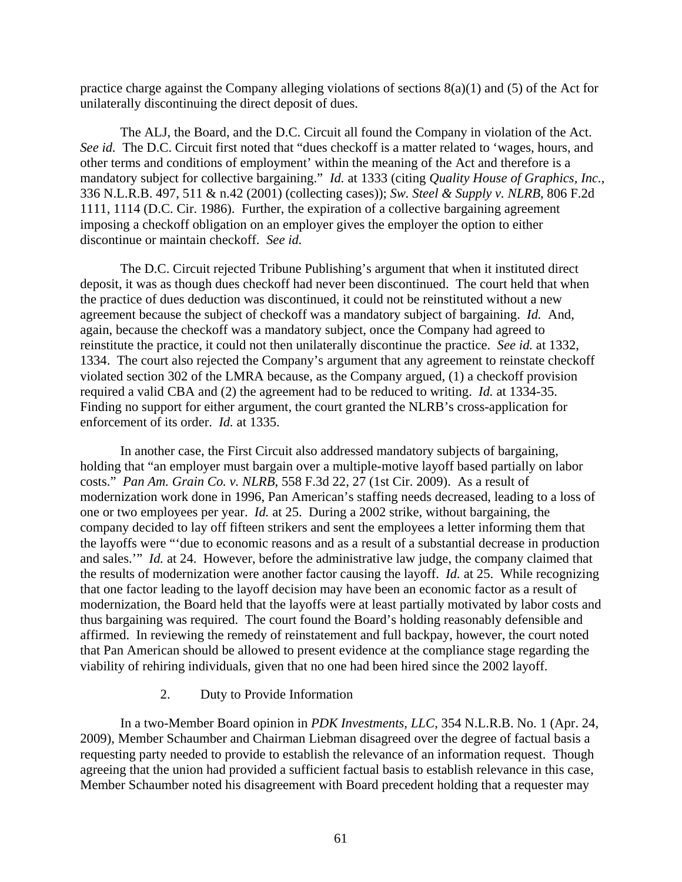practice charge against the Company alleging violations of sections 8(a)(1) and (5) of the Act for unilaterally discontinuing the direct deposit of dues.

The ALJ, the Board, and the D.C. Circuit all found the Company in violation of the Act. *See id.* The D.C. Circuit first noted that "dues checkoff is a matter related to 'wages, hours, and other terms and conditions of employment' within the meaning of the Act and therefore is a mandatory subject for collective bargaining." *Id.* at 1333 (citing *Quality House of Graphics, Inc.*, 336 N.L.R.B. 497, 511 & n.42 (2001) (collecting cases)); *Sw. Steel & Supply v. NLRB*, 806 F.2d 1111, 1114 (D.C. Cir. 1986). Further, the expiration of a collective bargaining agreement imposing a checkoff obligation on an employer gives the employer the option to either discontinue or maintain checkoff. *See id.*

The D.C. Circuit rejected Tribune Publishing's argument that when it instituted direct deposit, it was as though dues checkoff had never been discontinued. The court held that when the practice of dues deduction was discontinued, it could not be reinstituted without a new agreement because the subject of checkoff was a mandatory subject of bargaining. *Id.* And, again, because the checkoff was a mandatory subject, once the Company had agreed to reinstitute the practice, it could not then unilaterally discontinue the practice. *See id.* at 1332, 1334. The court also rejected the Company's argument that any agreement to reinstate checkoff violated section 302 of the LMRA because, as the Company argued, (1) a checkoff provision required a valid CBA and (2) the agreement had to be reduced to writing. *Id.* at 1334-35. Finding no support for either argument, the court granted the NLRB's cross-application for enforcement of its order. *Id.* at 1335.

In another case, the First Circuit also addressed mandatory subjects of bargaining, holding that "an employer must bargain over a multiple-motive layoff based partially on labor costs." *Pan Am. Grain Co. v. NLRB*, 558 F.3d 22, 27 (1st Cir. 2009). As a result of modernization work done in 1996, Pan American's staffing needs decreased, leading to a loss of one or two employees per year. *Id.* at 25. During a 2002 strike, without bargaining, the company decided to lay off fifteen strikers and sent the employees a letter informing them that the layoffs were "'due to economic reasons and as a result of a substantial decrease in production and sales.'" *Id.* at 24. However, before the administrative law judge, the company claimed that the results of modernization were another factor causing the layoff. *Id.* at 25. While recognizing that one factor leading to the layoff decision may have been an economic factor as a result of modernization, the Board held that the layoffs were at least partially motivated by labor costs and thus bargaining was required. The court found the Board's holding reasonably defensible and affirmed. In reviewing the remedy of reinstatement and full backpay, however, the court noted that Pan American should be allowed to present evidence at the compliance stage regarding the viability of rehiring individuals, given that no one had been hired since the 2002 layoff.

### 2. Duty to Provide Information

In a two-Member Board opinion in *PDK Investments, LLC*, 354 N.L.R.B. No. 1 (Apr. 24, 2009), Member Schaumber and Chairman Liebman disagreed over the degree of factual basis a requesting party needed to provide to establish the relevance of an information request. Though agreeing that the union had provided a sufficient factual basis to establish relevance in this case, Member Schaumber noted his disagreement with Board precedent holding that a requester may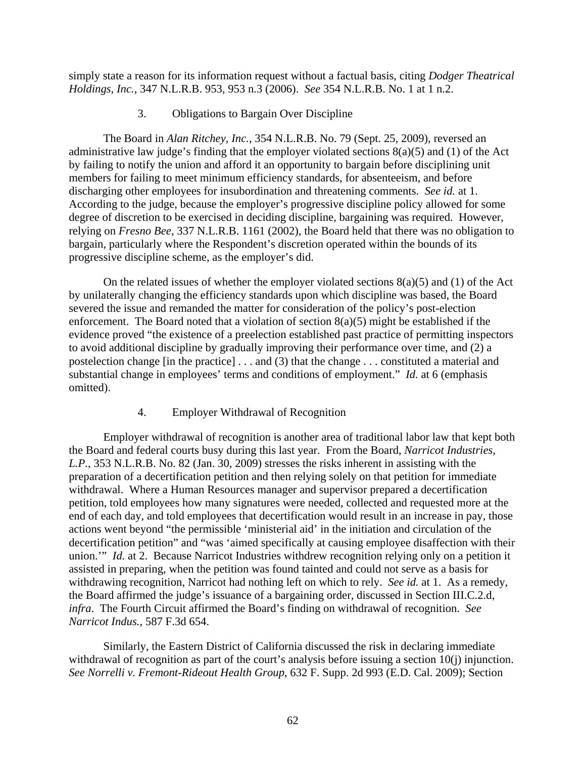simply state a reason for its information request without a factual basis, citing *Dodger Theatrical Holdings, Inc.*, 347 N.L.R.B. 953, 953 n.3 (2006). *See* 354 N.L.R.B. No. 1 at 1 n.2.

### 3. Obligations to Bargain Over Discipline

The Board in *Alan Ritchey, Inc.*, 354 N.L.R.B. No. 79 (Sept. 25, 2009), reversed an administrative law judge's finding that the employer violated sections 8(a)(5) and (1) of the Act by failing to notify the union and afford it an opportunity to bargain before disciplining unit members for failing to meet minimum efficiency standards, for absenteeism, and before discharging other employees for insubordination and threatening comments. *See id.* at 1. According to the judge, because the employer's progressive discipline policy allowed for some degree of discretion to be exercised in deciding discipline, bargaining was required. However, relying on *Fresno Bee*, 337 N.L.R.B. 1161 (2002), the Board held that there was no obligation to bargain, particularly where the Respondent's discretion operated within the bounds of its progressive discipline scheme, as the employer's did.

On the related issues of whether the employer violated sections 8(a)(5) and (1) of the Act by unilaterally changing the efficiency standards upon which discipline was based, the Board severed the issue and remanded the matter for consideration of the policy's post-election enforcement. The Board noted that a violation of section 8(a)(5) might be established if the evidence proved "the existence of a preelection established past practice of permitting inspectors to avoid additional discipline by gradually improving their performance over time, and (2) a postelection change [in the practice] . . . and (3) that the change . . . constituted a material and substantial change in employees' terms and conditions of employment." *Id.* at 6 (emphasis omitted).

### 4. Employer Withdrawal of Recognition

Employer withdrawal of recognition is another area of traditional labor law that kept both the Board and federal courts busy during this last year. From the Board, *Narricot Industries, L.P.*, 353 N.L.R.B. No. 82 (Jan. 30, 2009) stresses the risks inherent in assisting with the preparation of a decertification petition and then relying solely on that petition for immediate withdrawal. Where a Human Resources manager and supervisor prepared a decertification petition, told employees how many signatures were needed, collected and requested more at the end of each day, and told employees that decertification would result in an increase in pay, those actions went beyond "the permissible 'ministerial aid' in the initiation and circulation of the decertification petition" and "was 'aimed specifically at causing employee disaffection with their union.'" *Id.* at 2. Because Narricot Industries withdrew recognition relying only on a petition it assisted in preparing, when the petition was found tainted and could not serve as a basis for withdrawing recognition, Narricot had nothing left on which to rely. *See id.* at 1. As a remedy, the Board affirmed the judge's issuance of a bargaining order, discussed in Section III.C.2.d, *infra*. The Fourth Circuit affirmed the Board's finding on withdrawal of recognition. *See Narricot Indus.*, 587 F.3d 654.

Similarly, the Eastern District of California discussed the risk in declaring immediate withdrawal of recognition as part of the court's analysis before issuing a section 10(j) injunction. *See Norrelli v. Fremont-Rideout Health Group*, 632 F. Supp. 2d 993 (E.D. Cal. 2009); Section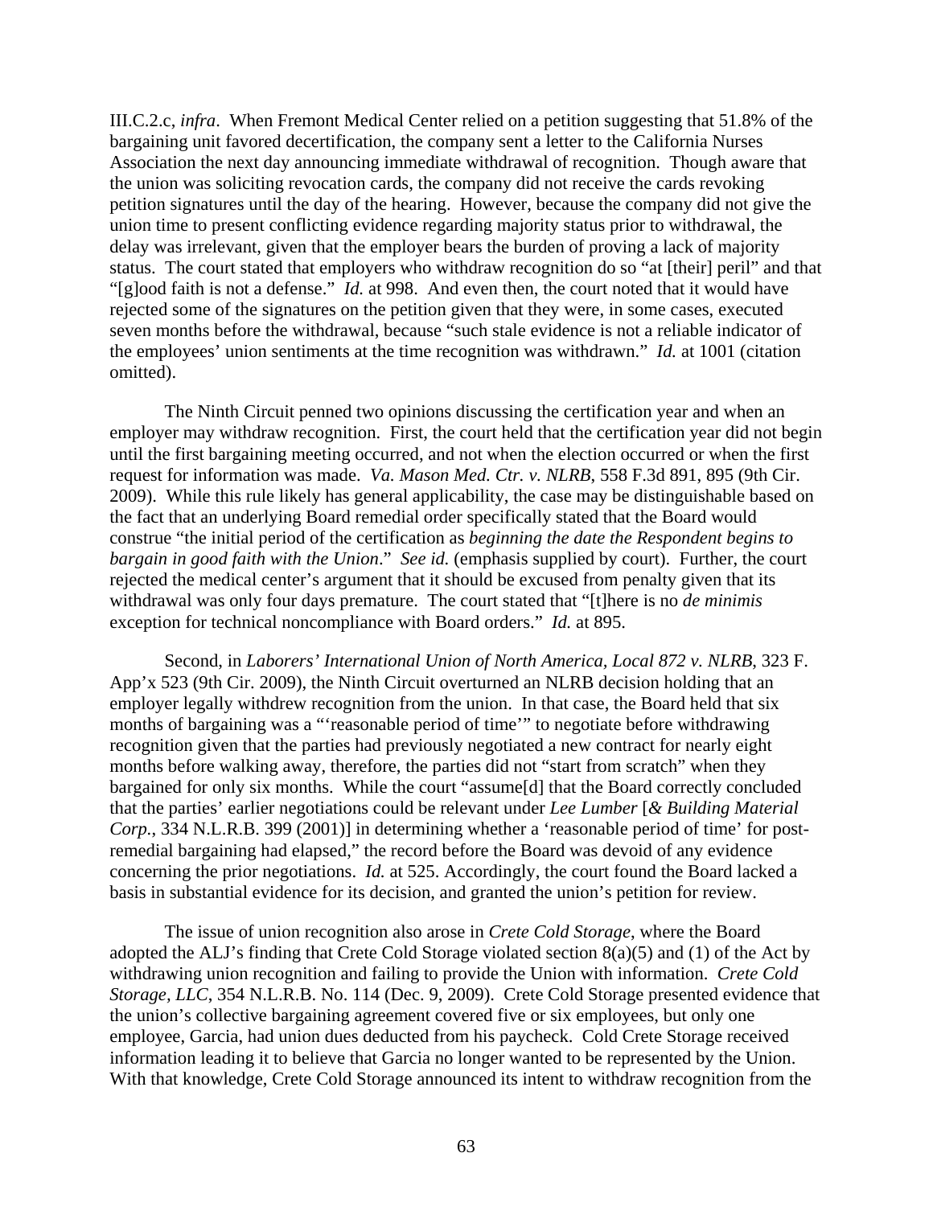III.C.2.c, *infra*. When Fremont Medical Center relied on a petition suggesting that 51.8% of the bargaining unit favored decertification, the company sent a letter to the California Nurses Association the next day announcing immediate withdrawal of recognition. Though aware that the union was soliciting revocation cards, the company did not receive the cards revoking petition signatures until the day of the hearing. However, because the company did not give the union time to present conflicting evidence regarding majority status prior to withdrawal, the delay was irrelevant, given that the employer bears the burden of proving a lack of majority status. The court stated that employers who withdraw recognition do so "at [their] peril" and that "[g]ood faith is not a defense." *Id.* at 998. And even then, the court noted that it would have rejected some of the signatures on the petition given that they were, in some cases, executed seven months before the withdrawal, because "such stale evidence is not a reliable indicator of the employees' union sentiments at the time recognition was withdrawn." *Id.* at 1001 (citation omitted).

The Ninth Circuit penned two opinions discussing the certification year and when an employer may withdraw recognition. First, the court held that the certification year did not begin until the first bargaining meeting occurred, and not when the election occurred or when the first request for information was made. *Va. Mason Med. Ctr. v. NLRB*, 558 F.3d 891, 895 (9th Cir. 2009). While this rule likely has general applicability, the case may be distinguishable based on the fact that an underlying Board remedial order specifically stated that the Board would construe "the initial period of the certification as *beginning the date the Respondent begins to bargain in good faith with the Union*." *See id.* (emphasis supplied by court). Further, the court rejected the medical center's argument that it should be excused from penalty given that its withdrawal was only four days premature. The court stated that "[t]here is no *de minimis* exception for technical noncompliance with Board orders." *Id.* at 895.

Second, in *Laborers' International Union of North America, Local 872 v. NLRB*, 323 F. App'x 523 (9th Cir. 2009), the Ninth Circuit overturned an NLRB decision holding that an employer legally withdrew recognition from the union. In that case, the Board held that six months of bargaining was a "'reasonable period of time'" to negotiate before withdrawing recognition given that the parties had previously negotiated a new contract for nearly eight months before walking away, therefore, the parties did not "start from scratch" when they bargained for only six months. While the court "assume[d] that the Board correctly concluded that the parties' earlier negotiations could be relevant under *Lee Lumber* [*& Building Material Corp.*, 334 N.L.R.B. 399 (2001)] in determining whether a 'reasonable period of time' for post-remedial bargaining had elapsed," the record before the Board was devoid of any evidence concerning the prior negotiations. *Id.* at 525. Accordingly, the court found the Board lacked a basis in substantial evidence for its decision, and granted the union's petition for review.

The issue of union recognition also arose in *Crete Cold Storage*, where the Board adopted the ALJ's finding that Crete Cold Storage violated section 8(a)(5) and (1) of the Act by withdrawing union recognition and failing to provide the Union with information. *Crete Cold Storage, LLC*, 354 N.L.R.B. No. 114 (Dec. 9, 2009). Crete Cold Storage presented evidence that the union's collective bargaining agreement covered five or six employees, but only one employee, Garcia, had union dues deducted from his paycheck. Cold Crete Storage received information leading it to believe that Garcia no longer wanted to be represented by the Union. With that knowledge, Crete Cold Storage announced its intent to withdraw recognition from the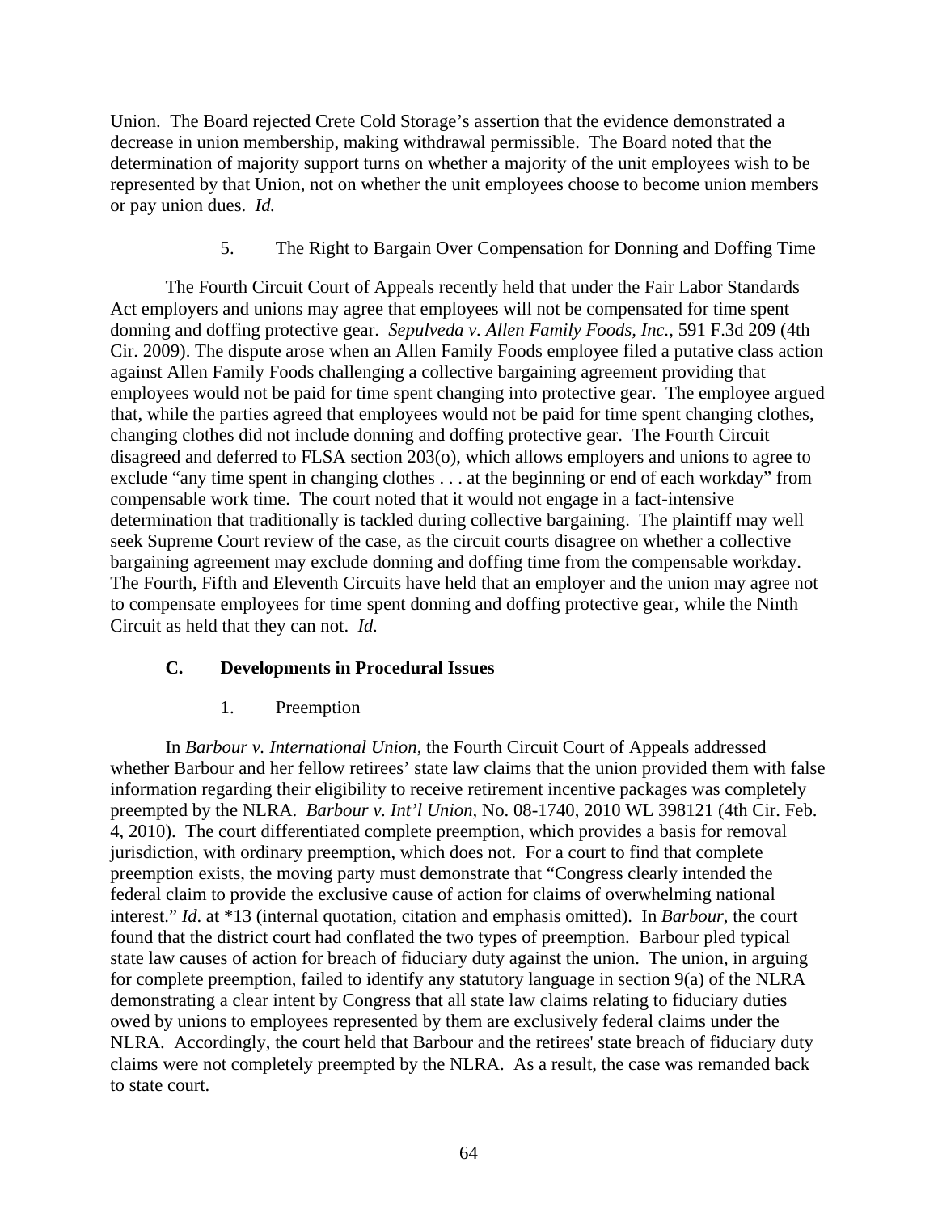Union. The Board rejected Crete Cold Storage's assertion that the evidence demonstrated a decrease in union membership, making withdrawal permissible. The Board noted that the determination of majority support turns on whether a majority of the unit employees wish to be represented by that Union, not on whether the unit employees choose to become union members or pay union dues. *Id.*

5. The Right to Bargain Over Compensation for Donning and Doffing Time

The Fourth Circuit Court of Appeals recently held that under the Fair Labor Standards Act employers and unions may agree that employees will not be compensated for time spent donning and doffing protective gear. *Sepulveda v. Allen Family Foods, Inc.*, 591 F.3d 209 (4th Cir. 2009). The dispute arose when an Allen Family Foods employee filed a putative class action against Allen Family Foods challenging a collective bargaining agreement providing that employees would not be paid for time spent changing into protective gear. The employee argued that, while the parties agreed that employees would not be paid for time spent changing clothes, changing clothes did not include donning and doffing protective gear. The Fourth Circuit disagreed and deferred to FLSA section 203(o), which allows employers and unions to agree to exclude "any time spent in changing clothes . . . at the beginning or end of each workday" from compensable work time. The court noted that it would not engage in a fact-intensive determination that traditionally is tackled during collective bargaining. The plaintiff may well seek Supreme Court review of the case, as the circuit courts disagree on whether a collective bargaining agreement may exclude donning and doffing time from the compensable workday. The Fourth, Fifth and Eleventh Circuits have held that an employer and the union may agree not to compensate employees for time spent donning and doffing protective gear, while the Ninth Circuit as held that they can not. *Id.*

### C. Developments in Procedural Issues

1. Preemption

In *Barbour v. International Union*, the Fourth Circuit Court of Appeals addressed whether Barbour and her fellow retirees' state law claims that the union provided them with false information regarding their eligibility to receive retirement incentive packages was completely preempted by the NLRA. *Barbour v. Int'l Union*, No. 08-1740, 2010 WL 398121 (4th Cir. Feb. 4, 2010). The court differentiated complete preemption, which provides a basis for removal jurisdiction, with ordinary preemption, which does not. For a court to find that complete preemption exists, the moving party must demonstrate that "Congress clearly intended the federal claim to provide the exclusive cause of action for claims of overwhelming national interest." *Id*. at *13 (internal quotation, citation and emphasis omitted). In *Barbour*, the court found that the district court had conflated the two types of preemption. Barbour pled typical state law causes of action for breach of fiduciary duty against the union. The union, in arguing for complete preemption, failed to identify any statutory language in section 9(a) of the NLRA demonstrating a clear intent by Congress that all state law claims relating to fiduciary duties owed by unions to employees represented by them are exclusively federal claims under the NLRA. Accordingly, the court held that Barbour and the retirees' state breach of fiduciary duty claims were not completely preempted by the NLRA. As a result, the case was remanded back to state court.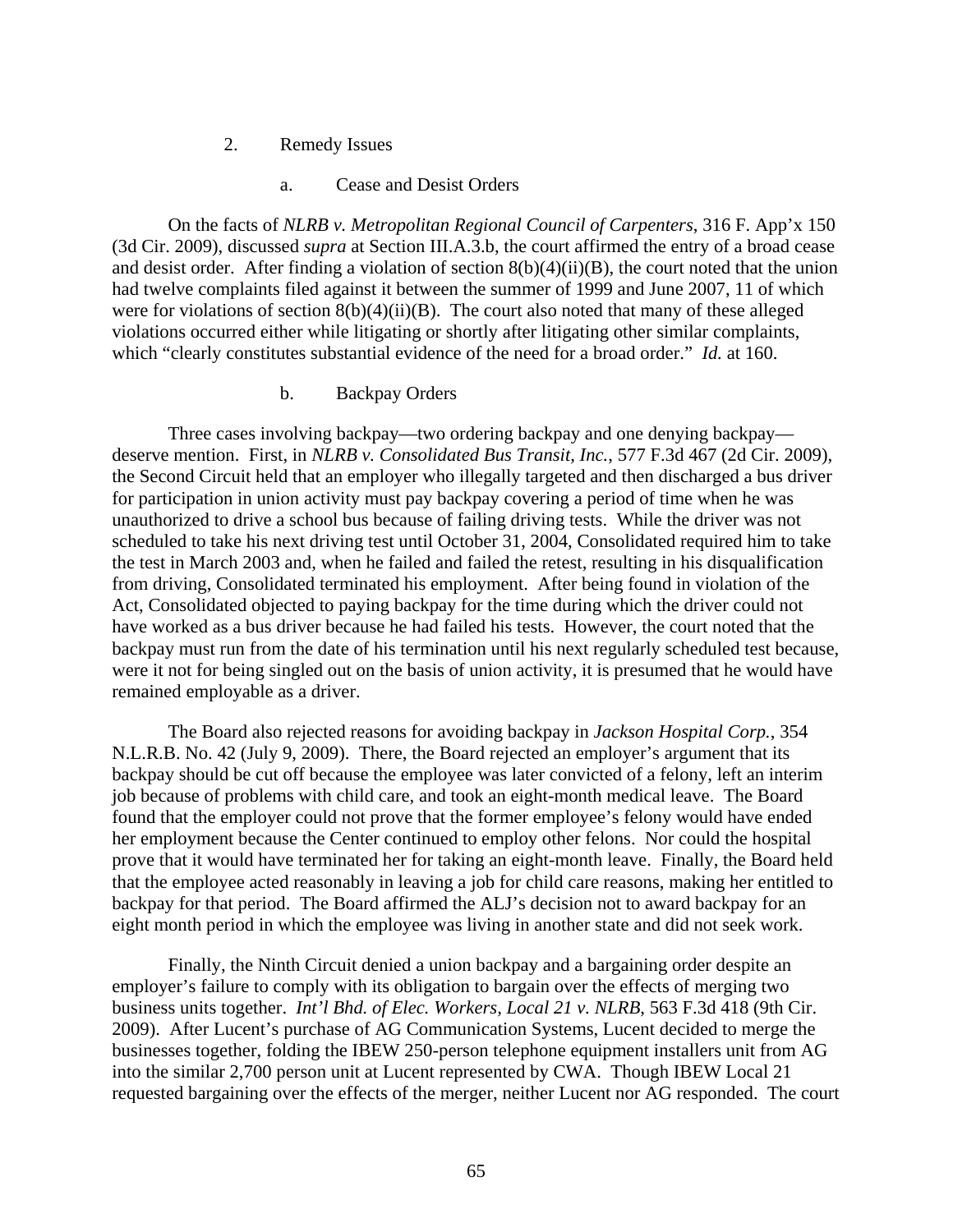2. Remedy Issues

a. Cease and Desist Orders

On the facts of *NLRB v. Metropolitan Regional Council of Carpenters*, 316 F. App'x 150 (3d Cir. 2009), discussed *supra* at Section III.A.3.b, the court affirmed the entry of a broad cease and desist order. After finding a violation of section 8(b)(4)(ii)(B), the court noted that the union had twelve complaints filed against it between the summer of 1999 and June 2007, 11 of which were for violations of section 8(b)(4)(ii)(B). The court also noted that many of these alleged violations occurred either while litigating or shortly after litigating other similar complaints, which "clearly constitutes substantial evidence of the need for a broad order." *Id.* at 160.

b. Backpay Orders

Three cases involving backpay—two ordering backpay and one denying backpay—deserve mention. First, in *NLRB v. Consolidated Bus Transit, Inc.*, 577 F.3d 467 (2d Cir. 2009), the Second Circuit held that an employer who illegally targeted and then discharged a bus driver for participation in union activity must pay backpay covering a period of time when he was unauthorized to drive a school bus because of failing driving tests. While the driver was not scheduled to take his next driving test until October 31, 2004, Consolidated required him to take the test in March 2003 and, when he failed and failed the retest, resulting in his disqualification from driving, Consolidated terminated his employment. After being found in violation of the Act, Consolidated objected to paying backpay for the time during which the driver could not have worked as a bus driver because he had failed his tests. However, the court noted that the backpay must run from the date of his termination until his next regularly scheduled test because, were it not for being singled out on the basis of union activity, it is presumed that he would have remained employable as a driver.

The Board also rejected reasons for avoiding backpay in *Jackson Hospital Corp.*, 354 N.L.R.B. No. 42 (July 9, 2009). There, the Board rejected an employer's argument that its backpay should be cut off because the employee was later convicted of a felony, left an interim job because of problems with child care, and took an eight-month medical leave. The Board found that the employer could not prove that the former employee's felony would have ended her employment because the Center continued to employ other felons. Nor could the hospital prove that it would have terminated her for taking an eight-month leave. Finally, the Board held that the employee acted reasonably in leaving a job for child care reasons, making her entitled to backpay for that period. The Board affirmed the ALJ's decision not to award backpay for an eight month period in which the employee was living in another state and did not seek work.

Finally, the Ninth Circuit denied a union backpay and a bargaining order despite an employer's failure to comply with its obligation to bargain over the effects of merging two business units together. *Int'l Bhd. of Elec. Workers, Local 21 v. NLRB*, 563 F.3d 418 (9th Cir. 2009). After Lucent's purchase of AG Communication Systems, Lucent decided to merge the businesses together, folding the IBEW 250-person telephone equipment installers unit from AG into the similar 2,700 person unit at Lucent represented by CWA. Though IBEW Local 21 requested bargaining over the effects of the merger, neither Lucent nor AG responded. The court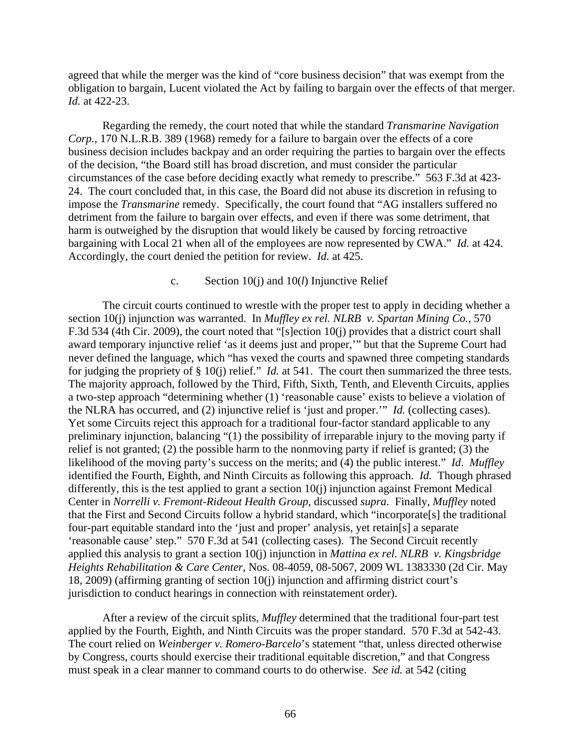agreed that while the merger was the kind of "core business decision" that was exempt from the obligation to bargain, Lucent violated the Act by failing to bargain over the effects of that merger. *Id.* at 422-23.

Regarding the remedy, the court noted that while the standard *Transmarine Navigation Corp.*, 170 N.L.R.B. 389 (1968) remedy for a failure to bargain over the effects of a core business decision includes backpay and an order requiring the parties to bargain over the effects of the decision, "the Board still has broad discretion, and must consider the particular circumstances of the case before deciding exactly what remedy to prescribe." 563 F.3d at 423-24. The court concluded that, in this case, the Board did not abuse its discretion in refusing to impose the *Transmarine* remedy. Specifically, the court found that "AG installers suffered no detriment from the failure to bargain over effects, and even if there was some detriment, that harm is outweighed by the disruption that would likely be caused by forcing retroactive bargaining with Local 21 when all of the employees are now represented by CWA." *Id.* at 424. Accordingly, the court denied the petition for review. *Id.* at 425.

c. Section 10(j) and 10(*l*) Injunctive Relief

The circuit courts continued to wrestle with the proper test to apply in deciding whether a section 10(j) injunction was warranted. In *Muffley ex rel. NLRB v. Spartan Mining Co.*, 570 F.3d 534 (4th Cir. 2009), the court noted that "[s]ection 10(j) provides that a district court shall award temporary injunctive relief 'as it deems just and proper,'" but that the Supreme Court had never defined the language, which "has vexed the courts and spawned three competing standards for judging the propriety of § 10(j) relief." *Id.* at 541. The court then summarized the three tests. The majority approach, followed by the Third, Fifth, Sixth, Tenth, and Eleventh Circuits, applies a two-step approach "determining whether (1) 'reasonable cause' exists to believe a violation of the NLRA has occurred, and (2) injunctive relief is 'just and proper.'" *Id.* (collecting cases). Yet some Circuits reject this approach for a traditional four-factor standard applicable to any preliminary injunction, balancing "(1) the possibility of irreparable injury to the moving party if relief is not granted; (2) the possible harm to the nonmoving party if relief is granted; (3) the likelihood of the moving party's success on the merits; and (4) the public interest." *Id*. *Muffley* identified the Fourth, Eighth, and Ninth Circuits as following this approach. *Id.* Though phrased differently, this is the test applied to grant a section 10(j) injunction against Fremont Medical Center in *Norrelli v. Fremont-Rideout Health Group*, discussed *supra*. Finally, *Muffley* noted that the First and Second Circuits follow a hybrid standard, which "incorporate[s] the traditional four-part equitable standard into the 'just and proper' analysis, yet retain[s] a separate 'reasonable cause' step." 570 F.3d at 541 (collecting cases). The Second Circuit recently applied this analysis to grant a section 10(j) injunction in *Mattina ex rel. NLRB v. Kingsbridge Heights Rehabilitation & Care Center*, Nos. 08-4059, 08-5067, 2009 WL 1383330 (2d Cir. May 18, 2009) (affirming granting of section 10(j) injunction and affirming district court's jurisdiction to conduct hearings in connection with reinstatement order).

After a review of the circuit splits, *Muffley* determined that the traditional four-part test applied by the Fourth, Eighth, and Ninth Circuits was the proper standard. 570 F.3d at 542-43. The court relied on *Weinberger v. Romero-Barcelo*'s statement "that, unless directed otherwise by Congress, courts should exercise their traditional equitable discretion," and that Congress must speak in a clear manner to command courts to do otherwise. *See id.* at 542 (citing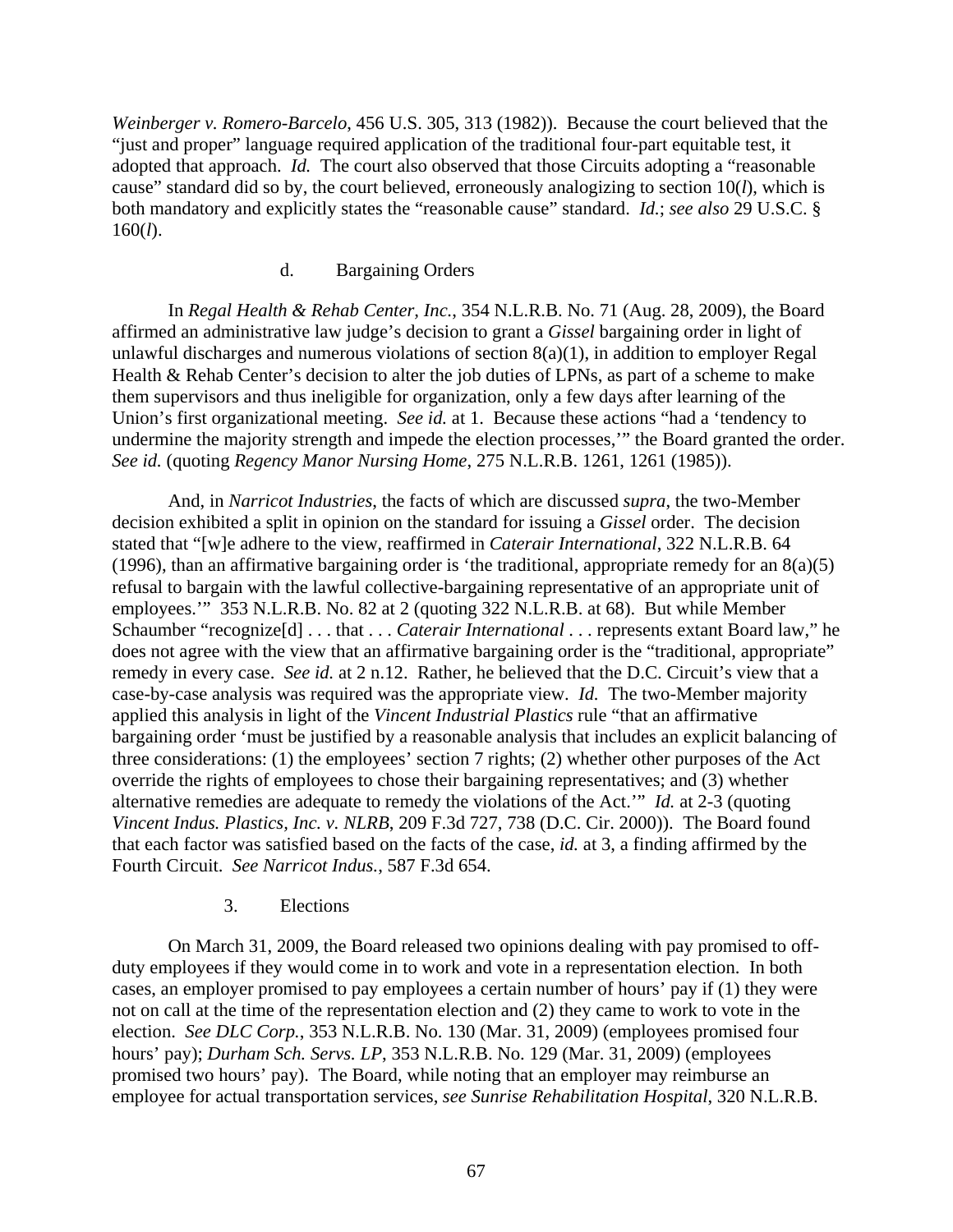*Weinberger v. Romero-Barcelo*, 456 U.S. 305, 313 (1982)). Because the court believed that the "just and proper" language required application of the traditional four-part equitable test, it adopted that approach. *Id.* The court also observed that those Circuits adopting a "reasonable cause" standard did so by, the court believed, erroneously analogizing to section 10(*l*), which is both mandatory and explicitly states the "reasonable cause" standard. *Id.*; *see also* 29 U.S.C. § 160(*l*).

d. Bargaining Orders

In *Regal Health & Rehab Center, Inc.*, 354 N.L.R.B. No. 71 (Aug. 28, 2009), the Board affirmed an administrative law judge's decision to grant a *Gissel* bargaining order in light of unlawful discharges and numerous violations of section 8(a)(1), in addition to employer Regal Health & Rehab Center's decision to alter the job duties of LPNs, as part of a scheme to make them supervisors and thus ineligible for organization, only a few days after learning of the Union's first organizational meeting. *See id.* at 1. Because these actions "had a 'tendency to undermine the majority strength and impede the election processes,'" the Board granted the order. *See id.* (quoting *Regency Manor Nursing Home*, 275 N.L.R.B. 1261, 1261 (1985)).

And, in *Narricot Industries*, the facts of which are discussed *supra*, the two-Member decision exhibited a split in opinion on the standard for issuing a *Gissel* order. The decision stated that "[w]e adhere to the view, reaffirmed in *Caterair International*, 322 N.L.R.B. 64 (1996), than an affirmative bargaining order is 'the traditional, appropriate remedy for an 8(a)(5) refusal to bargain with the lawful collective-bargaining representative of an appropriate unit of employees.'" 353 N.L.R.B. No. 82 at 2 (quoting 322 N.L.R.B. at 68). But while Member Schaumber "recognize[d] . . . that . . . *Caterair International* . . . represents extant Board law," he does not agree with the view that an affirmative bargaining order is the "traditional, appropriate" remedy in every case. *See id.* at 2 n.12. Rather, he believed that the D.C. Circuit's view that a case-by-case analysis was required was the appropriate view. *Id.* The two-Member majority applied this analysis in light of the *Vincent Industrial Plastics* rule "that an affirmative bargaining order 'must be justified by a reasonable analysis that includes an explicit balancing of three considerations: (1) the employees' section 7 rights; (2) whether other purposes of the Act override the rights of employees to chose their bargaining representatives; and (3) whether alternative remedies are adequate to remedy the violations of the Act.'" *Id.* at 2-3 (quoting *Vincent Indus. Plastics, Inc. v. NLRB*, 209 F.3d 727, 738 (D.C. Cir. 2000)). The Board found that each factor was satisfied based on the facts of the case, *id.* at 3, a finding affirmed by the Fourth Circuit. *See Narricot Indus.*, 587 F.3d 654.

3. Elections

On March 31, 2009, the Board released two opinions dealing with pay promised to off-duty employees if they would come in to work and vote in a representation election. In both cases, an employer promised to pay employees a certain number of hours' pay if (1) they were not on call at the time of the representation election and (2) they came to work to vote in the election. *See DLC Corp.*, 353 N.L.R.B. No. 130 (Mar. 31, 2009) (employees promised four hours' pay); *Durham Sch. Servs. LP*, 353 N.L.R.B. No. 129 (Mar. 31, 2009) (employees promised two hours' pay). The Board, while noting that an employer may reimburse an employee for actual transportation services, *see Sunrise Rehabilitation Hospital*, 320 N.L.R.B.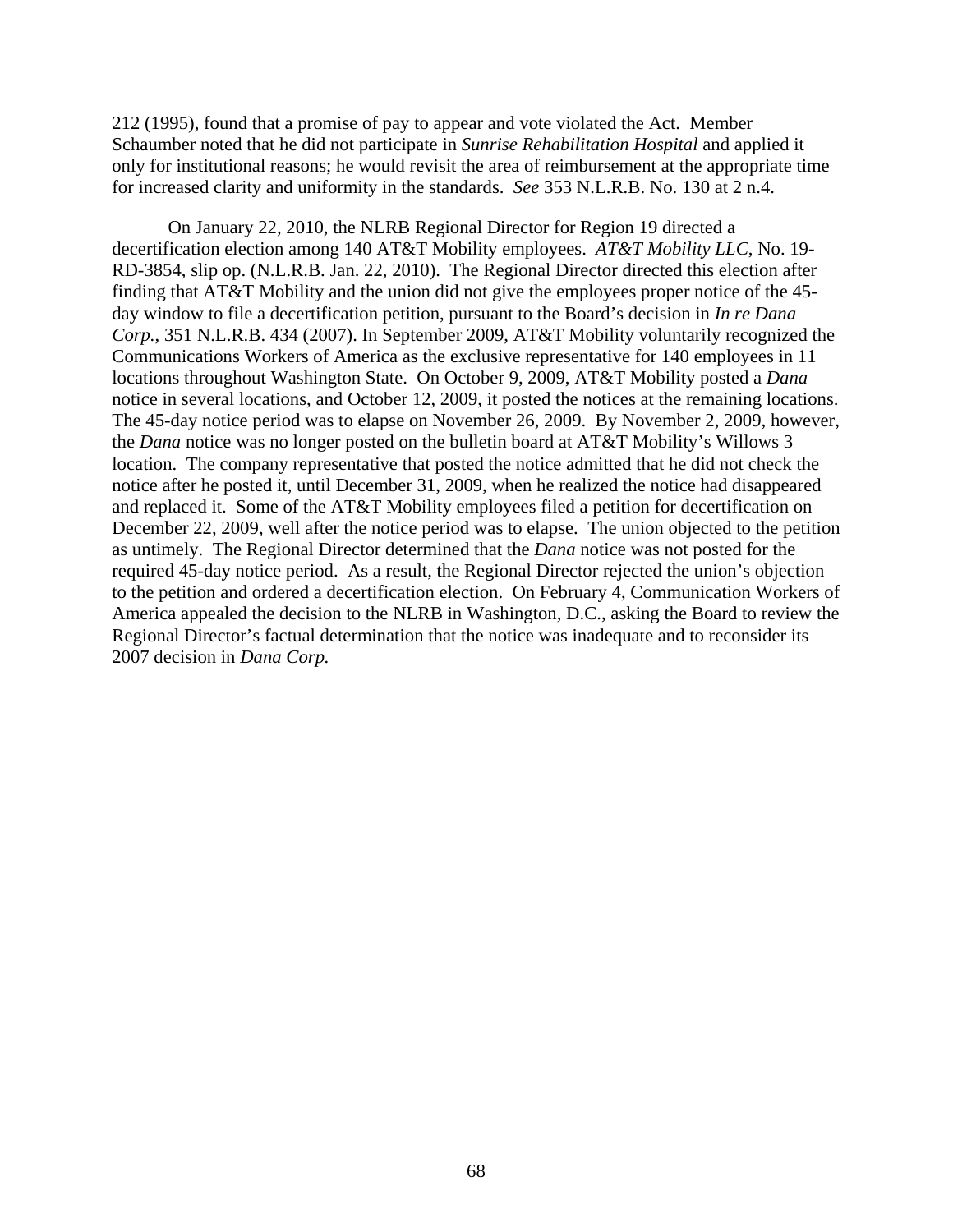212 (1995), found that a promise of pay to appear and vote violated the Act. Member Schaumber noted that he did not participate in *Sunrise Rehabilitation Hospital* and applied it only for institutional reasons; he would revisit the area of reimbursement at the appropriate time for increased clarity and uniformity in the standards. *See* 353 N.L.R.B. No. 130 at 2 n.4.

On January 22, 2010, the NLRB Regional Director for Region 19 directed a decertification election among 140 AT&T Mobility employees. *AT&T Mobility LLC*, No. 19-RD-3854, slip op. (N.L.R.B. Jan. 22, 2010). The Regional Director directed this election after finding that AT&T Mobility and the union did not give the employees proper notice of the 45-day window to file a decertification petition, pursuant to the Board's decision in *In re Dana Corp.*, 351 N.L.R.B. 434 (2007). In September 2009, AT&T Mobility voluntarily recognized the Communications Workers of America as the exclusive representative for 140 employees in 11 locations throughout Washington State. On October 9, 2009, AT&T Mobility posted a *Dana* notice in several locations, and October 12, 2009, it posted the notices at the remaining locations. The 45-day notice period was to elapse on November 26, 2009. By November 2, 2009, however, the *Dana* notice was no longer posted on the bulletin board at AT&T Mobility's Willows 3 location. The company representative that posted the notice admitted that he did not check the notice after he posted it, until December 31, 2009, when he realized the notice had disappeared and replaced it. Some of the AT&T Mobility employees filed a petition for decertification on December 22, 2009, well after the notice period was to elapse. The union objected to the petition as untimely. The Regional Director determined that the *Dana* notice was not posted for the required 45-day notice period. As a result, the Regional Director rejected the union's objection to the petition and ordered a decertification election. On February 4, Communication Workers of America appealed the decision to the NLRB in Washington, D.C., asking the Board to review the Regional Director's factual determination that the notice was inadequate and to reconsider its 2007 decision in *Dana Corp.*